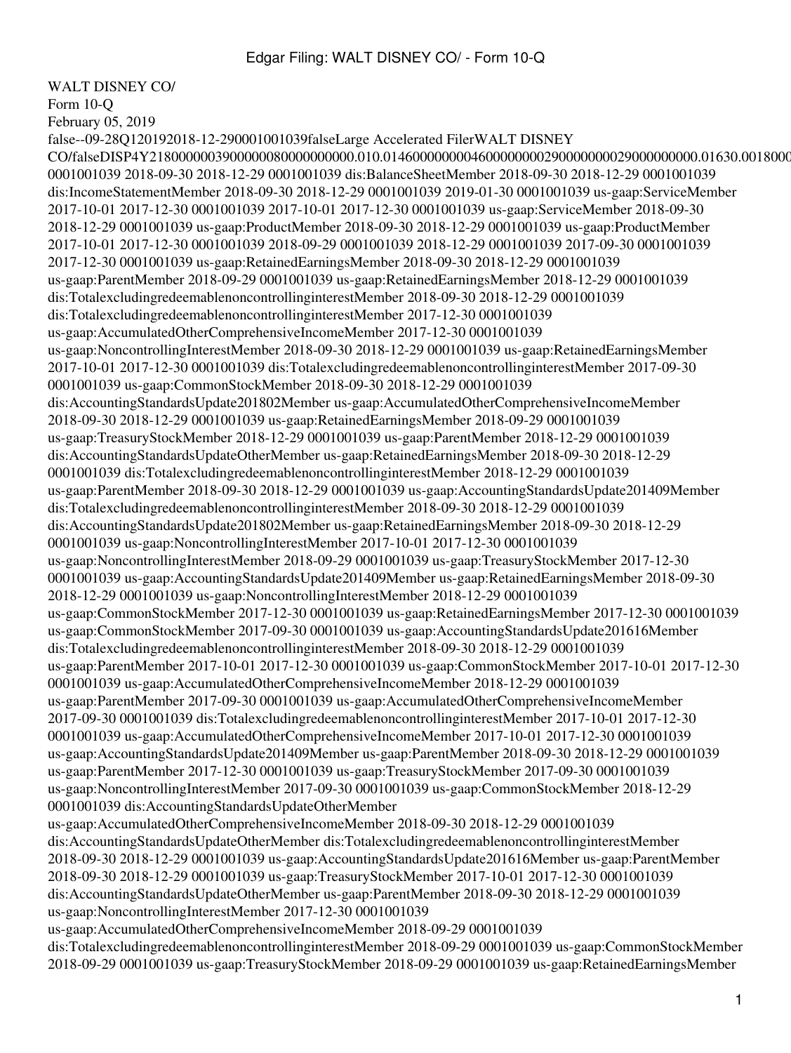WALT DISNEY CO/
Form 10-Q
February 05, 2019
false--09-28Q120192018-12-290001001039falseLarge Accelerated FilerWALT DISNEY CO/falseDISP4Y218000000039000000080000000000.010.014600000000046000000002900000000290000000000.01630.0018000
0001001039 2018-09-30 2018-12-29 0001001039 dis:BalanceSheetMember 2018-09-30 2018-12-29 0001001039 dis:IncomeStatementMember 2018-09-30 2018-12-29 0001001039 2019-01-30 0001001039 us-gaap:ServiceMember 2017-10-01 2017-12-30 0001001039 2017-10-01 2017-12-30 0001001039 us-gaap:ServiceMember 2018-09-30 2018-12-29 0001001039 us-gaap:ProductMember 2018-09-30 2018-12-29 0001001039 us-gaap:ProductMember 2017-10-01 2017-12-30 0001001039 2018-09-29 0001001039 2018-12-29 0001001039 2017-09-30 0001001039 2017-12-30 0001001039 us-gaap:RetainedEarningsMember 2018-09-30 2018-12-29 0001001039 us-gaap:ParentMember 2018-09-29 0001001039 us-gaap:RetainedEarningsMember 2018-12-29 0001001039 dis:TotalexcludingredeemablenoncontrollinginterestMember 2018-09-30 2018-12-29 0001001039 dis:TotalexcludingredeemablenoncontrollinginterestMember 2017-12-30 0001001039 us-gaap:AccumulatedOtherComprehensiveIncomeMember 2017-12-30 0001001039 us-gaap:NoncontrollingInterestMember 2018-09-30 2018-12-29 0001001039 us-gaap:RetainedEarningsMember 2017-10-01 2017-12-30 0001001039 dis:TotalexcludingredeemablenoncontrollinginterestMember 2017-09-30 0001001039 us-gaap:CommonStockMember 2018-09-30 2018-12-29 0001001039 dis:AccountingStandardsUpdate201802Member us-gaap:AccumulatedOtherComprehensiveIncomeMember 2018-09-30 2018-12-29 0001001039 us-gaap:RetainedEarningsMember 2018-09-29 0001001039 us-gaap:TreasuryStockMember 2018-12-29 0001001039 us-gaap:ParentMember 2018-12-29 0001001039 dis:AccountingStandardsUpdateOtherMember us-gaap:RetainedEarningsMember 2018-09-30 2018-12-29 0001001039 dis:TotalexcludingredeemablenoncontrollinginterestMember 2018-12-29 0001001039 us-gaap:ParentMember 2018-09-30 2018-12-29 0001001039 us-gaap:AccountingStandardsUpdate201409Member dis:TotalexcludingredeemablenoncontrollinginterestMember 2018-09-30 2018-12-29 0001001039 dis:AccountingStandardsUpdate201802Member us-gaap:RetainedEarningsMember 2018-09-30 2018-12-29 0001001039 us-gaap:NoncontrollingInterestMember 2017-10-01 2017-12-30 0001001039 us-gaap:NoncontrollingInterestMember 2018-09-29 0001001039 us-gaap:TreasuryStockMember 2017-12-30 0001001039 us-gaap:AccountingStandardsUpdate201409Member us-gaap:RetainedEarningsMember 2018-09-30 2018-12-29 0001001039 us-gaap:NoncontrollingInterestMember 2018-12-29 0001001039 us-gaap:CommonStockMember 2017-12-30 0001001039 us-gaap:RetainedEarningsMember 2017-12-30 0001001039 us-gaap:CommonStockMember 2017-09-30 0001001039 us-gaap:AccountingStandardsUpdate201616Member dis:TotalexcludingredeemablenoncontrollinginterestMember 2018-09-30 2018-12-29 0001001039 us-gaap:ParentMember 2017-10-01 2017-12-30 0001001039 us-gaap:CommonStockMember 2017-10-01 2017-12-30 0001001039 us-gaap:AccumulatedOtherComprehensiveIncomeMember 2018-12-29 0001001039 us-gaap:ParentMember 2017-09-30 0001001039 us-gaap:AccumulatedOtherComprehensiveIncomeMember 2017-09-30 0001001039 dis:TotalexcludingredeemablenoncontrollinginterestMember 2017-10-01 2017-12-30 0001001039 us-gaap:AccumulatedOtherComprehensiveIncomeMember 2017-10-01 2017-12-30 0001001039 us-gaap:AccountingStandardsUpdate201409Member us-gaap:ParentMember 2018-09-30 2018-12-29 0001001039 us-gaap:ParentMember 2017-12-30 0001001039 us-gaap:TreasuryStockMember 2017-09-30 0001001039 us-gaap:NoncontrollingInterestMember 2017-09-30 0001001039 us-gaap:CommonStockMember 2018-12-29 0001001039 dis:AccountingStandardsUpdateOtherMember us-gaap:AccumulatedOtherComprehensiveIncomeMember 2018-09-30 2018-12-29 0001001039 dis:AccountingStandardsUpdateOtherMember dis:TotalexcludingredeemablenoncontrollinginterestMember 2018-09-30 2018-12-29 0001001039 us-gaap:AccountingStandardsUpdate201616Member us-gaap:ParentMember 2018-09-30 2018-12-29 0001001039 us-gaap:TreasuryStockMember 2017-10-01 2017-12-30 0001001039 dis:AccountingStandardsUpdateOtherMember us-gaap:ParentMember 2018-09-30 2018-12-29 0001001039 us-gaap:NoncontrollingInterestMember 2017-12-30 0001001039 us-gaap:AccumulatedOtherComprehensiveIncomeMember 2018-09-29 0001001039 dis:TotalexcludingredeemablenoncontrollinginterestMember 2018-09-29 0001001039 us-gaap:CommonStockMember 2018-09-29 0001001039 us-gaap:TreasuryStockMember 2018-09-29 0001001039 us-gaap:RetainedEarningsMember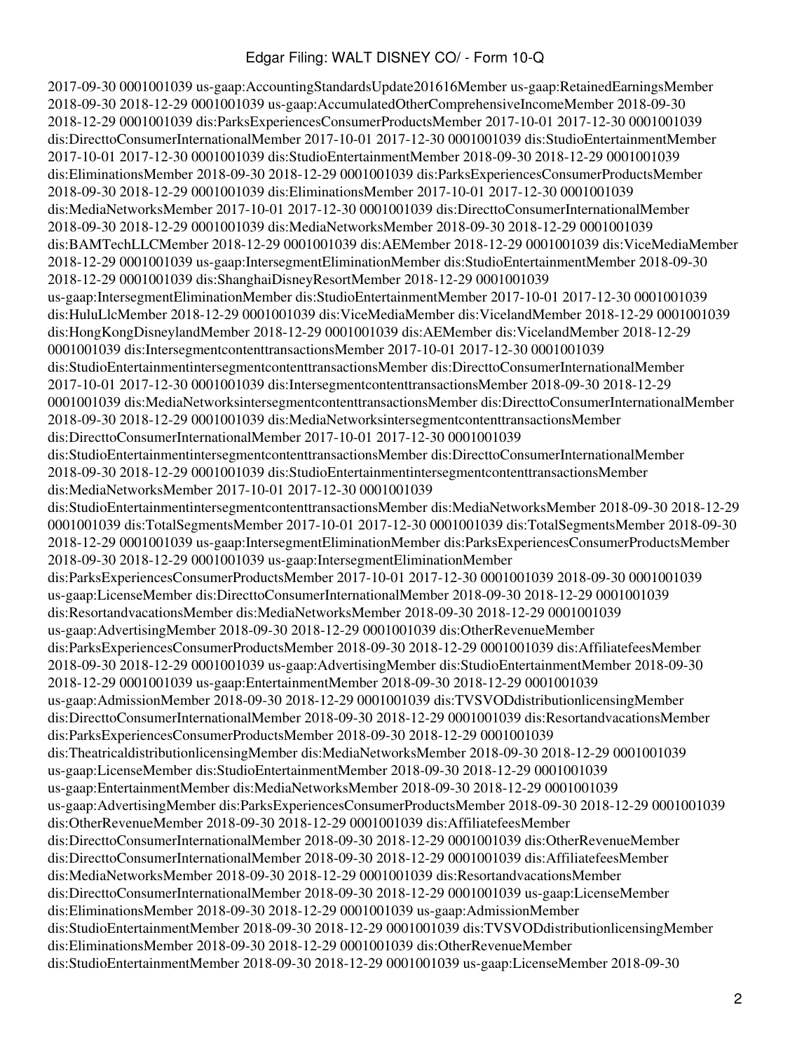2017-09-30 0001001039 us-gaap:AccountingStandardsUpdate201616Member us-gaap:RetainedEarningsMember 2018-09-30 2018-12-29 0001001039 us-gaap:AccumulatedOtherComprehensiveIncomeMember 2018-09-30 2018-12-29 0001001039 dis:ParksExperiencesConsumerProductsMember 2017-10-01 2017-12-30 0001001039 dis:DirecttoConsumerInternationalMember 2017-10-01 2017-12-30 0001001039 dis:StudioEntertainmentMember 2017-10-01 2017-12-30 0001001039 dis:StudioEntertainmentMember 2018-09-30 2018-12-29 0001001039 dis:EliminationsMember 2018-09-30 2018-12-29 0001001039 dis:ParksExperiencesConsumerProductsMember 2018-09-30 2018-12-29 0001001039 dis:EliminationsMember 2017-10-01 2017-12-30 0001001039 dis:MediaNetworksMember 2017-10-01 2017-12-30 0001001039 dis:DirecttoConsumerInternationalMember 2018-09-30 2018-12-29 0001001039 dis:MediaNetworksMember 2018-09-30 2018-12-29 0001001039 dis:BAMTechLLCMember 2018-12-29 0001001039 dis:AEMember 2018-12-29 0001001039 dis:ViceMediaMember 2018-12-29 0001001039 us-gaap:IntersegmentEliminationMember dis:StudioEntertainmentMember 2018-09-30 2018-12-29 0001001039 dis:ShanghaiDisneyResortMember 2018-12-29 0001001039 us-gaap:IntersegmentEliminationMember dis:StudioEntertainmentMember 2017-10-01 2017-12-30 0001001039 dis:HuluLlcMember 2018-12-29 0001001039 dis:ViceMediaMember dis:VicelandMember 2018-12-29 0001001039 dis:HongKongDisneylandMember 2018-12-29 0001001039 dis:AEMember dis:VicelandMember 2018-12-29 0001001039 dis:IntersegmentcontenttransactionsMember 2017-10-01 2017-12-30 0001001039 dis:StudioEntertainmentintersegmentcontenttransactionsMember dis:DirecttoConsumerInternationalMember 2017-10-01 2017-12-30 0001001039 dis:IntersegmentcontenttransactionsMember 2018-09-30 2018-12-29 0001001039 dis:MediaNetworksintersegmentcontenttransactionsMember dis:DirecttoConsumerInternationalMember 2018-09-30 2018-12-29 0001001039 dis:MediaNetworksintersegmentcontenttransactionsMember dis:DirecttoConsumerInternationalMember 2017-10-01 2017-12-30 0001001039 dis:StudioEntertainmentintersegmentcontenttransactionsMember dis:DirecttoConsumerInternationalMember 2018-09-30 2018-12-29 0001001039 dis:StudioEntertainmentintersegmentcontenttransactionsMember dis:MediaNetworksMember 2017-10-01 2017-12-30 0001001039 dis:StudioEntertainmentintersegmentcontenttransactionsMember dis:MediaNetworksMember 2018-09-30 2018-12-29 0001001039 dis:TotalSegmentsMember 2017-10-01 2017-12-30 0001001039 dis:TotalSegmentsMember 2018-09-30 2018-12-29 0001001039 us-gaap:IntersegmentEliminationMember dis:ParksExperiencesConsumerProductsMember 2018-09-30 2018-12-29 0001001039 us-gaap:IntersegmentEliminationMember dis:ParksExperiencesConsumerProductsMember 2017-10-01 2017-12-30 0001001039 2018-09-30 0001001039 us-gaap:LicenseMember dis:DirecttoConsumerInternationalMember 2018-09-30 2018-12-29 0001001039 dis:ResortandvacationsMember dis:MediaNetworksMember 2018-09-30 2018-12-29 0001001039 us-gaap:AdvertisingMember 2018-09-30 2018-12-29 0001001039 dis:OtherRevenueMember dis:ParksExperiencesConsumerProductsMember 2018-09-30 2018-12-29 0001001039 dis:AffiliatefeesMember 2018-09-30 2018-12-29 0001001039 us-gaap:AdvertisingMember dis:StudioEntertainmentMember 2018-09-30 2018-12-29 0001001039 us-gaap:EntertainmentMember 2018-09-30 2018-12-29 0001001039 us-gaap:AdmissionMember 2018-09-30 2018-12-29 0001001039 dis:TVSVODdistributionlicensingMember dis:DirecttoConsumerInternationalMember 2018-09-30 2018-12-29 0001001039 dis:ResortandvacationsMember dis:ParksExperiencesConsumerProductsMember 2018-09-30 2018-12-29 0001001039 dis:TheatricaldistributionlicensingMember dis:MediaNetworksMember 2018-09-30 2018-12-29 0001001039 us-gaap:LicenseMember dis:StudioEntertainmentMember 2018-09-30 2018-12-29 0001001039 us-gaap:EntertainmentMember dis:MediaNetworksMember 2018-09-30 2018-12-29 0001001039 us-gaap:AdvertisingMember dis:ParksExperiencesConsumerProductsMember 2018-09-30 2018-12-29 0001001039 dis:OtherRevenueMember 2018-09-30 2018-12-29 0001001039 dis:AffiliatefeesMember dis:DirecttoConsumerInternationalMember 2018-09-30 2018-12-29 0001001039 dis:OtherRevenueMember dis:DirecttoConsumerInternationalMember 2018-09-30 2018-12-29 0001001039 dis:AffiliatefeesMember dis:MediaNetworksMember 2018-09-30 2018-12-29 0001001039 dis:ResortandvacationsMember dis:DirecttoConsumerInternationalMember 2018-09-30 2018-12-29 0001001039 us-gaap:LicenseMember dis:EliminationsMember 2018-09-30 2018-12-29 0001001039 us-gaap:AdmissionMember dis:StudioEntertainmentMember 2018-09-30 2018-12-29 0001001039 dis:TVSVODdistributionlicensingMember dis:EliminationsMember 2018-09-30 2018-12-29 0001001039 dis:OtherRevenueMember dis:StudioEntertainmentMember 2018-09-30 2018-12-29 0001001039 us-gaap:LicenseMember 2018-09-30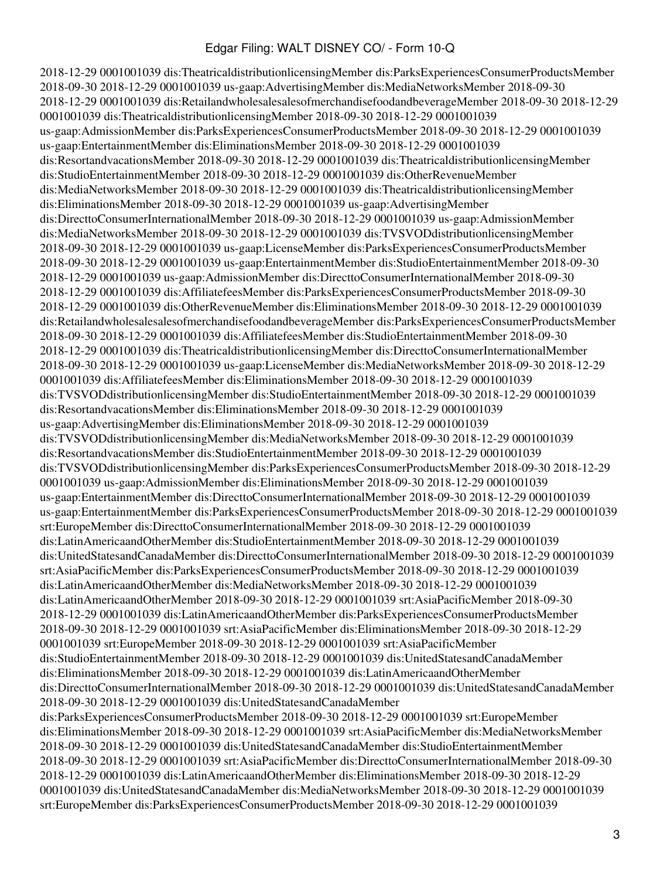2018-12-29 0001001039 dis:TheatricaldistributionlicensingMember dis:ParksExperiencesConsumerProductsMember 2018-09-30 2018-12-29 0001001039 us-gaap:AdvertisingMember dis:MediaNetworksMember 2018-09-30 2018-12-29 0001001039 dis:RetailandwholesalesalesofmerchandisefoodandbeverageMember 2018-09-30 2018-12-29 0001001039 dis:TheatricaldistributionlicensingMember 2018-09-30 2018-12-29 0001001039 us-gaap:AdmissionMember dis:ParksExperiencesConsumerProductsMember 2018-09-30 2018-12-29 0001001039 us-gaap:EntertainmentMember dis:EliminationsMember 2018-09-30 2018-12-29 0001001039 dis:ResortandvacationsMember 2018-09-30 2018-12-29 0001001039 dis:TheatricaldistributionlicensingMember dis:StudioEntertainmentMember 2018-09-30 2018-12-29 0001001039 dis:OtherRevenueMember dis:MediaNetworksMember 2018-09-30 2018-12-29 0001001039 dis:TheatricaldistributionlicensingMember dis:EliminationsMember 2018-09-30 2018-12-29 0001001039 us-gaap:AdvertisingMember dis:DirecttoConsumerInternationalMember 2018-09-30 2018-12-29 0001001039 us-gaap:AdmissionMember dis:MediaNetworksMember 2018-09-30 2018-12-29 0001001039 dis:TVSVODdistributionlicensingMember 2018-09-30 2018-12-29 0001001039 us-gaap:LicenseMember dis:ParksExperiencesConsumerProductsMember 2018-09-30 2018-12-29 0001001039 us-gaap:EntertainmentMember dis:StudioEntertainmentMember 2018-09-30 2018-12-29 0001001039 us-gaap:AdmissionMember dis:DirecttoConsumerInternationalMember 2018-09-30 2018-12-29 0001001039 dis:AffiliatefeesMember dis:ParksExperiencesConsumerProductsMember 2018-09-30 2018-12-29 0001001039 dis:OtherRevenueMember dis:EliminationsMember 2018-09-30 2018-12-29 0001001039 dis:RetailandwholesalesalesofmerchandisefoodandbeverageMember dis:ParksExperiencesConsumerProductsMember 2018-09-30 2018-12-29 0001001039 dis:AffiliatefeesMember dis:StudioEntertainmentMember 2018-09-30 2018-12-29 0001001039 dis:TheatricaldistributionlicensingMember dis:DirecttoConsumerInternationalMember 2018-09-30 2018-12-29 0001001039 us-gaap:LicenseMember dis:MediaNetworksMember 2018-09-30 2018-12-29 0001001039 dis:AffiliatefeesMember dis:EliminationsMember 2018-09-30 2018-12-29 0001001039 dis:TVSVODdistributionlicensingMember dis:StudioEntertainmentMember 2018-09-30 2018-12-29 0001001039 dis:ResortandvacationsMember dis:EliminationsMember 2018-09-30 2018-12-29 0001001039 us-gaap:AdvertisingMember dis:EliminationsMember 2018-09-30 2018-12-29 0001001039 dis:TVSVODdistributionlicensingMember dis:MediaNetworksMember 2018-09-30 2018-12-29 0001001039 dis:ResortandvacationsMember dis:StudioEntertainmentMember 2018-09-30 2018-12-29 0001001039 dis:TVSVODdistributionlicensingMember dis:ParksExperiencesConsumerProductsMember 2018-09-30 2018-12-29 0001001039 us-gaap:AdmissionMember dis:EliminationsMember 2018-09-30 2018-12-29 0001001039 us-gaap:EntertainmentMember dis:DirecttoConsumerInternationalMember 2018-09-30 2018-12-29 0001001039 us-gaap:EntertainmentMember dis:ParksExperiencesConsumerProductsMember 2018-09-30 2018-12-29 0001001039 srt:EuropeMember dis:DirecttoConsumerInternationalMember 2018-09-30 2018-12-29 0001001039 dis:LatinAmericaandOtherMember dis:StudioEntertainmentMember 2018-09-30 2018-12-29 0001001039 dis:UnitedStatesandCanadaMember dis:DirecttoConsumerInternationalMember 2018-09-30 2018-12-29 0001001039 srt:AsiaPacificMember dis:ParksExperiencesConsumerProductsMember 2018-09-30 2018-12-29 0001001039 dis:LatinAmericaandOtherMember dis:MediaNetworksMember 2018-09-30 2018-12-29 0001001039 dis:LatinAmericaandOtherMember 2018-09-30 2018-12-29 0001001039 srt:AsiaPacificMember 2018-09-30 2018-12-29 0001001039 dis:LatinAmericaandOtherMember dis:ParksExperiencesConsumerProductsMember 2018-09-30 2018-12-29 0001001039 srt:AsiaPacificMember dis:EliminationsMember 2018-09-30 2018-12-29 0001001039 srt:EuropeMember 2018-09-30 2018-12-29 0001001039 srt:AsiaPacificMember dis:StudioEntertainmentMember 2018-09-30 2018-12-29 0001001039 dis:UnitedStatesandCanadaMember dis:EliminationsMember 2018-09-30 2018-12-29 0001001039 dis:LatinAmericaandOtherMember dis:DirecttoConsumerInternationalMember 2018-09-30 2018-12-29 0001001039 dis:UnitedStatesandCanadaMember 2018-09-30 2018-12-29 0001001039 dis:UnitedStatesandCanadaMember dis:ParksExperiencesConsumerProductsMember 2018-09-30 2018-12-29 0001001039 srt:EuropeMember dis:EliminationsMember 2018-09-30 2018-12-29 0001001039 srt:AsiaPacificMember dis:MediaNetworksMember 2018-09-30 2018-12-29 0001001039 dis:UnitedStatesandCanadaMember dis:StudioEntertainmentMember 2018-09-30 2018-12-29 0001001039 srt:AsiaPacificMember dis:DirecttoConsumerInternationalMember 2018-09-30 2018-12-29 0001001039 dis:LatinAmericaandOtherMember dis:EliminationsMember 2018-09-30 2018-12-29 0001001039 dis:UnitedStatesandCanadaMember dis:MediaNetworksMember 2018-09-30 2018-12-29 0001001039 srt:EuropeMember dis:ParksExperiencesConsumerProductsMember 2018-09-30 2018-12-29 0001001039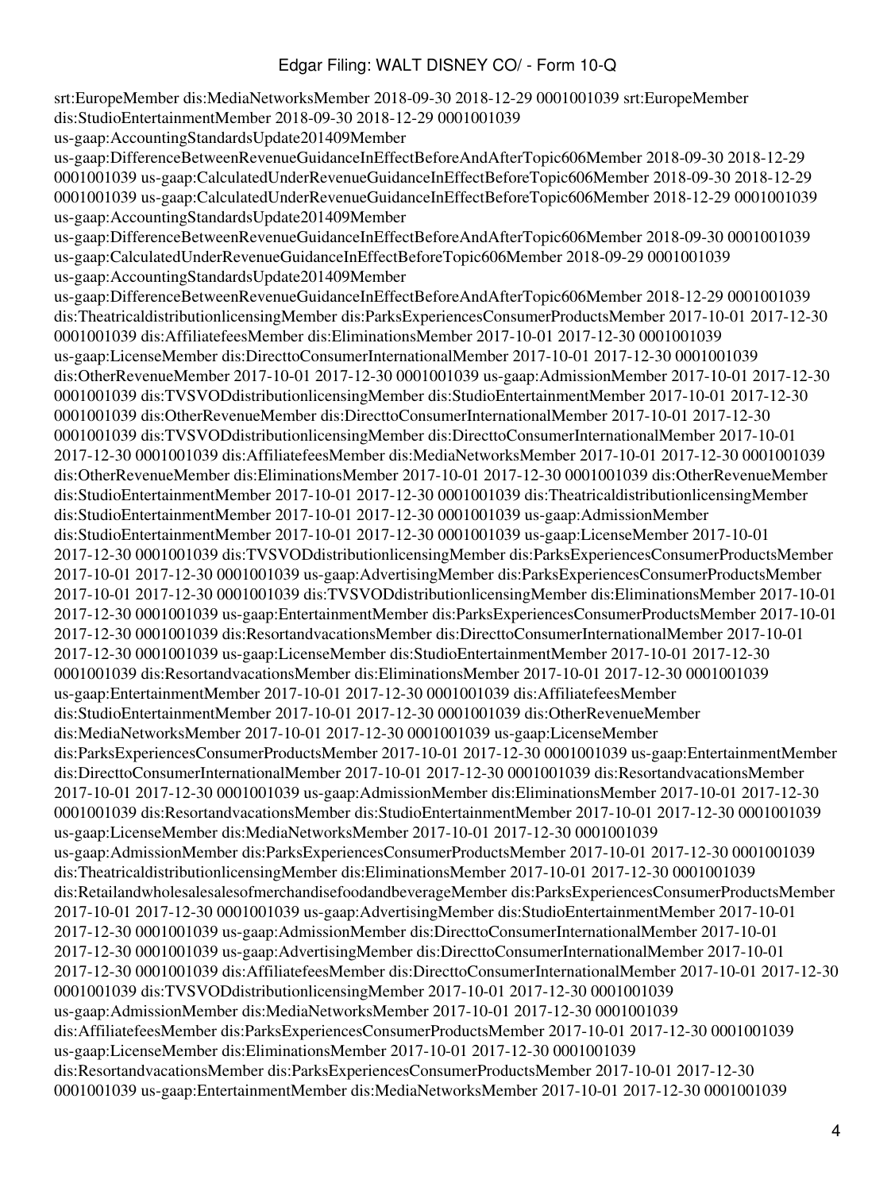srt:EuropeMember dis:MediaNetworksMember 2018-09-30 2018-12-29 0001001039 srt:EuropeMember dis:StudioEntertainmentMember 2018-09-30 2018-12-29 0001001039 us-gaap:AccountingStandardsUpdate201409Member us-gaap:DifferenceBetweenRevenueGuidanceInEffectBeforeAndAfterTopic606Member 2018-09-30 2018-12-29 0001001039 us-gaap:CalculatedUnderRevenueGuidanceInEffectBeforeTopic606Member 2018-09-30 2018-12-29 0001001039 us-gaap:CalculatedUnderRevenueGuidanceInEffectBeforeTopic606Member 2018-12-29 0001001039 us-gaap:AccountingStandardsUpdate201409Member us-gaap:DifferenceBetweenRevenueGuidanceInEffectBeforeAndAfterTopic606Member 2018-09-30 0001001039 us-gaap:CalculatedUnderRevenueGuidanceInEffectBeforeTopic606Member 2018-09-29 0001001039 us-gaap:AccountingStandardsUpdate201409Member us-gaap:DifferenceBetweenRevenueGuidanceInEffectBeforeAndAfterTopic606Member 2018-12-29 0001001039 dis:TheatricaldistributionlicensingMember dis:ParksExperiencesConsumerProductsMember 2017-10-01 2017-12-30 0001001039 dis:AffiliatefeesMember dis:EliminationsMember 2017-10-01 2017-12-30 0001001039 us-gaap:LicenseMember dis:DirecttoConsumerInternationalMember 2017-10-01 2017-12-30 0001001039 dis:OtherRevenueMember 2017-10-01 2017-12-30 0001001039 us-gaap:AdmissionMember 2017-10-01 2017-12-30 0001001039 dis:TVSVODdistributionlicensingMember dis:StudioEntertainmentMember 2017-10-01 2017-12-30 0001001039 dis:OtherRevenueMember dis:DirecttoConsumerInternationalMember 2017-10-01 2017-12-30 0001001039 dis:TVSVODdistributionlicensingMember dis:DirecttoConsumerInternationalMember 2017-10-01 2017-12-30 0001001039 dis:AffiliatefeesMember dis:MediaNetworksMember 2017-10-01 2017-12-30 0001001039 dis:OtherRevenueMember dis:EliminationsMember 2017-10-01 2017-12-30 0001001039 dis:OtherRevenueMember dis:StudioEntertainmentMember 2017-10-01 2017-12-30 0001001039 dis:TheatricaldistributionlicensingMember dis:StudioEntertainmentMember 2017-10-01 2017-12-30 0001001039 us-gaap:AdmissionMember dis:StudioEntertainmentMember 2017-10-01 2017-12-30 0001001039 us-gaap:LicenseMember 2017-10-01 2017-12-30 0001001039 dis:TVSVODdistributionlicensingMember dis:ParksExperiencesConsumerProductsMember 2017-10-01 2017-12-30 0001001039 us-gaap:AdvertisingMember dis:ParksExperiencesConsumerProductsMember 2017-10-01 2017-12-30 0001001039 dis:TVSVODdistributionlicensingMember dis:EliminationsMember 2017-10-01 2017-12-30 0001001039 us-gaap:EntertainmentMember dis:ParksExperiencesConsumerProductsMember 2017-10-01 2017-12-30 0001001039 dis:ResortandvacationsMember dis:DirecttoConsumerInternationalMember 2017-10-01 2017-12-30 0001001039 us-gaap:LicenseMember dis:StudioEntertainmentMember 2017-10-01 2017-12-30 0001001039 dis:ResortandvacationsMember dis:EliminationsMember 2017-10-01 2017-12-30 0001001039 us-gaap:EntertainmentMember 2017-10-01 2017-12-30 0001001039 dis:AffiliatefeesMember dis:StudioEntertainmentMember 2017-10-01 2017-12-30 0001001039 dis:OtherRevenueMember dis:MediaNetworksMember 2017-10-01 2017-12-30 0001001039 us-gaap:LicenseMember dis:ParksExperiencesConsumerProductsMember 2017-10-01 2017-12-30 0001001039 us-gaap:EntertainmentMember dis:DirecttoConsumerInternationalMember 2017-10-01 2017-12-30 0001001039 dis:ResortandvacationsMember 2017-10-01 2017-12-30 0001001039 us-gaap:AdmissionMember dis:EliminationsMember 2017-10-01 2017-12-30 0001001039 dis:ResortandvacationsMember dis:StudioEntertainmentMember 2017-10-01 2017-12-30 0001001039 us-gaap:LicenseMember dis:MediaNetworksMember 2017-10-01 2017-12-30 0001001039 us-gaap:AdmissionMember dis:ParksExperiencesConsumerProductsMember 2017-10-01 2017-12-30 0001001039 dis:TheatricaldistributionlicensingMember dis:EliminationsMember 2017-10-01 2017-12-30 0001001039 dis:RetailandwholesalesalesofmerchandisefoodandbeverageMember dis:ParksExperiencesConsumerProductsMember 2017-10-01 2017-12-30 0001001039 us-gaap:AdvertisingMember dis:StudioEntertainmentMember 2017-10-01 2017-12-30 0001001039 us-gaap:AdmissionMember dis:DirecttoConsumerInternationalMember 2017-10-01 2017-12-30 0001001039 us-gaap:AdvertisingMember dis:DirecttoConsumerInternationalMember 2017-10-01 2017-12-30 0001001039 dis:AffiliatefeesMember dis:DirecttoConsumerInternationalMember 2017-10-01 2017-12-30 0001001039 dis:TVSVODdistributionlicensingMember 2017-10-01 2017-12-30 0001001039 us-gaap:AdmissionMember dis:MediaNetworksMember 2017-10-01 2017-12-30 0001001039 dis:AffiliatefeesMember dis:ParksExperiencesConsumerProductsMember 2017-10-01 2017-12-30 0001001039 us-gaap:LicenseMember dis:EliminationsMember 2017-10-01 2017-12-30 0001001039 dis:ResortandvacationsMember dis:ParksExperiencesConsumerProductsMember 2017-10-01 2017-12-30 0001001039 us-gaap:EntertainmentMember dis:MediaNetworksMember 2017-10-01 2017-12-30 0001001039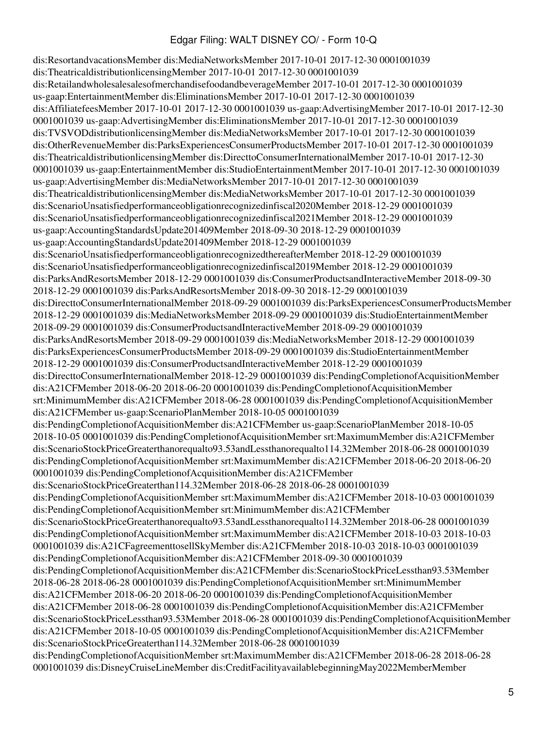dis:ResortandvacationsMember dis:MediaNetworksMember 2017-10-01 2017-12-30 0001001039 dis:TheatricaldistributionlicensingMember 2017-10-01 2017-12-30 0001001039 dis:RetailandwholesalesalesofmerchandisefoodandbeverageMember 2017-10-01 2017-12-30 0001001039 us-gaap:EntertainmentMember dis:EliminationsMember 2017-10-01 2017-12-30 0001001039 dis:AffiliatefeesMember 2017-10-01 2017-12-30 0001001039 us-gaap:AdvertisingMember 2017-10-01 2017-12-30 0001001039 us-gaap:AdvertisingMember dis:EliminationsMember 2017-10-01 2017-12-30 0001001039 dis:TVSVODdistributionlicensingMember dis:MediaNetworksMember 2017-10-01 2017-12-30 0001001039 dis:OtherRevenueMember dis:ParksExperiencesConsumerProductsMember 2017-10-01 2017-12-30 0001001039 dis:TheatricaldistributionlicensingMember dis:DirecttoConsumerInternationalMember 2017-10-01 2017-12-30 0001001039 us-gaap:EntertainmentMember dis:StudioEntertainmentMember 2017-10-01 2017-12-30 0001001039 us-gaap:AdvertisingMember dis:MediaNetworksMember 2017-10-01 2017-12-30 0001001039 dis:TheatricaldistributionlicensingMember dis:MediaNetworksMember 2017-10-01 2017-12-30 0001001039 dis:ScenarioUnsatisfiedperformanceobligationrecognizedinfiscal2020Member 2018-12-29 0001001039 dis:ScenarioUnsatisfiedperformanceobligationrecognizedinfiscal2021Member 2018-12-29 0001001039 us-gaap:AccountingStandardsUpdate201409Member 2018-09-30 2018-12-29 0001001039 us-gaap:AccountingStandardsUpdate201409Member 2018-12-29 0001001039 dis:ScenarioUnsatisfiedperformanceobligationrecognizedthereafterMember 2018-12-29 0001001039 dis:ScenarioUnsatisfiedperformanceobligationrecognizedinfiscal2019Member 2018-12-29 0001001039 dis:ParksAndResortsMember 2018-12-29 0001001039 dis:ConsumerProductsandInteractiveMember 2018-09-30 2018-12-29 0001001039 dis:ParksAndResortsMember 2018-09-30 2018-12-29 0001001039 dis:DirecttoConsumerInternationalMember 2018-09-29 0001001039 dis:ParksExperiencesConsumerProductsMember 2018-12-29 0001001039 dis:MediaNetworksMember 2018-09-29 0001001039 dis:StudioEntertainmentMember 2018-09-29 0001001039 dis:ConsumerProductsandInteractiveMember 2018-09-29 0001001039 dis:ParksAndResortsMember 2018-09-29 0001001039 dis:MediaNetworksMember 2018-12-29 0001001039 dis:ParksExperiencesConsumerProductsMember 2018-09-29 0001001039 dis:StudioEntertainmentMember 2018-12-29 0001001039 dis:ConsumerProductsandInteractiveMember 2018-12-29 0001001039 dis:DirecttoConsumerInternationalMember 2018-12-29 0001001039 dis:PendingCompletionofAcquisitionMember dis:A21CFMember 2018-06-20 2018-06-20 0001001039 dis:PendingCompletionofAcquisitionMember srt:MinimumMember dis:A21CFMember 2018-06-28 0001001039 dis:PendingCompletionofAcquisitionMember dis:A21CFMember us-gaap:ScenarioPlanMember 2018-10-05 0001001039 dis:PendingCompletionofAcquisitionMember dis:A21CFMember us-gaap:ScenarioPlanMember 2018-10-05 2018-10-05 0001001039 dis:PendingCompletionofAcquisitionMember srt:MaximumMember dis:A21CFMember dis:ScenarioStockPriceGreaterthanorequalto93.53andLessthanorequalto114.32Member 2018-06-28 0001001039 dis:PendingCompletionofAcquisitionMember srt:MaximumMember dis:A21CFMember 2018-06-20 2018-06-20 0001001039 dis:PendingCompletionofAcquisitionMember dis:A21CFMember dis:ScenarioStockPriceGreaterthan114.32Member 2018-06-28 2018-06-28 0001001039 dis:PendingCompletionofAcquisitionMember srt:MaximumMember dis:A21CFMember 2018-10-03 0001001039 dis:PendingCompletionofAcquisitionMember srt:MinimumMember dis:A21CFMember dis:ScenarioStockPriceGreaterthanorequalto93.53andLessthanorequalto114.32Member 2018-06-28 0001001039 dis:PendingCompletionofAcquisitionMember srt:MaximumMember dis:A21CFMember 2018-10-03 2018-10-03 0001001039 dis:A21CFagreementtosellSkyMember dis:A21CFMember 2018-10-03 2018-10-03 0001001039 dis:PendingCompletionofAcquisitionMember dis:A21CFMember 2018-09-30 0001001039 dis:PendingCompletionofAcquisitionMember dis:A21CFMember dis:ScenarioStockPriceLessthan93.53Member 2018-06-28 2018-06-28 0001001039 dis:PendingCompletionofAcquisitionMember srt:MinimumMember dis:A21CFMember 2018-06-20 2018-06-20 0001001039 dis:PendingCompletionofAcquisitionMember dis:A21CFMember 2018-06-28 0001001039 dis:PendingCompletionofAcquisitionMember dis:A21CFMember dis:ScenarioStockPriceLessthan93.53Member 2018-06-28 0001001039 dis:PendingCompletionofAcquisitionMember dis:A21CFMember 2018-10-05 0001001039 dis:PendingCompletionofAcquisitionMember dis:A21CFMember dis:ScenarioStockPriceGreaterthan114.32Member 2018-06-28 0001001039 dis:PendingCompletionofAcquisitionMember srt:MaximumMember dis:A21CFMember 2018-06-28 2018-06-28 0001001039 dis:DisneyCruiseLineMember dis:CreditFacilityavailablebeginningMay2022MemberMember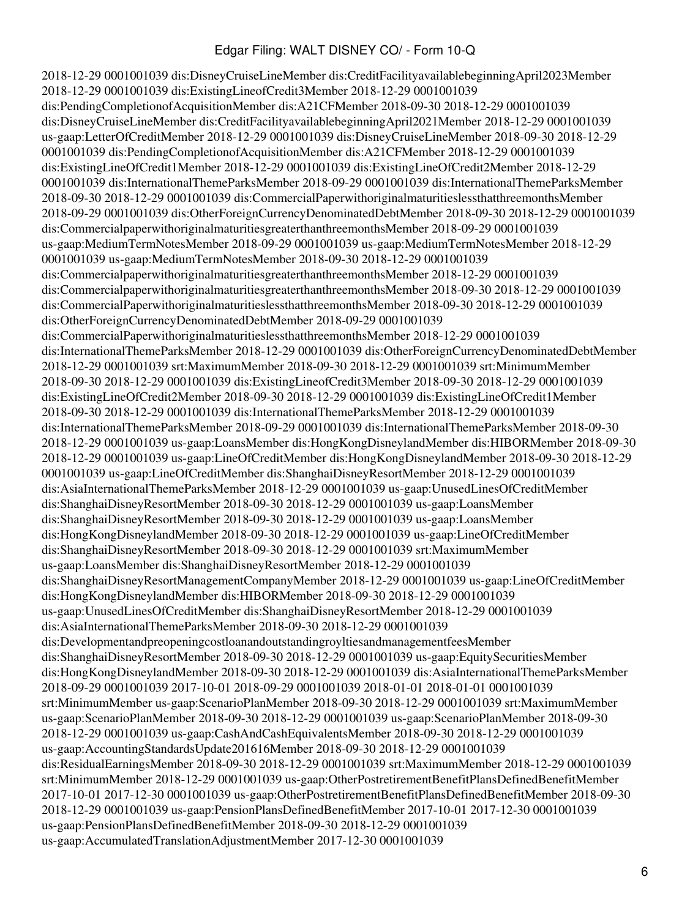2018-12-29 0001001039 dis:DisneyCruiseLineMember dis:CreditFacilityavailablebeginningApril2023Member 2018-12-29 0001001039 dis:ExistingLineofCredit3Member 2018-12-29 0001001039 dis:PendingCompletionofAcquisitionMember dis:A21CFMember 2018-09-30 2018-12-29 0001001039 dis:DisneyCruiseLineMember dis:CreditFacilityavailablebeginningApril2021Member 2018-12-29 0001001039 us-gaap:LetterOfCreditMember 2018-12-29 0001001039 dis:DisneyCruiseLineMember 2018-09-30 2018-12-29 0001001039 dis:PendingCompletionofAcquisitionMember dis:A21CFMember 2018-12-29 0001001039 dis:ExistingLineOfCredit1Member 2018-12-29 0001001039 dis:ExistingLineOfCredit2Member 2018-12-29 0001001039 dis:InternationalThemeParksMember 2018-09-29 0001001039 dis:InternationalThemeParksMember 2018-09-30 2018-12-29 0001001039 dis:CommercialPaperwithoriginalmaturitieslessthatthreemonthsMember 2018-09-29 0001001039 dis:OtherForeignCurrencyDenominatedDebtMember 2018-09-30 2018-12-29 0001001039 dis:Commercialpaperwithoriginalmaturitiesgreaterthanthreemonths Member 2018-09-29 0001001039 us-gaap:MediumTermNotesMember 2018-09-29 0001001039 us-gaap:MediumTermNotesMember 2018-12-29 0001001039 us-gaap:MediumTermNotesMember 2018-09-30 2018-12-29 0001001039 dis:CommercialpaperwithoriginalmaturitiesgreaterthanthreemonthsMember 2018-12-29 0001001039 dis:CommercialpaperwithoriginalmaturitiesgreaterthanthreemonthsMember 2018-09-30 2018-12-29 0001001039 dis:CommercialPaperwithoriginalmaturitieslessthatthreemonthsMember 2018-09-30 2018-12-29 0001001039 dis:OtherForeignCurrencyDenominatedDebtMember 2018-09-29 0001001039 dis:CommercialPaperwithoriginalmaturitieslessthatthreemonthsMember 2018-12-29 0001001039 dis:InternationalThemeParksMember 2018-12-29 0001001039 dis:OtherForeignCurrencyDenominatedDebtMember 2018-12-29 0001001039 srt:MaximumMember 2018-09-30 2018-12-29 0001001039 srt:MinimumMember 2018-09-30 2018-12-29 0001001039 dis:ExistingLineofCredit3Member 2018-09-30 2018-12-29 0001001039 dis:ExistingLineOfCredit2Member 2018-09-30 2018-12-29 0001001039 dis:ExistingLineOfCredit1Member 2018-09-30 2018-12-29 0001001039 dis:InternationalThemeParksMember 2018-12-29 0001001039 dis:InternationalThemeParksMember 2018-09-29 0001001039 dis:InternationalThemeParksMember 2018-09-30 2018-12-29 0001001039 us-gaap:LoansMember dis:HongKongDisneylandMember dis:HIBORMember 2018-09-30 2018-12-29 0001001039 us-gaap:LineOfCreditMember dis:HongKongDisneylandMember 2018-09-30 2018-12-29 0001001039 us-gaap:LineOfCreditMember dis:ShanghaiDisneyResortMember 2018-12-29 0001001039 dis:AsiaInternationalThemeParksMember 2018-12-29 0001001039 us-gaap:UnusedLinesOfCreditMember dis:ShanghaiDisneyResortMember 2018-09-30 2018-12-29 0001001039 us-gaap:LoansMember dis:ShanghaiDisneyResortMember 2018-09-30 2018-12-29 0001001039 us-gaap:LoansMember dis:HongKongDisneylandMember 2018-09-30 2018-12-29 0001001039 us-gaap:LineOfCreditMember dis:ShanghaiDisneyResortMember 2018-09-30 2018-12-29 0001001039 srt:MaximumMember us-gaap:LoansMember dis:ShanghaiDisneyResortMember 2018-12-29 0001001039 dis:ShanghaiDisneyResortManagementCompanyMember 2018-12-29 0001001039 us-gaap:LineOfCreditMember dis:HongKongDisneylandMember dis:HIBORMember 2018-09-30 2018-12-29 0001001039 us-gaap:UnusedLinesOfCreditMember dis:ShanghaiDisneyResortMember 2018-12-29 0001001039 dis:AsiaInternationalThemeParksMember 2018-09-30 2018-12-29 0001001039 dis:DevelopmentandpreopeningcostloanandoutstandingroyltiesandmanagementfeesMember dis:ShanghaiDisneyResortMember 2018-09-30 2018-12-29 0001001039 us-gaap:EquitySecuritiesMember dis:HongKongDisneylandMember 2018-09-30 2018-12-29 0001001039 dis:AsiaInternationalThemeParksMember 2018-09-29 0001001039 2017-10-01 2018-09-29 0001001039 2018-01-01 2018-01-01 0001001039 srt:MinimumMember us-gaap:ScenarioPlanMember 2018-09-30 2018-12-29 0001001039 srt:MaximumMember us-gaap:ScenarioPlanMember 2018-09-30 2018-12-29 0001001039 us-gaap:ScenarioPlanMember 2018-09-30 2018-12-29 0001001039 us-gaap:CashAndCashEquivalentsMember 2018-09-30 2018-12-29 0001001039 us-gaap:AccountingStandardsUpdate201616Member 2018-09-30 2018-12-29 0001001039 dis:ResidualEarningsMember 2018-09-30 2018-12-29 0001001039 srt:MaximumMember 2018-12-29 0001001039 srt:MinimumMember 2018-12-29 0001001039 us-gaap:OtherPostretirementBenefitPlansDefinedBenefitMember 2017-10-01 2017-12-30 0001001039 us-gaap:OtherPostretirementBenefitPlansDefinedBenefitMember 2018-09-30 2018-12-29 0001001039 us-gaap:PensionPlansDefinedBenefitMember 2017-10-01 2017-12-30 0001001039 us-gaap:PensionPlansDefinedBenefitMember 2018-09-30 2018-12-29 0001001039 us-gaap:AccumulatedTranslationAdjustmentMember 2017-12-30 0001001039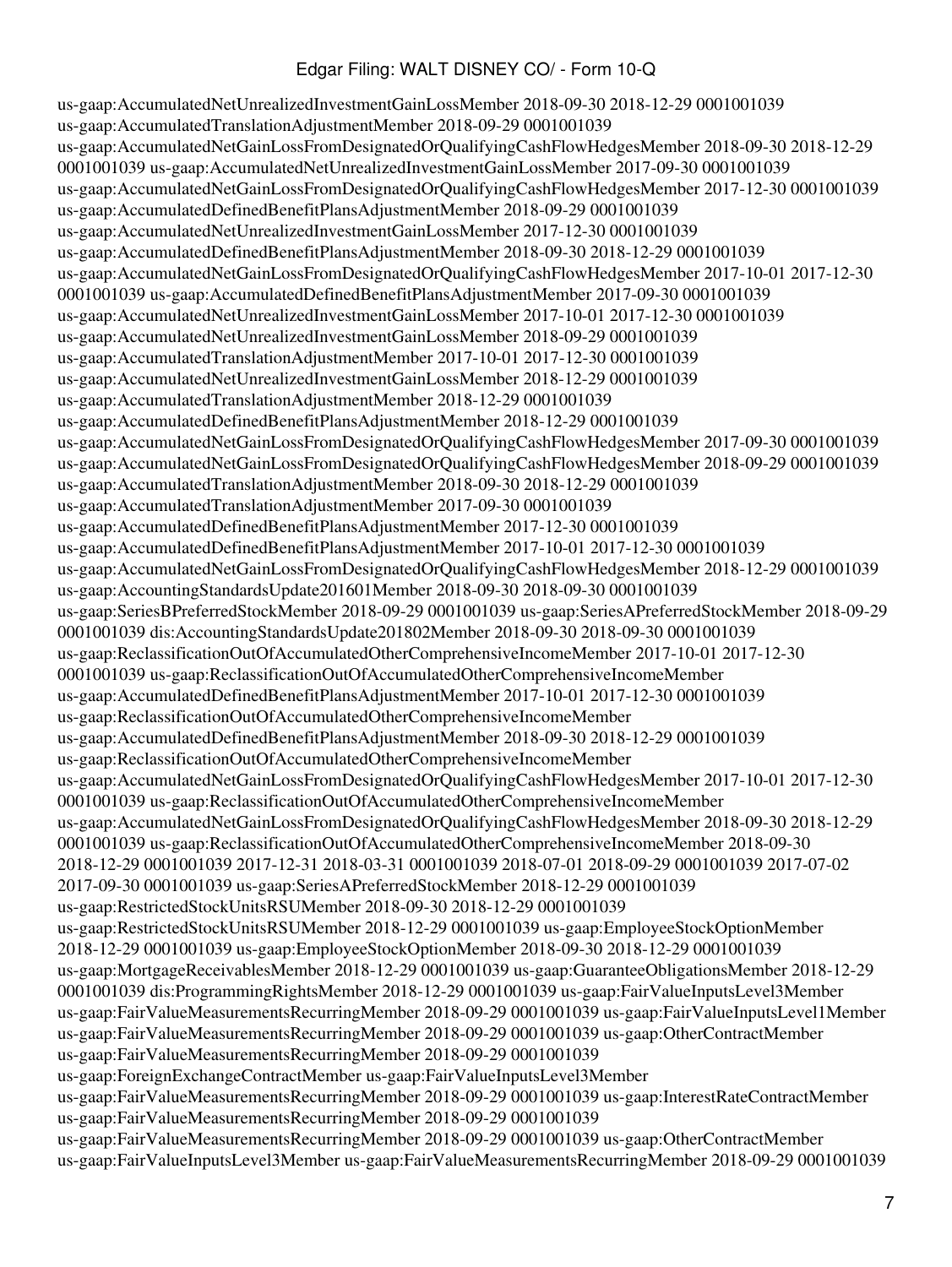us-gaap:AccumulatedNetUnrealizedInvestmentGainLossMember 2018-09-30 2018-12-29 0001001039 us-gaap:AccumulatedTranslationAdjustmentMember 2018-09-29 0001001039 us-gaap:AccumulatedNetGainLossFromDesignatedOrQualifyingCashFlowHedgesMember 2018-09-30 2018-12-29 0001001039 us-gaap:AccumulatedNetUnrealizedInvestmentGainLossMember 2017-09-30 0001001039 us-gaap:AccumulatedNetGainLossFromDesignatedOrQualifyingCashFlowHedgesMember 2017-12-30 0001001039 us-gaap:AccumulatedDefinedBenefitPlansAdjustmentMember 2018-09-29 0001001039 us-gaap:AccumulatedNetUnrealizedInvestmentGainLossMember 2017-12-30 0001001039 us-gaap:AccumulatedDefinedBenefitPlansAdjustmentMember 2018-09-30 2018-12-29 0001001039 us-gaap:AccumulatedNetGainLossFromDesignatedOrQualifyingCashFlowHedgesMember 2017-10-01 2017-12-30 0001001039 us-gaap:AccumulatedDefinedBenefitPlansAdjustmentMember 2017-09-30 0001001039 us-gaap:AccumulatedNetUnrealizedInvestmentGainLossMember 2017-10-01 2017-12-30 0001001039 us-gaap:AccumulatedNetUnrealizedInvestmentGainLossMember 2018-09-29 0001001039 us-gaap:AccumulatedTranslationAdjustmentMember 2017-10-01 2017-12-30 0001001039 us-gaap:AccumulatedNetUnrealizedInvestmentGainLossMember 2018-12-29 0001001039 us-gaap:AccumulatedTranslationAdjustmentMember 2018-12-29 0001001039 us-gaap:AccumulatedDefinedBenefitPlansAdjustmentMember 2018-12-29 0001001039 us-gaap:AccumulatedNetGainLossFromDesignatedOrQualifyingCashFlowHedgesMember 2017-09-30 0001001039 us-gaap:AccumulatedNetGainLossFromDesignatedOrQualifyingCashFlowHedgesMember 2018-09-29 0001001039 us-gaap:AccumulatedTranslationAdjustmentMember 2018-09-30 2018-12-29 0001001039 us-gaap:AccumulatedTranslationAdjustmentMember 2017-09-30 0001001039 us-gaap:AccumulatedDefinedBenefitPlansAdjustmentMember 2017-12-30 0001001039 us-gaap:AccumulatedDefinedBenefitPlansAdjustmentMember 2017-10-01 2017-12-30 0001001039 us-gaap:AccumulatedNetGainLossFromDesignatedOrQualifyingCashFlowHedgesMember 2018-12-29 0001001039 us-gaap:AccountingStandardsUpdate201601Member 2018-09-30 2018-09-30 0001001039 us-gaap:SeriesBPreferredStockMember 2018-09-29 0001001039 us-gaap:SeriesAPreferredStockMember 2018-09-29 0001001039 dis:AccountingStandardsUpdate201802Member 2018-09-30 2018-09-30 0001001039 us-gaap:ReclassificationOutOfAccumulatedOtherComprehensiveIncomeMember 2017-10-01 2017-12-30 0001001039 us-gaap:ReclassificationOutOfAccumulatedOtherComprehensiveIncomeMember us-gaap:AccumulatedDefinedBenefitPlansAdjustmentMember 2017-10-01 2017-12-30 0001001039 us-gaap:ReclassificationOutOfAccumulatedOtherComprehensiveIncomeMember us-gaap:AccumulatedDefinedBenefitPlansAdjustmentMember 2018-09-30 2018-12-29 0001001039 us-gaap:ReclassificationOutOfAccumulatedOtherComprehensiveIncomeMember us-gaap:AccumulatedNetGainLossFromDesignatedOrQualifyingCashFlowHedgesMember 2017-10-01 2017-12-30 0001001039 us-gaap:ReclassificationOutOfAccumulatedOtherComprehensiveIncomeMember us-gaap:AccumulatedNetGainLossFromDesignatedOrQualifyingCashFlowHedgesMember 2018-09-30 2018-12-29 0001001039 us-gaap:ReclassificationOutOfAccumulatedOtherComprehensiveIncomeMember 2018-09-30 2018-12-29 0001001039 2017-12-31 2018-03-31 0001001039 2018-07-01 2018-09-29 0001001039 2017-07-02 2017-09-30 0001001039 us-gaap:SeriesAPreferredStockMember 2018-12-29 0001001039 us-gaap:RestrictedStockUnitsRSUMember 2018-09-30 2018-12-29 0001001039 us-gaap:RestrictedStockUnitsRSUMember 2018-12-29 0001001039 us-gaap:EmployeeStockOptionMember 2018-12-29 0001001039 us-gaap:EmployeeStockOptionMember 2018-09-30 2018-12-29 0001001039 us-gaap:MortgageReceivablesMember 2018-12-29 0001001039 us-gaap:GuaranteeObligationsMember 2018-12-29 0001001039 dis:ProgrammingRightsMember 2018-12-29 0001001039 us-gaap:FairValueInputsLevel3Member us-gaap:FairValueMeasurementsRecurringMember 2018-09-29 0001001039 us-gaap:FairValueInputsLevel1Member us-gaap:FairValueMeasurementsRecurringMember 2018-09-29 0001001039 us-gaap:OtherContractMember us-gaap:FairValueMeasurementsRecurringMember 2018-09-29 0001001039 us-gaap:ForeignExchangeContractMember us-gaap:FairValueInputsLevel3Member us-gaap:FairValueMeasurementsRecurringMember 2018-09-29 0001001039 us-gaap:InterestRateContractMember us-gaap:FairValueMeasurementsRecurringMember 2018-09-29 0001001039 us-gaap:FairValueMeasurementsRecurringMember 2018-09-29 0001001039 us-gaap:OtherContractMember us-gaap:FairValueInputsLevel3Member us-gaap:FairValueMeasurementsRecurringMember 2018-09-29 0001001039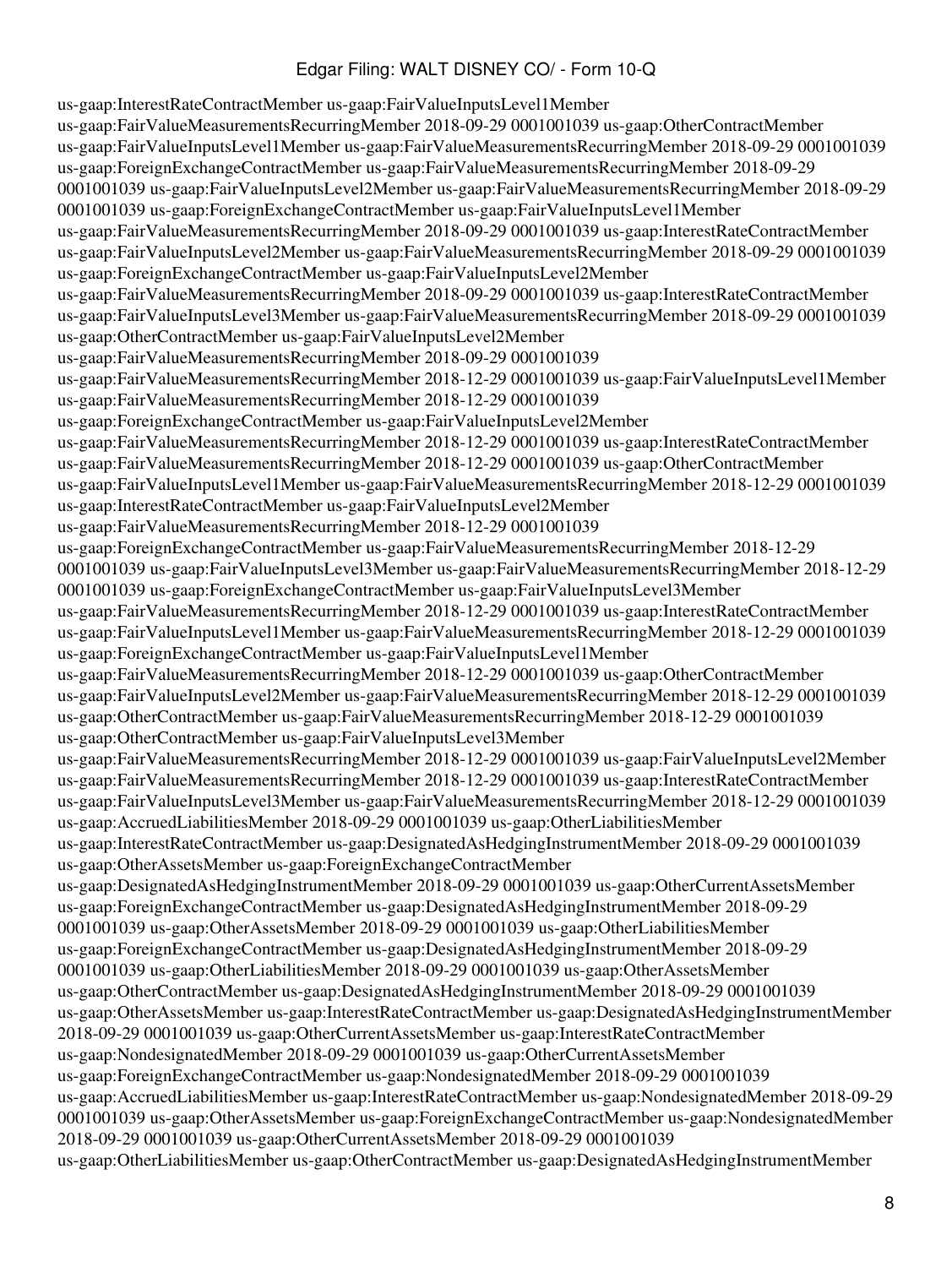us-gaap:InterestRateContractMember us-gaap:FairValueInputsLevel1Member us-gaap:FairValueMeasurementsRecurringMember 2018-09-29 0001001039 us-gaap:OtherContractMember us-gaap:FairValueInputsLevel1Member us-gaap:FairValueMeasurementsRecurringMember 2018-09-29 0001001039 us-gaap:ForeignExchangeContractMember us-gaap:FairValueMeasurementsRecurringMember 2018-09-29 0001001039 us-gaap:FairValueInputsLevel2Member us-gaap:FairValueMeasurementsRecurringMember 2018-09-29 0001001039 us-gaap:ForeignExchangeContractMember us-gaap:FairValueInputsLevel1Member us-gaap:FairValueMeasurementsRecurringMember 2018-09-29 0001001039 us-gaap:InterestRateContractMember us-gaap:FairValueInputsLevel2Member us-gaap:FairValueMeasurementsRecurringMember 2018-09-29 0001001039 us-gaap:ForeignExchangeContractMember us-gaap:FairValueInputsLevel2Member us-gaap:FairValueMeasurementsRecurringMember 2018-09-29 0001001039 us-gaap:InterestRateContractMember us-gaap:FairValueInputsLevel3Member us-gaap:FairValueMeasurementsRecurringMember 2018-09-29 0001001039 us-gaap:OtherContractMember us-gaap:FairValueInputsLevel2Member us-gaap:FairValueMeasurementsRecurringMember 2018-09-29 0001001039 us-gaap:FairValueMeasurementsRecurringMember 2018-12-29 0001001039 us-gaap:FairValueInputsLevel1Member us-gaap:FairValueMeasurementsRecurringMember 2018-12-29 0001001039 us-gaap:ForeignExchangeContractMember us-gaap:FairValueInputsLevel2Member us-gaap:FairValueMeasurementsRecurringMember 2018-12-29 0001001039 us-gaap:InterestRateContractMember us-gaap:FairValueMeasurementsRecurringMember 2018-12-29 0001001039 us-gaap:OtherContractMember us-gaap:FairValueInputsLevel1Member us-gaap:FairValueMeasurementsRecurringMember 2018-12-29 0001001039 us-gaap:InterestRateContractMember us-gaap:FairValueInputsLevel2Member us-gaap:FairValueMeasurementsRecurringMember 2018-12-29 0001001039 us-gaap:ForeignExchangeContractMember us-gaap:FairValueMeasurementsRecurringMember 2018-12-29 0001001039 us-gaap:FairValueInputsLevel3Member us-gaap:FairValueMeasurementsRecurringMember 2018-12-29 0001001039 us-gaap:ForeignExchangeContractMember us-gaap:FairValueInputsLevel3Member us-gaap:FairValueMeasurementsRecurringMember 2018-12-29 0001001039 us-gaap:InterestRateContractMember us-gaap:FairValueInputsLevel1Member us-gaap:FairValueMeasurementsRecurringMember 2018-12-29 0001001039 us-gaap:ForeignExchangeContractMember us-gaap:FairValueInputsLevel1Member us-gaap:FairValueMeasurementsRecurringMember 2018-12-29 0001001039 us-gaap:OtherContractMember us-gaap:FairValueInputsLevel2Member us-gaap:FairValueMeasurementsRecurringMember 2018-12-29 0001001039 us-gaap:OtherContractMember us-gaap:FairValueMeasurementsRecurringMember 2018-12-29 0001001039 us-gaap:OtherContractMember us-gaap:FairValueInputsLevel3Member us-gaap:FairValueMeasurementsRecurringMember 2018-12-29 0001001039 us-gaap:FairValueInputsLevel2Member us-gaap:FairValueMeasurementsRecurringMember 2018-12-29 0001001039 us-gaap:InterestRateContractMember us-gaap:FairValueInputsLevel3Member us-gaap:FairValueMeasurementsRecurringMember 2018-12-29 0001001039 us-gaap:AccruedLiabilitiesMember 2018-09-29 0001001039 us-gaap:OtherLiabilitiesMember us-gaap:InterestRateContractMember us-gaap:DesignatedAsHedgingInstrumentMember 2018-09-29 0001001039 us-gaap:OtherAssetsMember us-gaap:ForeignExchangeContractMember us-gaap:DesignatedAsHedgingInstrumentMember 2018-09-29 0001001039 us-gaap:OtherCurrentAssetsMember us-gaap:ForeignExchangeContractMember us-gaap:DesignatedAsHedgingInstrumentMember 2018-09-29 0001001039 us-gaap:OtherAssetsMember 2018-09-29 0001001039 us-gaap:OtherLiabilitiesMember us-gaap:ForeignExchangeContractMember us-gaap:DesignatedAsHedgingInstrumentMember 2018-09-29 0001001039 us-gaap:OtherLiabilitiesMember 2018-09-29 0001001039 us-gaap:OtherAssetsMember us-gaap:OtherContractMember us-gaap:DesignatedAsHedgingInstrumentMember 2018-09-29 0001001039 us-gaap:OtherAssetsMember us-gaap:InterestRateContractMember us-gaap:DesignatedAsHedgingInstrumentMember 2018-09-29 0001001039 us-gaap:OtherCurrentAssetsMember us-gaap:InterestRateContractMember us-gaap:NondesignatedMember 2018-09-29 0001001039 us-gaap:OtherCurrentAssetsMember us-gaap:ForeignExchangeContractMember us-gaap:NondesignatedMember 2018-09-29 0001001039 us-gaap:AccruedLiabilitiesMember us-gaap:InterestRateContractMember us-gaap:NondesignatedMember 2018-09-29 0001001039 us-gaap:OtherAssetsMember us-gaap:ForeignExchangeContractMember us-gaap:NondesignatedMember 2018-09-29 0001001039 us-gaap:OtherCurrentAssetsMember 2018-09-29 0001001039 us-gaap:OtherLiabilitiesMember us-gaap:OtherContractMember us-gaap:DesignatedAsHedgingInstrumentMember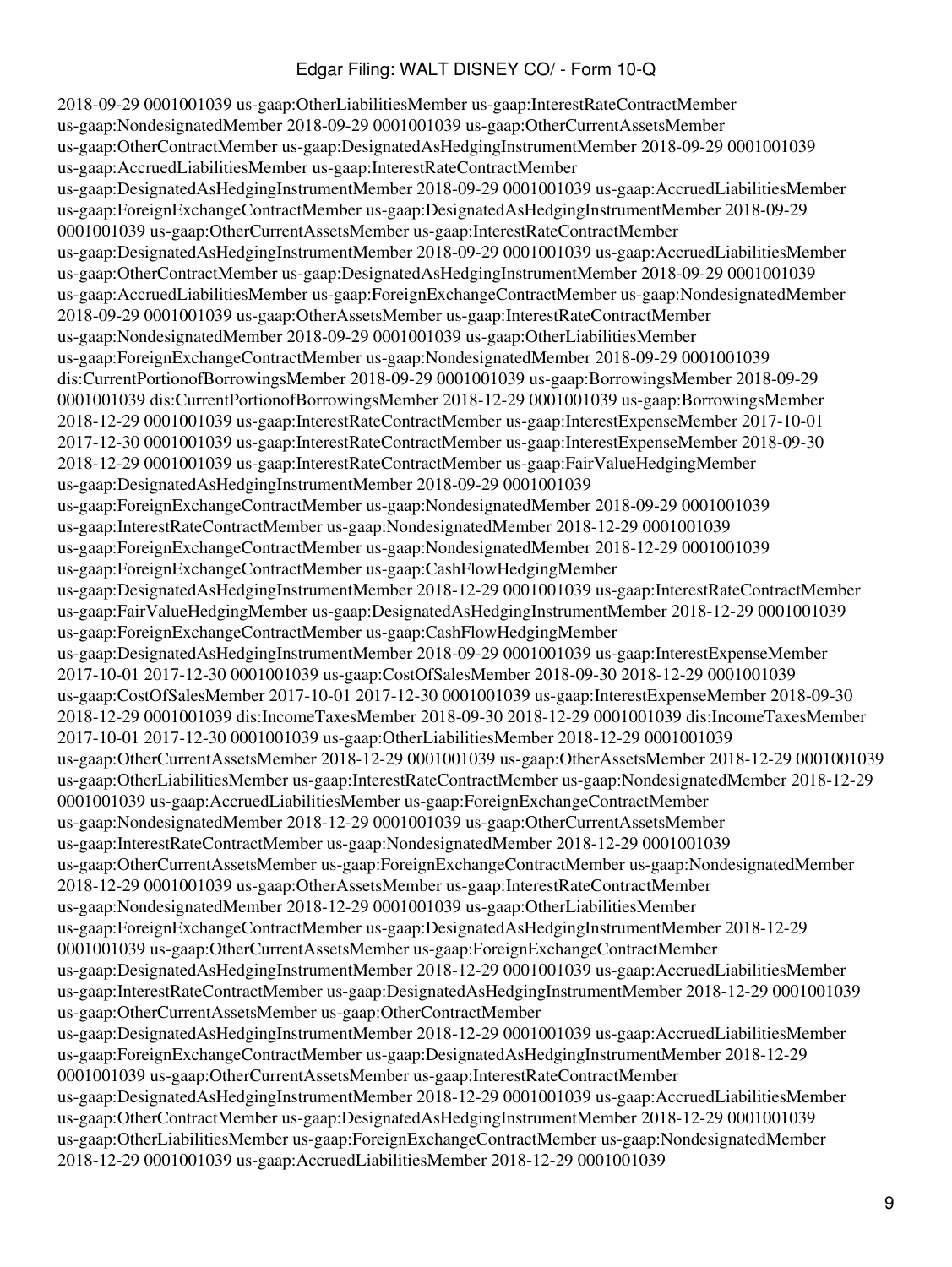2018-09-29 0001001039 us-gaap:OtherLiabilitiesMember us-gaap:InterestRateContractMember us-gaap:NondesignatedMember 2018-09-29 0001001039 us-gaap:OtherCurrentAssetsMember us-gaap:OtherContractMember us-gaap:DesignatedAsHedgingInstrumentMember 2018-09-29 0001001039 us-gaap:AccruedLiabilitiesMember us-gaap:InterestRateContractMember us-gaap:DesignatedAsHedgingInstrumentMember 2018-09-29 0001001039 us-gaap:AccruedLiabilitiesMember us-gaap:ForeignExchangeContractMember us-gaap:DesignatedAsHedgingInstrumentMember 2018-09-29 0001001039 us-gaap:OtherCurrentAssetsMember us-gaap:InterestRateContractMember us-gaap:DesignatedAsHedgingInstrumentMember 2018-09-29 0001001039 us-gaap:AccruedLiabilitiesMember us-gaap:OtherContractMember us-gaap:DesignatedAsHedgingInstrumentMember 2018-09-29 0001001039 us-gaap:AccruedLiabilitiesMember us-gaap:ForeignExchangeContractMember us-gaap:NondesignatedMember 2018-09-29 0001001039 us-gaap:OtherAssetsMember us-gaap:InterestRateContractMember us-gaap:NondesignatedMember 2018-09-29 0001001039 us-gaap:OtherLiabilitiesMember us-gaap:ForeignExchangeContractMember us-gaap:NondesignatedMember 2018-09-29 0001001039 dis:CurrentPortionofBorrowingsMember 2018-09-29 0001001039 us-gaap:BorrowingsMember 2018-09-29 0001001039 dis:CurrentPortionofBorrowingsMember 2018-12-29 0001001039 us-gaap:BorrowingsMember 2018-12-29 0001001039 us-gaap:InterestRateContractMember us-gaap:InterestExpenseMember 2017-10-01 2017-12-30 0001001039 us-gaap:InterestRateContractMember us-gaap:InterestExpenseMember 2018-09-30 2018-12-29 0001001039 us-gaap:InterestRateContractMember us-gaap:FairValueHedgingMember us-gaap:DesignatedAsHedgingInstrumentMember 2018-09-29 0001001039 us-gaap:ForeignExchangeContractMember us-gaap:NondesignatedMember 2018-09-29 0001001039 us-gaap:InterestRateContractMember us-gaap:NondesignatedMember 2018-12-29 0001001039 us-gaap:ForeignExchangeContractMember us-gaap:NondesignatedMember 2018-12-29 0001001039 us-gaap:ForeignExchangeContractMember us-gaap:CashFlowHedgingMember us-gaap:DesignatedAsHedgingInstrumentMember 2018-12-29 0001001039 us-gaap:InterestRateContractMember us-gaap:FairValueHedgingMember us-gaap:DesignatedAsHedgingInstrumentMember 2018-12-29 0001001039 us-gaap:ForeignExchangeContractMember us-gaap:CashFlowHedgingMember us-gaap:DesignatedAsHedgingInstrumentMember 2018-09-29 0001001039 us-gaap:InterestExpenseMember 2017-10-01 2017-12-30 0001001039 us-gaap:CostOfSalesMember 2018-09-30 2018-12-29 0001001039 us-gaap:CostOfSalesMember 2017-10-01 2017-12-30 0001001039 us-gaap:InterestExpenseMember 2018-09-30 2018-12-29 0001001039 dis:IncomeTaxesMember 2018-09-30 2018-12-29 0001001039 dis:IncomeTaxesMember 2017-10-01 2017-12-30 0001001039 us-gaap:OtherLiabilitiesMember 2018-12-29 0001001039 us-gaap:OtherCurrentAssetsMember 2018-12-29 0001001039 us-gaap:OtherAssetsMember 2018-12-29 0001001039 us-gaap:OtherLiabilitiesMember us-gaap:InterestRateContractMember us-gaap:NondesignatedMember 2018-12-29 0001001039 us-gaap:AccruedLiabilitiesMember us-gaap:ForeignExchangeContractMember us-gaap:NondesignatedMember 2018-12-29 0001001039 us-gaap:OtherCurrentAssetsMember us-gaap:InterestRateContractMember us-gaap:NondesignatedMember 2018-12-29 0001001039 us-gaap:OtherCurrentAssetsMember us-gaap:ForeignExchangeContractMember us-gaap:NondesignatedMember 2018-12-29 0001001039 us-gaap:OtherAssetsMember us-gaap:InterestRateContractMember us-gaap:NondesignatedMember 2018-12-29 0001001039 us-gaap:OtherLiabilitiesMember us-gaap:ForeignExchangeContractMember us-gaap:DesignatedAsHedgingInstrumentMember 2018-12-29 0001001039 us-gaap:OtherCurrentAssetsMember us-gaap:ForeignExchangeContractMember us-gaap:DesignatedAsHedgingInstrumentMember 2018-12-29 0001001039 us-gaap:AccruedLiabilitiesMember us-gaap:InterestRateContractMember us-gaap:DesignatedAsHedgingInstrumentMember 2018-12-29 0001001039 us-gaap:OtherCurrentAssetsMember us-gaap:OtherContractMember us-gaap:DesignatedAsHedgingInstrumentMember 2018-12-29 0001001039 us-gaap:AccruedLiabilitiesMember us-gaap:ForeignExchangeContractMember us-gaap:DesignatedAsHedgingInstrumentMember 2018-12-29 0001001039 us-gaap:OtherCurrentAssetsMember us-gaap:InterestRateContractMember us-gaap:DesignatedAsHedgingInstrumentMember 2018-12-29 0001001039 us-gaap:AccruedLiabilitiesMember us-gaap:OtherContractMember us-gaap:DesignatedAsHedgingInstrumentMember 2018-12-29 0001001039 us-gaap:OtherLiabilitiesMember us-gaap:ForeignExchangeContractMember us-gaap:NondesignatedMember 2018-12-29 0001001039 us-gaap:AccruedLiabilitiesMember 2018-12-29 0001001039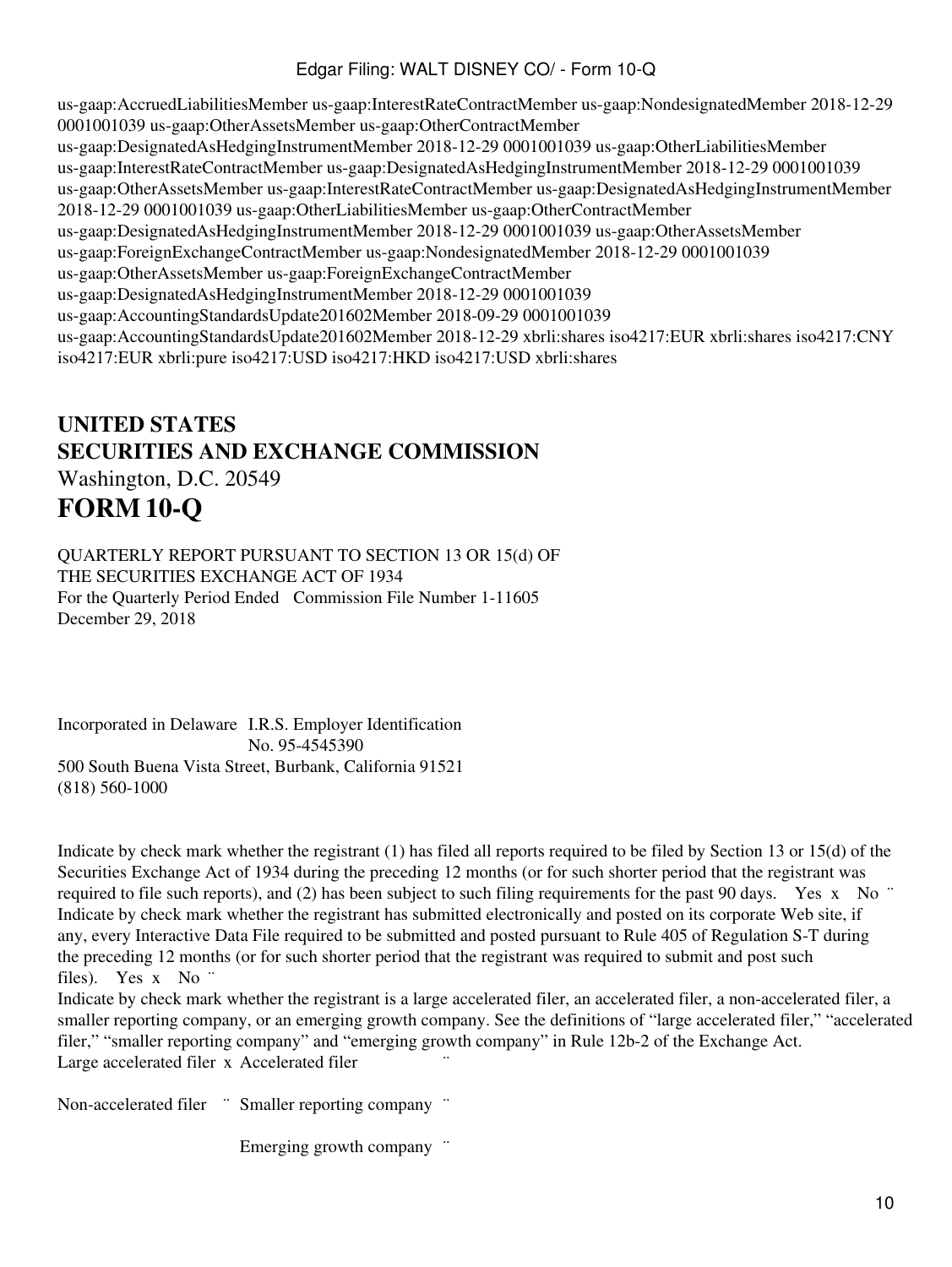us-gaap:AccruedLiabilitiesMember us-gaap:InterestRateContractMember us-gaap:NondesignatedMember 2018-12-29 0001001039 us-gaap:OtherAssetsMember us-gaap:OtherContractMember us-gaap:DesignatedAsHedgingInstrumentMember 2018-12-29 0001001039 us-gaap:OtherLiabilitiesMember us-gaap:InterestRateContractMember us-gaap:DesignatedAsHedgingInstrumentMember 2018-12-29 0001001039 us-gaap:OtherAssetsMember us-gaap:InterestRateContractMember us-gaap:DesignatedAsHedgingInstrumentMember 2018-12-29 0001001039 us-gaap:OtherLiabilitiesMember us-gaap:OtherContractMember us-gaap:DesignatedAsHedgingInstrumentMember 2018-12-29 0001001039 us-gaap:OtherAssetsMember us-gaap:ForeignExchangeContractMember us-gaap:NondesignatedMember 2018-12-29 0001001039 us-gaap:OtherAssetsMember us-gaap:ForeignExchangeContractMember us-gaap:DesignatedAsHedgingInstrumentMember 2018-12-29 0001001039 us-gaap:AccountingStandardsUpdate201602Member 2018-09-29 0001001039 us-gaap:AccountingStandardsUpdate201602Member 2018-12-29 xbrli:shares iso4217:EUR xbrli:shares iso4217:CNY iso4217:EUR xbrli:pure iso4217:USD iso4217:HKD iso4217:USD xbrli:shares

# UNITED STATES
# SECURITIES AND EXCHANGE COMMISSION

Washington, D.C. 20549

# FORM 10-Q

QUARTERLY REPORT PURSUANT TO SECTION 13 OR 15(d) OF THE SECURITIES EXCHANGE ACT OF 1934

For the Quarterly Period Ended December 29, 2018

Commission File Number 1-11605

Incorporated in Delaware

I.R.S. Employer Identification No. 95-4545390

500 South Buena Vista Street, Burbank, California 91521

(818) 560-1000

Indicate by check mark whether the registrant (1) has filed all reports required to be filed by Section 13 or 15(d) of the Securities Exchange Act of 1934 during the preceding 12 months (or for such shorter period that the registrant was required to file such reports), and (2) has been subject to such filing requirements for the past 90 days. Yes x No ¨

Indicate by check mark whether the registrant has submitted electronically and posted on its corporate Web site, if any, every Interactive Data File required to be submitted and posted pursuant to Rule 405 of Regulation S-T during the preceding 12 months (or for such shorter period that the registrant was required to submit and post such files). Yes x No ¨

Indicate by check mark whether the registrant is a large accelerated filer, an accelerated filer, a non-accelerated filer, a smaller reporting company, or an emerging growth company. See the definitions of "large accelerated filer," "accelerated filer," "smaller reporting company" and "emerging growth company" in Rule 12b-2 of the Exchange Act.

Large accelerated filer x Accelerated filer ¨

Non-accelerated filer ¨ Smaller reporting company ¨

Emerging growth company ¨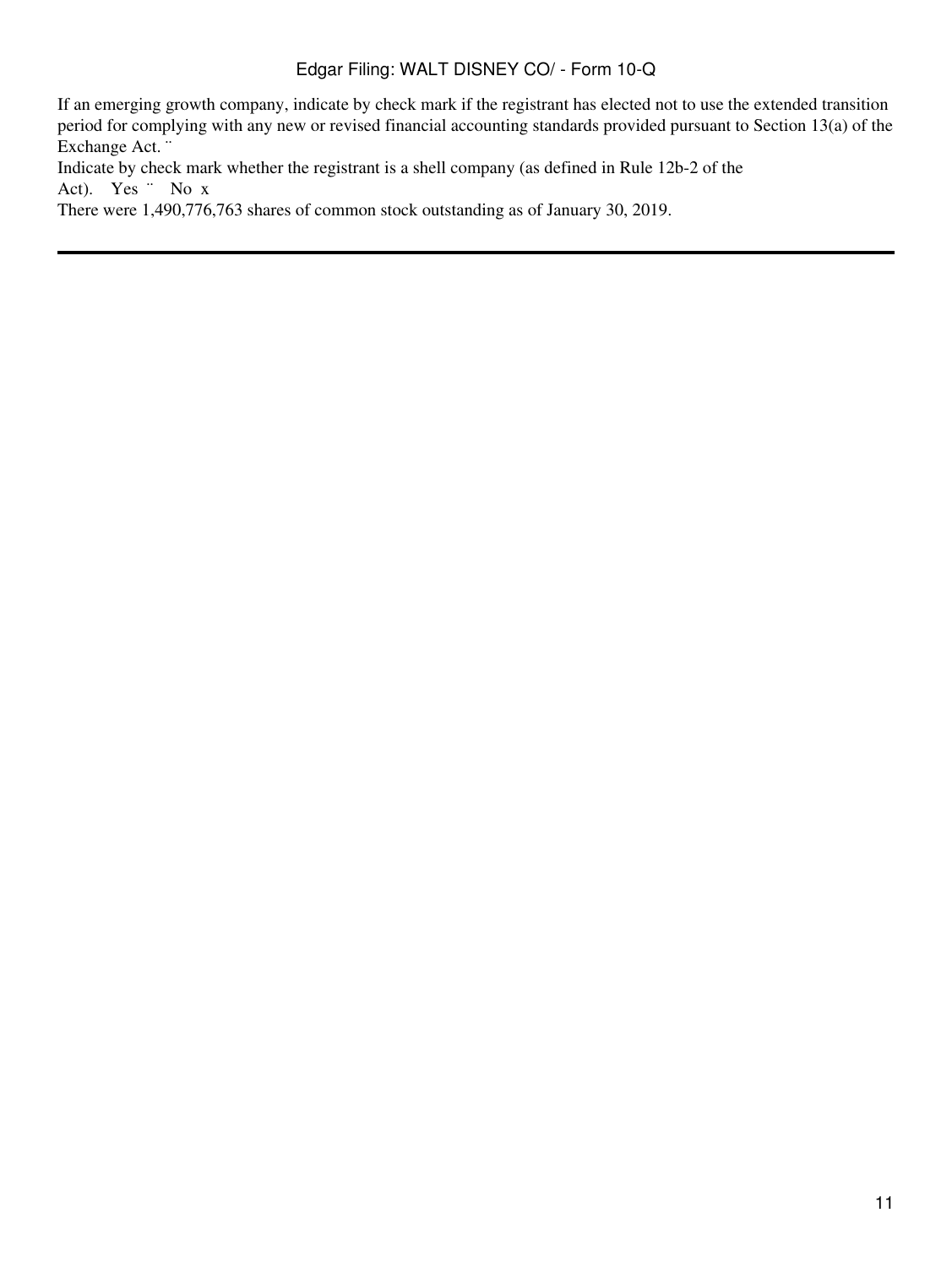If an emerging growth company, indicate by check mark if the registrant has elected not to use the extended transition period for complying with any new or revised financial accounting standards provided pursuant to Section 13(a) of the Exchange Act. ¨

Indicate by check mark whether the registrant is a shell company (as defined in Rule 12b-2 of the Act). Yes ¨ No x

There were 1,490,776,763 shares of common stock outstanding as of January 30, 2019.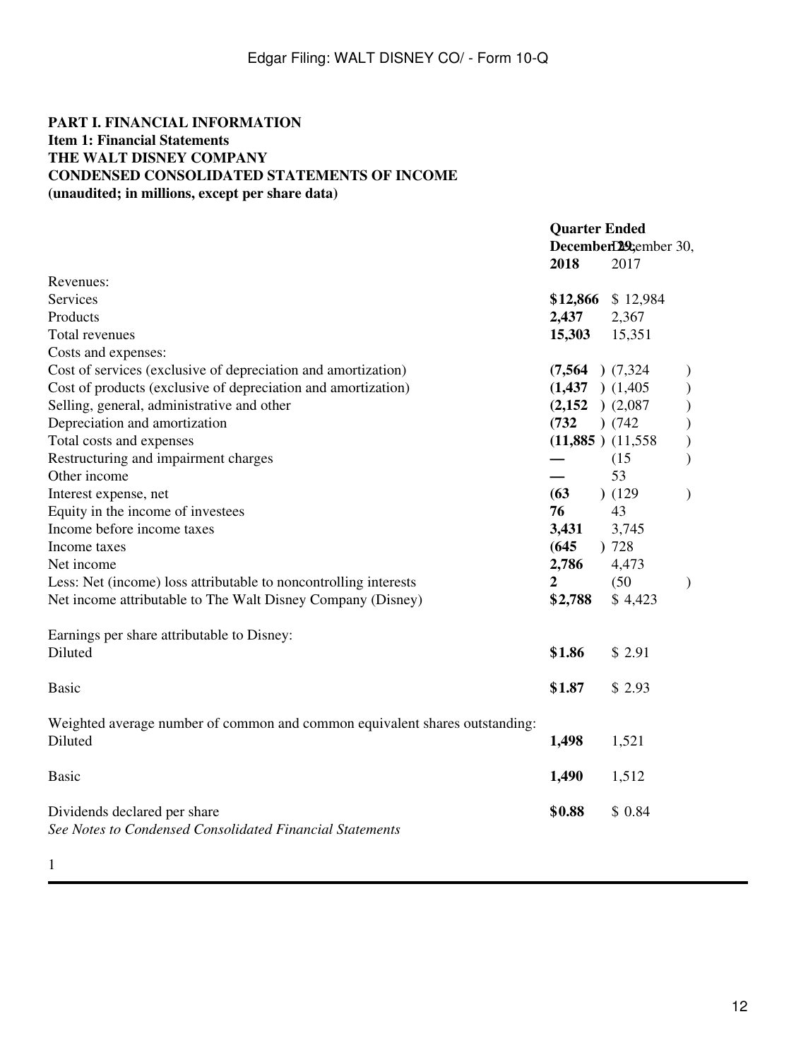**PART I. FINANCIAL INFORMATION**
**Item 1: Financial Statements**
**THE WALT DISNEY COMPANY**
**CONDENSED CONSOLIDATED STATEMENTS OF INCOME**
**(unaudited; in millions, except per share data)**

| | Quarter Ended | |
|---|---|---|
| | **December 29, 2018** | December 30, 2017 |
| Revenues: | | |
| Services | **$12,866** | $ 12,984 |
| Products | **2,437** | 2,367 |
| Total revenues | **15,303** | 15,351 |
| Costs and expenses: | | |
| Cost of services (exclusive of depreciation and amortization) | **(7,564 )** | (7,324 ) |
| Cost of products (exclusive of depreciation and amortization) | **(1,437 )** | (1,405 ) |
| Selling, general, administrative and other | **(2,152 )** | (2,087 ) |
| Depreciation and amortization | **(732 )** | (742 ) |
| Total costs and expenses | **(11,885 )** | (11,558 ) |
| Restructuring and impairment charges | **—** | (15 ) |
| Other income | **—** | 53 |
| Interest expense, net | **(63 )** | (129 ) |
| Equity in the income of investees | **76** | 43 |
| Income before income taxes | **3,431** | 3,745 |
| Income taxes | **(645 )** | 728 |
| Net income | **2,786** | 4,473 |
| Less: Net (income) loss attributable to noncontrolling interests | **2** | (50 ) |
| Net income attributable to The Walt Disney Company (Disney) | **$2,788** | $ 4,423 |
| | | |
| Earnings per share attributable to Disney: | | |
| Diluted | **$1.86** | $ 2.91 |
| | | |
| Basic | **$1.87** | $ 2.93 |
| | | |
| Weighted average number of common and common equivalent shares outstanding: | | |
| Diluted | **1,498** | 1,521 |
| | | |
| Basic | **1,490** | 1,512 |
| | | |
| Dividends declared per share | **$0.88** | $ 0.84 |

*See Notes to Condensed Consolidated Financial Statements*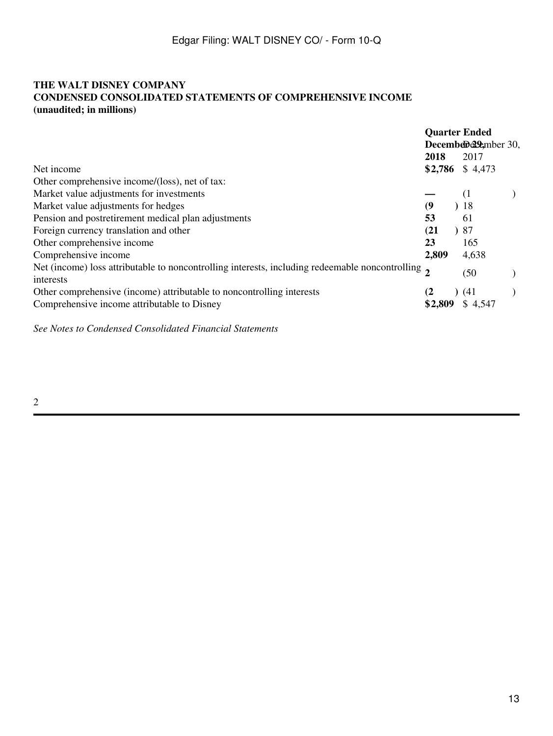**THE WALT DISNEY COMPANY**
**CONDENSED CONSOLIDATED STATEMENTS OF COMPREHENSIVE INCOME**
**(unaudited; in millions)**

| | Quarter Ended | |
|---|---|---|
| | **December 29, 2018** | December 30, 2017 |
| Net income | **$2,786** | $ 4,473 |
| Other comprehensive income/(loss), net of tax: | | |
| Market value adjustments for investments | **—** | (1) |
| Market value adjustments for hedges | **(9)** | 18 |
| Pension and postretirement medical plan adjustments | **53** | 61 |
| Foreign currency translation and other | **(21)** | 87 |
| Other comprehensive income | **23** | 165 |
| Comprehensive income | **2,809** | 4,638 |
| Net (income) loss attributable to noncontrolling interests, including redeemable noncontrolling interests | **2** | (50) |
| Other comprehensive (income) attributable to noncontrolling interests | **(2)** | (41) |
| Comprehensive income attributable to Disney | **$2,809** | $ 4,547 |

*See Notes to Condensed Consolidated Financial Statements*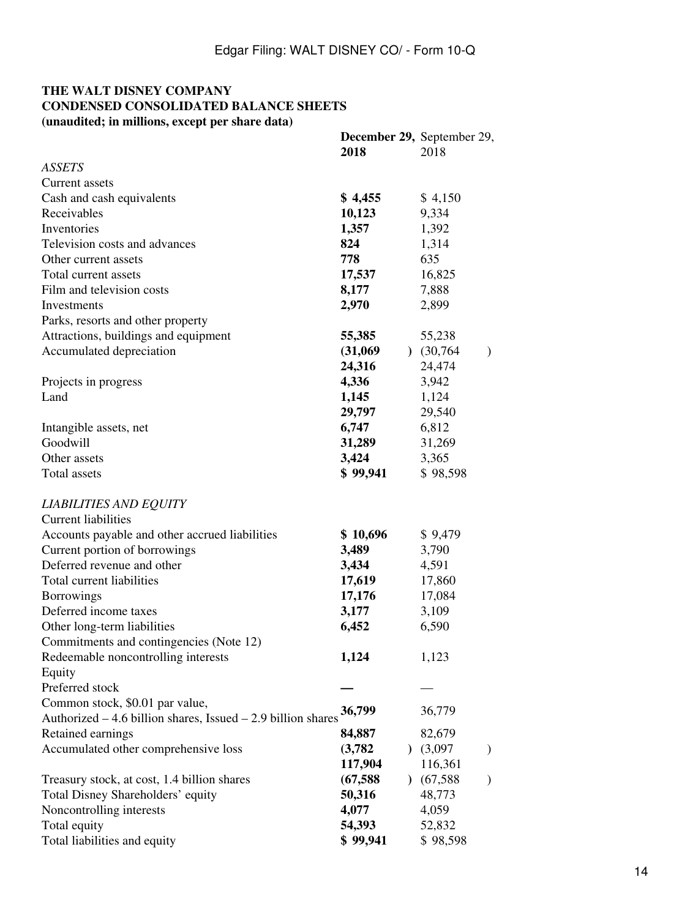**THE WALT DISNEY COMPANY**
**CONDENSED CONSOLIDATED BALANCE SHEETS**
**(unaudited; in millions, except per share data)**

| | **December 29, 2018** | September 29, 2018 |
|---|---|---|
| *ASSETS* | | |
| Current assets | | |
| Cash and cash equivalents | **$ 4,455** | $ 4,150 |
| Receivables | **10,123** | 9,334 |
| Inventories | **1,357** | 1,392 |
| Television costs and advances | **824** | 1,314 |
| Other current assets | **778** | 635 |
| Total current assets | **17,537** | 16,825 |
| Film and television costs | **8,177** | 7,888 |
| Investments | **2,970** | 2,899 |
| Parks, resorts and other property | | |
| Attractions, buildings and equipment | **55,385** | 55,238 |
| Accumulated depreciation | **(31,069)** | (30,764) |
| | **24,316** | 24,474 |
| Projects in progress | **4,336** | 3,942 |
| Land | **1,145** | 1,124 |
| | **29,797** | 29,540 |
| Intangible assets, net | **6,747** | 6,812 |
| Goodwill | **31,289** | 31,269 |
| Other assets | **3,424** | 3,365 |
| Total assets | **$ 99,941** | $ 98,598 |
| | | |
| *LIABILITIES AND EQUITY* | | |
| Current liabilities | | |
| Accounts payable and other accrued liabilities | **$ 10,696** | $ 9,479 |
| Current portion of borrowings | **3,489** | 3,790 |
| Deferred revenue and other | **3,434** | 4,591 |
| Total current liabilities | **17,619** | 17,860 |
| Borrowings | **17,176** | 17,084 |
| Deferred income taxes | **3,177** | 3,109 |
| Other long-term liabilities | **6,452** | 6,590 |
| Commitments and contingencies (Note 12) | | |
| Redeemable noncontrolling interests | **1,124** | 1,123 |
| Equity | | |
| Preferred stock | **—** | — |
| Common stock, $0.01 par value, Authorized – 4.6 billion shares, Issued – 2.9 billion shares | **36,799** | 36,779 |
| Retained earnings | **84,887** | 82,679 |
| Accumulated other comprehensive loss | **(3,782)** | (3,097) |
| | **117,904** | 116,361 |
| Treasury stock, at cost, 1.4 billion shares | **(67,588)** | (67,588) |
| Total Disney Shareholders' equity | **50,316** | 48,773 |
| Noncontrolling interests | **4,077** | 4,059 |
| Total equity | **54,393** | 52,832 |
| Total liabilities and equity | **$ 99,941** | $ 98,598 |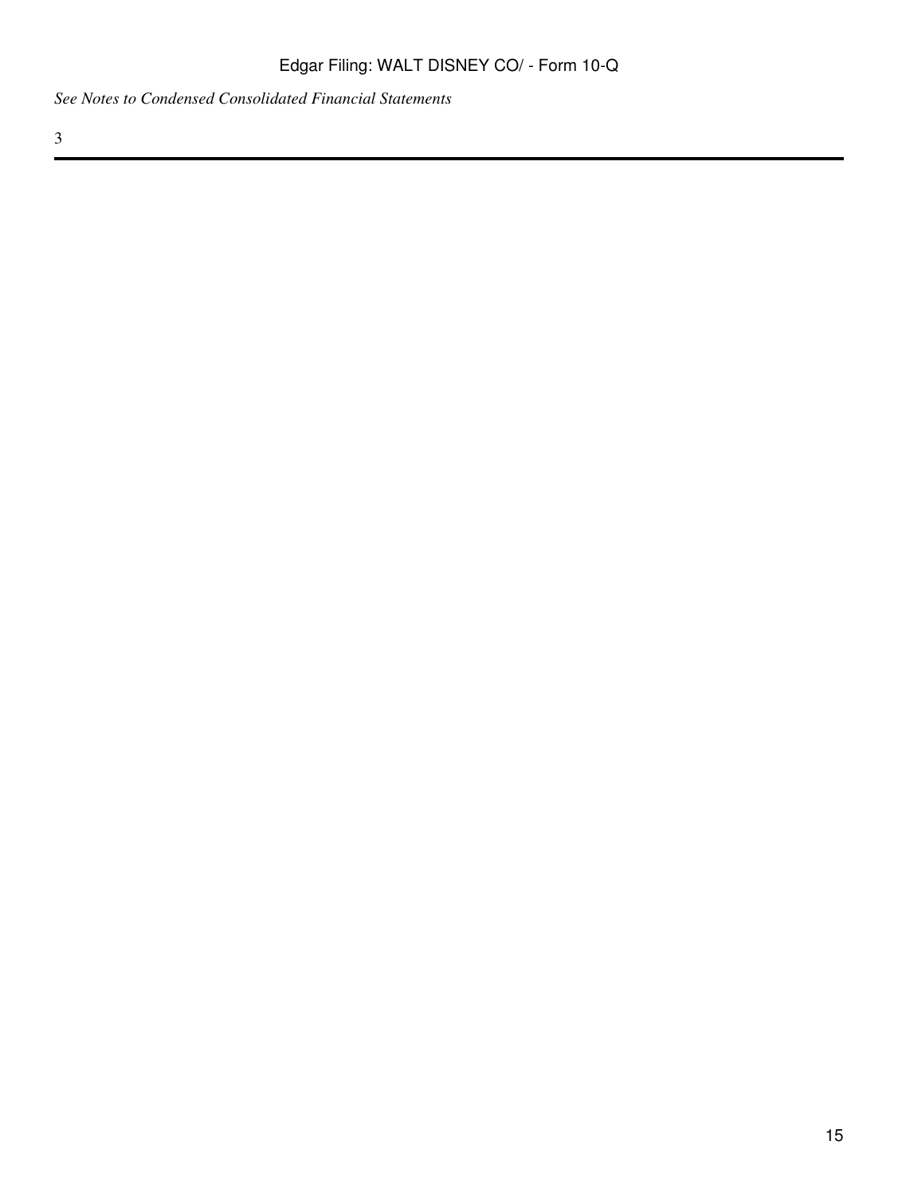*See Notes to Condensed Consolidated Financial Statements*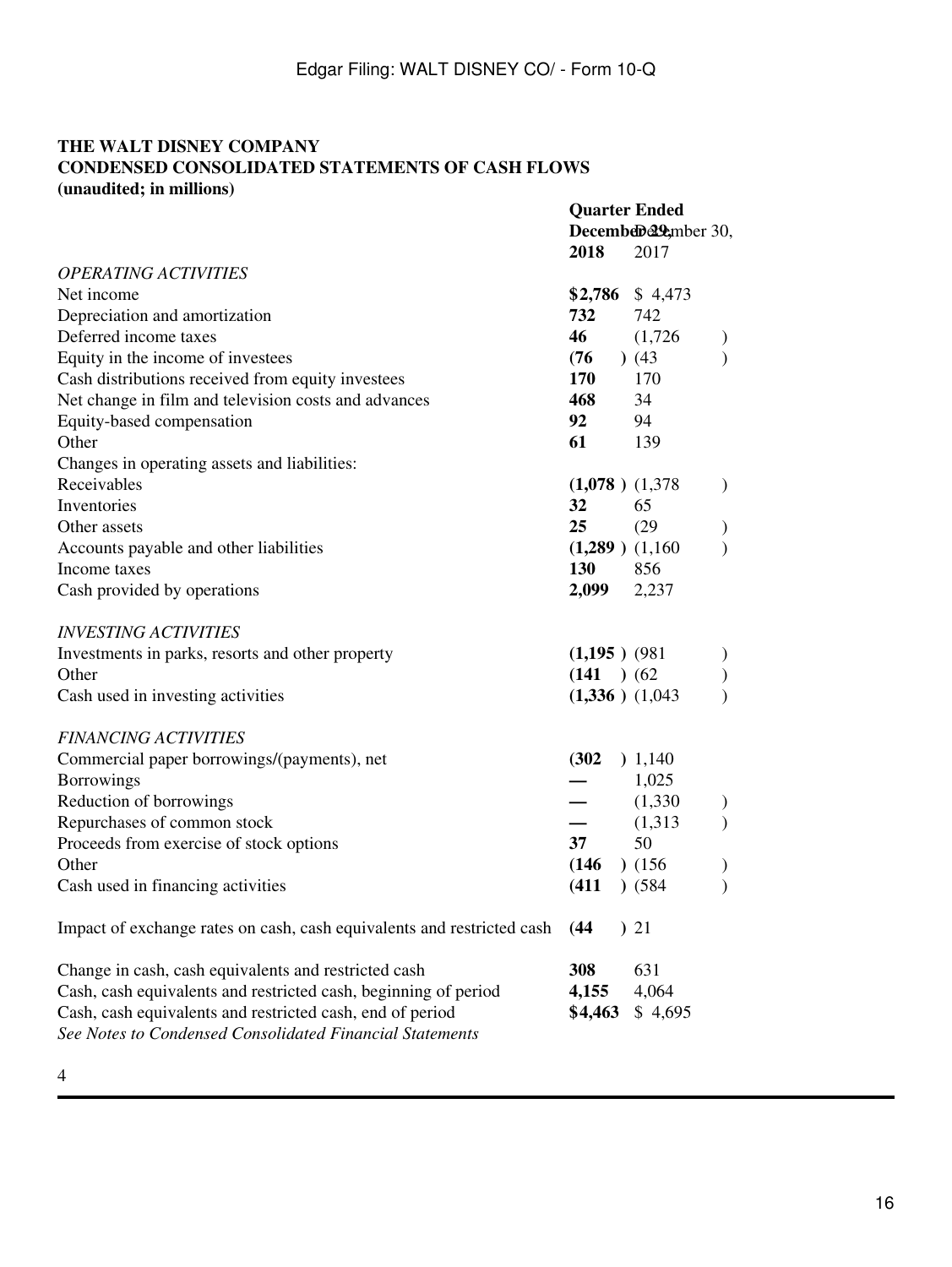**THE WALT DISNEY COMPANY**
**CONDENSED CONSOLIDATED STATEMENTS OF CASH FLOWS**
**(unaudited; in millions)**

| | Quarter Ended | |
|---|---|---|
| | **December 29, 2018** | December 30, 2017 |
| *OPERATING ACTIVITIES* | | |
| Net income | **$2,786** | $ 4,473 |
| Depreciation and amortization | **732** | 742 |
| Deferred income taxes | **46** | (1,726) |
| Equity in the income of investees | **(76)** | (43) |
| Cash distributions received from equity investees | **170** | 170 |
| Net change in film and television costs and advances | **468** | 34 |
| Equity-based compensation | **92** | 94 |
| Other | **61** | 139 |
| Changes in operating assets and liabilities: | | |
| Receivables | **(1,078)** | (1,378) |
| Inventories | **32** | 65 |
| Other assets | **25** | (29) |
| Accounts payable and other liabilities | **(1,289)** | (1,160) |
| Income taxes | **130** | 856 |
| Cash provided by operations | **2,099** | 2,237 |
| | | |
| *INVESTING ACTIVITIES* | | |
| Investments in parks, resorts and other property | **(1,195)** | (981) |
| Other | **(141)** | (62) |
| Cash used in investing activities | **(1,336)** | (1,043) |
| | | |
| *FINANCING ACTIVITIES* | | |
| Commercial paper borrowings/(payments), net | **(302)** | 1,140 |
| Borrowings | **—** | 1,025 |
| Reduction of borrowings | **—** | (1,330) |
| Repurchases of common stock | **—** | (1,313) |
| Proceeds from exercise of stock options | **37** | 50 |
| Other | **(146)** | (156) |
| Cash used in financing activities | **(411)** | (584) |
| | | |
| Impact of exchange rates on cash, cash equivalents and restricted cash | **(44)** | 21 |
| | | |
| Change in cash, cash equivalents and restricted cash | **308** | 631 |
| Cash, cash equivalents and restricted cash, beginning of period | **4,155** | 4,064 |
| Cash, cash equivalents and restricted cash, end of period | **$4,463** | $ 4,695 |

*See Notes to Condensed Consolidated Financial Statements*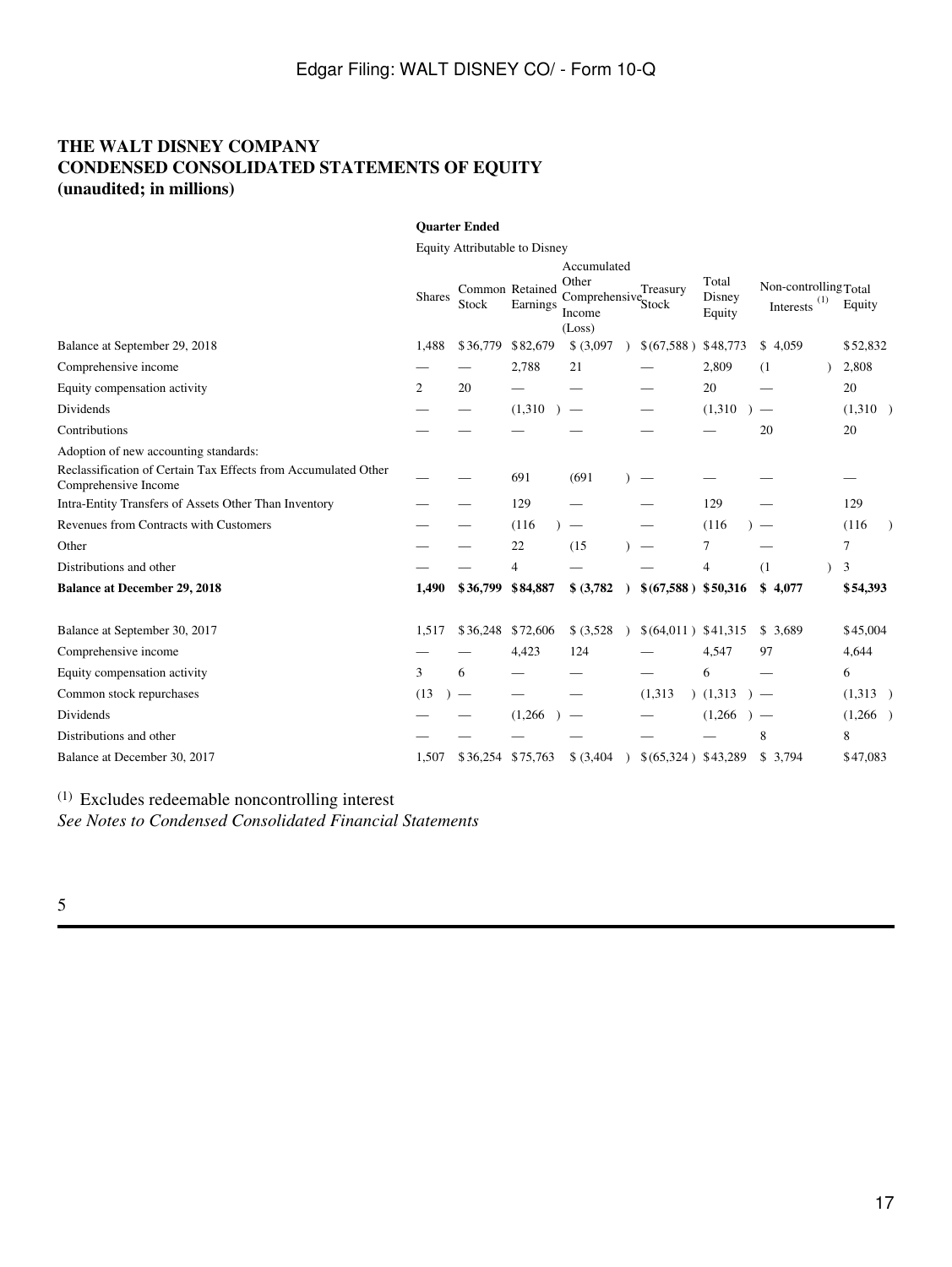# THE WALT DISNEY COMPANY
## CONDENSED CONSOLIDATED STATEMENTS OF EQUITY
### (unaudited; in millions)

| | Quarter Ended | | | | | | | |
|---|---|---|---|---|---|---|---|---|
| | Equity Attributable to Disney | | | | | | | |
| | Shares | Common Stock | Retained Earnings | Accumulated Other Comprehensive Income (Loss) | Treasury Stock | Total Disney Equity | Non-controlling Interests [1] | Total Equity |
| Balance at September 29, 2018 | 1,488 | $36,779 | $82,679 | $(3,097) | $(67,588) | $48,773 | $4,059 | $52,832 |
| Comprehensive income | — | — | 2,788 | 21 | — | 2,809 | (1) | 2,808 |
| Equity compensation activity | 2 | 20 | — | — | — | 20 | — | 20 |
| Dividends | — | — | (1,310) | — | — | (1,310) | — | (1,310) |
| Contributions | — | — | — | — | — | — | 20 | 20 |
| Adoption of new accounting standards: | | | | | | | | |
| Reclassification of Certain Tax Effects from Accumulated Other Comprehensive Income | — | — | 691 | (691) | — | — | — | — |
| Intra-Entity Transfers of Assets Other Than Inventory | — | — | 129 | — | — | 129 | — | 129 |
| Revenues from Contracts with Customers | — | — | (116) | — | — | (116) | — | (116) |
| Other | — | — | 22 | (15) | — | 7 | — | 7 |
| Distributions and other | — | — | 4 | — | — | 4 | (1) | 3 |
| **Balance at December 29, 2018** | **1,490** | **$36,799** | **$84,887** | **$(3,782)** | **$(67,588)** | **$50,316** | **$4,077** | **$54,393** |
| | | | | | | | | |
| Balance at September 30, 2017 | 1,517 | $36,248 | $72,606 | $(3,528) | $(64,011) | $41,315 | $3,689 | $45,004 |
| Comprehensive income | — | — | 4,423 | 124 | — | 4,547 | 97 | 4,644 |
| Equity compensation activity | 3 | 6 | — | — | — | 6 | — | 6 |
| Common stock repurchases | (13) | — | — | — | (1,313) | (1,313) | — | (1,313) |
| Dividends | — | — | (1,266) | — | — | (1,266) | — | (1,266) |
| Distributions and other | — | — | — | — | — | — | 8 | 8 |
| Balance at December 30, 2017 | 1,507 | $36,254 | $75,763 | $(3,404) | $(65,324) | $43,289 | $3,794 | $47,083 |

[1] Excludes redeemable noncontrolling interest

*See Notes to Condensed Consolidated Financial Statements*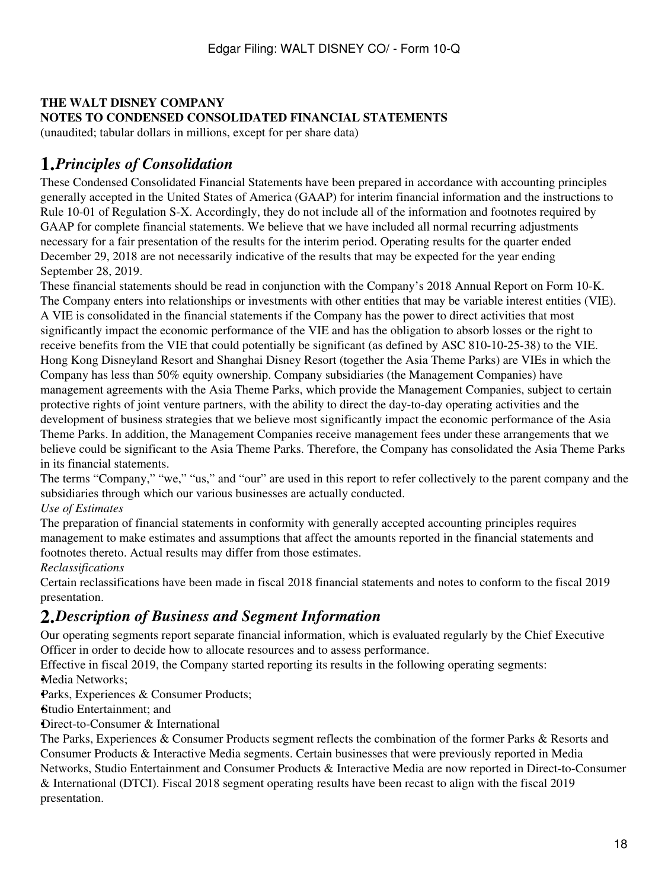**THE WALT DISNEY COMPANY**
**NOTES TO CONDENSED CONSOLIDATED FINANCIAL STATEMENTS**
(unaudited; tabular dollars in millions, except for per share data)

## 1. *Principles of Consolidation*

These Condensed Consolidated Financial Statements have been prepared in accordance with accounting principles generally accepted in the United States of America (GAAP) for interim financial information and the instructions to Rule 10-01 of Regulation S-X. Accordingly, they do not include all of the information and footnotes required by GAAP for complete financial statements. We believe that we have included all normal recurring adjustments necessary for a fair presentation of the results for the interim period. Operating results for the quarter ended December 29, 2018 are not necessarily indicative of the results that may be expected for the year ending September 28, 2019.

These financial statements should be read in conjunction with the Company's 2018 Annual Report on Form 10-K.

The Company enters into relationships or investments with other entities that may be variable interest entities (VIE). A VIE is consolidated in the financial statements if the Company has the power to direct activities that most significantly impact the economic performance of the VIE and has the obligation to absorb losses or the right to receive benefits from the VIE that could potentially be significant (as defined by ASC 810-10-25-38) to the VIE. Hong Kong Disneyland Resort and Shanghai Disney Resort (together the Asia Theme Parks) are VIEs in which the Company has less than 50% equity ownership. Company subsidiaries (the Management Companies) have management agreements with the Asia Theme Parks, which provide the Management Companies, subject to certain protective rights of joint venture partners, with the ability to direct the day-to-day operating activities and the development of business strategies that we believe most significantly impact the economic performance of the Asia Theme Parks. In addition, the Management Companies receive management fees under these arrangements that we believe could be significant to the Asia Theme Parks. Therefore, the Company has consolidated the Asia Theme Parks in its financial statements.

The terms "Company," "we," "us," and "our" are used in this report to refer collectively to the parent company and the subsidiaries through which our various businesses are actually conducted.

*Use of Estimates*

The preparation of financial statements in conformity with generally accepted accounting principles requires management to make estimates and assumptions that affect the amounts reported in the financial statements and footnotes thereto. Actual results may differ from those estimates.

*Reclassifications*

Certain reclassifications have been made in fiscal 2018 financial statements and notes to conform to the fiscal 2019 presentation.

## 2. *Description of Business and Segment Information*

Our operating segments report separate financial information, which is evaluated regularly by the Chief Executive Officer in order to decide how to allocate resources and to assess performance.

Effective in fiscal 2019, the Company started reporting its results in the following operating segments:

- Media Networks;
- Parks, Experiences & Consumer Products;
- Studio Entertainment; and
- Direct-to-Consumer & International

The Parks, Experiences & Consumer Products segment reflects the combination of the former Parks & Resorts and Consumer Products & Interactive Media segments. Certain businesses that were previously reported in Media Networks, Studio Entertainment and Consumer Products & Interactive Media are now reported in Direct-to-Consumer & International (DTCI). Fiscal 2018 segment operating results have been recast to align with the fiscal 2019 presentation.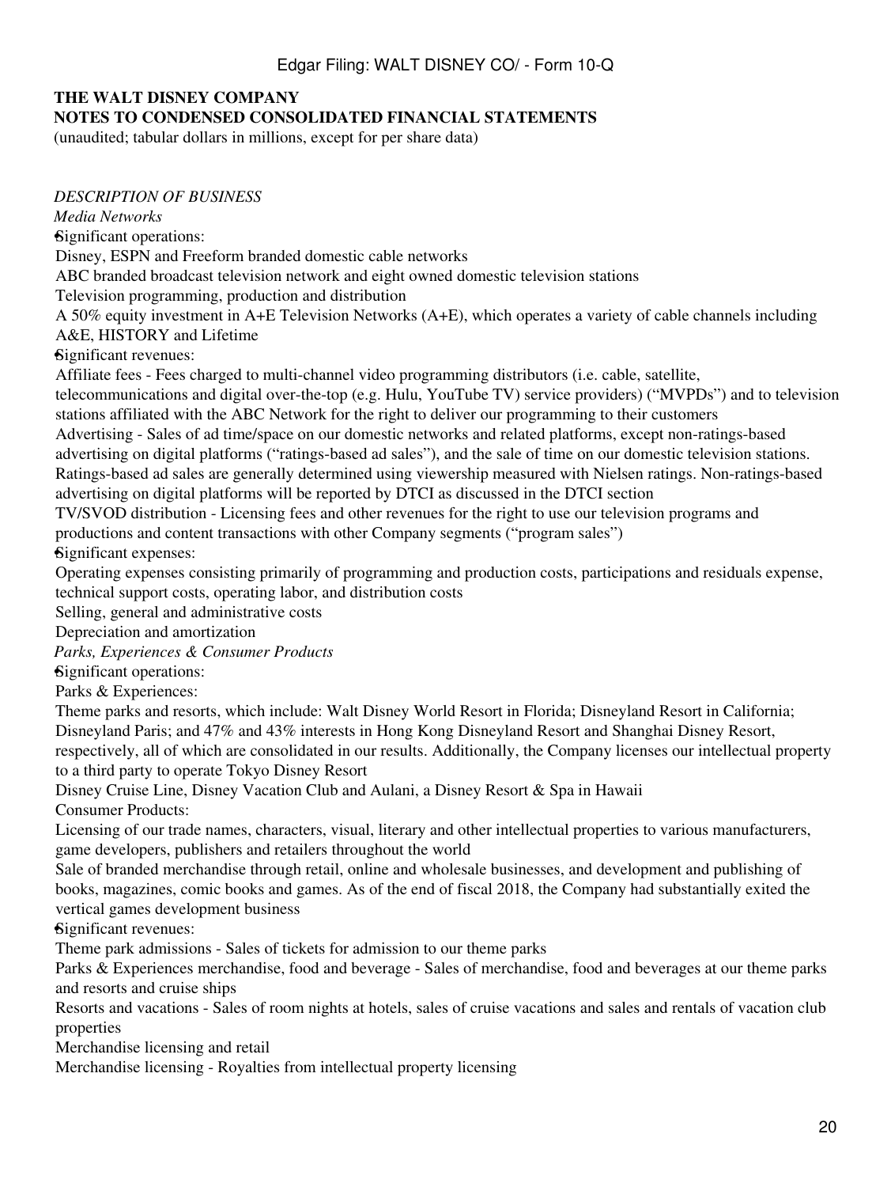**THE WALT DISNEY COMPANY**
**NOTES TO CONDENSED CONSOLIDATED FINANCIAL STATEMENTS**
(unaudited; tabular dollars in millions, except for per share data)

*DESCRIPTION OF BUSINESS*

*Media Networks*

- Significant operations:
  - Disney, ESPN and Freeform branded domestic cable networks
  - ABC branded broadcast television network and eight owned domestic television stations
  - Television programming, production and distribution
  - A 50% equity investment in A+E Television Networks (A+E), which operates a variety of cable channels including A&E, HISTORY and Lifetime
- Significant revenues:
  - Affiliate fees - Fees charged to multi-channel video programming distributors (i.e. cable, satellite, telecommunications and digital over-the-top (e.g. Hulu, YouTube TV) service providers) ("MVPDs") and to television stations affiliated with the ABC Network for the right to deliver our programming to their customers
  - Advertising - Sales of ad time/space on our domestic networks and related platforms, except non-ratings-based advertising on digital platforms ("ratings-based ad sales"), and the sale of time on our domestic television stations. Ratings-based ad sales are generally determined using viewership measured with Nielsen ratings. Non-ratings-based advertising on digital platforms will be reported by DTCI as discussed in the DTCI section
  - TV/SVOD distribution - Licensing fees and other revenues for the right to use our television programs and productions and content transactions with other Company segments ("program sales")
- Significant expenses:
  - Operating expenses consisting primarily of programming and production costs, participations and residuals expense, technical support costs, operating labor, and distribution costs
  - Selling, general and administrative costs
  - Depreciation and amortization

*Parks, Experiences & Consumer Products*

- Significant operations:
  - Parks & Experiences:
    - Theme parks and resorts, which include: Walt Disney World Resort in Florida; Disneyland Resort in California; Disneyland Paris; and 47% and 43% interests in Hong Kong Disneyland Resort and Shanghai Disney Resort, respectively, all of which are consolidated in our results. Additionally, the Company licenses our intellectual property to a third party to operate Tokyo Disney Resort
    - Disney Cruise Line, Disney Vacation Club and Aulani, a Disney Resort & Spa in Hawaii
  - Consumer Products:
    - Licensing of our trade names, characters, visual, literary and other intellectual properties to various manufacturers, game developers, publishers and retailers throughout the world
    - Sale of branded merchandise through retail, online and wholesale businesses, and development and publishing of books, magazines, comic books and games. As of the end of fiscal 2018, the Company had substantially exited the vertical games development business
- Significant revenues:
  - Theme park admissions - Sales of tickets for admission to our theme parks
  - Parks & Experiences merchandise, food and beverage - Sales of merchandise, food and beverages at our theme parks and resorts and cruise ships
  - Resorts and vacations - Sales of room nights at hotels, sales of cruise vacations and sales and rentals of vacation club properties
  - Merchandise licensing and retail
    - Merchandise licensing - Royalties from intellectual property licensing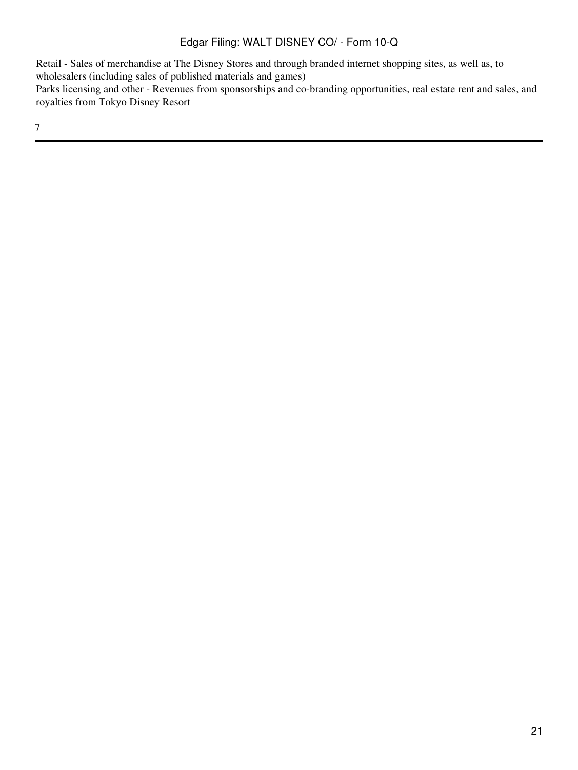Retail - Sales of merchandise at The Disney Stores and through branded internet shopping sites, as well as, to wholesalers (including sales of published materials and games)

Parks licensing and other - Revenues from sponsorships and co-branding opportunities, real estate rent and sales, and royalties from Tokyo Disney Resort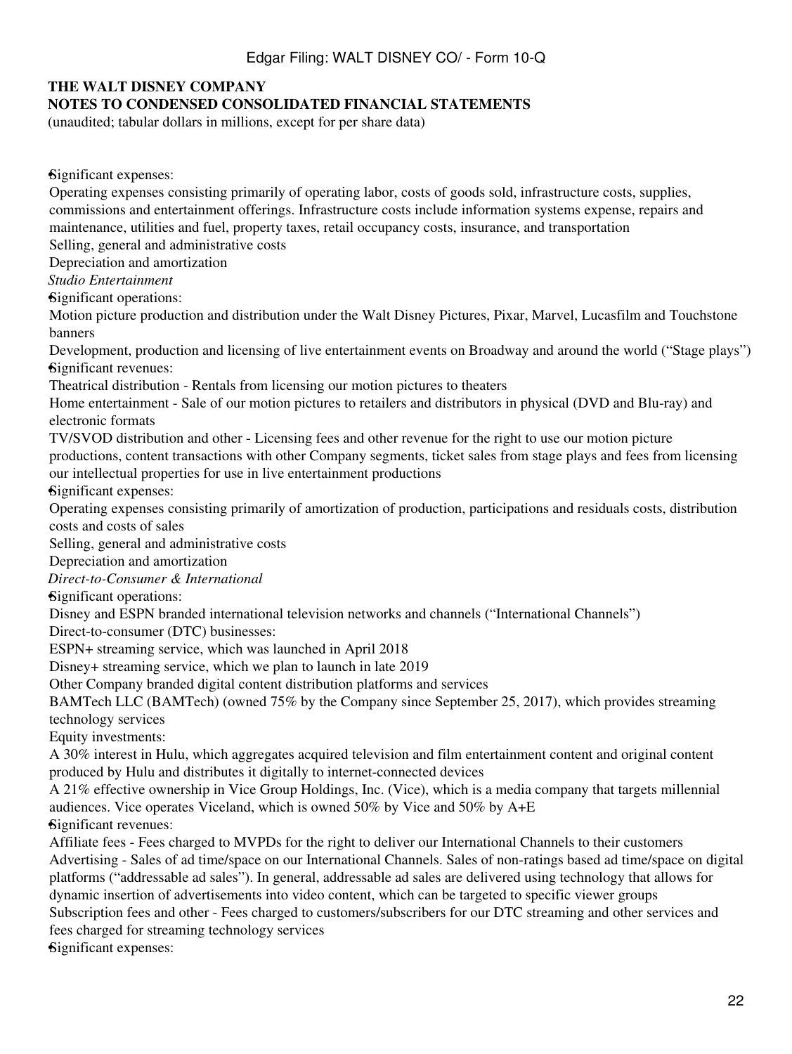**THE WALT DISNEY COMPANY**
**NOTES TO CONDENSED CONSOLIDATED FINANCIAL STATEMENTS**
(unaudited; tabular dollars in millions, except for per share data)

- Significant expenses:
  - Operating expenses consisting primarily of operating labor, costs of goods sold, infrastructure costs, supplies, commissions and entertainment offerings. Infrastructure costs include information systems expense, repairs and maintenance, utilities and fuel, property taxes, retail occupancy costs, insurance, and transportation
  - Selling, general and administrative costs
  - Depreciation and amortization

*Studio Entertainment*

- Significant operations:
  - Motion picture production and distribution under the Walt Disney Pictures, Pixar, Marvel, Lucasfilm and Touchstone banners
  - Development, production and licensing of live entertainment events on Broadway and around the world ("Stage plays")
- Significant revenues:
  - Theatrical distribution - Rentals from licensing our motion pictures to theaters
  - Home entertainment - Sale of our motion pictures to retailers and distributors in physical (DVD and Blu-ray) and electronic formats
  - TV/SVOD distribution and other - Licensing fees and other revenue for the right to use our motion picture productions, content transactions with other Company segments, ticket sales from stage plays and fees from licensing our intellectual properties for use in live entertainment productions
- Significant expenses:
  - Operating expenses consisting primarily of amortization of production, participations and residuals costs, distribution costs and costs of sales
  - Selling, general and administrative costs
  - Depreciation and amortization

*Direct-to-Consumer & International*

- Significant operations:
  - Disney and ESPN branded international television networks and channels ("International Channels")
  - Direct-to-consumer (DTC) businesses:
    - ESPN+ streaming service, which was launched in April 2018
    - Disney+ streaming service, which we plan to launch in late 2019
    - Other Company branded digital content distribution platforms and services
  - BAMTech LLC (BAMTech) (owned 75% by the Company since September 25, 2017), which provides streaming technology services
  - Equity investments:
    - A 30% interest in Hulu, which aggregates acquired television and film entertainment content and original content produced by Hulu and distributes it digitally to internet-connected devices
    - A 21% effective ownership in Vice Group Holdings, Inc. (Vice), which is a media company that targets millennial audiences. Vice operates Viceland, which is owned 50% by Vice and 50% by A+E
- Significant revenues:
  - Affiliate fees - Fees charged to MVPDs for the right to deliver our International Channels to their customers
  - Advertising - Sales of ad time/space on our International Channels. Sales of non-ratings based ad time/space on digital platforms ("addressable ad sales"). In general, addressable ad sales are delivered using technology that allows for dynamic insertion of advertisements into video content, which can be targeted to specific viewer groups
  - Subscription fees and other - Fees charged to customers/subscribers for our DTC streaming and other services and fees charged for streaming technology services
- Significant expenses: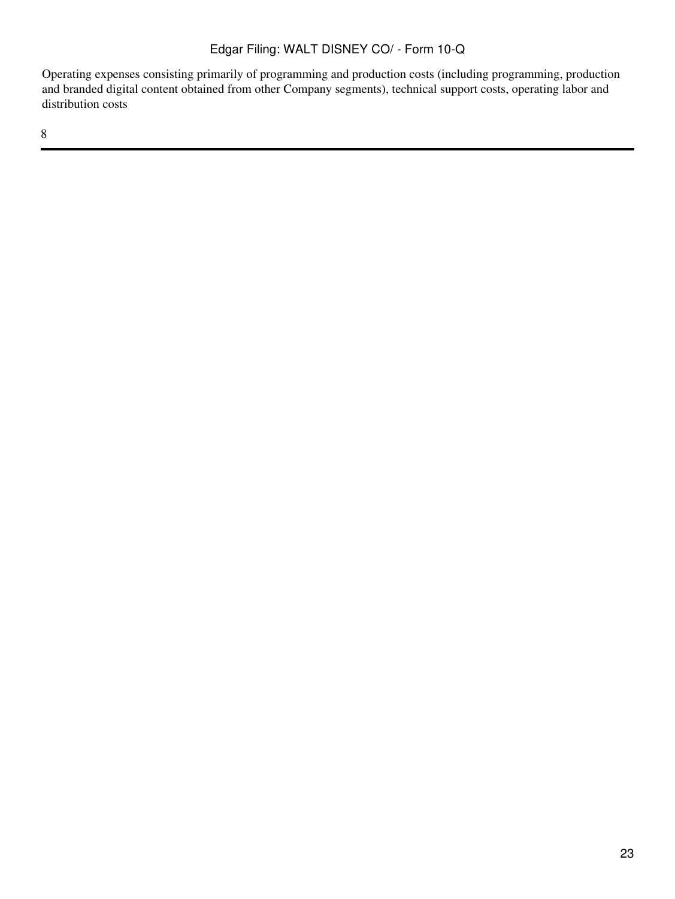Operating expenses consisting primarily of programming and production costs (including programming, production and branded digital content obtained from other Company segments), technical support costs, operating labor and distribution costs

8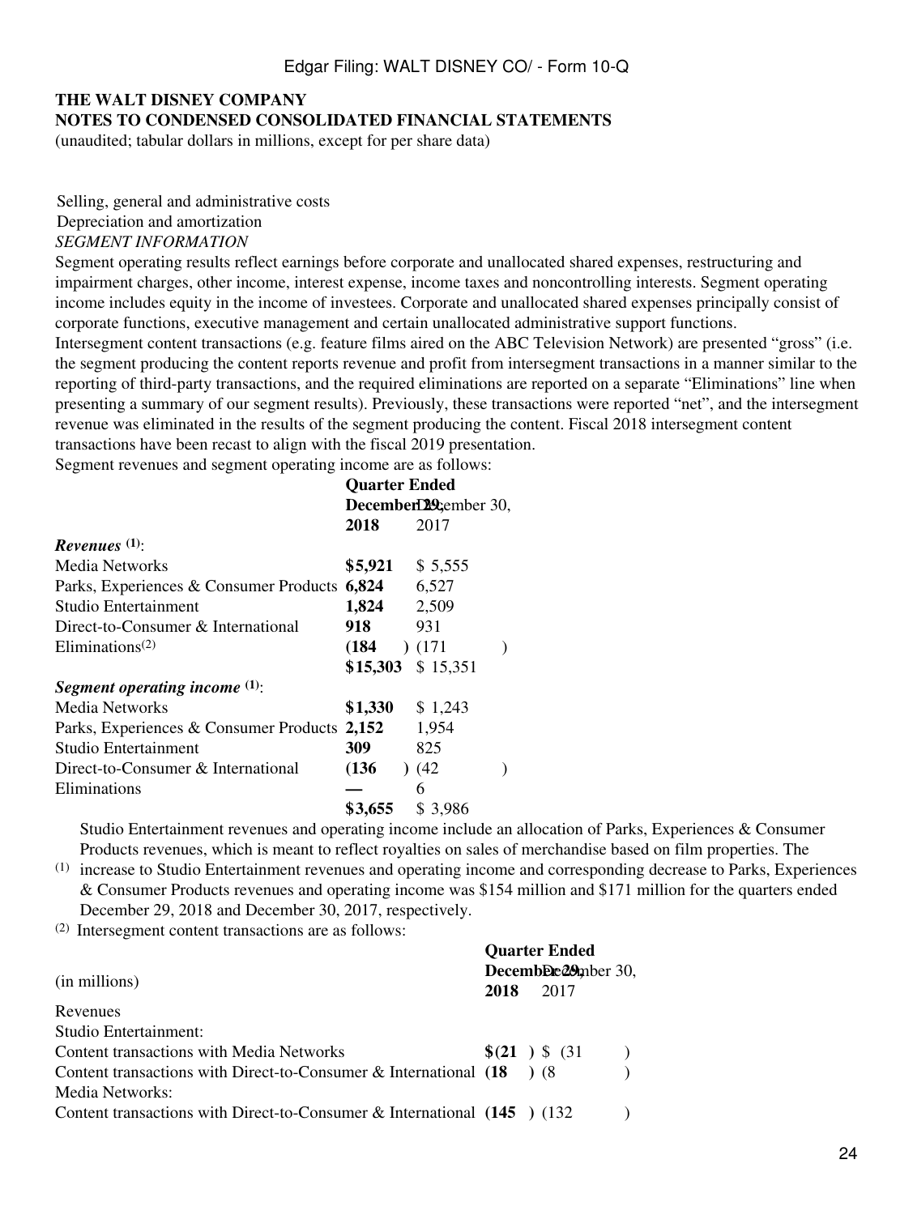**THE WALT DISNEY COMPANY**
**NOTES TO CONDENSED CONSOLIDATED FINANCIAL STATEMENTS**
(unaudited; tabular dollars in millions, except for per share data)

Selling, general and administrative costs
Depreciation and amortization

*SEGMENT INFORMATION*

Segment operating results reflect earnings before corporate and unallocated shared expenses, restructuring and impairment charges, other income, interest expense, income taxes and noncontrolling interests. Segment operating income includes equity in the income of investees. Corporate and unallocated shared expenses principally consist of corporate functions, executive management and certain unallocated administrative support functions.

Intersegment content transactions (e.g. feature films aired on the ABC Television Network) are presented "gross" (i.e. the segment producing the content reports revenue and profit from intersegment transactions in a manner similar to the reporting of third-party transactions, and the required eliminations are reported on a separate "Eliminations" line when presenting a summary of our segment results). Previously, these transactions were reported "net", and the intersegment revenue was eliminated in the results of the segment producing the content. Fiscal 2018 intersegment content transactions have been recast to align with the fiscal 2019 presentation.

Segment revenues and segment operating income are as follows:

| | Quarter Ended | |
|---|---|---|
| | **December 29, 2018** | December 30, 2017 |
| ***Revenues* [(1)]:** | | |
| Media Networks | **$5,921** | $ 5,555 |
| Parks, Experiences & Consumer Products | **6,824** | 6,527 |
| Studio Entertainment | **1,824** | 2,509 |
| Direct-to-Consumer & International | **918** | 931 |
| Eliminations[(2)] | **(184)** | (171) |
| | **$15,303** | $ 15,351 |
| ***Segment operating income* [(1)]:** | | |
| Media Networks | **$1,330** | $ 1,243 |
| Parks, Experiences & Consumer Products | **2,152** | 1,954 |
| Studio Entertainment | **309** | 825 |
| Direct-to-Consumer & International | **(136)** | (42) |
| Eliminations | **—** | 6 |
| | **$3,655** | $ 3,986 |

(1) Studio Entertainment revenues and operating income include an allocation of Parks, Experiences & Consumer Products revenues, which is meant to reflect royalties on sales of merchandise based on film properties. The increase to Studio Entertainment revenues and operating income and corresponding decrease to Parks, Experiences & Consumer Products revenues and operating income was $154 million and $171 million for the quarters ended December 29, 2018 and December 30, 2017, respectively.

(2) Intersegment content transactions are as follows:

| (in millions) | Quarter Ended | |
|---|---|---|
| | **December 29, 2018** | December 30, 2017 |
| Revenues | | |
| Studio Entertainment: | | |
| Content transactions with Media Networks | **$(21)** | $ (31) |
| Content transactions with Direct-to-Consumer & International | **(18)** | (8) |
| Media Networks: | | |
| Content transactions with Direct-to-Consumer & International | **(145)** | (132) |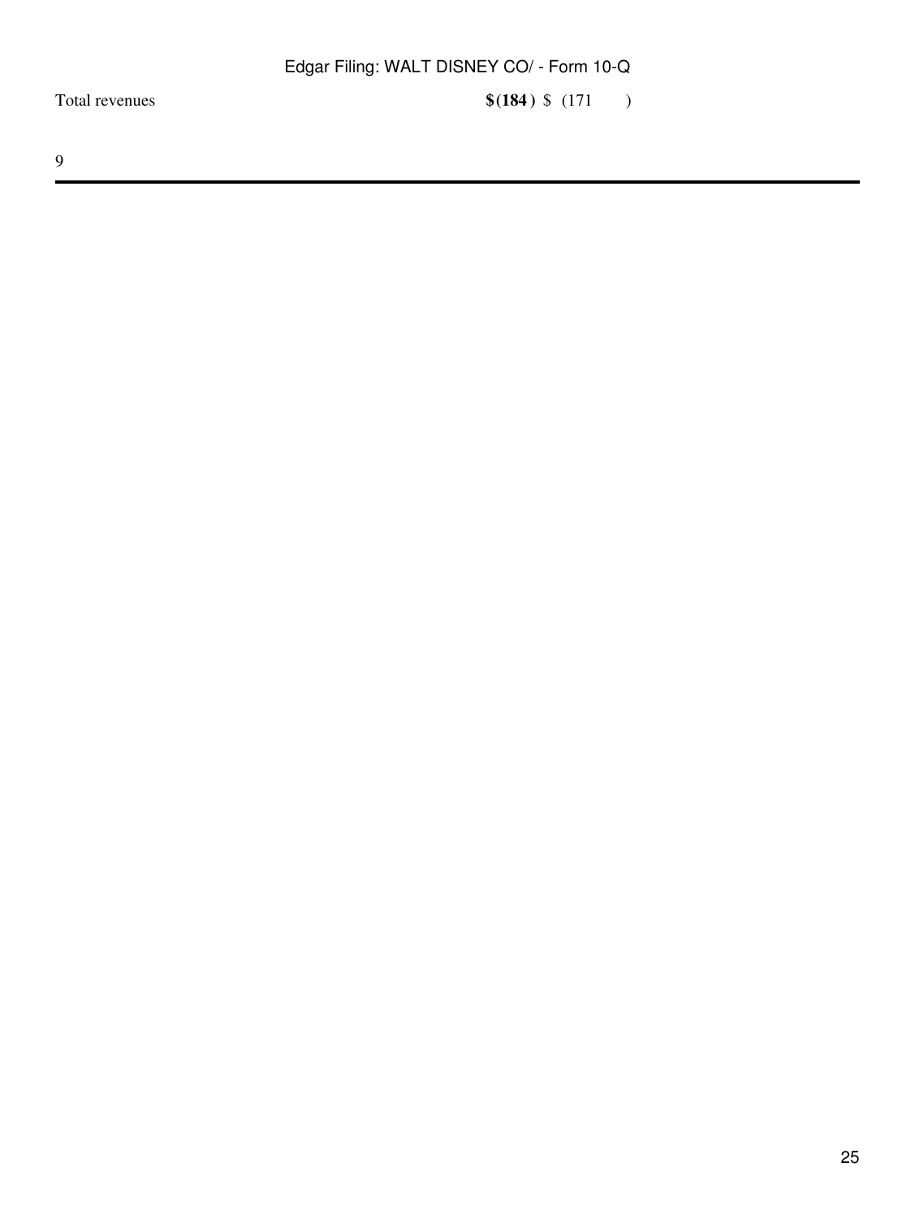| | | |
|---|---|---|
| Total revenues | **$(184 )** | $ (171 ) |

9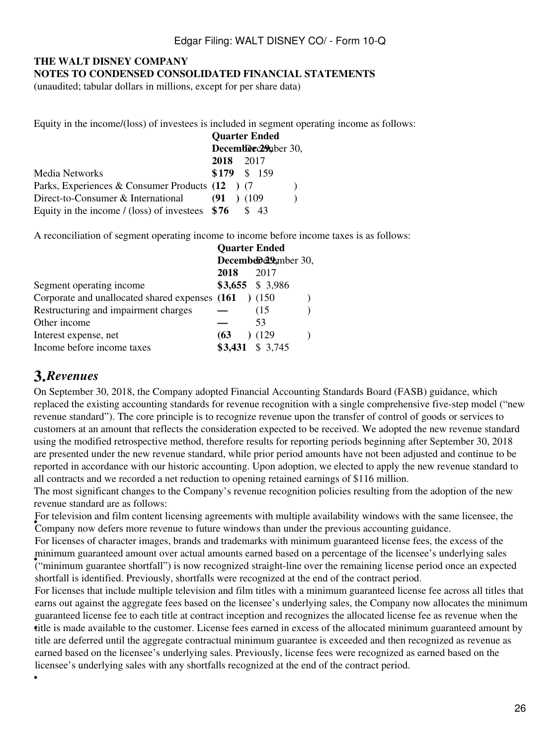**THE WALT DISNEY COMPANY**
**NOTES TO CONDENSED CONSOLIDATED FINANCIAL STATEMENTS**
(unaudited; tabular dollars in millions, except for per share data)

Equity in the income/(loss) of investees is included in segment operating income as follows:

| | Quarter Ended | |
|---|---|---|
| | **December 29, 2018** | December 30, 2017 |
| Media Networks | **$179** | $ 159 |
| Parks, Experiences & Consumer Products | **(12)** | (7) |
| Direct-to-Consumer & International | **(91)** | (109) |
| Equity in the income / (loss) of investees | **$76** | $ 43 |

A reconciliation of segment operating income to income before income taxes is as follows:

| | Quarter Ended | |
|---|---|---|
| | **December 29, 2018** | December 30, 2017 |
| Segment operating income | **$3,655** | $ 3,986 |
| Corporate and unallocated shared expenses | **(161)** | (150) |
| Restructuring and impairment charges | **—** | (15) |
| Other income | **—** | 53 |
| Interest expense, net | **(63)** | (129) |
| Income before income taxes | **$3,431** | $ 3,745 |

## 3. *Revenues*

On September 30, 2018, the Company adopted Financial Accounting Standards Board (FASB) guidance, which replaced the existing accounting standards for revenue recognition with a single comprehensive five-step model ("new revenue standard"). The core principle is to recognize revenue upon the transfer of control of goods or services to customers at an amount that reflects the consideration expected to be received. We adopted the new revenue standard using the modified retrospective method, therefore results for reporting periods beginning after September 30, 2018 are presented under the new revenue standard, while prior period amounts have not been adjusted and continue to be reported in accordance with our historic accounting. Upon adoption, we elected to apply the new revenue standard to all contracts and we recorded a net reduction to opening retained earnings of $116 million.

The most significant changes to the Company's revenue recognition policies resulting from the adoption of the new revenue standard are as follows:

- For television and film content licensing agreements with multiple availability windows with the same licensee, the Company now defers more revenue to future windows than under the previous accounting guidance.
- For licenses of character images, brands and trademarks with minimum guaranteed license fees, the excess of the minimum guaranteed amount over actual amounts earned based on a percentage of the licensee's underlying sales ("minimum guarantee shortfall") is now recognized straight-line over the remaining license period once an expected shortfall is identified. Previously, shortfalls were recognized at the end of the contract period.
- For licenses that include multiple television and film titles with a minimum guaranteed license fee across all titles that earns out against the aggregate fees based on the licensee's underlying sales, the Company now allocates the minimum guaranteed license fee to each title at contract inception and recognizes the allocated license fee as revenue when the title is made available to the customer. License fees earned in excess of the allocated minimum guaranteed amount by title are deferred until the aggregate contractual minimum guarantee is exceeded and then recognized as revenue as earned based on the licensee's underlying sales. Previously, license fees were recognized as earned based on the licensee's underlying sales with any shortfalls recognized at the end of the contract period.
-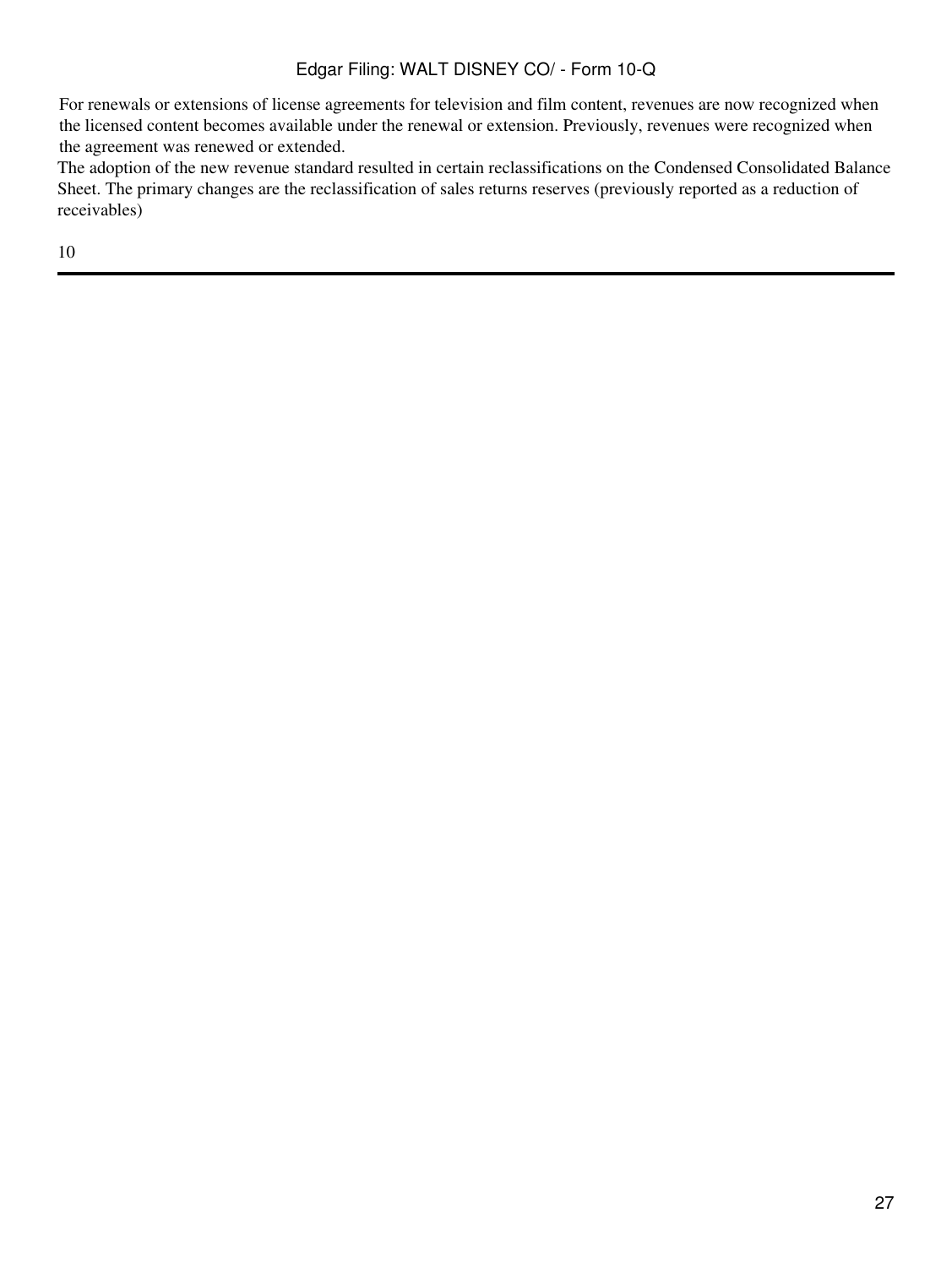For renewals or extensions of license agreements for television and film content, revenues are now recognized when the licensed content becomes available under the renewal or extension. Previously, revenues were recognized when the agreement was renewed or extended.

The adoption of the new revenue standard resulted in certain reclassifications on the Condensed Consolidated Balance Sheet. The primary changes are the reclassification of sales returns reserves (previously reported as a reduction of receivables)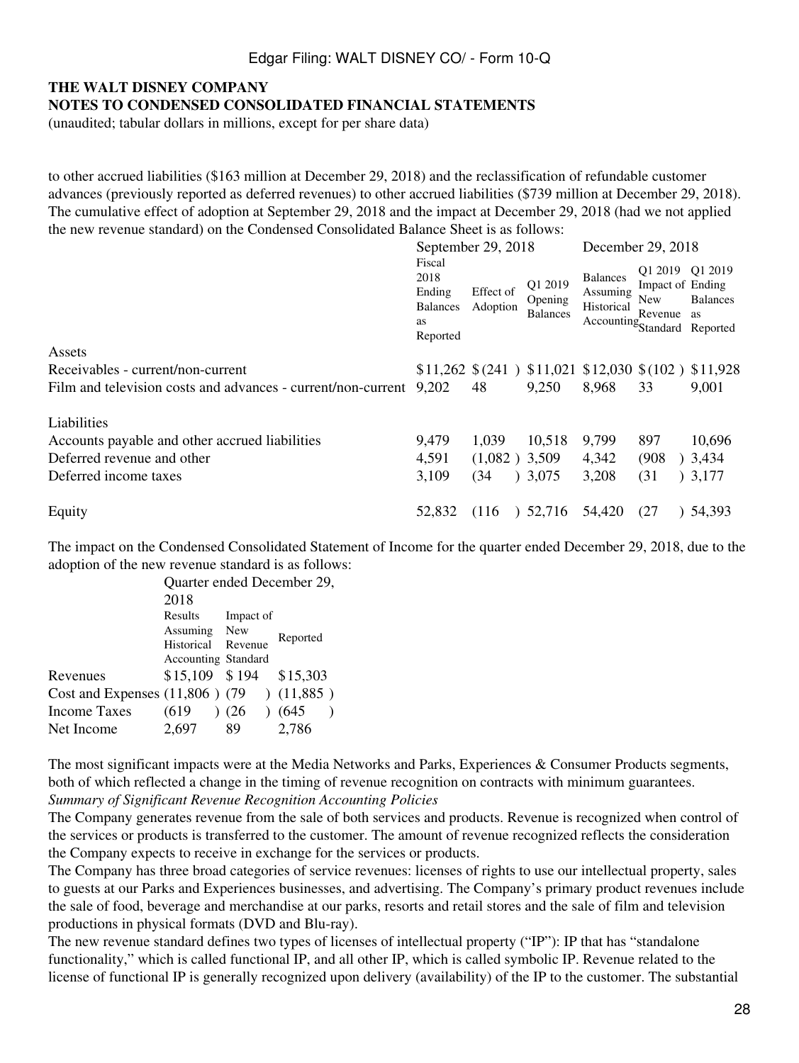**THE WALT DISNEY COMPANY**
**NOTES TO CONDENSED CONSOLIDATED FINANCIAL STATEMENTS**
(unaudited; tabular dollars in millions, except for per share data)

to other accrued liabilities ($163 million at December 29, 2018) and the reclassification of refundable customer advances (previously reported as deferred revenues) to other accrued liabilities ($739 million at December 29, 2018). The cumulative effect of adoption at September 29, 2018 and the impact at December 29, 2018 (had we not applied the new revenue standard) on the Condensed Consolidated Balance Sheet is as follows:

| | September 29, 2018 | | | December 29, 2018 | | |
|---|---|---|---|---|---|---|
| | Fiscal 2018 Ending Balances as Reported | Effect of Adoption | Q1 2019 Opening Balances | Balances Assuming Historical Accounting | Q1 2019 Impact of New Revenue Standard | Q1 2019 Ending Balances as Reported |
| Assets | | | | | | |
| Receivables - current/non-current | $11,262 | $(241) | $11,021 | $12,030 | $(102) | $11,928 |
| Film and television costs and advances - current/non-current | 9,202 | 48 | 9,250 | 8,968 | 33 | 9,001 |
| Liabilities | | | | | | |
| Accounts payable and other accrued liabilities | 9,479 | 1,039 | 10,518 | 9,799 | 897 | 10,696 |
| Deferred revenue and other | 4,591 | (1,082) | 3,509 | 4,342 | (908) | 3,434 |
| Deferred income taxes | 3,109 | (34) | 3,075 | 3,208 | (31) | 3,177 |
| Equity | 52,832 | (116) | 52,716 | 54,420 | (27) | 54,393 |

The impact on the Condensed Consolidated Statement of Income for the quarter ended December 29, 2018, due to the adoption of the new revenue standard is as follows:

| | Quarter ended December 29, 2018 | | |
|---|---|---|---|
| | Results Assuming Historical Accounting | Impact of New Revenue Standard | Reported |
| Revenues | $15,109 | $194 | $15,303 |
| Cost and Expenses | (11,806) | (79) | (11,885) |
| Income Taxes | (619) | (26) | (645) |
| Net Income | 2,697 | 89 | 2,786 |

The most significant impacts were at the Media Networks and Parks, Experiences & Consumer Products segments, both of which reflected a change in the timing of revenue recognition on contracts with minimum guarantees.

*Summary of Significant Revenue Recognition Accounting Policies*

The Company generates revenue from the sale of both services and products. Revenue is recognized when control of the services or products is transferred to the customer. The amount of revenue recognized reflects the consideration the Company expects to receive in exchange for the services or products.

The Company has three broad categories of service revenues: licenses of rights to use our intellectual property, sales to guests at our Parks and Experiences businesses, and advertising. The Company's primary product revenues include the sale of food, beverage and merchandise at our parks, resorts and retail stores and the sale of film and television productions in physical formats (DVD and Blu-ray).

The new revenue standard defines two types of licenses of intellectual property ("IP"): IP that has "standalone functionality," which is called functional IP, and all other IP, which is called symbolic IP. Revenue related to the license of functional IP is generally recognized upon delivery (availability) of the IP to the customer. The substantial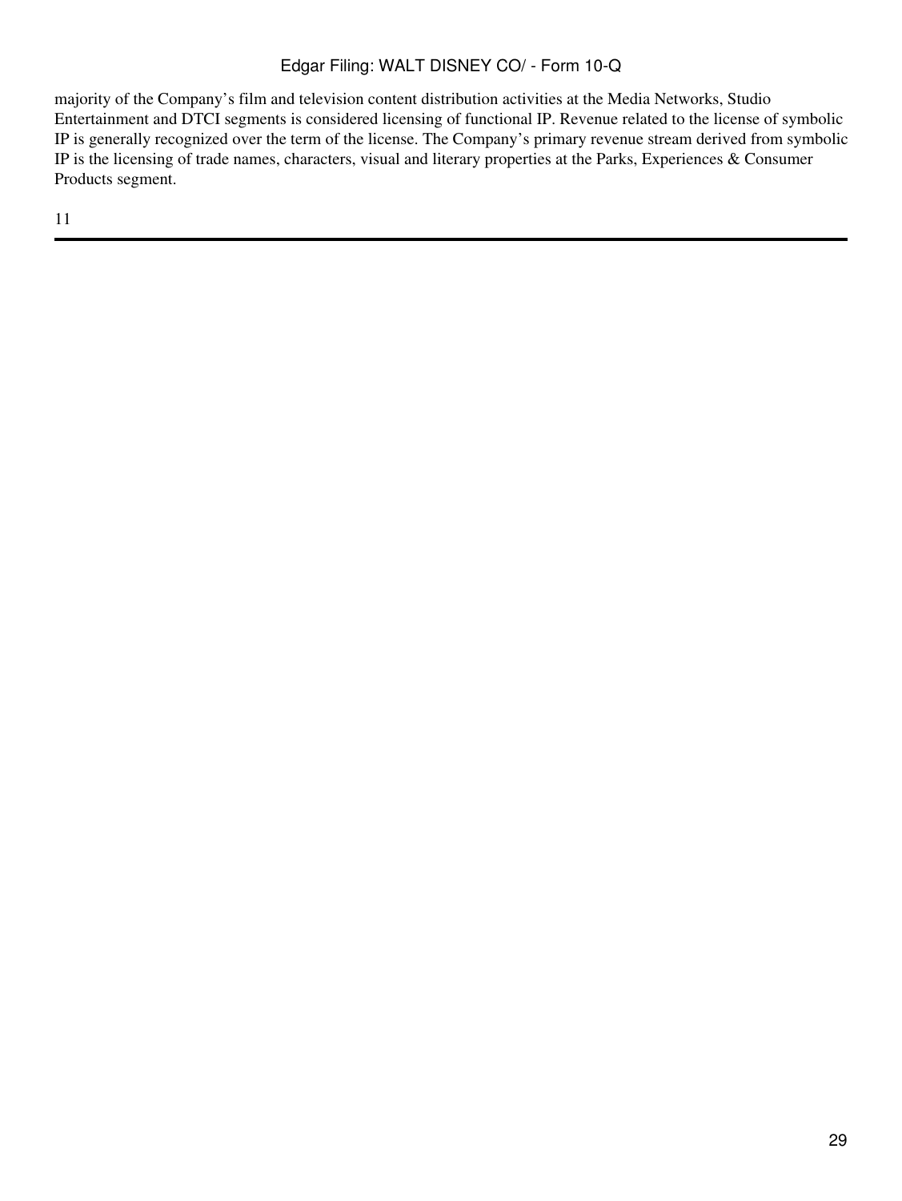majority of the Company’s film and television content distribution activities at the Media Networks, Studio Entertainment and DTCI segments is considered licensing of functional IP. Revenue related to the license of symbolic IP is generally recognized over the term of the license. The Company’s primary revenue stream derived from symbolic IP is the licensing of trade names, characters, visual and literary properties at the Parks, Experiences & Consumer Products segment.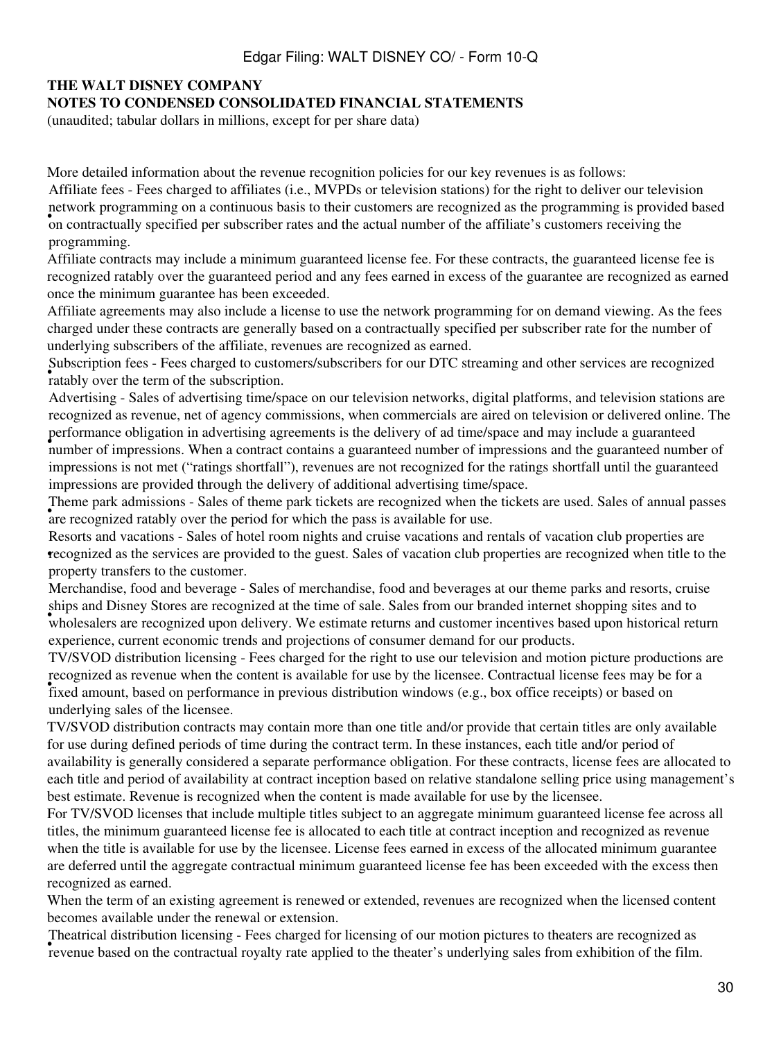**THE WALT DISNEY COMPANY**
**NOTES TO CONDENSED CONSOLIDATED FINANCIAL STATEMENTS**
(unaudited; tabular dollars in millions, except for per share data)

More detailed information about the revenue recognition policies for our key revenues is as follows:

- Affiliate fees - Fees charged to affiliates (i.e., MVPDs or television stations) for the right to deliver our television network programming on a continuous basis to their customers are recognized as the programming is provided based on contractually specified per subscriber rates and the actual number of the affiliate's customers receiving the programming.

Affiliate contracts may include a minimum guaranteed license fee. For these contracts, the guaranteed license fee is recognized ratably over the guaranteed period and any fees earned in excess of the guarantee are recognized as earned once the minimum guarantee has been exceeded.

Affiliate agreements may also include a license to use the network programming for on demand viewing. As the fees charged under these contracts are generally based on a contractually specified per subscriber rate for the number of underlying subscribers of the affiliate, revenues are recognized as earned.

- Subscription fees - Fees charged to customers/subscribers for our DTC streaming and other services are recognized ratably over the term of the subscription.

- Advertising - Sales of advertising time/space on our television networks, digital platforms, and television stations are recognized as revenue, net of agency commissions, when commercials are aired on television or delivered online. The performance obligation in advertising agreements is the delivery of ad time/space and may include a guaranteed number of impressions. When a contract contains a guaranteed number of impressions and the guaranteed number of impressions is not met ("ratings shortfall"), revenues are not recognized for the ratings shortfall until the guaranteed impressions are provided through the delivery of additional advertising time/space.

- Theme park admissions - Sales of theme park tickets are recognized when the tickets are used. Sales of annual passes are recognized ratably over the period for which the pass is available for use.

- Resorts and vacations - Sales of hotel room nights and cruise vacations and rentals of vacation club properties are recognized as the services are provided to the guest. Sales of vacation club properties are recognized when title to the property transfers to the customer.

- Merchandise, food and beverage - Sales of merchandise, food and beverages at our theme parks and resorts, cruise ships and Disney Stores are recognized at the time of sale. Sales from our branded internet shopping sites and to wholesalers are recognized upon delivery. We estimate returns and customer incentives based upon historical return experience, current economic trends and projections of consumer demand for our products.

- TV/SVOD distribution licensing - Fees charged for the right to use our television and motion picture productions are recognized as revenue when the content is available for use by the licensee. Contractual license fees may be for a fixed amount, based on performance in previous distribution windows (e.g., box office receipts) or based on underlying sales of the licensee.

TV/SVOD distribution contracts may contain more than one title and/or provide that certain titles are only available for use during defined periods of time during the contract term. In these instances, each title and/or period of availability is generally considered a separate performance obligation. For these contracts, license fees are allocated to each title and period of availability at contract inception based on relative standalone selling price using management's best estimate. Revenue is recognized when the content is made available for use by the licensee.

For TV/SVOD licenses that include multiple titles subject to an aggregate minimum guaranteed license fee across all titles, the minimum guaranteed license fee is allocated to each title at contract inception and recognized as revenue when the title is available for use by the licensee. License fees earned in excess of the allocated minimum guarantee are deferred until the aggregate contractual minimum guaranteed license fee has been exceeded with the excess then recognized as earned.

When the term of an existing agreement is renewed or extended, revenues are recognized when the licensed content becomes available under the renewal or extension.

- Theatrical distribution licensing - Fees charged for licensing of our motion pictures to theaters are recognized as revenue based on the contractual royalty rate applied to the theater's underlying sales from exhibition of the film.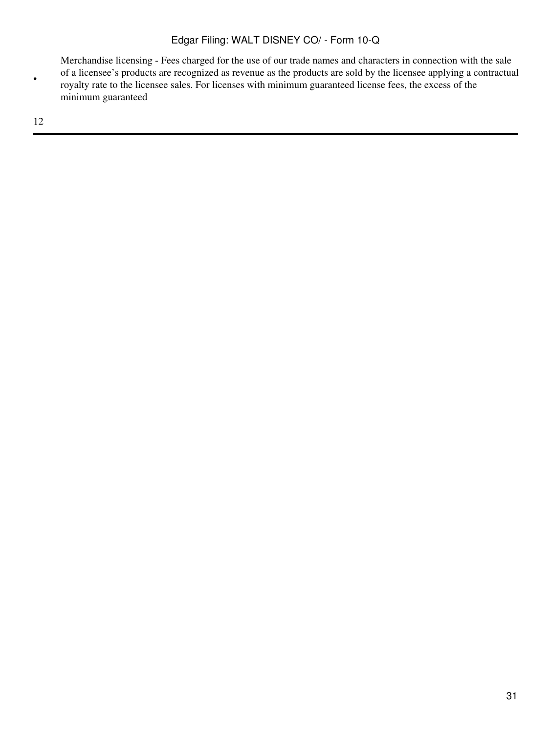- Merchandise licensing - Fees charged for the use of our trade names and characters in connection with the sale of a licensee's products are recognized as revenue as the products are sold by the licensee applying a contractual royalty rate to the licensee sales. For licenses with minimum guaranteed license fees, the excess of the minimum guaranteed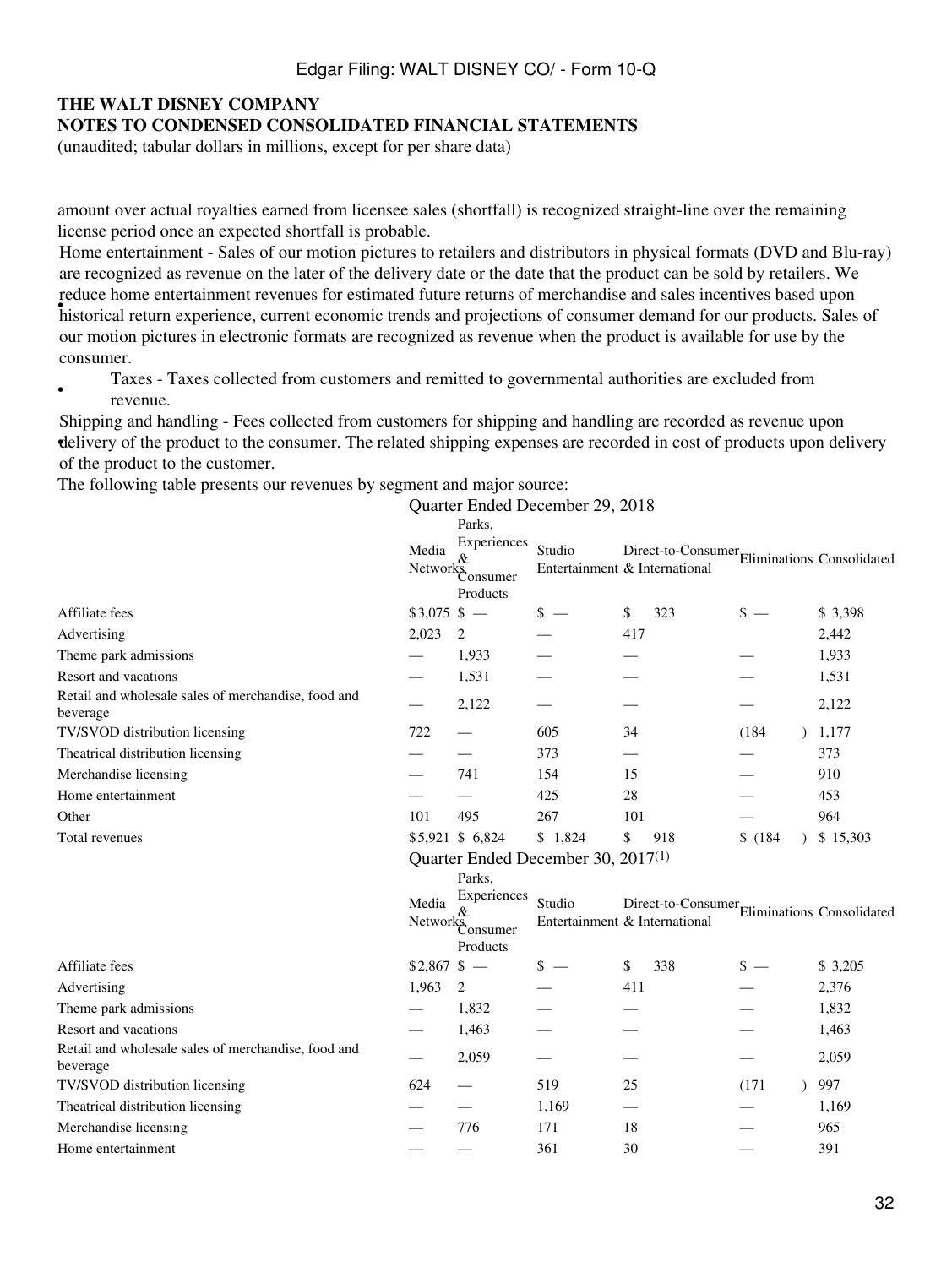**THE WALT DISNEY COMPANY**
**NOTES TO CONDENSED CONSOLIDATED FINANCIAL STATEMENTS**
(unaudited; tabular dollars in millions, except for per share data)

amount over actual royalties earned from licensee sales (shortfall) is recognized straight-line over the remaining license period once an expected shortfall is probable.

- Home entertainment - Sales of our motion pictures to retailers and distributors in physical formats (DVD and Blu-ray) are recognized as revenue on the later of the delivery date or the date that the product can be sold by retailers. We reduce home entertainment revenues for estimated future returns of merchandise and sales incentives based upon historical return experience, current economic trends and projections of consumer demand for our products. Sales of our motion pictures in electronic formats are recognized as revenue when the product is available for use by the consumer.
- Taxes - Taxes collected from customers and remitted to governmental authorities are excluded from revenue.
- Shipping and handling - Fees collected from customers for shipping and handling are recorded as revenue upon delivery of the product to the consumer. The related shipping expenses are recorded in cost of products upon delivery of the product to the customer.

The following table presents our revenues by segment and major source:

| | Quarter Ended December 29, 2018 | | | | | |
|---|---|---|---|---|---|---|
| | Media Networks | Parks, Experiences & Consumer Products | Studio Entertainment | Direct-to-Consumer & International | Eliminations | Consolidated |
| Affiliate fees | $3,075 | $ — | $ — | $ 323 | $ — | $ 3,398 |
| Advertising | 2,023 | 2 | — | 417 | — | 2,442 |
| Theme park admissions | — | 1,933 | — | — | — | 1,933 |
| Resort and vacations | — | 1,531 | — | — | — | 1,531 |
| Retail and wholesale sales of merchandise, food and beverage | — | 2,122 | — | — | — | 2,122 |
| TV/SVOD distribution licensing | 722 | — | 605 | 34 | (184) | 1,177 |
| Theatrical distribution licensing | — | — | 373 | — | — | 373 |
| Merchandise licensing | — | 741 | 154 | 15 | — | 910 |
| Home entertainment | — | — | 425 | 28 | — | 453 |
| Other | 101 | 495 | 267 | 101 | — | 964 |
| Total revenues | $5,921 | $ 6,824 | $ 1,824 | $ 918 | $ (184) | $ 15,303 |

| | Quarter Ended December 30, 2017(1) | | | | | |
|---|---|---|---|---|---|---|
| | Media Networks | Parks, Experiences & Consumer Products | Studio Entertainment | Direct-to-Consumer & International | Eliminations | Consolidated |
| Affiliate fees | $2,867 | $ — | $ — | $ 338 | $ — | $ 3,205 |
| Advertising | 1,963 | 2 | — | 411 | — | 2,376 |
| Theme park admissions | — | 1,832 | — | — | — | 1,832 |
| Resort and vacations | — | 1,463 | — | — | — | 1,463 |
| Retail and wholesale sales of merchandise, food and beverage | — | 2,059 | — | — | — | 2,059 |
| TV/SVOD distribution licensing | 624 | — | 519 | 25 | (171) | 997 |
| Theatrical distribution licensing | — | — | 1,169 | — | — | 1,169 |
| Merchandise licensing | — | 776 | 171 | 18 | — | 965 |
| Home entertainment | — | — | 361 | 30 | — | 391 |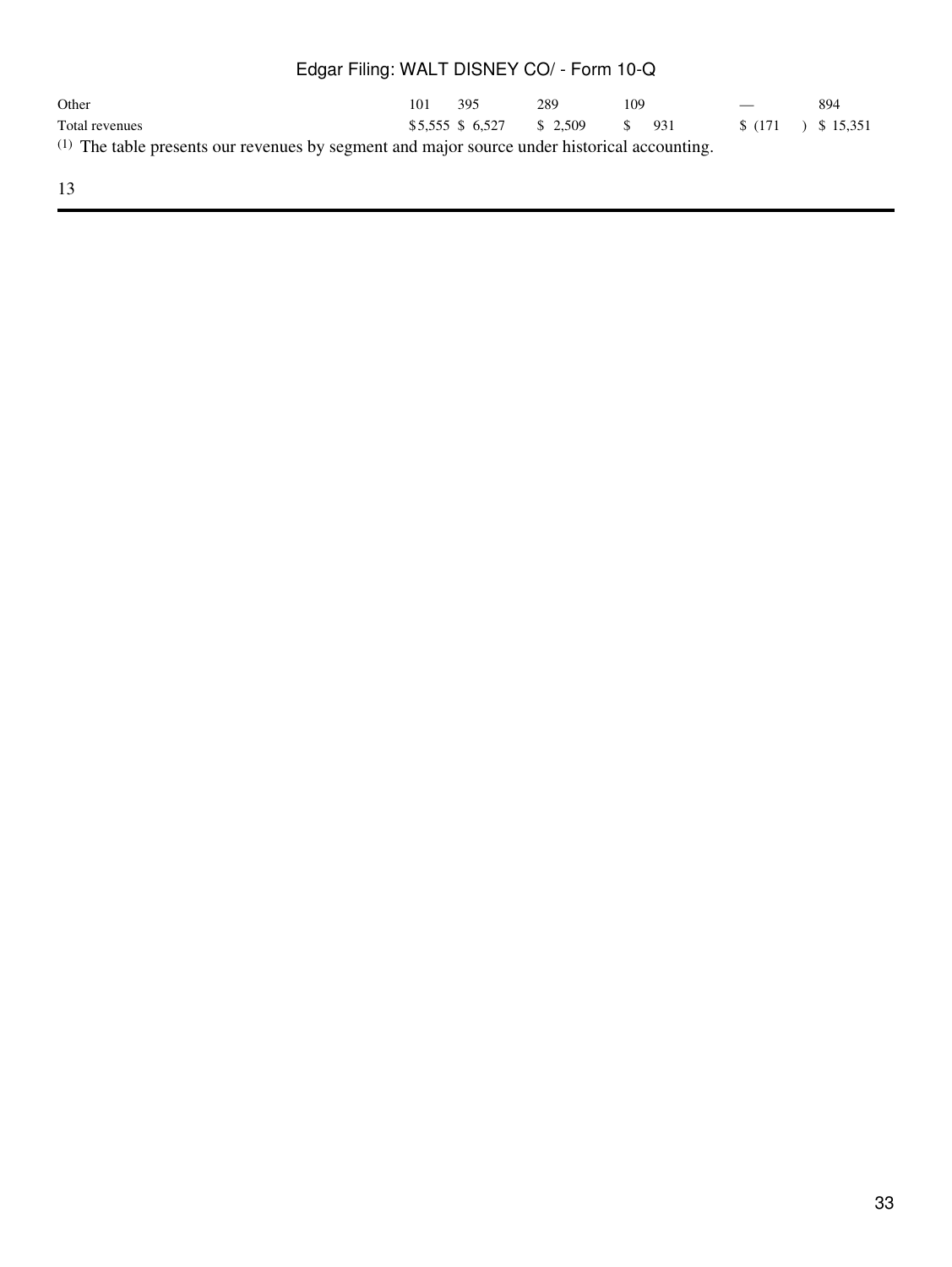| | | | | | | |
|---|---|---|---|---|---|---|
| Other | 101 | 395 | 289 | 109 | — | 894 |
| Total revenues | $5,555 | $ 6,527 | $ 2,509 | $ 931 | $ (171) | $ 15,351 |

[1] The table presents our revenues by segment and major source under historical accounting.

13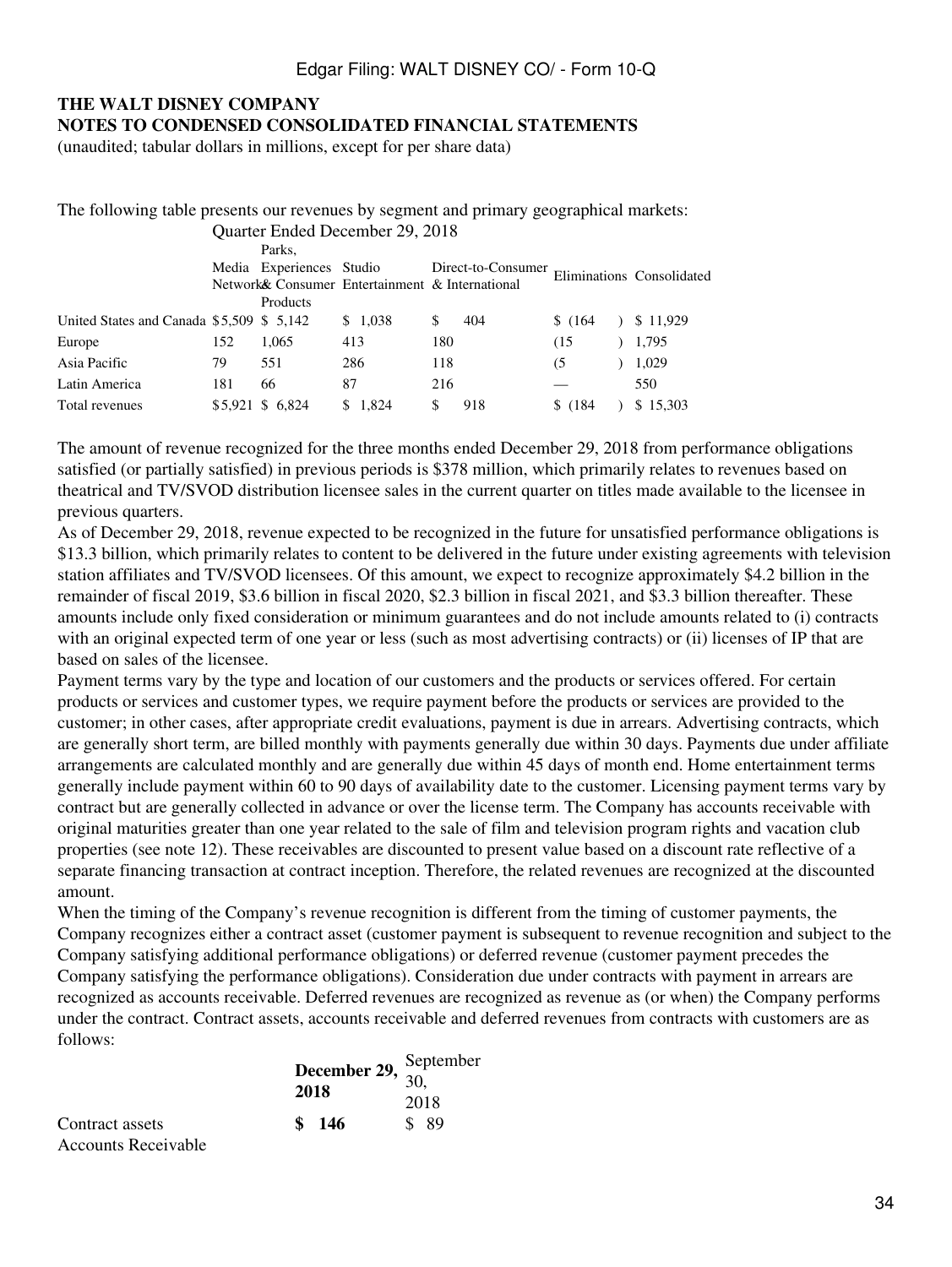**THE WALT DISNEY COMPANY**
**NOTES TO CONDENSED CONSOLIDATED FINANCIAL STATEMENTS**
(unaudited; tabular dollars in millions, except for per share data)

The following table presents our revenues by segment and primary geographical markets:

| | Quarter Ended December 29, 2018 | | | | | |
|---|---|---|---|---|---|---|
| | Media Networks | Parks, Experiences & Consumer Products | Studio Entertainment | Direct-to-Consumer & International | Eliminations | Consolidated |
| United States and Canada | $5,509 | $ 5,142 | $ 1,038 | $ 404 | $ (164 ) | $ 11,929 |
| Europe | 152 | 1,065 | 413 | 180 | (15 ) | 1,795 |
| Asia Pacific | 79 | 551 | 286 | 118 | (5 ) | 1,029 |
| Latin America | 181 | 66 | 87 | 216 | — | 550 |
| Total revenues | $5,921 | $ 6,824 | $ 1,824 | $ 918 | $ (184 ) | $ 15,303 |

The amount of revenue recognized for the three months ended December 29, 2018 from performance obligations satisfied (or partially satisfied) in previous periods is $378 million, which primarily relates to revenues based on theatrical and TV/SVOD distribution licensee sales in the current quarter on titles made available to the licensee in previous quarters.

As of December 29, 2018, revenue expected to be recognized in the future for unsatisfied performance obligations is $13.3 billion, which primarily relates to content to be delivered in the future under existing agreements with television station affiliates and TV/SVOD licensees. Of this amount, we expect to recognize approximately $4.2 billion in the remainder of fiscal 2019, $3.6 billion in fiscal 2020, $2.3 billion in fiscal 2021, and $3.3 billion thereafter. These amounts include only fixed consideration or minimum guarantees and do not include amounts related to (i) contracts with an original expected term of one year or less (such as most advertising contracts) or (ii) licenses of IP that are based on sales of the licensee.

Payment terms vary by the type and location of our customers and the products or services offered. For certain products or services and customer types, we require payment before the products or services are provided to the customer; in other cases, after appropriate credit evaluations, payment is due in arrears. Advertising contracts, which are generally short term, are billed monthly with payments generally due within 30 days. Payments due under affiliate arrangements are calculated monthly and are generally due within 45 days of month end. Home entertainment terms generally include payment within 60 to 90 days of availability date to the customer. Licensing payment terms vary by contract but are generally collected in advance or over the license term. The Company has accounts receivable with original maturities greater than one year related to the sale of film and television program rights and vacation club properties (see note 12). These receivables are discounted to present value based on a discount rate reflective of a separate financing transaction at contract inception. Therefore, the related revenues are recognized at the discounted amount.

When the timing of the Company's revenue recognition is different from the timing of customer payments, the Company recognizes either a contract asset (customer payment is subsequent to revenue recognition and subject to the Company satisfying additional performance obligations) or deferred revenue (customer payment precedes the Company satisfying the performance obligations). Consideration due under contracts with payment in arrears are recognized as accounts receivable. Deferred revenues are recognized as revenue as (or when) the Company performs under the contract. Contract assets, accounts receivable and deferred revenues from contracts with customers are as follows:

| | **December 29, 2018** | September 30, 2018 |
|---|---|---|
| Contract assets | **$ 146** | $ 89 |
| Accounts Receivable | | |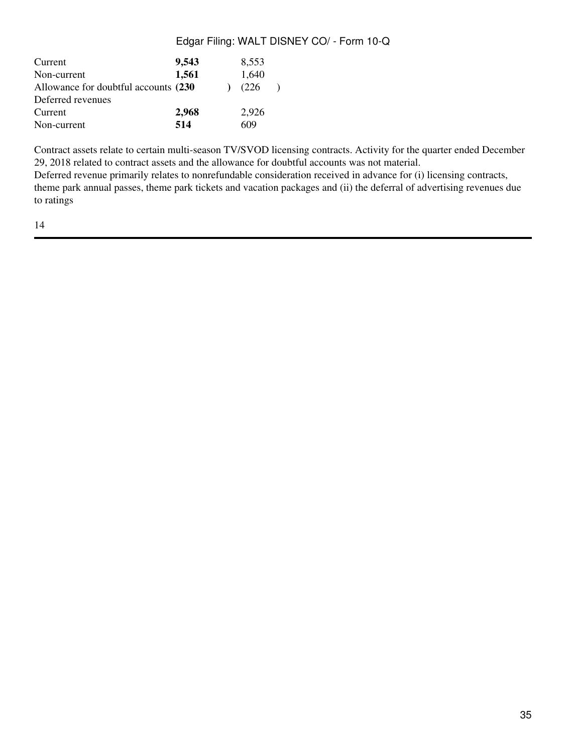| | | |
|---|---|---|
| Current | **9,543** | 8,553 |
| Non-current | **1,561** | 1,640 |
| Allowance for doubtful accounts | **(230 )** | (226 ) |
| Deferred revenues | | |
| Current | **2,968** | 2,926 |
| Non-current | **514** | 609 |

Contract assets relate to certain multi-season TV/SVOD licensing contracts. Activity for the quarter ended December 29, 2018 related to contract assets and the allowance for doubtful accounts was not material.

Deferred revenue primarily relates to nonrefundable consideration received in advance for (i) licensing contracts, theme park annual passes, theme park tickets and vacation packages and (ii) the deferral of advertising revenues due to ratings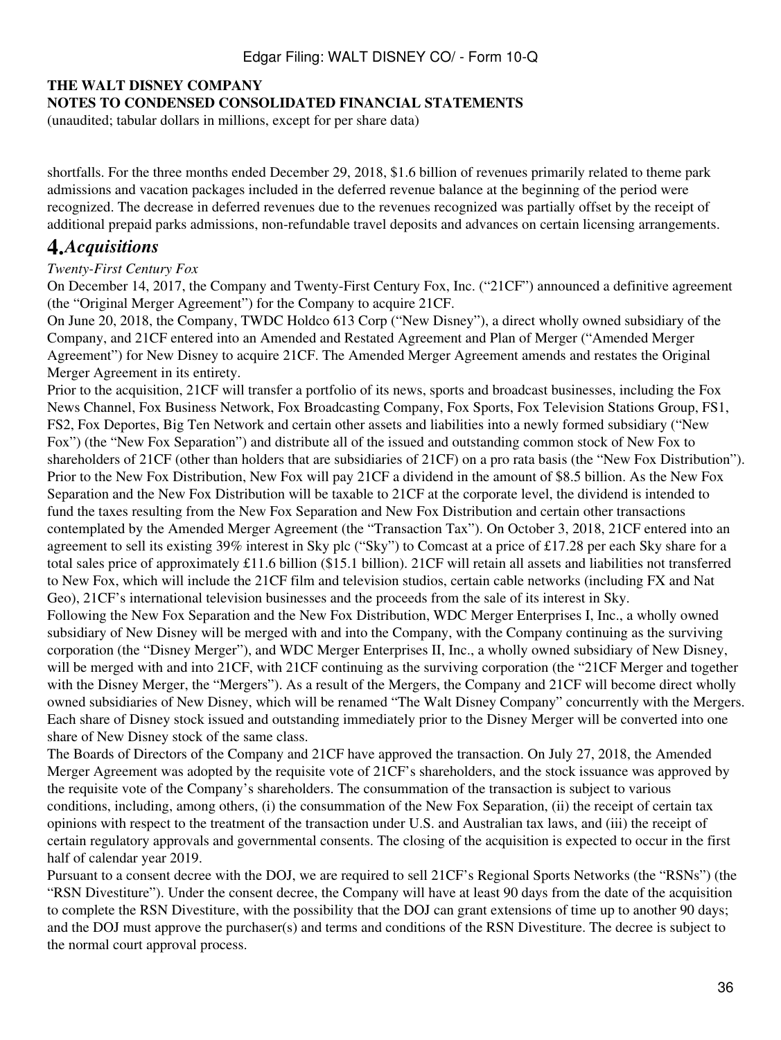shortfalls. For the three months ended December 29, 2018, \$1.6 billion of revenues primarily related to theme park admissions and vacation packages included in the deferred revenue balance at the beginning of the period were recognized. The decrease in deferred revenues due to the revenues recognized was partially offset by the receipt of additional prepaid parks admissions, non-refundable travel deposits and advances on certain licensing arrangements.

## 4. *Acquisitions*

*Twenty-First Century Fox*

On December 14, 2017, the Company and Twenty-First Century Fox, Inc. ("21CF") announced a definitive agreement (the "Original Merger Agreement") for the Company to acquire 21CF.

On June 20, 2018, the Company, TWDC Holdco 613 Corp ("New Disney"), a direct wholly owned subsidiary of the Company, and 21CF entered into an Amended and Restated Agreement and Plan of Merger ("Amended Merger Agreement") for New Disney to acquire 21CF. The Amended Merger Agreement amends and restates the Original Merger Agreement in its entirety.

Prior to the acquisition, 21CF will transfer a portfolio of its news, sports and broadcast businesses, including the Fox News Channel, Fox Business Network, Fox Broadcasting Company, Fox Sports, Fox Television Stations Group, FS1, FS2, Fox Deportes, Big Ten Network and certain other assets and liabilities into a newly formed subsidiary ("New Fox") (the "New Fox Separation") and distribute all of the issued and outstanding common stock of New Fox to shareholders of 21CF (other than holders that are subsidiaries of 21CF) on a pro rata basis (the "New Fox Distribution"). Prior to the New Fox Distribution, New Fox will pay 21CF a dividend in the amount of \$8.5 billion. As the New Fox Separation and the New Fox Distribution will be taxable to 21CF at the corporate level, the dividend is intended to fund the taxes resulting from the New Fox Separation and New Fox Distribution and certain other transactions contemplated by the Amended Merger Agreement (the "Transaction Tax"). On October 3, 2018, 21CF entered into an agreement to sell its existing 39% interest in Sky plc ("Sky") to Comcast at a price of £17.28 per each Sky share for a total sales price of approximately £11.6 billion (\$15.1 billion). 21CF will retain all assets and liabilities not transferred to New Fox, which will include the 21CF film and television studios, certain cable networks (including FX and Nat Geo), 21CF's international television businesses and the proceeds from the sale of its interest in Sky.

Following the New Fox Separation and the New Fox Distribution, WDC Merger Enterprises I, Inc., a wholly owned subsidiary of New Disney will be merged with and into the Company, with the Company continuing as the surviving corporation (the "Disney Merger"), and WDC Merger Enterprises II, Inc., a wholly owned subsidiary of New Disney, will be merged with and into 21CF, with 21CF continuing as the surviving corporation (the "21CF Merger and together with the Disney Merger, the "Mergers"). As a result of the Mergers, the Company and 21CF will become direct wholly owned subsidiaries of New Disney, which will be renamed "The Walt Disney Company" concurrently with the Mergers. Each share of Disney stock issued and outstanding immediately prior to the Disney Merger will be converted into one share of New Disney stock of the same class.

The Boards of Directors of the Company and 21CF have approved the transaction. On July 27, 2018, the Amended Merger Agreement was adopted by the requisite vote of 21CF's shareholders, and the stock issuance was approved by the requisite vote of the Company's shareholders. The consummation of the transaction is subject to various conditions, including, among others, (i) the consummation of the New Fox Separation, (ii) the receipt of certain tax opinions with respect to the treatment of the transaction under U.S. and Australian tax laws, and (iii) the receipt of certain regulatory approvals and governmental consents. The closing of the acquisition is expected to occur in the first half of calendar year 2019.

Pursuant to a consent decree with the DOJ, we are required to sell 21CF's Regional Sports Networks (the "RSNs") (the "RSN Divestiture"). Under the consent decree, the Company will have at least 90 days from the date of the acquisition to complete the RSN Divestiture, with the possibility that the DOJ can grant extensions of time up to another 90 days; and the DOJ must approve the purchaser(s) and terms and conditions of the RSN Divestiture. The decree is subject to the normal court approval process.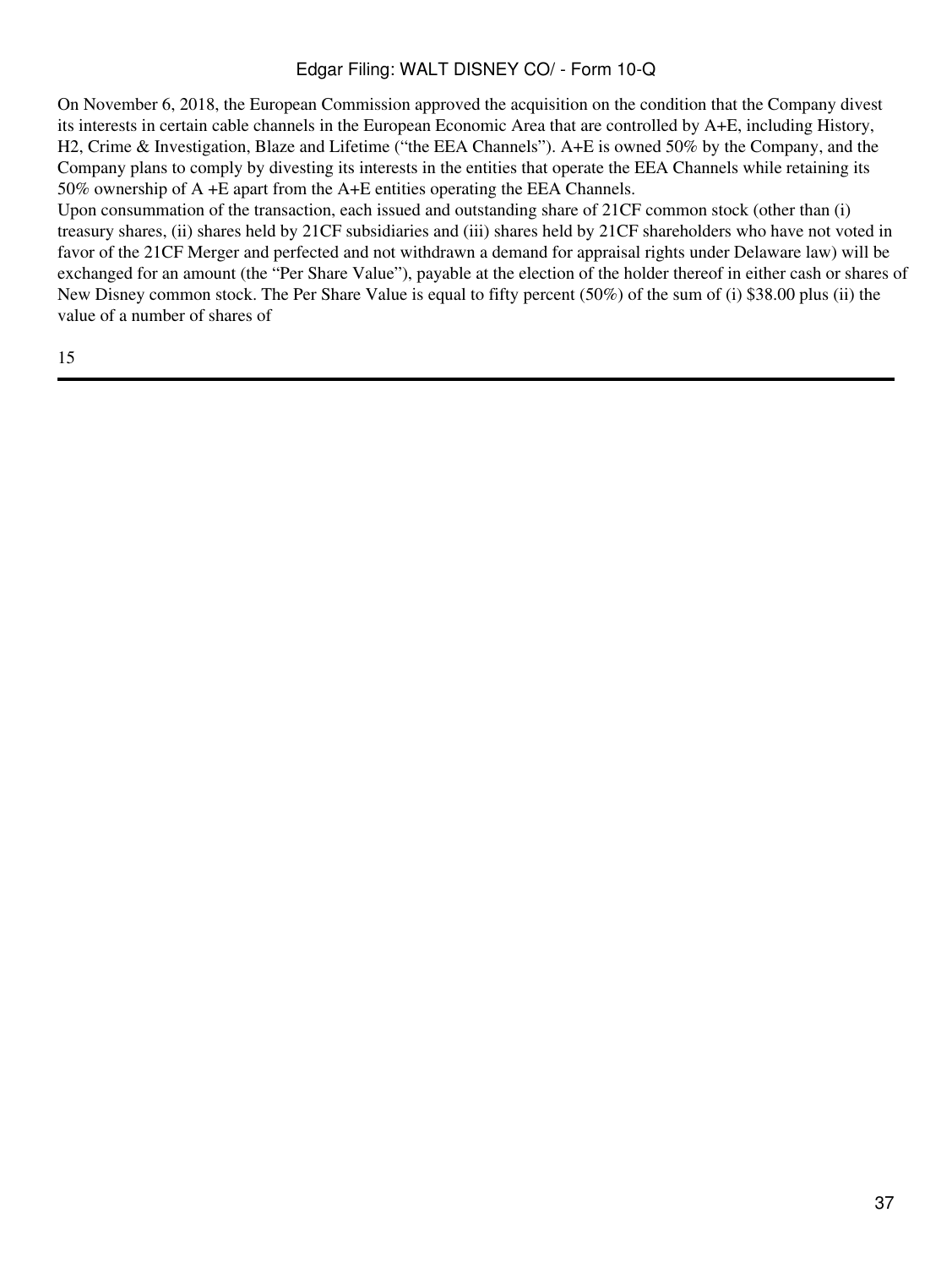On November 6, 2018, the European Commission approved the acquisition on the condition that the Company divest its interests in certain cable channels in the European Economic Area that are controlled by A+E, including History, H2, Crime & Investigation, Blaze and Lifetime ("the EEA Channels"). A+E is owned 50% by the Company, and the Company plans to comply by divesting its interests in the entities that operate the EEA Channels while retaining its 50% ownership of A +E apart from the A+E entities operating the EEA Channels.

Upon consummation of the transaction, each issued and outstanding share of 21CF common stock (other than (i) treasury shares, (ii) shares held by 21CF subsidiaries and (iii) shares held by 21CF shareholders who have not voted in favor of the 21CF Merger and perfected and not withdrawn a demand for appraisal rights under Delaware law) will be exchanged for an amount (the "Per Share Value"), payable at the election of the holder thereof in either cash or shares of New Disney common stock. The Per Share Value is equal to fifty percent (50%) of the sum of (i) $38.00 plus (ii) the value of a number of shares of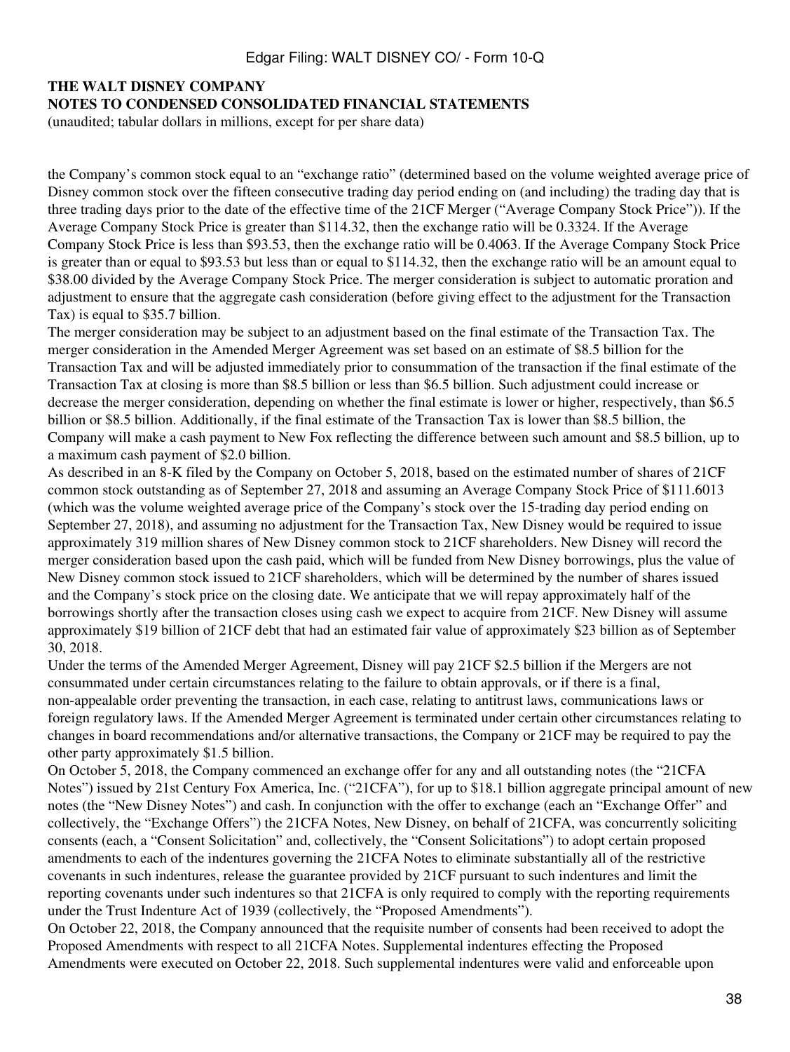**THE WALT DISNEY COMPANY**
**NOTES TO CONDENSED CONSOLIDATED FINANCIAL STATEMENTS**
(unaudited; tabular dollars in millions, except for per share data)

the Company's common stock equal to an "exchange ratio" (determined based on the volume weighted average price of Disney common stock over the fifteen consecutive trading day period ending on (and including) the trading day that is three trading days prior to the date of the effective time of the 21CF Merger ("Average Company Stock Price")). If the Average Company Stock Price is greater than $114.32, then the exchange ratio will be 0.3324. If the Average Company Stock Price is less than $93.53, then the exchange ratio will be 0.4063. If the Average Company Stock Price is greater than or equal to $93.53 but less than or equal to $114.32, then the exchange ratio will be an amount equal to $38.00 divided by the Average Company Stock Price. The merger consideration is subject to automatic proration and adjustment to ensure that the aggregate cash consideration (before giving effect to the adjustment for the Transaction Tax) is equal to $35.7 billion.

The merger consideration may be subject to an adjustment based on the final estimate of the Transaction Tax. The merger consideration in the Amended Merger Agreement was set based on an estimate of $8.5 billion for the Transaction Tax and will be adjusted immediately prior to consummation of the transaction if the final estimate of the Transaction Tax at closing is more than $8.5 billion or less than $6.5 billion. Such adjustment could increase or decrease the merger consideration, depending on whether the final estimate is lower or higher, respectively, than $6.5 billion or $8.5 billion. Additionally, if the final estimate of the Transaction Tax is lower than $8.5 billion, the Company will make a cash payment to New Fox reflecting the difference between such amount and $8.5 billion, up to a maximum cash payment of $2.0 billion.

As described in an 8-K filed by the Company on October 5, 2018, based on the estimated number of shares of 21CF common stock outstanding as of September 27, 2018 and assuming an Average Company Stock Price of $111.6013 (which was the volume weighted average price of the Company's stock over the 15-trading day period ending on September 27, 2018), and assuming no adjustment for the Transaction Tax, New Disney would be required to issue approximately 319 million shares of New Disney common stock to 21CF shareholders. New Disney will record the merger consideration based upon the cash paid, which will be funded from New Disney borrowings, plus the value of New Disney common stock issued to 21CF shareholders, which will be determined by the number of shares issued and the Company's stock price on the closing date. We anticipate that we will repay approximately half of the borrowings shortly after the transaction closes using cash we expect to acquire from 21CF. New Disney will assume approximately $19 billion of 21CF debt that had an estimated fair value of approximately $23 billion as of September 30, 2018.

Under the terms of the Amended Merger Agreement, Disney will pay 21CF $2.5 billion if the Mergers are not consummated under certain circumstances relating to the failure to obtain approvals, or if there is a final, non-appealable order preventing the transaction, in each case, relating to antitrust laws, communications laws or foreign regulatory laws. If the Amended Merger Agreement is terminated under certain other circumstances relating to changes in board recommendations and/or alternative transactions, the Company or 21CF may be required to pay the other party approximately $1.5 billion.

On October 5, 2018, the Company commenced an exchange offer for any and all outstanding notes (the "21CFA Notes") issued by 21st Century Fox America, Inc. ("21CFA"), for up to $18.1 billion aggregate principal amount of new notes (the "New Disney Notes") and cash. In conjunction with the offer to exchange (each an "Exchange Offer" and collectively, the "Exchange Offers") the 21CFA Notes, New Disney, on behalf of 21CFA, was concurrently soliciting consents (each, a "Consent Solicitation" and, collectively, the "Consent Solicitations") to adopt certain proposed amendments to each of the indentures governing the 21CFA Notes to eliminate substantially all of the restrictive covenants in such indentures, release the guarantee provided by 21CF pursuant to such indentures and limit the reporting covenants under such indentures so that 21CFA is only required to comply with the reporting requirements under the Trust Indenture Act of 1939 (collectively, the "Proposed Amendments").

On October 22, 2018, the Company announced that the requisite number of consents had been received to adopt the Proposed Amendments with respect to all 21CFA Notes. Supplemental indentures effecting the Proposed Amendments were executed on October 22, 2018. Such supplemental indentures were valid and enforceable upon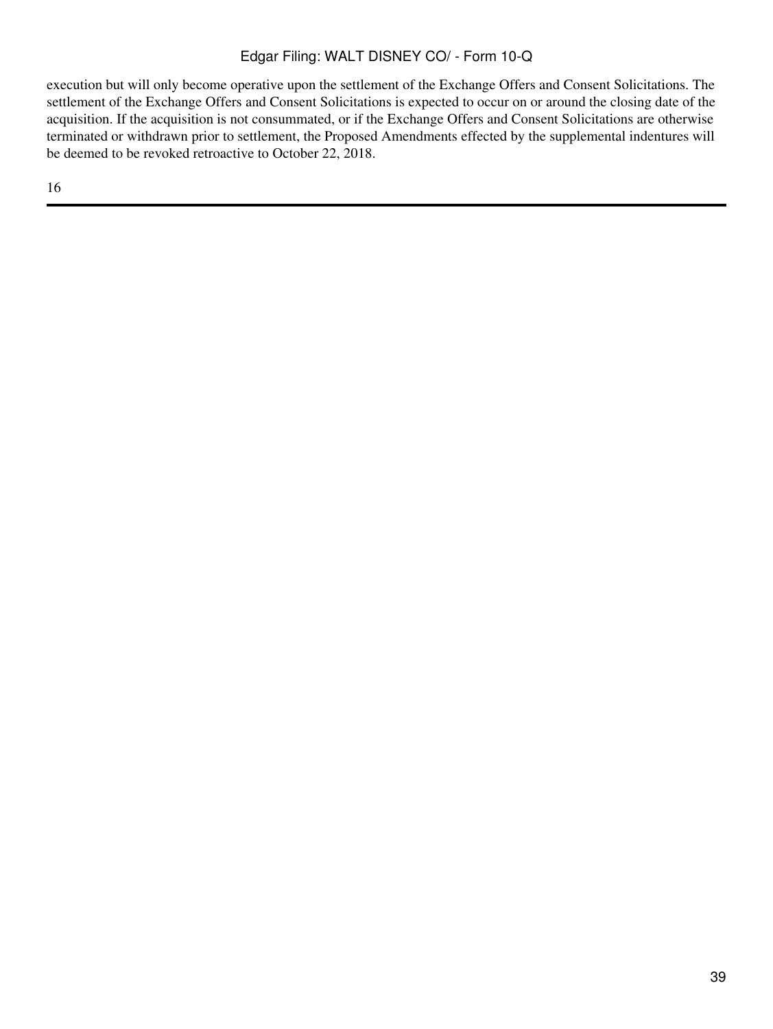execution but will only become operative upon the settlement of the Exchange Offers and Consent Solicitations. The settlement of the Exchange Offers and Consent Solicitations is expected to occur on or around the closing date of the acquisition. If the acquisition is not consummated, or if the Exchange Offers and Consent Solicitations are otherwise terminated or withdrawn prior to settlement, the Proposed Amendments effected by the supplemental indentures will be deemed to be revoked retroactive to October 22, 2018.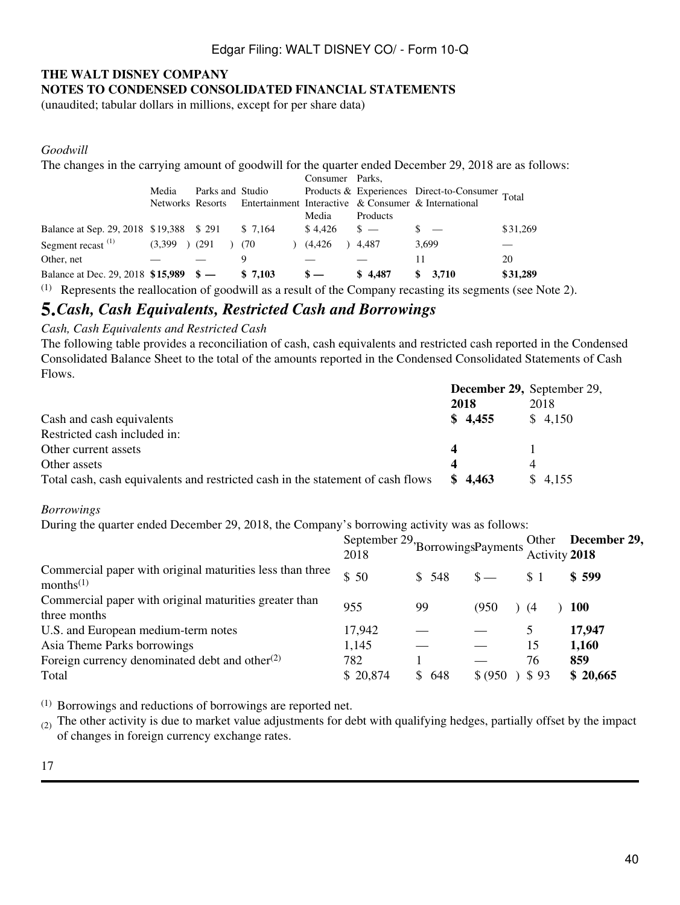**THE WALT DISNEY COMPANY**
**NOTES TO CONDENSED CONSOLIDATED FINANCIAL STATEMENTS**
(unaudited; tabular dollars in millions, except for per share data)

*Goodwill*

The changes in the carrying amount of goodwill for the quarter ended December 29, 2018 are as follows:

| | Media Networks | Parks and Resorts | Studio Entertainment | Consumer Products & Interactive Media | Parks, Experiences & Consumer Products | Direct-to-Consumer & International | Total |
|---|---|---|---|---|---|---|---|
| Balance at Sep. 29, 2018 | $19,388 | $ 291 | $ 7,164 | $ 4,426 | $ — | $ — | $31,269 |
| Segment recast [(1)] | (3,399 ) | (291 ) | (70 ) | (4,426 ) | 4,487 | 3,699 | — |
| Other, net | — | — | 9 | — | — | 11 | 20 |
| Balance at Dec. 29, 2018 | **$15,989** | **$ —** | **$ 7,103** | **$ —** | **$ 4,487** | **$ 3,710** | **$31,289** |

(1) Represents the reallocation of goodwill as a result of the Company recasting its segments (see Note 2).

## 5. *Cash, Cash Equivalents, Restricted Cash and Borrowings*

*Cash, Cash Equivalents and Restricted Cash*

The following table provides a reconciliation of cash, cash equivalents and restricted cash reported in the Condensed Consolidated Balance Sheet to the total of the amounts reported in the Condensed Consolidated Statements of Cash Flows.

| | **December 29, 2018** | September 29, 2018 |
|---|---|---|
| Cash and cash equivalents | **$ 4,455** | $ 4,150 |
| Restricted cash included in: | | |
| Other current assets | **4** | 1 |
| Other assets | **4** | 4 |
| Total cash, cash equivalents and restricted cash in the statement of cash flows | **$ 4,463** | $ 4,155 |

*Borrowings*

During the quarter ended December 29, 2018, the Company's borrowing activity was as follows:

| | September 29, 2018 | Borrowings | Payments | Other Activity | **December 29, 2018** |
|---|---|---|---|---|---|
| Commercial paper with original maturities less than three months[(1)] | $ 50 | $ 548 | $ — | $ 1 | **$ 599** |
| Commercial paper with original maturities greater than three months | 955 | 99 | (950 ) | (4 ) | **100** |
| U.S. and European medium-term notes | 17,942 | — | — | 5 | **17,947** |
| Asia Theme Parks borrowings | 1,145 | — | — | 15 | **1,160** |
| Foreign currency denominated debt and other[(2)] | 782 | 1 | — | 76 | **859** |
| Total | $ 20,874 | $ 648 | $ (950 ) | $ 93 | **$ 20,665** |

(1) Borrowings and reductions of borrowings are reported net.

(2) The other activity is due to market value adjustments for debt with qualifying hedges, partially offset by the impact of changes in foreign currency exchange rates.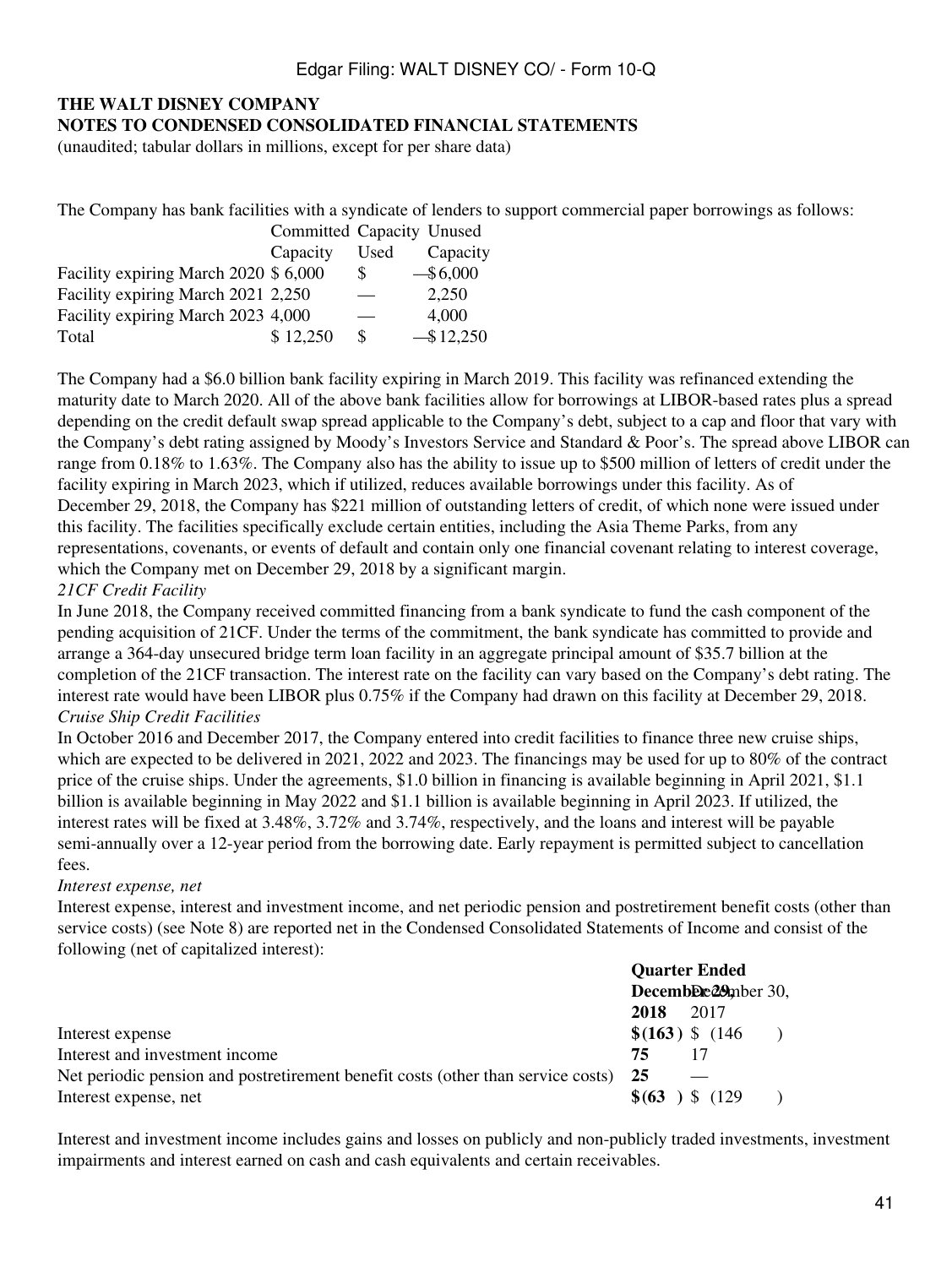**THE WALT DISNEY COMPANY**
**NOTES TO CONDENSED CONSOLIDATED FINANCIAL STATEMENTS**
(unaudited; tabular dollars in millions, except for per share data)

The Company has bank facilities with a syndicate of lenders to support commercial paper borrowings as follows:

| | Committed Capacity | Capacity Used | Unused Capacity |
|---|---|---|---|
| Facility expiring March 2020 | $ 6,000 | $ — | $ 6,000 |
| Facility expiring March 2021 | 2,250 | — | 2,250 |
| Facility expiring March 2023 | 4,000 | — | 4,000 |
| Total | $ 12,250 | $ — | $ 12,250 |

The Company had a $6.0 billion bank facility expiring in March 2019. This facility was refinanced extending the maturity date to March 2020. All of the above bank facilities allow for borrowings at LIBOR-based rates plus a spread depending on the credit default swap spread applicable to the Company's debt, subject to a cap and floor that vary with the Company's debt rating assigned by Moody's Investors Service and Standard & Poor's. The spread above LIBOR can range from 0.18% to 1.63%. The Company also has the ability to issue up to $500 million of letters of credit under the facility expiring in March 2023, which if utilized, reduces available borrowings under this facility. As of December 29, 2018, the Company has $221 million of outstanding letters of credit, of which none were issued under this facility. The facilities specifically exclude certain entities, including the Asia Theme Parks, from any representations, covenants, or events of default and contain only one financial covenant relating to interest coverage, which the Company met on December 29, 2018 by a significant margin.

*21CF Credit Facility*

In June 2018, the Company received committed financing from a bank syndicate to fund the cash component of the pending acquisition of 21CF. Under the terms of the commitment, the bank syndicate has committed to provide and arrange a 364-day unsecured bridge term loan facility in an aggregate principal amount of $35.7 billion at the completion of the 21CF transaction. The interest rate on the facility can vary based on the Company's debt rating. The interest rate would have been LIBOR plus 0.75% if the Company had drawn on this facility at December 29, 2018.

*Cruise Ship Credit Facilities*

In October 2016 and December 2017, the Company entered into credit facilities to finance three new cruise ships, which are expected to be delivered in 2021, 2022 and 2023. The financings may be used for up to 80% of the contract price of the cruise ships. Under the agreements, $1.0 billion in financing is available beginning in April 2021, $1.1 billion is available beginning in May 2022 and $1.1 billion is available beginning in April 2023. If utilized, the interest rates will be fixed at 3.48%, 3.72% and 3.74%, respectively, and the loans and interest will be payable semi-annually over a 12-year period from the borrowing date. Early repayment is permitted subject to cancellation fees.

*Interest expense, net*

Interest expense, interest and investment income, and net periodic pension and postretirement benefit costs (other than service costs) (see Note 8) are reported net in the Condensed Consolidated Statements of Income and consist of the following (net of capitalized interest):

| | Quarter Ended | |
|---|---|---|
| | **December 29, 2018** | December 30, 2017 |
| Interest expense | **$ (163)** | $ (146) |
| Interest and investment income | **75** | 17 |
| Net periodic pension and postretirement benefit costs (other than service costs) | **25** | — |
| Interest expense, net | **$ (63)** | $ (129) |

Interest and investment income includes gains and losses on publicly and non-publicly traded investments, investment impairments and interest earned on cash and cash equivalents and certain receivables.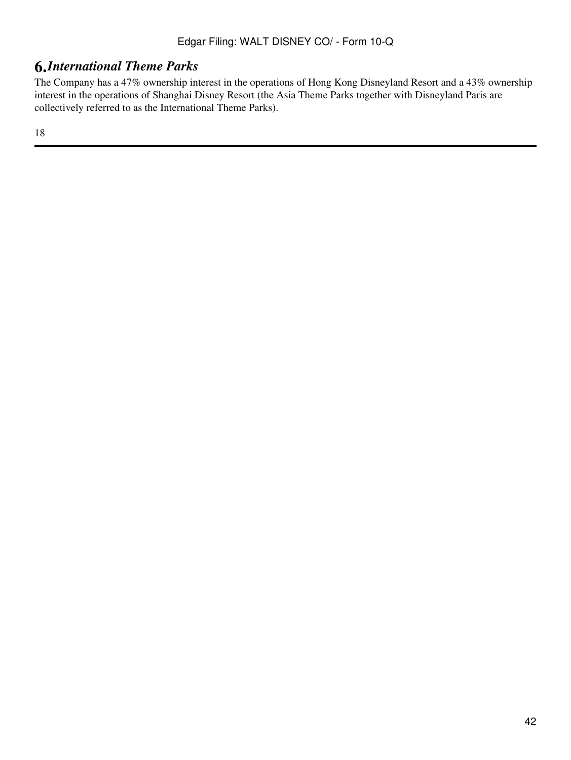## 6. *International Theme Parks*

The Company has a 47% ownership interest in the operations of Hong Kong Disneyland Resort and a 43% ownership interest in the operations of Shanghai Disney Resort (the Asia Theme Parks together with Disneyland Paris are collectively referred to as the International Theme Parks).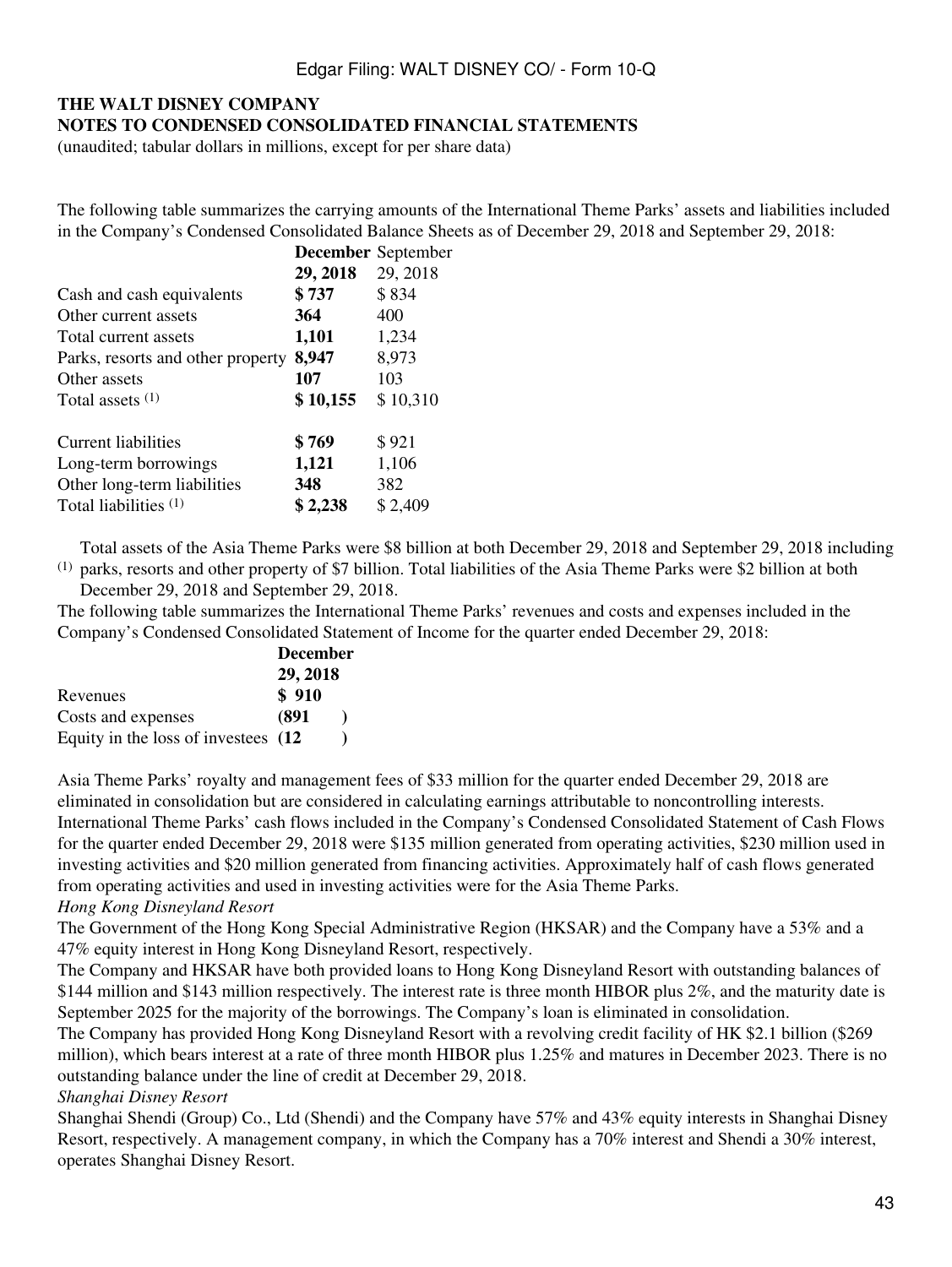**THE WALT DISNEY COMPANY**
**NOTES TO CONDENSED CONSOLIDATED FINANCIAL STATEMENTS**
(unaudited; tabular dollars in millions, except for per share data)

The following table summarizes the carrying amounts of the International Theme Parks' assets and liabilities included in the Company's Condensed Consolidated Balance Sheets as of December 29, 2018 and September 29, 2018:

| | **December 29, 2018** | September 29, 2018 |
|---|---|---|
| Cash and cash equivalents | **$ 737** | $ 834 |
| Other current assets | **364** | 400 |
| Total current assets | **1,101** | 1,234 |
| Parks, resorts and other property | **8,947** | 8,973 |
| Other assets | **107** | 103 |
| Total assets [(1)] | **$ 10,155** | $ 10,310 |
| | | |
| Current liabilities | **$ 769** | $ 921 |
| Long-term borrowings | **1,121** | 1,106 |
| Other long-term liabilities | **348** | 382 |
| Total liabilities [(1)] | **$ 2,238** | $ 2,409 |

[(1)] Total assets of the Asia Theme Parks were \$8 billion at both December 29, 2018 and September 29, 2018 including parks, resorts and other property of \$7 billion. Total liabilities of the Asia Theme Parks were \$2 billion at both December 29, 2018 and September 29, 2018.

The following table summarizes the International Theme Parks' revenues and costs and expenses included in the Company's Condensed Consolidated Statement of Income for the quarter ended December 29, 2018:

| | **December 29, 2018** |
|---|---|
| Revenues | **$ 910** |
| Costs and expenses | **(891 )** |
| Equity in the loss of investees | **(12 )** |

Asia Theme Parks' royalty and management fees of \$33 million for the quarter ended December 29, 2018 are eliminated in consolidation but are considered in calculating earnings attributable to noncontrolling interests.

International Theme Parks' cash flows included in the Company's Condensed Consolidated Statement of Cash Flows for the quarter ended December 29, 2018 were \$135 million generated from operating activities, \$230 million used in investing activities and \$20 million generated from financing activities. Approximately half of cash flows generated from operating activities and used in investing activities were for the Asia Theme Parks.

*Hong Kong Disneyland Resort*

The Government of the Hong Kong Special Administrative Region (HKSAR) and the Company have a 53% and a 47% equity interest in Hong Kong Disneyland Resort, respectively.

The Company and HKSAR have both provided loans to Hong Kong Disneyland Resort with outstanding balances of \$144 million and \$143 million respectively. The interest rate is three month HIBOR plus 2%, and the maturity date is September 2025 for the majority of the borrowings. The Company's loan is eliminated in consolidation.

The Company has provided Hong Kong Disneyland Resort with a revolving credit facility of HK \$2.1 billion (\$269 million), which bears interest at a rate of three month HIBOR plus 1.25% and matures in December 2023. There is no outstanding balance under the line of credit at December 29, 2018.

*Shanghai Disney Resort*

Shanghai Shendi (Group) Co., Ltd (Shendi) and the Company have 57% and 43% equity interests in Shanghai Disney Resort, respectively. A management company, in which the Company has a 70% interest and Shendi a 30% interest, operates Shanghai Disney Resort.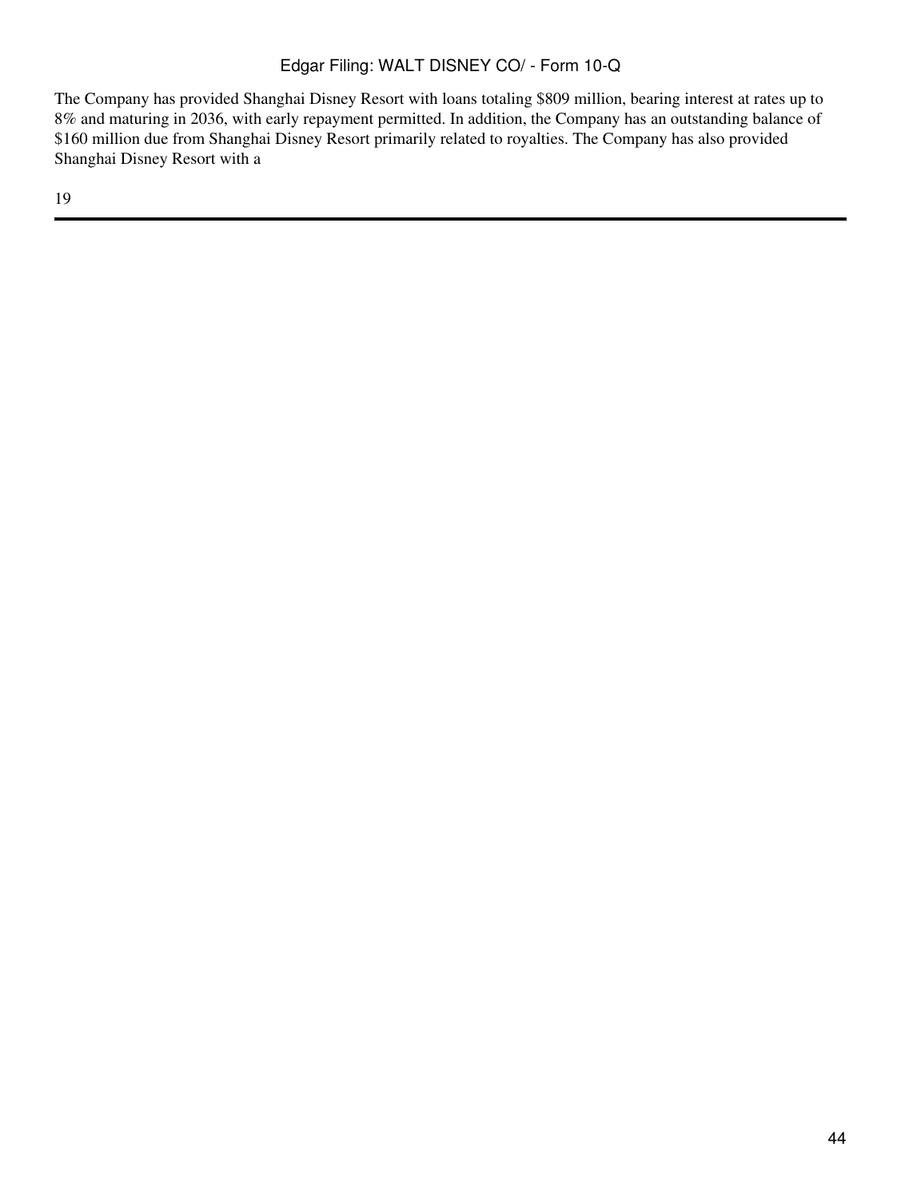The Company has provided Shanghai Disney Resort with loans totaling $809 million, bearing interest at rates up to 8% and maturing in 2036, with early repayment permitted. In addition, the Company has an outstanding balance of $160 million due from Shanghai Disney Resort primarily related to royalties. The Company has also provided Shanghai Disney Resort with a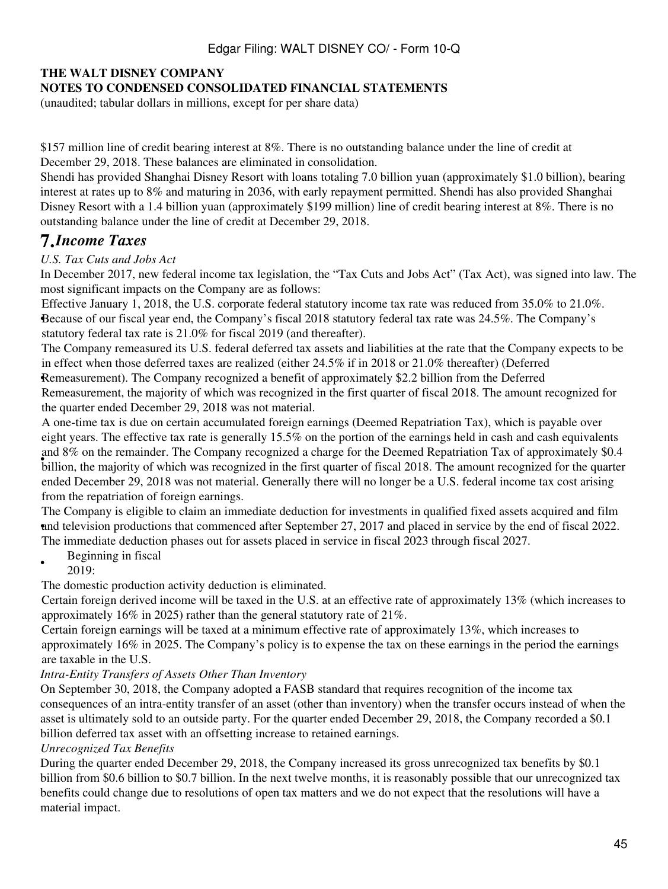**THE WALT DISNEY COMPANY**
**NOTES TO CONDENSED CONSOLIDATED FINANCIAL STATEMENTS**
(unaudited; tabular dollars in millions, except for per share data)

$157 million line of credit bearing interest at 8%. There is no outstanding balance under the line of credit at December 29, 2018. These balances are eliminated in consolidation.

Shendi has provided Shanghai Disney Resort with loans totaling 7.0 billion yuan (approximately $1.0 billion), bearing interest at rates up to 8% and maturing in 2036, with early repayment permitted. Shendi has also provided Shanghai Disney Resort with a 1.4 billion yuan (approximately $199 million) line of credit bearing interest at 8%. There is no outstanding balance under the line of credit at December 29, 2018.

## 7. *Income Taxes*

*U.S. Tax Cuts and Jobs Act*

In December 2017, new federal income tax legislation, the "Tax Cuts and Jobs Act" (Tax Act), was signed into law. The most significant impacts on the Company are as follows:

- Effective January 1, 2018, the U.S. corporate federal statutory income tax rate was reduced from 35.0% to 21.0%. Because of our fiscal year end, the Company's fiscal 2018 statutory federal tax rate was 24.5%. The Company's statutory federal tax rate is 21.0% for fiscal 2019 (and thereafter).
- The Company remeasured its U.S. federal deferred tax assets and liabilities at the rate that the Company expects to be in effect when those deferred taxes are realized (either 24.5% if in 2018 or 21.0% thereafter) (Deferred Remeasurement). The Company recognized a benefit of approximately $2.2 billion from the Deferred Remeasurement, the majority of which was recognized in the first quarter of fiscal 2018. The amount recognized for the quarter ended December 29, 2018 was not material.
- A one-time tax is due on certain accumulated foreign earnings (Deemed Repatriation Tax), which is payable over eight years. The effective tax rate is generally 15.5% on the portion of the earnings held in cash and cash equivalents and 8% on the remainder. The Company recognized a charge for the Deemed Repatriation Tax of approximately $0.4 billion, the majority of which was recognized in the first quarter of fiscal 2018. The amount recognized for the quarter ended December 29, 2018 was not material. Generally there will no longer be a U.S. federal income tax cost arising from the repatriation of foreign earnings.
- The Company is eligible to claim an immediate deduction for investments in qualified fixed assets acquired and film and television productions that commenced after September 27, 2017 and placed in service by the end of fiscal 2022. The immediate deduction phases out for assets placed in service in fiscal 2023 through fiscal 2027.
- Beginning in fiscal 2019:
  - The domestic production activity deduction is eliminated.
  - Certain foreign derived income will be taxed in the U.S. at an effective rate of approximately 13% (which increases to approximately 16% in 2025) rather than the general statutory rate of 21%.
  - Certain foreign earnings will be taxed at a minimum effective rate of approximately 13%, which increases to approximately 16% in 2025. The Company's policy is to expense the tax on these earnings in the period the earnings are taxable in the U.S.

*Intra-Entity Transfers of Assets Other Than Inventory*

On September 30, 2018, the Company adopted a FASB standard that requires recognition of the income tax consequences of an intra-entity transfer of an asset (other than inventory) when the transfer occurs instead of when the asset is ultimately sold to an outside party. For the quarter ended December 29, 2018, the Company recorded a $0.1 billion deferred tax asset with an offsetting increase to retained earnings.

*Unrecognized Tax Benefits*

During the quarter ended December 29, 2018, the Company increased its gross unrecognized tax benefits by $0.1 billion from $0.6 billion to $0.7 billion. In the next twelve months, it is reasonably possible that our unrecognized tax benefits could change due to resolutions of open tax matters and we do not expect that the resolutions will have a material impact.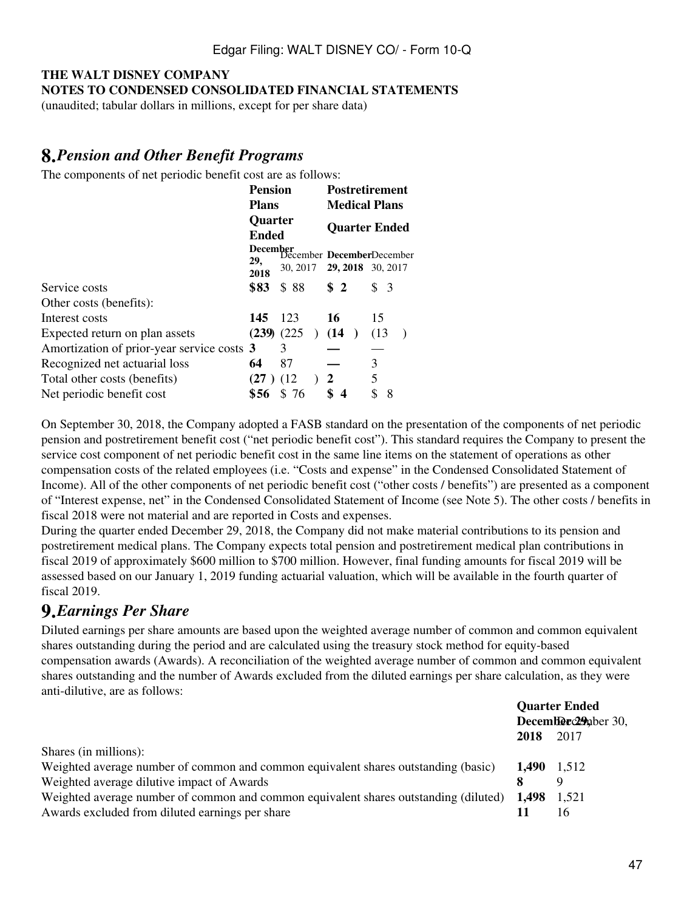**THE WALT DISNEY COMPANY**
**NOTES TO CONDENSED CONSOLIDATED FINANCIAL STATEMENTS**
(unaudited; tabular dollars in millions, except for per share data)

## 8. *Pension and Other Benefit Programs*

The components of net periodic benefit cost are as follows:

| | Pension Plans | | Postretirement Medical Plans | |
|---|---|---|---|---|
| | Quarter Ended | | Quarter Ended | |
| | **December 29, 2018** | December 30, 2017 | **December 29, 2018** | December 30, 2017 |
| Service costs | **$83** | $ 88 | **$ 2** | $ 3 |
| Other costs (benefits): | | | | |
| Interest costs | **145** | 123 | **16** | 15 |
| Expected return on plan assets | **(239)** | (225) | **(14)** | (13) |
| Amortization of prior-year service costs | **3** | 3 | **—** | — |
| Recognized net actuarial loss | **64** | 87 | **—** | 3 |
| Total other costs (benefits) | **(27)** | (12) | **2** | 5 |
| Net periodic benefit cost | **$56** | $ 76 | **$ 4** | $ 8 |

On September 30, 2018, the Company adopted a FASB standard on the presentation of the components of net periodic pension and postretirement benefit cost ("net periodic benefit cost"). This standard requires the Company to present the service cost component of net periodic benefit cost in the same line items on the statement of operations as other compensation costs of the related employees (i.e. "Costs and expense" in the Condensed Consolidated Statement of Income). All of the other components of net periodic benefit cost ("other costs / benefits") are presented as a component of "Interest expense, net" in the Condensed Consolidated Statement of Income (see Note 5). The other costs / benefits in fiscal 2018 were not material and are reported in Costs and expenses.

During the quarter ended December 29, 2018, the Company did not make material contributions to its pension and postretirement medical plans. The Company expects total pension and postretirement medical plan contributions in fiscal 2019 of approximately $600 million to $700 million. However, final funding amounts for fiscal 2019 will be assessed based on our January 1, 2019 funding actuarial valuation, which will be available in the fourth quarter of fiscal 2019.

## 9. *Earnings Per Share*

Diluted earnings per share amounts are based upon the weighted average number of common and common equivalent shares outstanding during the period and are calculated using the treasury stock method for equity-based compensation awards (Awards). A reconciliation of the weighted average number of common and common equivalent shares outstanding and the number of Awards excluded from the diluted earnings per share calculation, as they were anti-dilutive, are as follows:

| | Quarter Ended | |
|---|---|---|
| | **December 29, 2018** | December 30, 2017 |
| Shares (in millions): | | |
| Weighted average number of common and common equivalent shares outstanding (basic) | **1,490** | 1,512 |
| Weighted average dilutive impact of Awards | **8** | 9 |
| Weighted average number of common and common equivalent shares outstanding (diluted) | **1,498** | 1,521 |
| Awards excluded from diluted earnings per share | **11** | 16 |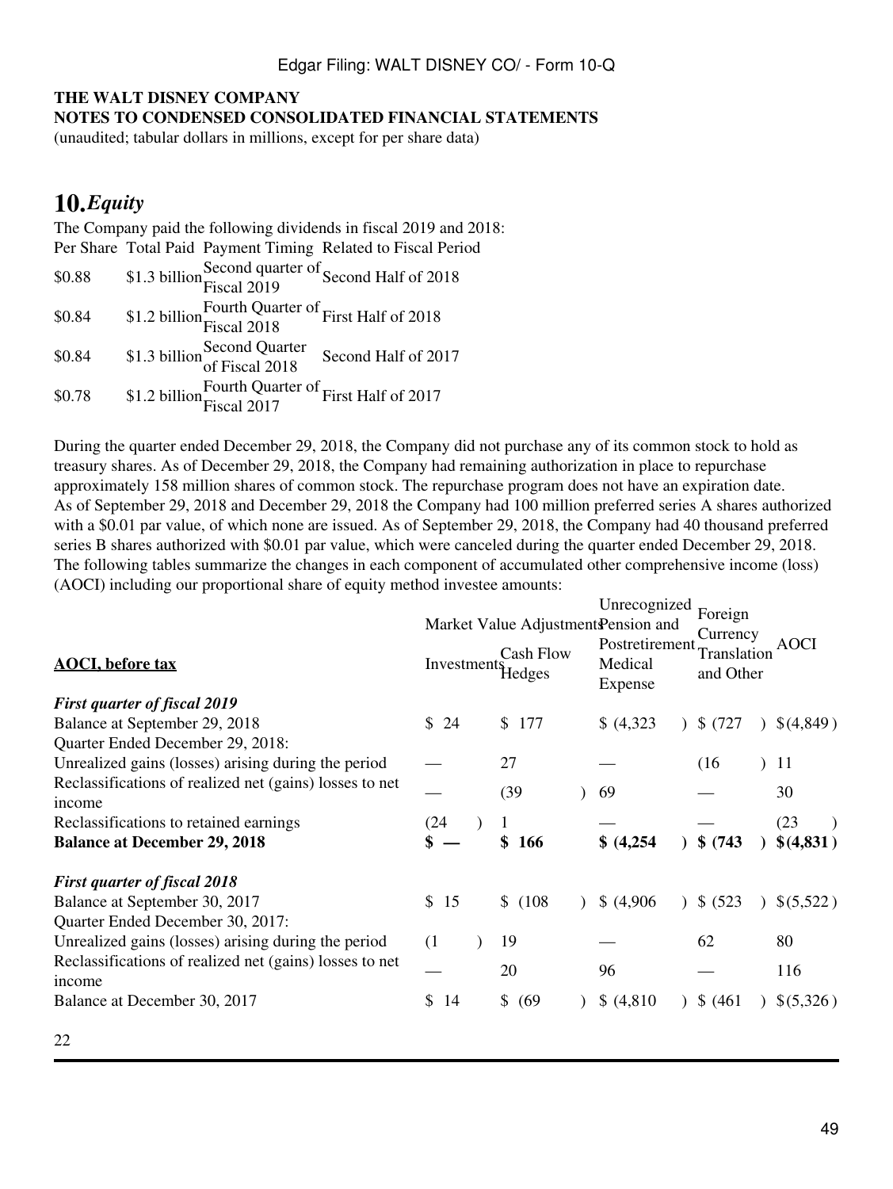**THE WALT DISNEY COMPANY**
**NOTES TO CONDENSED CONSOLIDATED FINANCIAL STATEMENTS**
(unaudited; tabular dollars in millions, except for per share data)

## 10. *Equity*

The Company paid the following dividends in fiscal 2019 and 2018:

| Per Share | Total Paid | Payment Timing | Related to Fiscal Period |
|---|---|---|---|
| \$0.88 | \$1.3 billion | Second quarter of Fiscal 2019 | Second Half of 2018 |
| \$0.84 | \$1.2 billion | Fourth Quarter of Fiscal 2018 | First Half of 2018 |
| \$0.84 | \$1.3 billion | Second Quarter of Fiscal 2018 | Second Half of 2017 |
| \$0.78 | \$1.2 billion | Fourth Quarter of Fiscal 2017 | First Half of 2017 |

During the quarter ended December 29, 2018, the Company did not purchase any of its common stock to hold as treasury shares. As of December 29, 2018, the Company had remaining authorization in place to repurchase approximately 158 million shares of common stock. The repurchase program does not have an expiration date.

As of September 29, 2018 and December 29, 2018 the Company had 100 million preferred series A shares authorized with a \$0.01 par value, of which none are issued. As of September 29, 2018, the Company had 40 thousand preferred series B shares authorized with \$0.01 par value, which were canceled during the quarter ended December 29, 2018.

The following tables summarize the changes in each component of accumulated other comprehensive income (loss) (AOCI) including our proportional share of equity method investee amounts:

| | Market Value Adjustments | | Unrecognized Pension and Postretirement Medical Expense | Foreign Currency Translation and Other | AOCI |
|---|---|---|---|---|---|
| **AOCI, before tax** | Investments | Cash Flow Hedges | | | |
| ***First quarter of fiscal 2019*** | | | | | |
| Balance at September 29, 2018 | \$ 24 | \$ 177 | \$ (4,323) | \$ (727) | \$ (4,849) |
| Quarter Ended December 29, 2018: | | | | | |
| Unrealized gains (losses) arising during the period | — | 27 | — | (16) | 11 |
| Reclassifications of realized net (gains) losses to net income | — | (39) | 69 | — | 30 |
| Reclassifications to retained earnings | (24) | 1 | — | — | (23) |
| **Balance at December 29, 2018** | **\$ —** | **\$ 166** | **\$ (4,254)** | **\$ (743)** | **\$ (4,831)** |
| ***First quarter of fiscal 2018*** | | | | | |
| Balance at September 30, 2017 | \$ 15 | \$ (108) | \$ (4,906) | \$ (523) | \$ (5,522) |
| Quarter Ended December 30, 2017: | | | | | |
| Unrealized gains (losses) arising during the period | (1) | 19 | — | 62 | 80 |
| Reclassifications of realized net (gains) losses to net income | — | 20 | 96 | — | 116 |
| Balance at December 30, 2017 | \$ 14 | \$ (69) | \$ (4,810) | \$ (461) | \$ (5,326) |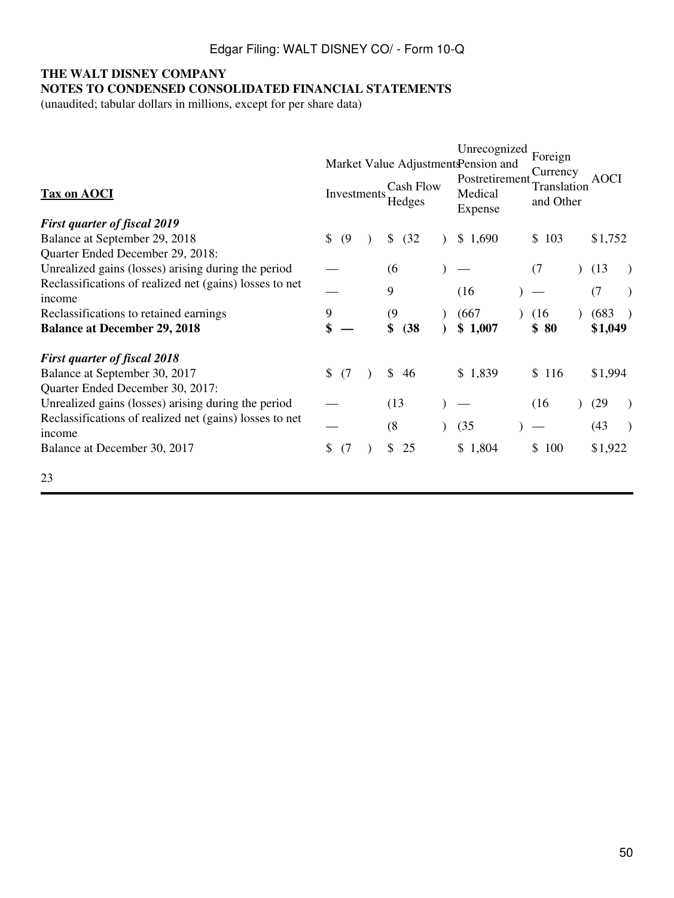Edgar Filing: WALT DISNEY CO/ - Form 10-Q

**THE WALT DISNEY COMPANY**
**NOTES TO CONDENSED CONSOLIDATED FINANCIAL STATEMENTS**
(unaudited; tabular dollars in millions, except for per share data)

| Tax on AOCI | Market Value Adjustments | | Unrecognized Pension and Postretirement Medical Expense | Foreign Currency Translation and Other | AOCI |
|---|---|---|---|---|---|
| | Investments | Cash Flow Hedges | | | |
| ***First quarter of fiscal 2019*** | | | | | |
| Balance at September 29, 2018 | $ (9) | $ (32) | $ 1,690 | $ 103 | $1,752 |
| Quarter Ended December 29, 2018: | | | | | |
| Unrealized gains (losses) arising during the period | — | (6) | — | (7) | (13) |
| Reclassifications of realized net (gains) losses to net income | — | 9 | (16) | — | (7) |
| Reclassifications to retained earnings | 9 | (9) | (667) | (16) | (683) |
| **Balance at December 29, 2018** | **$ —** | **$ (38)** | **$ 1,007** | **$ 80** | **$1,049** |
| ***First quarter of fiscal 2018*** | | | | | |
| Balance at September 30, 2017 | $ (7) | $ 46 | $ 1,839 | $ 116 | $1,994 |
| Quarter Ended December 30, 2017: | | | | | |
| Unrealized gains (losses) arising during the period | — | (13) | — | (16) | (29) |
| Reclassifications of realized net (gains) losses to net income | — | (8) | (35) | — | (43) |
| Balance at December 30, 2017 | $ (7) | $ 25 | $ 1,804 | $ 100 | $1,922 |

23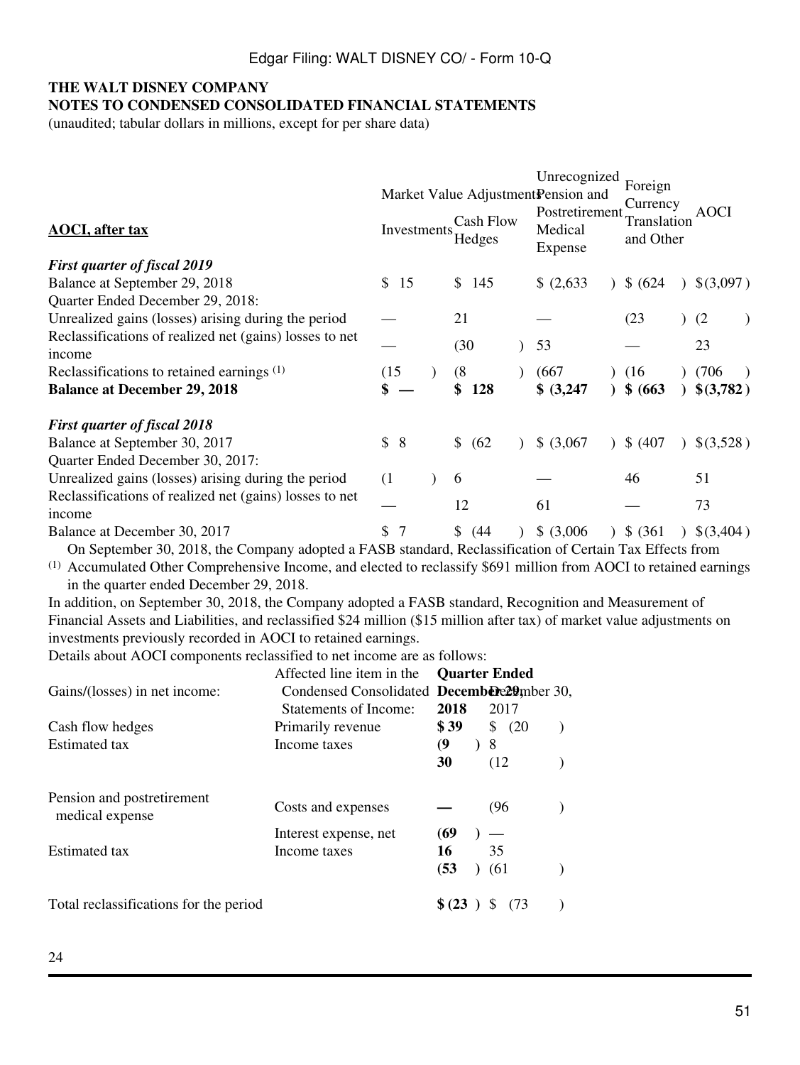**THE WALT DISNEY COMPANY**
**NOTES TO CONDENSED CONSOLIDATED FINANCIAL STATEMENTS**
(unaudited; tabular dollars in millions, except for per share data)

| **AOCI, after tax** | Market Value Adjustments Investments | Market Value Adjustments Cash Flow Hedges | Unrecognized Pension and Postretirement Medical Expense | Foreign Currency Translation and Other | AOCI |
|---|---|---|---|---|---|
| ***First quarter of fiscal 2019*** | | | | | |
| Balance at September 29, 2018 | $ 15 | $ 145 | $ (2,633) | $ (624) | $ (3,097) |
| Quarter Ended December 29, 2018: | | | | | |
| Unrealized gains (losses) arising during the period | — | 21 | — | (23) | (2) |
| Reclassifications of realized net (gains) losses to net income | — | (30) | 53 | — | 23 |
| Reclassifications to retained earnings [(1)] | (15) | (8) | (667) | (16) | (706) |
| **Balance at December 29, 2018** | **$ —** | **$ 128** | **$ (3,247)** | **$ (663)** | **$ (3,782)** |
| | | | | | |
| ***First quarter of fiscal 2018*** | | | | | |
| Balance at September 30, 2017 | $ 8 | $ (62) | $ (3,067) | $ (407) | $ (3,528) |
| Quarter Ended December 30, 2017: | | | | | |
| Unrealized gains (losses) arising during the period | (1) | 6 | — | 46 | 51 |
| Reclassifications of realized net (gains) losses to net income | — | 12 | 61 | — | 73 |
| Balance at December 30, 2017 | $ 7 | $ (44) | $ (3,006) | $ (361) | $ (3,404) |

(1) On September 30, 2018, the Company adopted a FASB standard, Reclassification of Certain Tax Effects from Accumulated Other Comprehensive Income, and elected to reclassify $691 million from AOCI to retained earnings in the quarter ended December 29, 2018.

In addition, on September 30, 2018, the Company adopted a FASB standard, Recognition and Measurement of Financial Assets and Liabilities, and reclassified $24 million ($15 million after tax) of market value adjustments on investments previously recorded in AOCI to retained earnings.

Details about AOCI components reclassified to net income are as follows:

| Gains/(losses) in net income: | Affected line item in the Condensed Consolidated Statements of Income: | **Quarter Ended December 29, 2018** | Quarter Ended December 30, 2017 |
|---|---|---|---|
| Cash flow hedges | Primarily revenue | **$ 39** | $ (20) |
| Estimated tax | Income taxes | **(9)** | 8 |
| | | **30** | (12) |
| | | | |
| Pension and postretirement medical expense | Costs and expenses | **—** | (96) |
| | Interest expense, net | **(69)** | — |
| Estimated tax | Income taxes | **16** | 35 |
| | | **(53)** | (61) |
| | | | |
| Total reclassifications for the period | | **$ (23)** | $ (73) |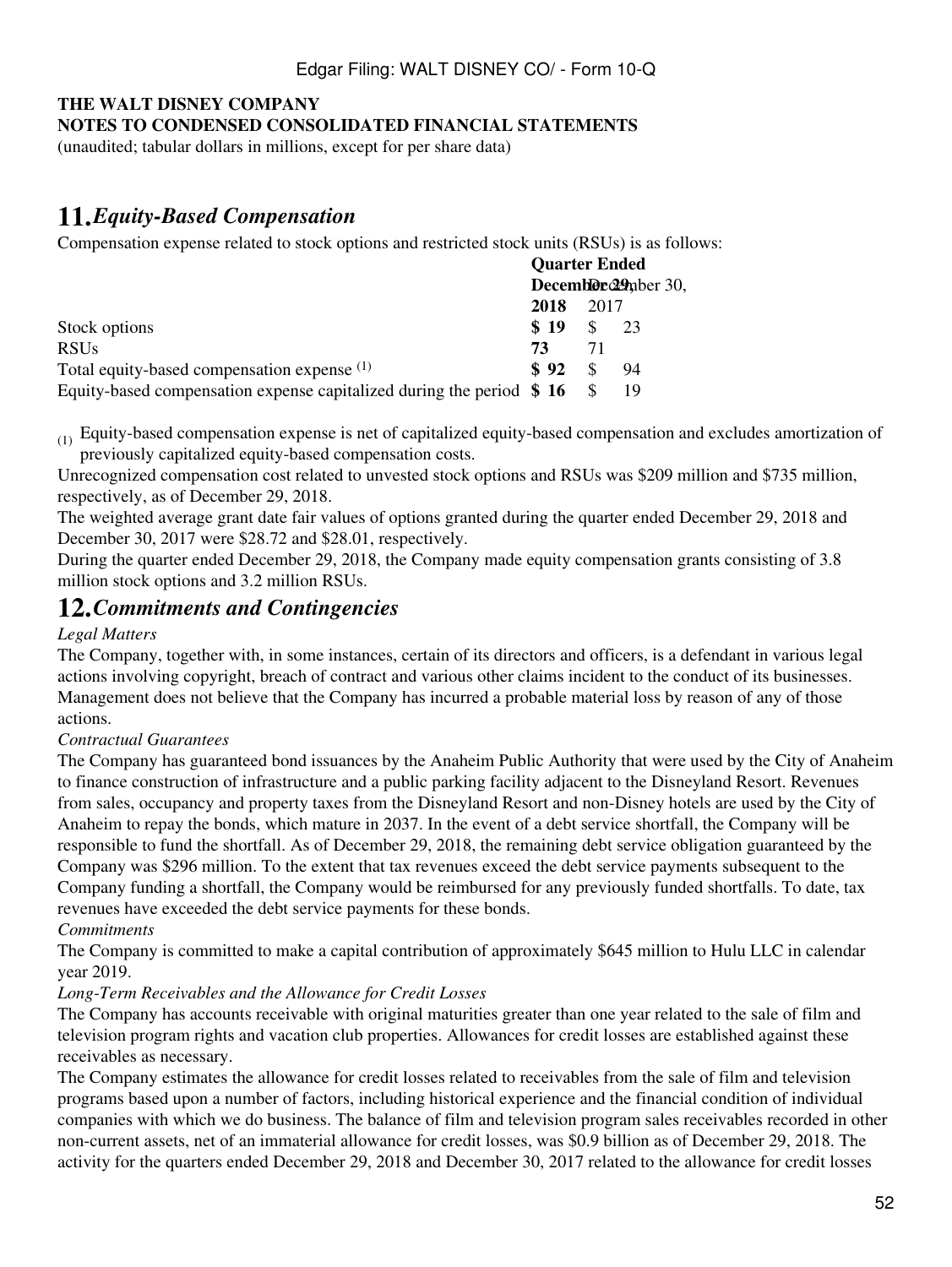**THE WALT DISNEY COMPANY**
**NOTES TO CONDENSED CONSOLIDATED FINANCIAL STATEMENTS**
(unaudited; tabular dollars in millions, except for per share data)

## 11. *Equity-Based Compensation*

Compensation expense related to stock options and restricted stock units (RSUs) is as follows:

| | Quarter Ended | |
|---|---|---|
| | **December 29, 2018** | December 30, 2017 |
| Stock options | **$ 19** | $ 23 |
| RSUs | **73** | 71 |
| Total equity-based compensation expense [(1)] | **$ 92** | $ 94 |
| Equity-based compensation expense capitalized during the period | **$ 16** | $ 19 |

(1) Equity-based compensation expense is net of capitalized equity-based compensation and excludes amortization of previously capitalized equity-based compensation costs.

Unrecognized compensation cost related to unvested stock options and RSUs was $209 million and $735 million, respectively, as of December 29, 2018.

The weighted average grant date fair values of options granted during the quarter ended December 29, 2018 and December 30, 2017 were $28.72 and $28.01, respectively.

During the quarter ended December 29, 2018, the Company made equity compensation grants consisting of 3.8 million stock options and 3.2 million RSUs.

## 12. *Commitments and Contingencies*

*Legal Matters*

The Company, together with, in some instances, certain of its directors and officers, is a defendant in various legal actions involving copyright, breach of contract and various other claims incident to the conduct of its businesses. Management does not believe that the Company has incurred a probable material loss by reason of any of those actions.

*Contractual Guarantees*

The Company has guaranteed bond issuances by the Anaheim Public Authority that were used by the City of Anaheim to finance construction of infrastructure and a public parking facility adjacent to the Disneyland Resort. Revenues from sales, occupancy and property taxes from the Disneyland Resort and non-Disney hotels are used by the City of Anaheim to repay the bonds, which mature in 2037. In the event of a debt service shortfall, the Company will be responsible to fund the shortfall. As of December 29, 2018, the remaining debt service obligation guaranteed by the Company was $296 million. To the extent that tax revenues exceed the debt service payments subsequent to the Company funding a shortfall, the Company would be reimbursed for any previously funded shortfalls. To date, tax revenues have exceeded the debt service payments for these bonds.

*Commitments*

The Company is committed to make a capital contribution of approximately $645 million to Hulu LLC in calendar year 2019.

*Long-Term Receivables and the Allowance for Credit Losses*

The Company has accounts receivable with original maturities greater than one year related to the sale of film and television program rights and vacation club properties. Allowances for credit losses are established against these receivables as necessary.

The Company estimates the allowance for credit losses related to receivables from the sale of film and television programs based upon a number of factors, including historical experience and the financial condition of individual companies with which we do business. The balance of film and television program sales receivables recorded in other non-current assets, net of an immaterial allowance for credit losses, was $0.9 billion as of December 29, 2018. The activity for the quarters ended December 29, 2018 and December 30, 2017 related to the allowance for credit losses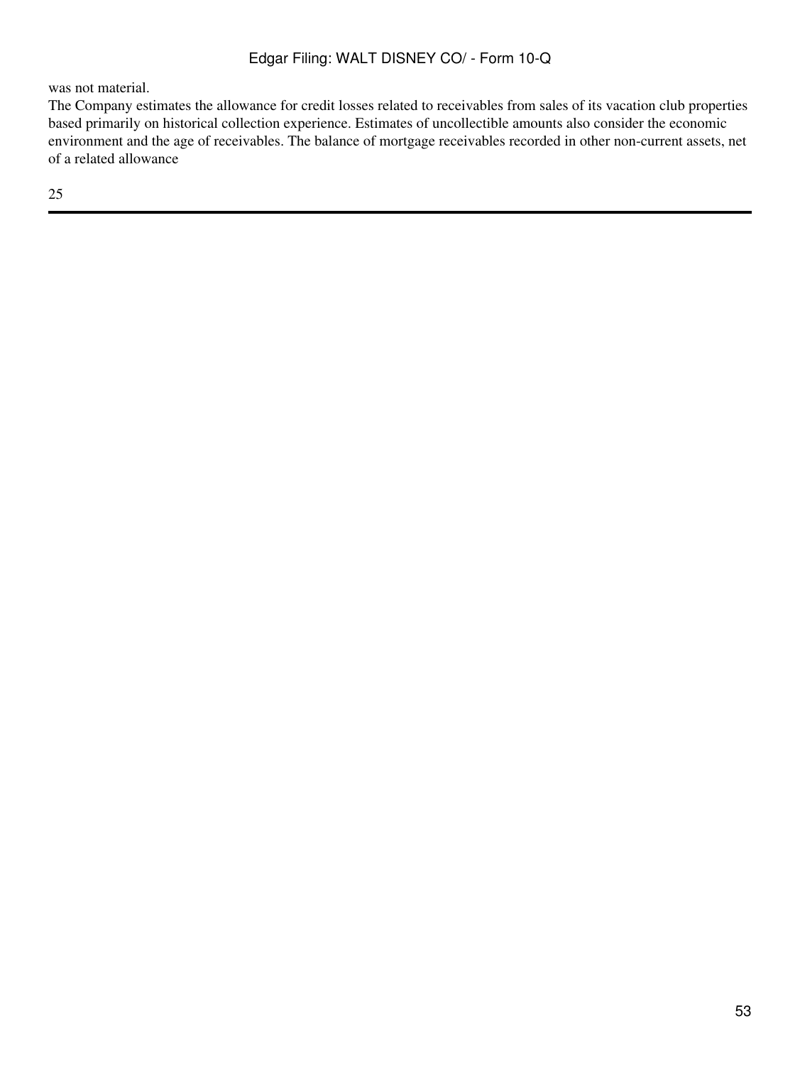was not material.

The Company estimates the allowance for credit losses related to receivables from sales of its vacation club properties based primarily on historical collection experience. Estimates of uncollectible amounts also consider the economic environment and the age of receivables. The balance of mortgage receivables recorded in other non-current assets, net of a related allowance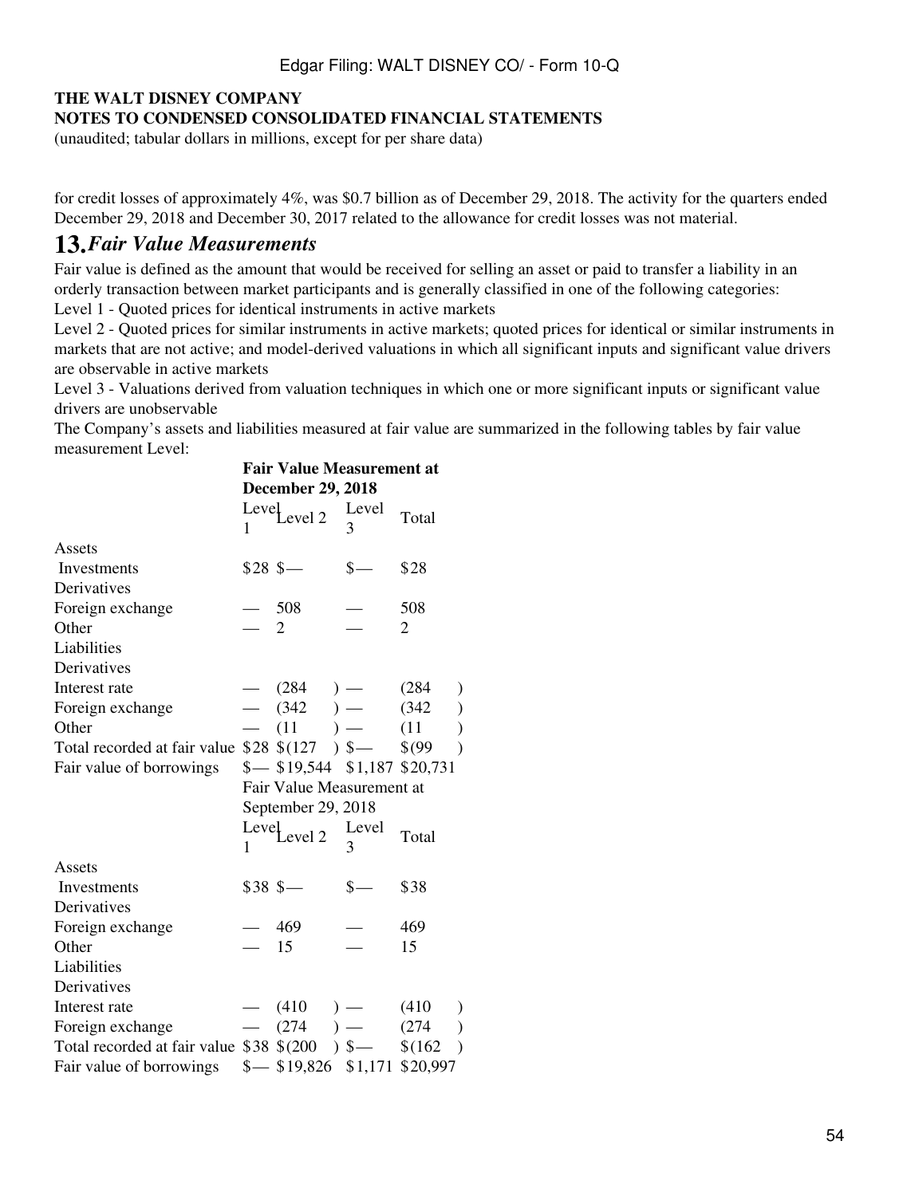for credit losses of approximately 4%, was $0.7 billion as of December 29, 2018. The activity for the quarters ended December 29, 2018 and December 30, 2017 related to the allowance for credit losses was not material.

## 13. *Fair Value Measurements*

Fair value is defined as the amount that would be received for selling an asset or paid to transfer a liability in an orderly transaction between market participants and is generally classified in one of the following categories:

Level 1 - Quoted prices for identical instruments in active markets

Level 2 - Quoted prices for similar instruments in active markets; quoted prices for identical or similar instruments in markets that are not active; and model-derived valuations in which all significant inputs and significant value drivers are observable in active markets

Level 3 - Valuations derived from valuation techniques in which one or more significant inputs or significant value drivers are unobservable

The Company's assets and liabilities measured at fair value are summarized in the following tables by fair value measurement Level:

| | **Fair Value Measurement at December 29, 2018** | | | |
|---|---|---|---|---|
| | Level 1 | Level 2 | Level 3 | Total |
| Assets | | | | |
| Investments | $28 | $— | $— | $28 |
| Derivatives | | | | |
| Foreign exchange | — | 508 | — | 508 |
| Other | — | 2 | — | 2 |
| Liabilities | | | | |
| Derivatives | | | | |
| Interest rate | — | (284) | — | (284) |
| Foreign exchange | — | (342) | — | (342) |
| Other | — | (11) | — | (11) |
| Total recorded at fair value | $28 | $(127) | $— | $(99) |
| Fair value of borrowings | $— | $19,544 | $1,187 | $20,731 |

| | Fair Value Measurement at September 29, 2018 | | | |
|---|---|---|---|---|
| | Level 1 | Level 2 | Level 3 | Total |
| Assets | | | | |
| Investments | $38 | $— | $— | $38 |
| Derivatives | | | | |
| Foreign exchange | — | 469 | — | 469 |
| Other | — | 15 | — | 15 |
| Liabilities | | | | |
| Derivatives | | | | |
| Interest rate | — | (410) | — | (410) |
| Foreign exchange | — | (274) | — | (274) |
| Total recorded at fair value | $38 | $(200) | $— | $(162) |
| Fair value of borrowings | $— | $19,826 | $1,171 | $20,997 |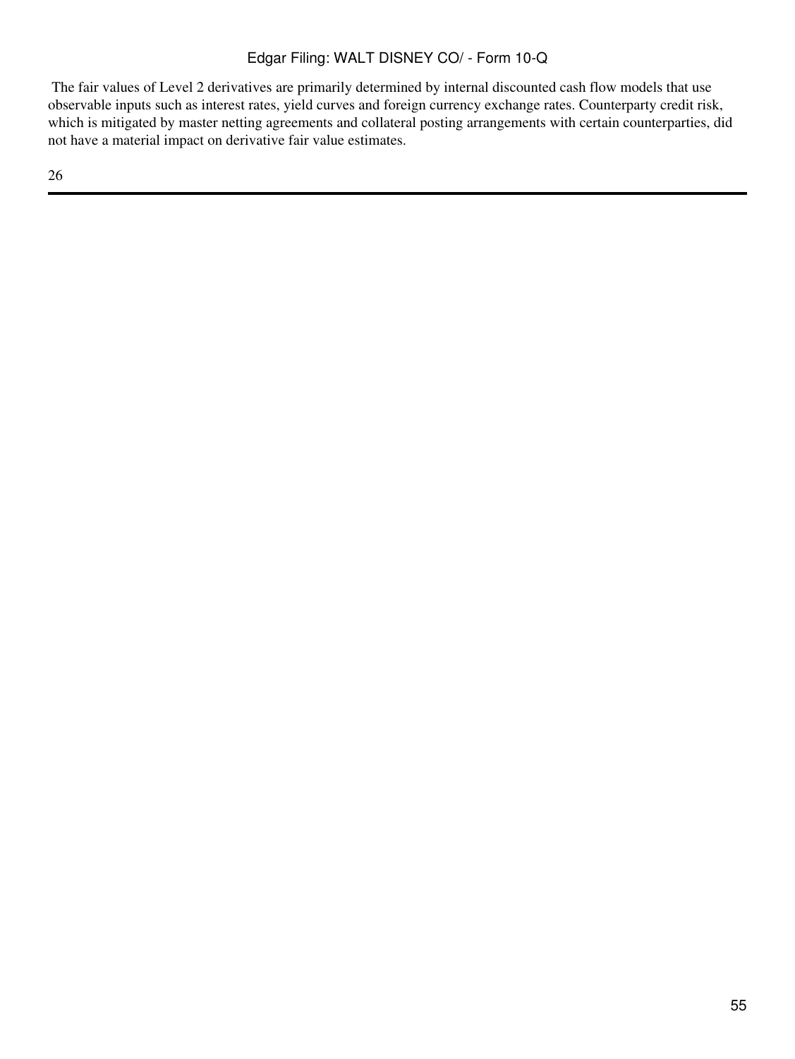The fair values of Level 2 derivatives are primarily determined by internal discounted cash flow models that use observable inputs such as interest rates, yield curves and foreign currency exchange rates. Counterparty credit risk, which is mitigated by master netting agreements and collateral posting arrangements with certain counterparties, did not have a material impact on derivative fair value estimates.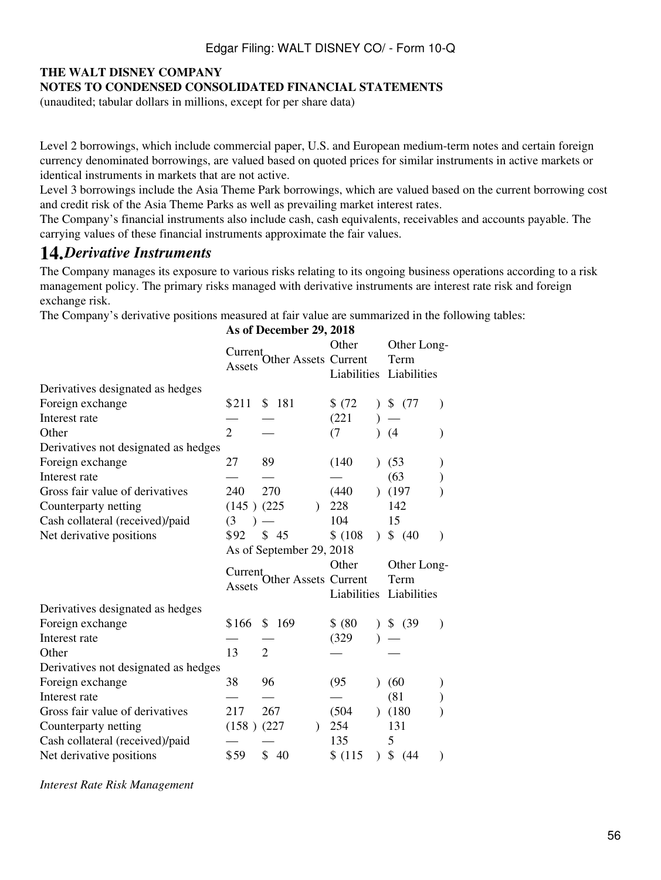**THE WALT DISNEY COMPANY**
**NOTES TO CONDENSED CONSOLIDATED FINANCIAL STATEMENTS**
(unaudited; tabular dollars in millions, except for per share data)

Level 2 borrowings, which include commercial paper, U.S. and European medium-term notes and certain foreign currency denominated borrowings, are valued based on quoted prices for similar instruments in active markets or identical instruments in markets that are not active.

Level 3 borrowings include the Asia Theme Park borrowings, which are valued based on the current borrowing cost and credit risk of the Asia Theme Parks as well as prevailing market interest rates.

The Company's financial instruments also include cash, cash equivalents, receivables and accounts payable. The carrying values of these financial instruments approximate the fair values.

## 14. *Derivative Instruments*

The Company manages its exposure to various risks relating to its ongoing business operations according to a risk management policy. The primary risks managed with derivative instruments are interest rate risk and foreign exchange risk.

The Company's derivative positions measured at fair value are summarized in the following tables:

| | **As of December 29, 2018** | | | |
|---|---|---|---|---|
| | Current Assets | Other Assets | Other Current Liabilities | Other Long-Term Liabilities |
| Derivatives designated as hedges | | | | |
| Foreign exchange | $211 | $ 181 | $ (72) | $ (77) |
| Interest rate | — | — | (221) | — |
| Other | 2 | — | (7) | (4) |
| Derivatives not designated as hedges | | | | |
| Foreign exchange | 27 | 89 | (140) | (53) |
| Interest rate | — | — | — | (63) |
| Gross fair value of derivatives | 240 | 270 | (440) | (197) |
| Counterparty netting | (145) | (225) | 228 | 142 |
| Cash collateral (received)/paid | (3) | — | 104 | 15 |
| Net derivative positions | $92 | $ 45 | $ (108) | $ (40) |

| | As of September 29, 2018 | | | |
|---|---|---|---|---|
| | Current Assets | Other Assets | Other Current Liabilities | Other Long-Term Liabilities |
| Derivatives designated as hedges | | | | |
| Foreign exchange | $166 | $ 169 | $ (80) | $ (39) |
| Interest rate | — | — | (329) | — |
| Other | 13 | 2 | — | — |
| Derivatives not designated as hedges | | | | |
| Foreign exchange | 38 | 96 | (95) | (60) |
| Interest rate | — | — | — | (81) |
| Gross fair value of derivatives | 217 | 267 | (504) | (180) |
| Counterparty netting | (158) | (227) | 254 | 131 |
| Cash collateral (received)/paid | — | — | 135 | 5 |
| Net derivative positions | $59 | $ 40 | $ (115) | $ (44) |

*Interest Rate Risk Management*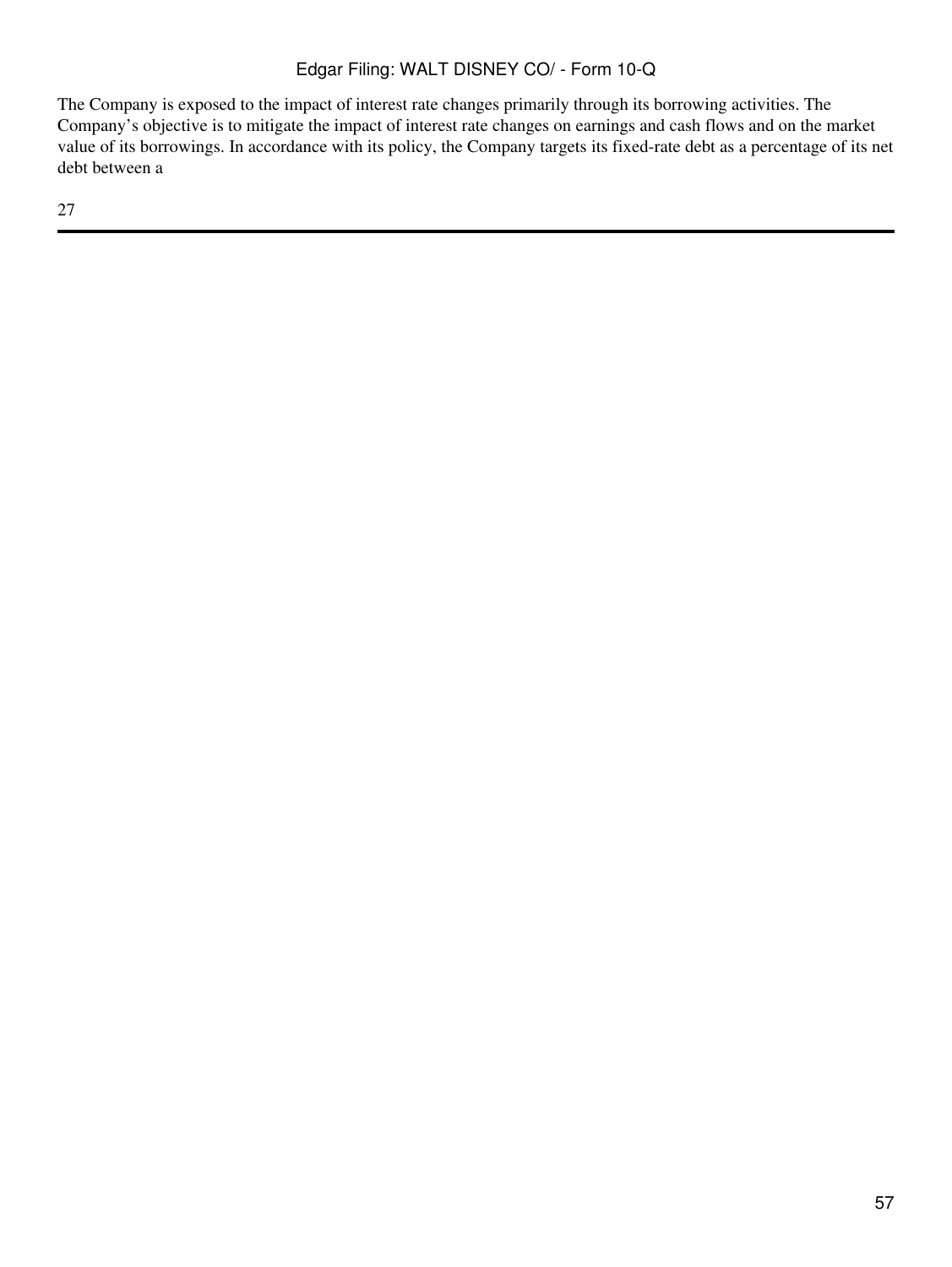The Company is exposed to the impact of interest rate changes primarily through its borrowing activities. The Company's objective is to mitigate the impact of interest rate changes on earnings and cash flows and on the market value of its borrowings. In accordance with its policy, the Company targets its fixed-rate debt as a percentage of its net debt between a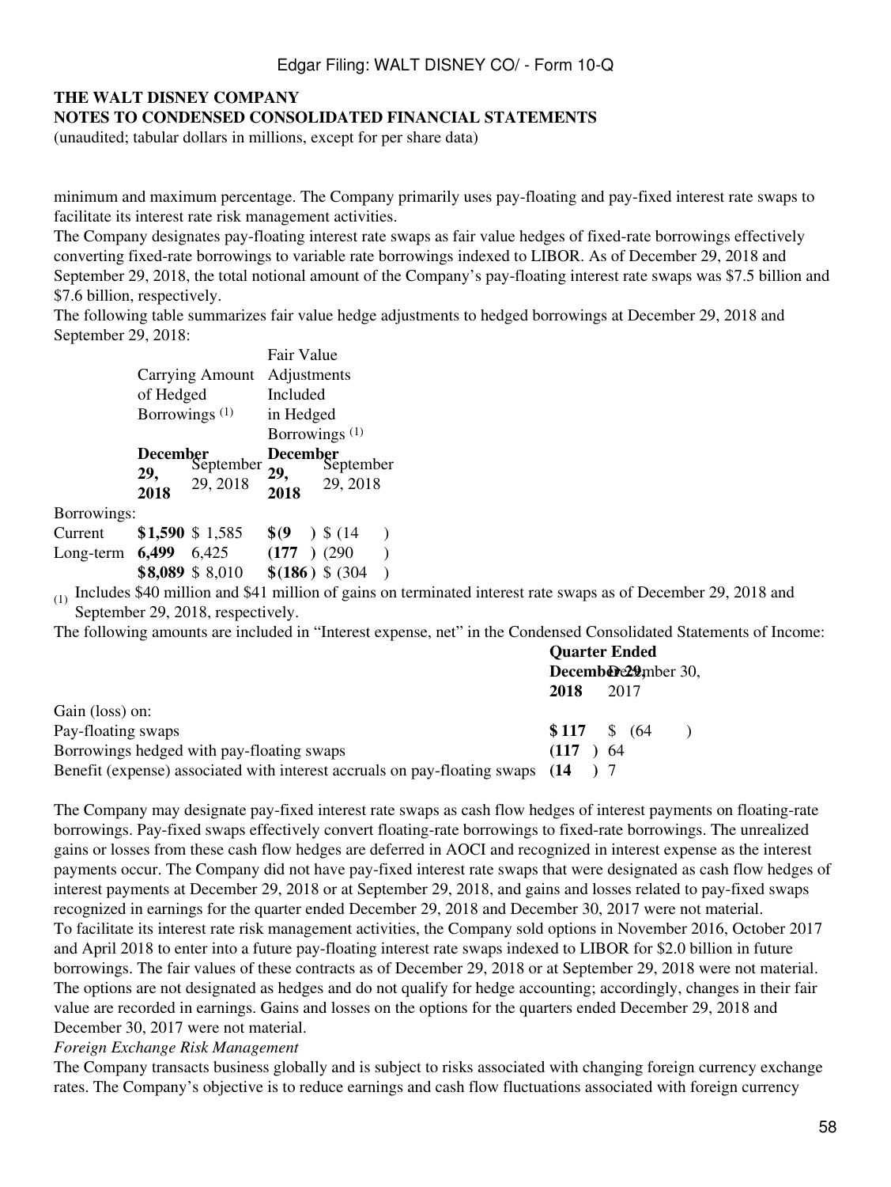# THE WALT DISNEY COMPANY
## NOTES TO CONDENSED CONSOLIDATED FINANCIAL STATEMENTS
(unaudited; tabular dollars in millions, except for per share data)

minimum and maximum percentage. The Company primarily uses pay-floating and pay-fixed interest rate swaps to facilitate its interest rate risk management activities.

The Company designates pay-floating interest rate swaps as fair value hedges of fixed-rate borrowings effectively converting fixed-rate borrowings to variable rate borrowings indexed to LIBOR. As of December 29, 2018 and September 29, 2018, the total notional amount of the Company's pay-floating interest rate swaps was $7.5 billion and $7.6 billion, respectively.

The following table summarizes fair value hedge adjustments to hedged borrowings at December 29, 2018 and September 29, 2018:

| | Carrying Amount of Hedged Borrowings [1] | | Fair Value Adjustments Included in Hedged Borrowings [1] | |
|---|---|---|---|---|
| | **December 29, 2018** | September 29, 2018 | **December 29, 2018** | September 29, 2018 |
| Borrowings: | | | | |
| Current | **$1,590** | $ 1,585 | **$(9)** | $ (14) |
| Long-term | **6,499** | 6,425 | **(177)** | (290) |
| | **$8,089** | $ 8,010 | **$(186)** | $ (304) |

(1) Includes $40 million and $41 million of gains on terminated interest rate swaps as of December 29, 2018 and September 29, 2018, respectively.

The following amounts are included in "Interest expense, net" in the Condensed Consolidated Statements of Income:

| | Quarter Ended | |
|---|---|---|
| | **December 29, 2018** | December 30, 2017 |
| Gain (loss) on: | | |
| Pay-floating swaps | **$ 117** | $ (64) |
| Borrowings hedged with pay-floating swaps | **(117)** | 64 |
| Benefit (expense) associated with interest accruals on pay-floating swaps | **(14)** | 7 |

The Company may designate pay-fixed interest rate swaps as cash flow hedges of interest payments on floating-rate borrowings. Pay-fixed swaps effectively convert floating-rate borrowings to fixed-rate borrowings. The unrealized gains or losses from these cash flow hedges are deferred in AOCI and recognized in interest expense as the interest payments occur. The Company did not have pay-fixed interest rate swaps that were designated as cash flow hedges of interest payments at December 29, 2018 or at September 29, 2018, and gains and losses related to pay-fixed swaps recognized in earnings for the quarter ended December 29, 2018 and December 30, 2017 were not material.

To facilitate its interest rate risk management activities, the Company sold options in November 2016, October 2017 and April 2018 to enter into a future pay-floating interest rate swaps indexed to LIBOR for $2.0 billion in future borrowings. The fair values of these contracts as of December 29, 2018 or at September 29, 2018 were not material. The options are not designated as hedges and do not qualify for hedge accounting; accordingly, changes in their fair value are recorded in earnings. Gains and losses on the options for the quarters ended December 29, 2018 and December 30, 2017 were not material.

*Foreign Exchange Risk Management*

The Company transacts business globally and is subject to risks associated with changing foreign currency exchange rates. The Company's objective is to reduce earnings and cash flow fluctuations associated with foreign currency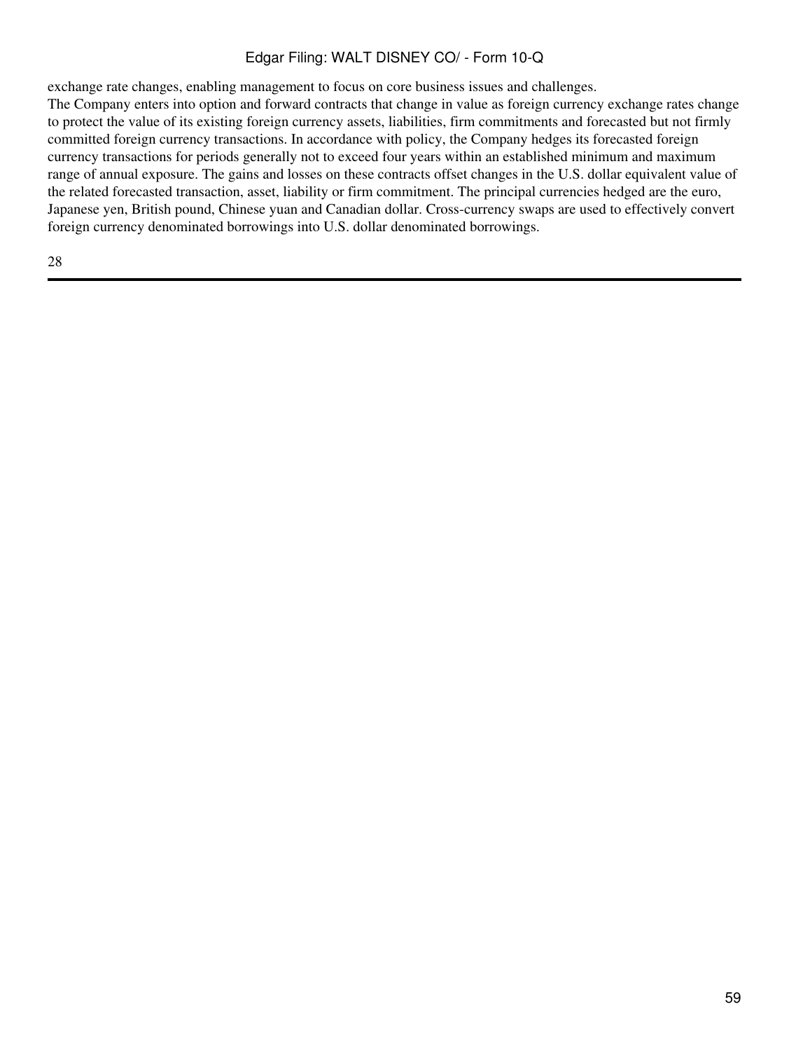exchange rate changes, enabling management to focus on core business issues and challenges.

The Company enters into option and forward contracts that change in value as foreign currency exchange rates change to protect the value of its existing foreign currency assets, liabilities, firm commitments and forecasted but not firmly committed foreign currency transactions. In accordance with policy, the Company hedges its forecasted foreign currency transactions for periods generally not to exceed four years within an established minimum and maximum range of annual exposure. The gains and losses on these contracts offset changes in the U.S. dollar equivalent value of the related forecasted transaction, asset, liability or firm commitment. The principal currencies hedged are the euro, Japanese yen, British pound, Chinese yuan and Canadian dollar. Cross-currency swaps are used to effectively convert foreign currency denominated borrowings into U.S. dollar denominated borrowings.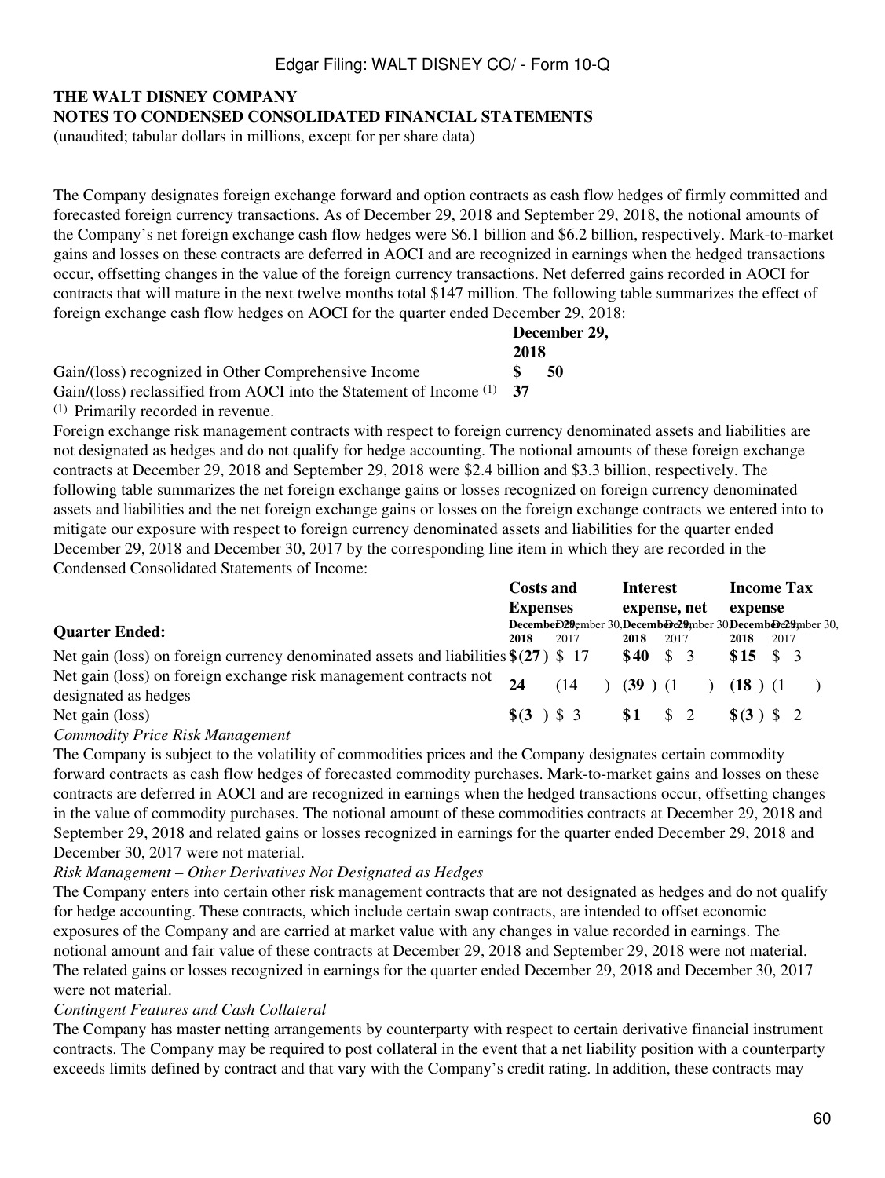The Company designates foreign exchange forward and option contracts as cash flow hedges of firmly committed and forecasted foreign currency transactions. As of December 29, 2018 and September 29, 2018, the notional amounts of the Company's net foreign exchange cash flow hedges were $6.1 billion and $6.2 billion, respectively. Mark-to-market gains and losses on these contracts are deferred in AOCI and are recognized in earnings when the hedged transactions occur, offsetting changes in the value of the foreign currency transactions. Net deferred gains recorded in AOCI for contracts that will mature in the next twelve months total $147 million. The following table summarizes the effect of foreign exchange cash flow hedges on AOCI for the quarter ended December 29, 2018:

| | **December 29, 2018** |
|---|---|
| Gain/(loss) recognized in Other Comprehensive Income | **$ 50** |
| Gain/(loss) reclassified from AOCI into the Statement of Income [(1)] | **37** |

[(1)] Primarily recorded in revenue.

Foreign exchange risk management contracts with respect to foreign currency denominated assets and liabilities are not designated as hedges and do not qualify for hedge accounting. The notional amounts of these foreign exchange contracts at December 29, 2018 and September 29, 2018 were $2.4 billion and $3.3 billion, respectively. The following table summarizes the net foreign exchange gains or losses recognized on foreign currency denominated assets and liabilities and the net foreign exchange gains or losses on the foreign exchange contracts we entered into to mitigate our exposure with respect to foreign currency denominated assets and liabilities for the quarter ended December 29, 2018 and December 30, 2017 by the corresponding line item in which they are recorded in the Condensed Consolidated Statements of Income:

| **Quarter Ended:** | **Costs and Expenses** | | **Interest expense, net** | | **Income Tax expense** | |
|---|---|---|---|---|---|---|
| | **December 29, 2018** | December 30, 2017 | **December 29, 2018** | December 30, 2017 | **December 29, 2018** | December 30, 2017 |
| Net gain (loss) on foreign currency denominated assets and liabilities | **$(27)** | $ 17 | **$40** | $ 3 | **$15** | $ 3 |
| Net gain (loss) on foreign exchange risk management contracts not designated as hedges | **24** | (14) | **(39)** | (1) | **(18)** | (1) |
| Net gain (loss) | **$(3)** | $ 3 | **$1** | $ 2 | **$(3)** | $ 2 |

*Commodity Price Risk Management*

The Company is subject to the volatility of commodities prices and the Company designates certain commodity forward contracts as cash flow hedges of forecasted commodity purchases. Mark-to-market gains and losses on these contracts are deferred in AOCI and are recognized in earnings when the hedged transactions occur, offsetting changes in the value of commodity purchases. The notional amount of these commodities contracts at December 29, 2018 and September 29, 2018 and related gains or losses recognized in earnings for the quarter ended December 29, 2018 and December 30, 2017 were not material.

*Risk Management – Other Derivatives Not Designated as Hedges*

The Company enters into certain other risk management contracts that are not designated as hedges and do not qualify for hedge accounting. These contracts, which include certain swap contracts, are intended to offset economic exposures of the Company and are carried at market value with any changes in value recorded in earnings. The notional amount and fair value of these contracts at December 29, 2018 and September 29, 2018 were not material. The related gains or losses recognized in earnings for the quarter ended December 29, 2018 and December 30, 2017 were not material.

*Contingent Features and Cash Collateral*

The Company has master netting arrangements by counterparty with respect to certain derivative financial instrument contracts. The Company may be required to post collateral in the event that a net liability position with a counterparty exceeds limits defined by contract and that vary with the Company's credit rating. In addition, these contracts may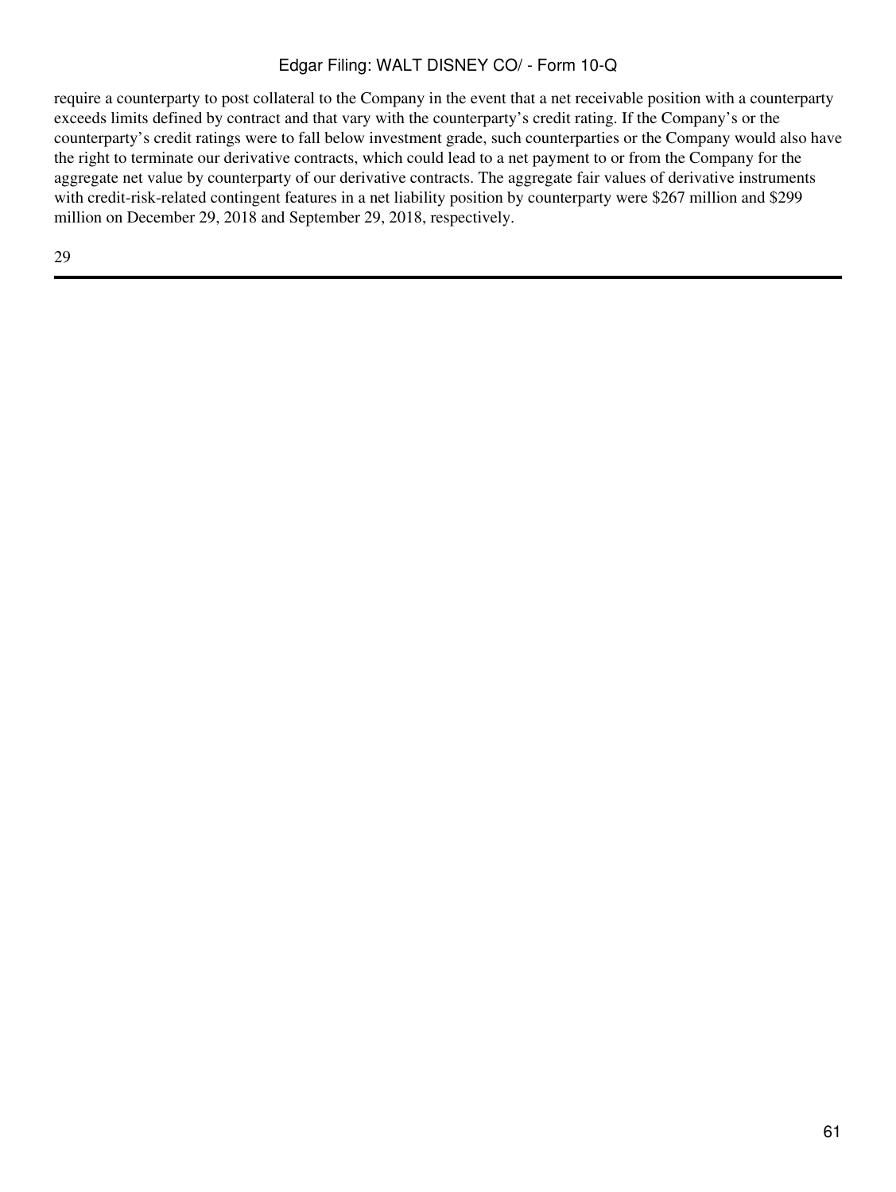require a counterparty to post collateral to the Company in the event that a net receivable position with a counterparty exceeds limits defined by contract and that vary with the counterparty's credit rating. If the Company's or the counterparty's credit ratings were to fall below investment grade, such counterparties or the Company would also have the right to terminate our derivative contracts, which could lead to a net payment to or from the Company for the aggregate net value by counterparty of our derivative contracts. The aggregate fair values of derivative instruments with credit-risk-related contingent features in a net liability position by counterparty were $267 million and $299 million on December 29, 2018 and September 29, 2018, respectively.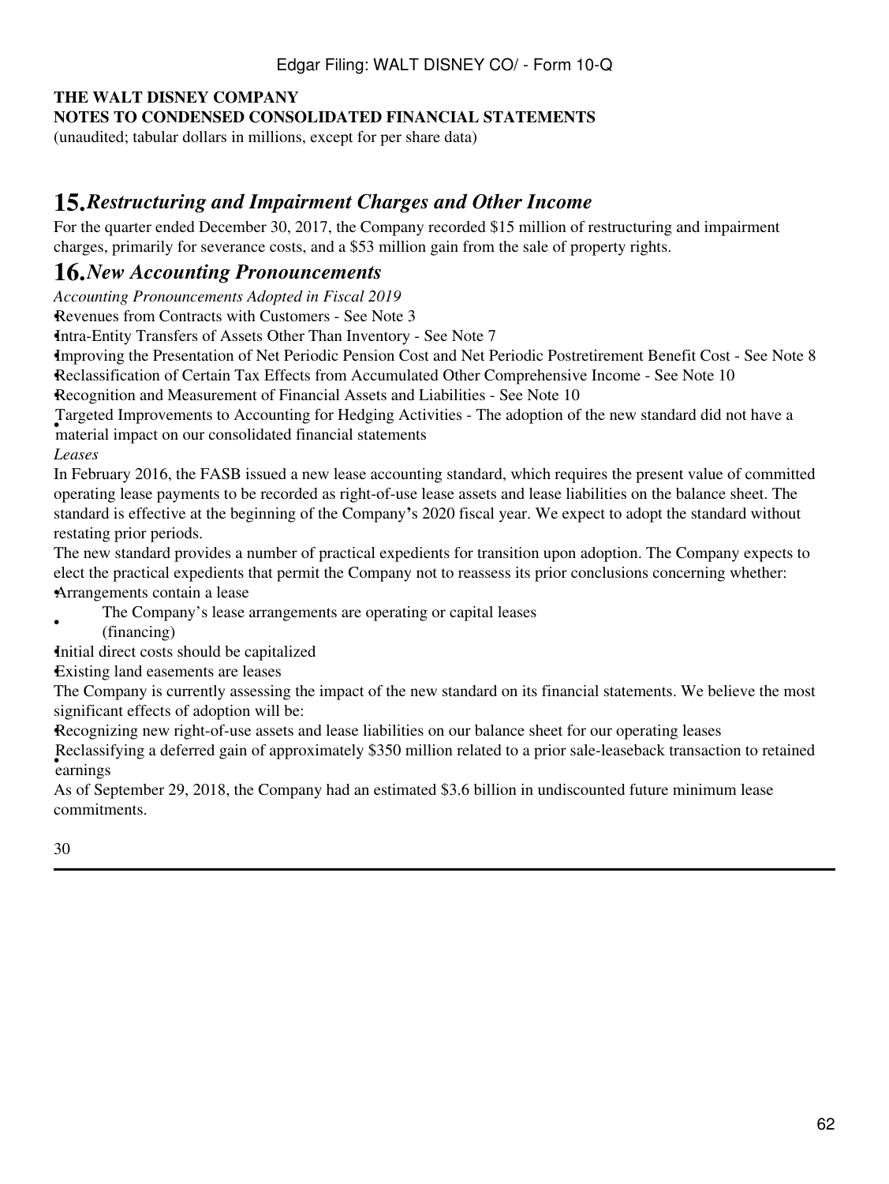**THE WALT DISNEY COMPANY**
**NOTES TO CONDENSED CONSOLIDATED FINANCIAL STATEMENTS**
(unaudited; tabular dollars in millions, except for per share data)

## 15. *Restructuring and Impairment Charges and Other Income*

For the quarter ended December 30, 2017, the Company recorded $15 million of restructuring and impairment charges, primarily for severance costs, and a $53 million gain from the sale of property rights.

## 16. *New Accounting Pronouncements*

*Accounting Pronouncements Adopted in Fiscal 2019*

- Revenues from Contracts with Customers - See Note 3
- Intra-Entity Transfers of Assets Other Than Inventory - See Note 7
- Improving the Presentation of Net Periodic Pension Cost and Net Periodic Postretirement Benefit Cost - See Note 8
- Reclassification of Certain Tax Effects from Accumulated Other Comprehensive Income - See Note 10
- Recognition and Measurement of Financial Assets and Liabilities - See Note 10
- Targeted Improvements to Accounting for Hedging Activities - The adoption of the new standard did not have a material impact on our consolidated financial statements

*Leases*

In February 2016, the FASB issued a new lease accounting standard, which requires the present value of committed operating lease payments to be recorded as right-of-use lease assets and lease liabilities on the balance sheet. The standard is effective at the beginning of the Company's 2020 fiscal year. We expect to adopt the standard without restating prior periods.

The new standard provides a number of practical expedients for transition upon adoption. The Company expects to elect the practical expedients that permit the Company not to reassess its prior conclusions concerning whether:

- Arrangements contain a lease
- The Company's lease arrangements are operating or capital leases (financing)
- Initial direct costs should be capitalized
- Existing land easements are leases

The Company is currently assessing the impact of the new standard on its financial statements. We believe the most significant effects of adoption will be:

- Recognizing new right-of-use assets and lease liabilities on our balance sheet for our operating leases
- Reclassifying a deferred gain of approximately $350 million related to a prior sale-leaseback transaction to retained earnings

As of September 29, 2018, the Company had an estimated $3.6 billion in undiscounted future minimum lease commitments.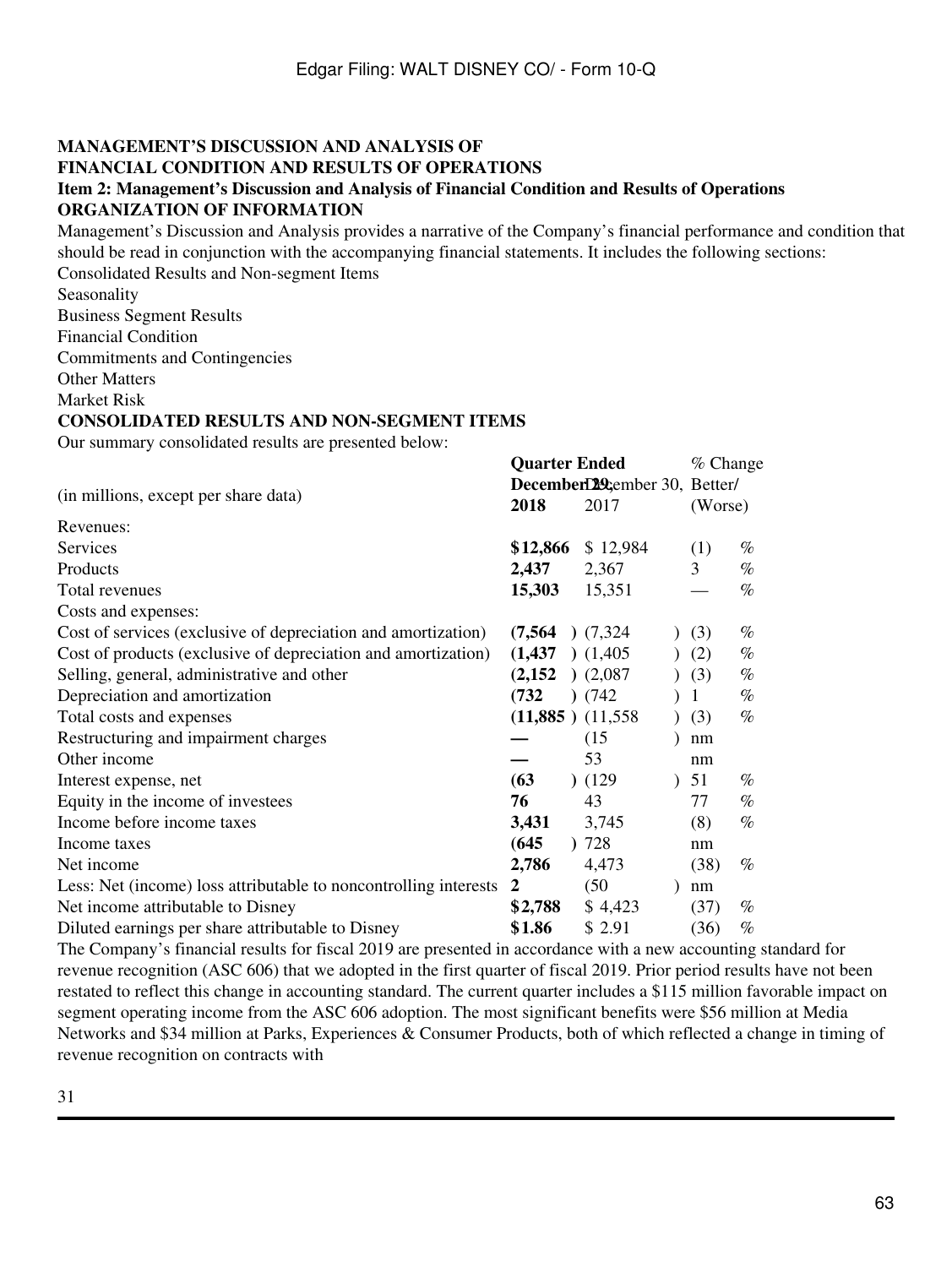## MANAGEMENT'S DISCUSSION AND ANALYSIS OF FINANCIAL CONDITION AND RESULTS OF OPERATIONS

### Item 2: Management's Discussion and Analysis of Financial Condition and Results of Operations

### ORGANIZATION OF INFORMATION

Management's Discussion and Analysis provides a narrative of the Company's financial performance and condition that should be read in conjunction with the accompanying financial statements. It includes the following sections:

Consolidated Results and Non-segment Items
Seasonality
Business Segment Results
Financial Condition
Commitments and Contingencies
Other Matters
Market Risk

### CONSOLIDATED RESULTS AND NON-SEGMENT ITEMS

Our summary consolidated results are presented below:

| (in millions, except per share data) | Quarter Ended December 29, 2018 | Quarter Ended December 30, 2017 | % Change Better/ (Worse) |
|---|---|---|---|
| Revenues: | | | |
| Services | **$12,866** | $ 12,984 | (1) % |
| Products | **2,437** | 2,367 | 3 % |
| Total revenues | **15,303** | 15,351 | — % |
| Costs and expenses: | | | |
| Cost of services (exclusive of depreciation and amortization) | **(7,564)** | (7,324) | (3) % |
| Cost of products (exclusive of depreciation and amortization) | **(1,437)** | (1,405) | (2) % |
| Selling, general, administrative and other | **(2,152)** | (2,087) | (3) % |
| Depreciation and amortization | **(732)** | (742) | 1 % |
| Total costs and expenses | **(11,885)** | (11,558) | (3) % |
| Restructuring and impairment charges | **—** | (15) | nm |
| Other income | **—** | 53 | nm |
| Interest expense, net | **(63)** | (129) | 51 % |
| Equity in the income of investees | **76** | 43 | 77 % |
| Income before income taxes | **3,431** | 3,745 | (8) % |
| Income taxes | **(645)** | 728 | nm |
| Net income | **2,786** | 4,473 | (38) % |
| Less: Net (income) loss attributable to noncontrolling interests | **2** | (50) | nm |
| Net income attributable to Disney | **$2,788** | $ 4,423 | (37) % |
| Diluted earnings per share attributable to Disney | **$1.86** | $ 2.91 | (36) % |

The Company's financial results for fiscal 2019 are presented in accordance with a new accounting standard for revenue recognition (ASC 606) that we adopted in the first quarter of fiscal 2019. Prior period results have not been restated to reflect this change in accounting standard. The current quarter includes a $115 million favorable impact on segment operating income from the ASC 606 adoption. The most significant benefits were $56 million at Media Networks and $34 million at Parks, Experiences & Consumer Products, both of which reflected a change in timing of revenue recognition on contracts with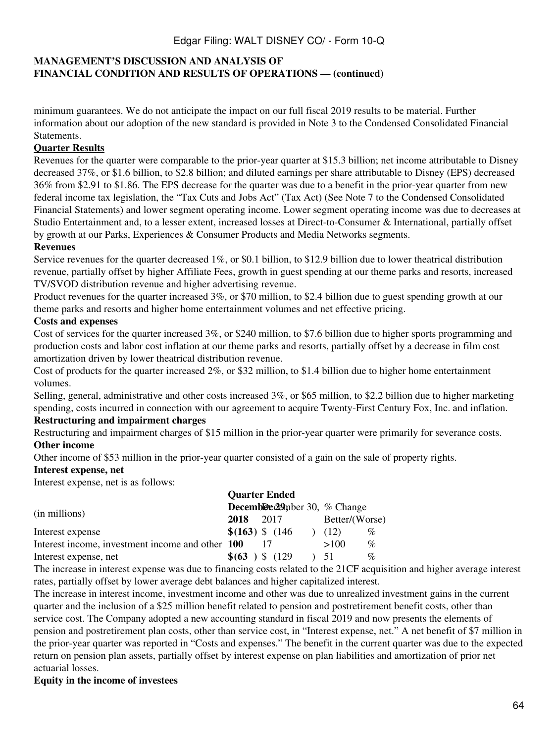## MANAGEMENT'S DISCUSSION AND ANALYSIS OF FINANCIAL CONDITION AND RESULTS OF OPERATIONS — (continued)

minimum guarantees. We do not anticipate the impact on our full fiscal 2019 results to be material. Further information about our adoption of the new standard is provided in Note 3 to the Condensed Consolidated Financial Statements.

**Quarter Results**

Revenues for the quarter were comparable to the prior-year quarter at $15.3 billion; net income attributable to Disney decreased 37%, or $1.6 billion, to $2.8 billion; and diluted earnings per share attributable to Disney (EPS) decreased 36% from $2.91 to $1.86. The EPS decrease for the quarter was due to a benefit in the prior-year quarter from new federal income tax legislation, the "Tax Cuts and Jobs Act" (Tax Act) (See Note 7 to the Condensed Consolidated Financial Statements) and lower segment operating income. Lower segment operating income was due to decreases at Studio Entertainment and, to a lesser extent, increased losses at Direct-to-Consumer & International, partially offset by growth at our Parks, Experiences & Consumer Products and Media Networks segments.

**Revenues**

Service revenues for the quarter decreased 1%, or $0.1 billion, to $12.9 billion due to lower theatrical distribution revenue, partially offset by higher Affiliate Fees, growth in guest spending at our theme parks and resorts, increased TV/SVOD distribution revenue and higher advertising revenue.

Product revenues for the quarter increased 3%, or $70 million, to $2.4 billion due to guest spending growth at our theme parks and resorts and higher home entertainment volumes and net effective pricing.

**Costs and expenses**

Cost of services for the quarter increased 3%, or $240 million, to $7.6 billion due to higher sports programming and production costs and labor cost inflation at our theme parks and resorts, partially offset by a decrease in film cost amortization driven by lower theatrical distribution revenue.

Cost of products for the quarter increased 2%, or $32 million, to $1.4 billion due to higher home entertainment volumes.

Selling, general, administrative and other costs increased 3%, or $65 million, to $2.2 billion due to higher marketing spending, costs incurred in connection with our agreement to acquire Twenty-First Century Fox, Inc. and inflation.

**Restructuring and impairment charges**

Restructuring and impairment charges of $15 million in the prior-year quarter were primarily for severance costs.

**Other income**

Other income of $53 million in the prior-year quarter consisted of a gain on the sale of property rights.

**Interest expense, net**

Interest expense, net is as follows:

| (in millions) | Quarter Ended December 29, 2018 | Quarter Ended December 30, 2017 | % Change Better/(Worse) |
|---|---|---|---|
| Interest expense | **$(163)** | $ (146) | (12) % |
| Interest income, investment income and other | **100** | 17 | >100 % |
| Interest expense, net | **$(63)** | $ (129) | 51 % |

The increase in interest expense was due to financing costs related to the 21CF acquisition and higher average interest rates, partially offset by lower average debt balances and higher capitalized interest.

The increase in interest income, investment income and other was due to unrealized investment gains in the current quarter and the inclusion of a $25 million benefit related to pension and postretirement benefit costs, other than service cost. The Company adopted a new accounting standard in fiscal 2019 and now presents the elements of pension and postretirement plan costs, other than service cost, in "Interest expense, net." A net benefit of $7 million in the prior-year quarter was reported in "Costs and expenses." The benefit in the current quarter was due to the expected return on pension plan assets, partially offset by interest expense on plan liabilities and amortization of prior net actuarial losses.

**Equity in the income of investees**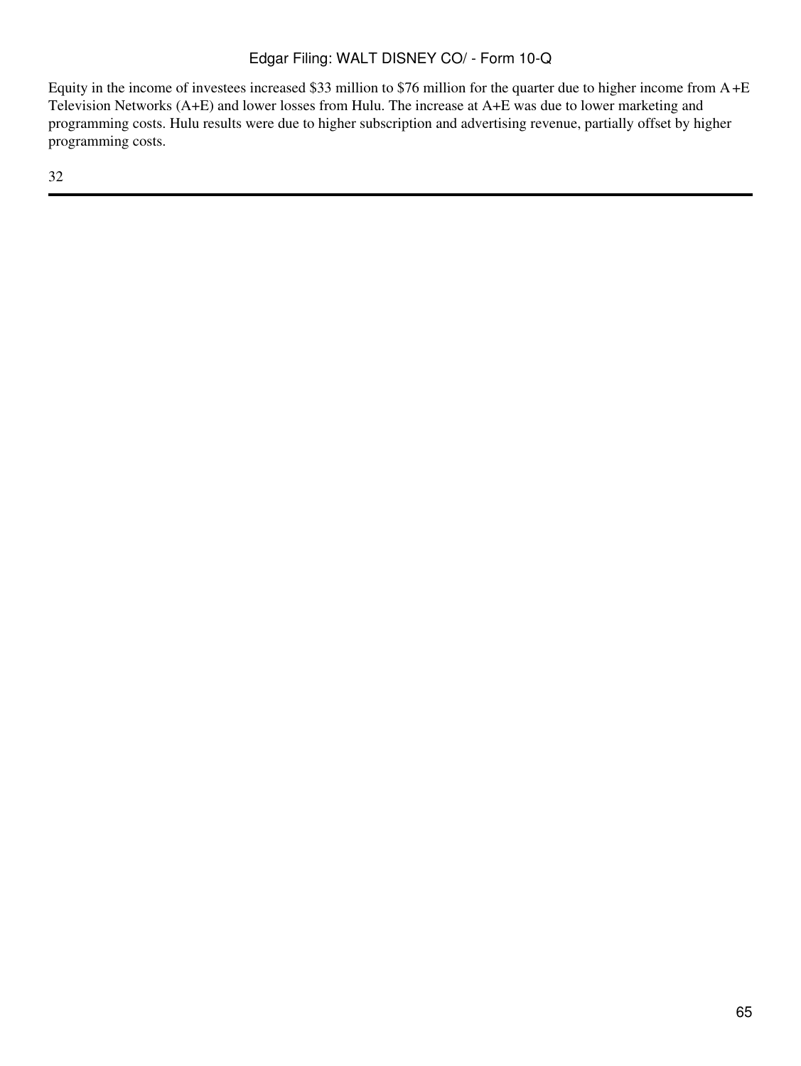Equity in the income of investees increased $33 million to $76 million for the quarter due to higher income from A+E Television Networks (A+E) and lower losses from Hulu. The increase at A+E was due to lower marketing and programming costs. Hulu results were due to higher subscription and advertising revenue, partially offset by higher programming costs.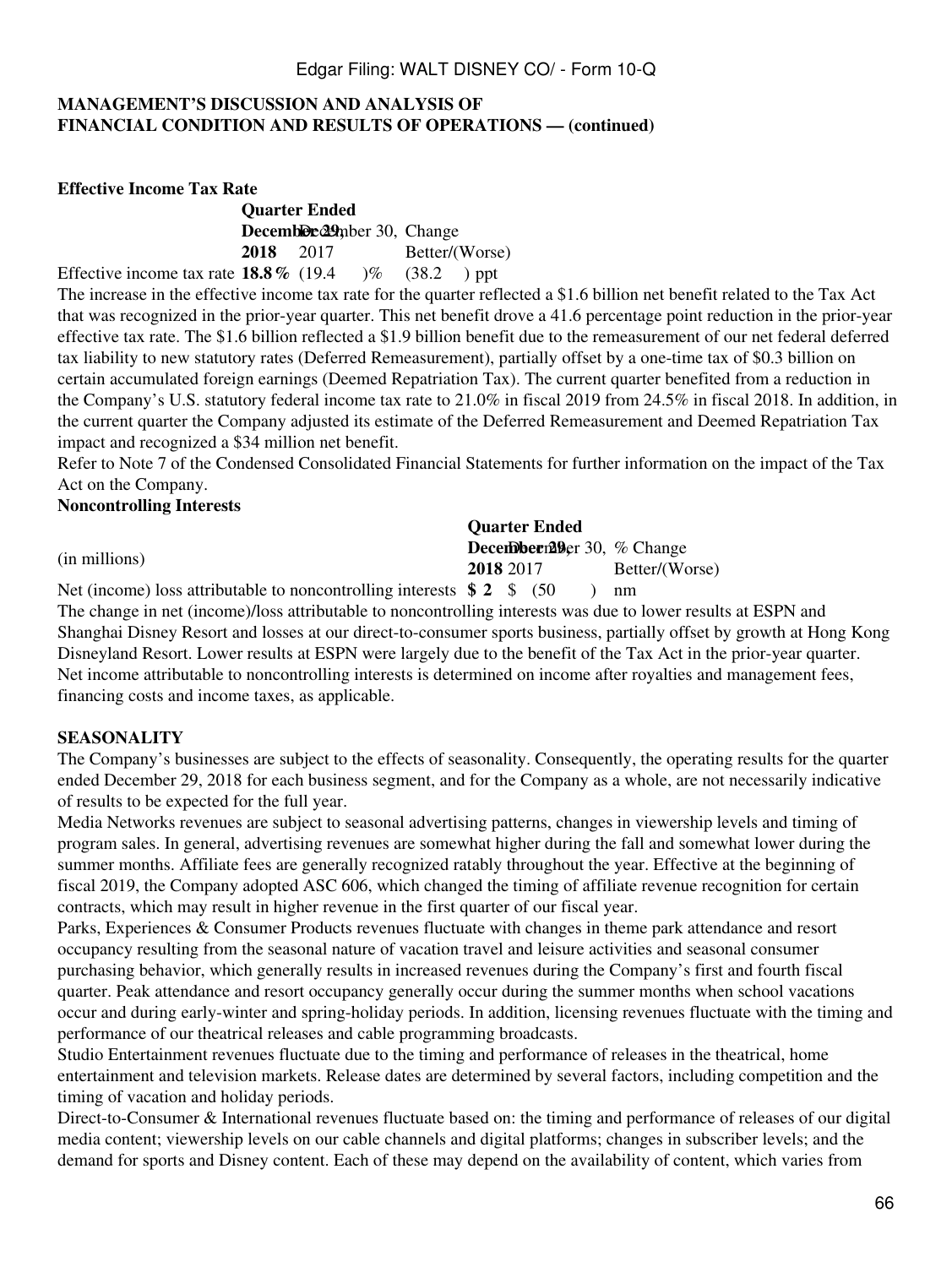**MANAGEMENT'S DISCUSSION AND ANALYSIS OF FINANCIAL CONDITION AND RESULTS OF OPERATIONS — (continued)**

**Effective Income Tax Rate**

| | Quarter Ended | | |
|---|---|---|---|
| | **December 29, 2018** | December 30, 2017 | Change Better/(Worse) |
| Effective income tax rate | **18.8 %** | (19.4 )% | (38.2 ) ppt |

The increase in the effective income tax rate for the quarter reflected a $1.6 billion net benefit related to the Tax Act that was recognized in the prior-year quarter. This net benefit drove a 41.6 percentage point reduction in the prior-year effective tax rate. The $1.6 billion reflected a $1.9 billion benefit due to the remeasurement of our net federal deferred tax liability to new statutory rates (Deferred Remeasurement), partially offset by a one-time tax of $0.3 billion on certain accumulated foreign earnings (Deemed Repatriation Tax). The current quarter benefited from a reduction in the Company's U.S. statutory federal income tax rate to 21.0% in fiscal 2019 from 24.5% in fiscal 2018. In addition, in the current quarter the Company adjusted its estimate of the Deferred Remeasurement and Deemed Repatriation Tax impact and recognized a $34 million net benefit.

Refer to Note 7 of the Condensed Consolidated Financial Statements for further information on the impact of the Tax Act on the Company.

**Noncontrolling Interests**

| (in millions) | Quarter Ended | | |
|---|---|---|---|
| | **December 29, 2018** | December 30, 2017 | % Change Better/(Worse) |
| Net (income) loss attributable to noncontrolling interests | **$ 2** | $ (50 ) | nm |

The change in net (income)/loss attributable to noncontrolling interests was due to lower results at ESPN and Shanghai Disney Resort and losses at our direct-to-consumer sports business, partially offset by growth at Hong Kong Disneyland Resort. Lower results at ESPN were largely due to the benefit of the Tax Act in the prior-year quarter. Net income attributable to noncontrolling interests is determined on income after royalties and management fees, financing costs and income taxes, as applicable.

**SEASONALITY**

The Company's businesses are subject to the effects of seasonality. Consequently, the operating results for the quarter ended December 29, 2018 for each business segment, and for the Company as a whole, are not necessarily indicative of results to be expected for the full year.

Media Networks revenues are subject to seasonal advertising patterns, changes in viewership levels and timing of program sales. In general, advertising revenues are somewhat higher during the fall and somewhat lower during the summer months. Affiliate fees are generally recognized ratably throughout the year. Effective at the beginning of fiscal 2019, the Company adopted ASC 606, which changed the timing of affiliate revenue recognition for certain contracts, which may result in higher revenue in the first quarter of our fiscal year.

Parks, Experiences & Consumer Products revenues fluctuate with changes in theme park attendance and resort occupancy resulting from the seasonal nature of vacation travel and leisure activities and seasonal consumer purchasing behavior, which generally results in increased revenues during the Company's first and fourth fiscal quarter. Peak attendance and resort occupancy generally occur during the summer months when school vacations occur and during early-winter and spring-holiday periods. In addition, licensing revenues fluctuate with the timing and performance of our theatrical releases and cable programming broadcasts.

Studio Entertainment revenues fluctuate due to the timing and performance of releases in the theatrical, home entertainment and television markets. Release dates are determined by several factors, including competition and the timing of vacation and holiday periods.

Direct-to-Consumer & International revenues fluctuate based on: the timing and performance of releases of our digital media content; viewership levels on our cable channels and digital platforms; changes in subscriber levels; and the demand for sports and Disney content. Each of these may depend on the availability of content, which varies from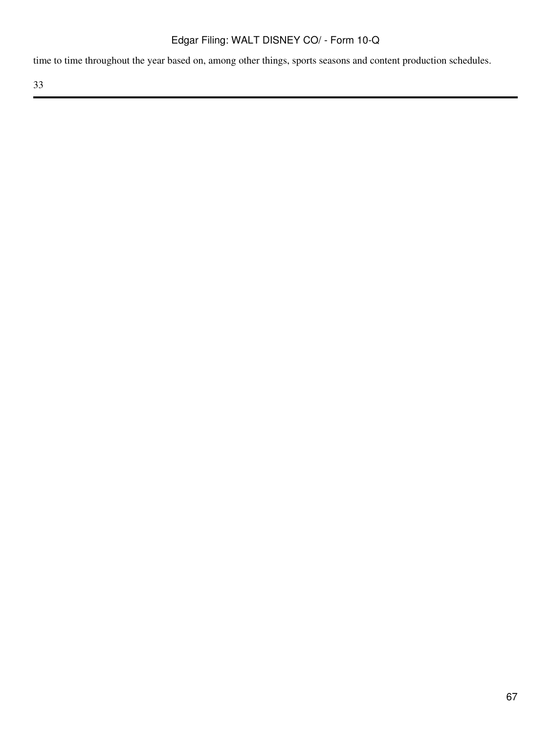time to time throughout the year based on, among other things, sports seasons and content production schedules.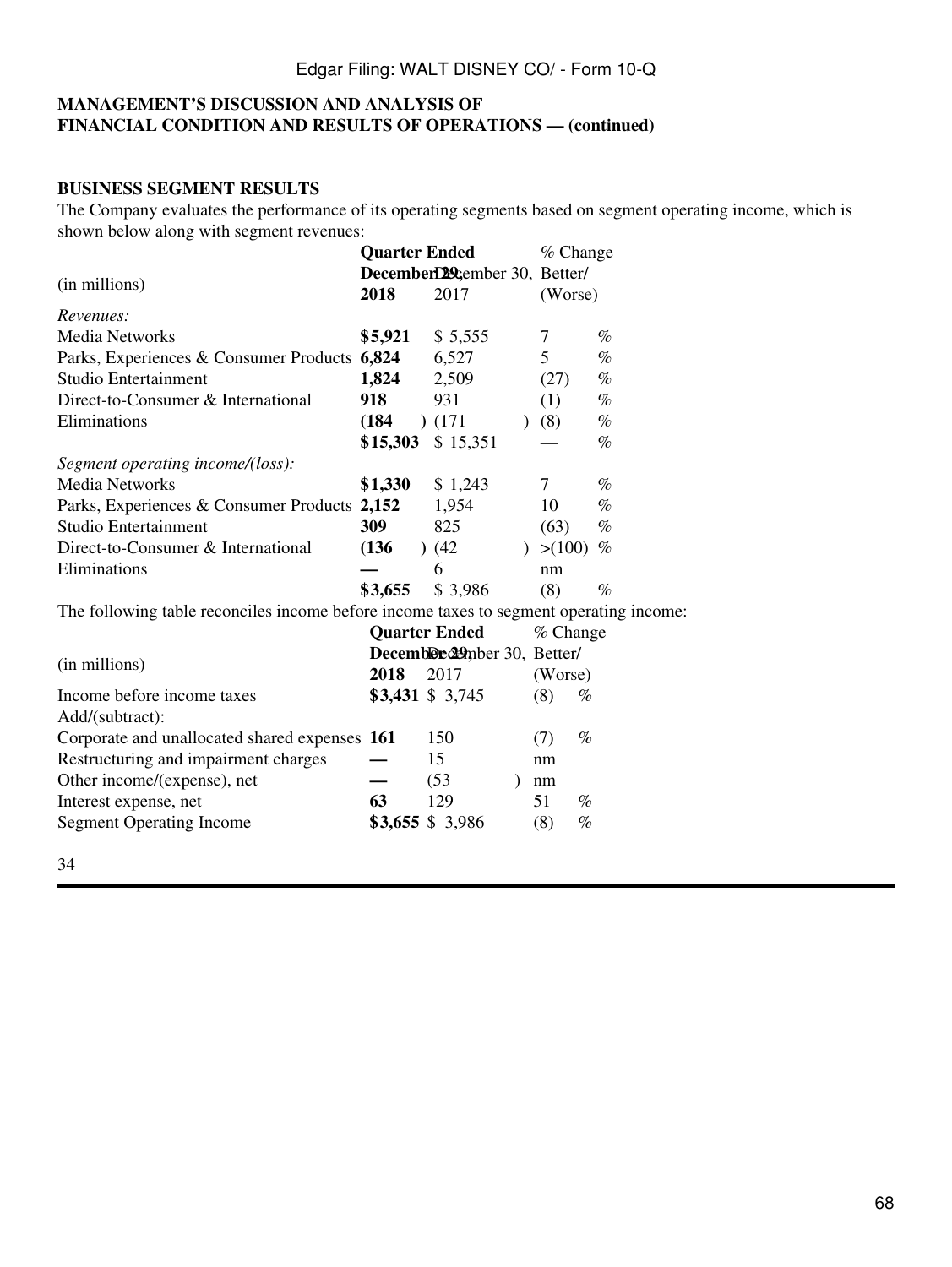**MANAGEMENT'S DISCUSSION AND ANALYSIS OF FINANCIAL CONDITION AND RESULTS OF OPERATIONS — (continued)**

**BUSINESS SEGMENT RESULTS**

The Company evaluates the performance of its operating segments based on segment operating income, which is shown below along with segment revenues:

| (in millions) | Quarter Ended December 29, 2018 | Quarter Ended December 30, 2017 | % Change Better/ (Worse) |
|---|---|---|---|
| *Revenues:* | | | |
| Media Networks | **$5,921** | $ 5,555 | 7 % |
| Parks, Experiences & Consumer Products | **6,824** | 6,527 | 5 % |
| Studio Entertainment | **1,824** | 2,509 | (27) % |
| Direct-to-Consumer & International | **918** | 931 | (1) % |
| Eliminations | **(184)** | (171) | (8) % |
| | **$15,303** | $ 15,351 | — % |
| *Segment operating income/(loss):* | | | |
| Media Networks | **$1,330** | $ 1,243 | 7 % |
| Parks, Experiences & Consumer Products | **2,152** | 1,954 | 10 % |
| Studio Entertainment | **309** | 825 | (63) % |
| Direct-to-Consumer & International | **(136)** | (42) | >(100) % |
| Eliminations | **—** | 6 | nm |
| | **$3,655** | $ 3,986 | (8) % |

The following table reconciles income before income taxes to segment operating income:

| (in millions) | Quarter Ended December 29, 2018 | Quarter Ended December 30, 2017 | % Change Better/ (Worse) |
|---|---|---|---|
| Income before income taxes | **$3,431** | $ 3,745 | (8) % |
| Add/(subtract): | | | |
| Corporate and unallocated shared expenses | **161** | 150 | (7) % |
| Restructuring and impairment charges | **—** | 15 | nm |
| Other income/(expense), net | **—** | (53) | nm |
| Interest expense, net | **63** | 129 | 51 % |
| Segment Operating Income | **$3,655** | $ 3,986 | (8) % |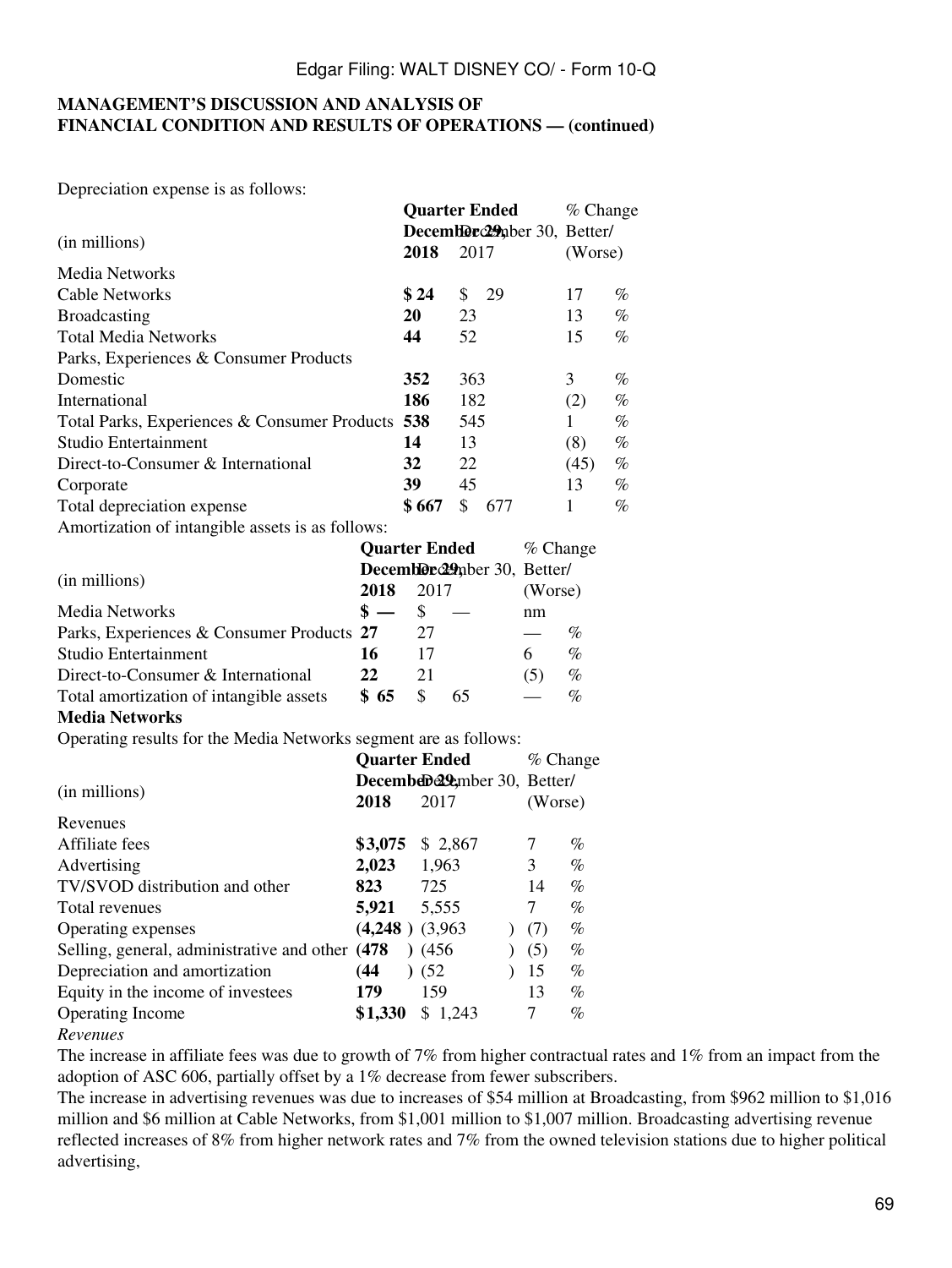## MANAGEMENT'S DISCUSSION AND ANALYSIS OF FINANCIAL CONDITION AND RESULTS OF OPERATIONS — (continued)

Depreciation expense is as follows:

| (in millions) | Quarter Ended December 29, 2018 | December 30, 2017 | % Change Better/ (Worse) |
|---|---|---|---|
| Media Networks | | | |
| Cable Networks | **$ 24** | $ 29 | 17 % |
| Broadcasting | **20** | 23 | 13 % |
| Total Media Networks | **44** | 52 | 15 % |
| Parks, Experiences & Consumer Products | | | |
| Domestic | **352** | 363 | 3 % |
| International | **186** | 182 | (2) % |
| Total Parks, Experiences & Consumer Products | **538** | 545 | 1 % |
| Studio Entertainment | **14** | 13 | (8) % |
| Direct-to-Consumer & International | **32** | 22 | (45) % |
| Corporate | **39** | 45 | 13 % |
| Total depreciation expense | **$ 667** | $ 677 | 1 % |

Amortization of intangible assets is as follows:

| (in millions) | Quarter Ended December 29, 2018 | December 30, 2017 | % Change Better/ (Worse) |
|---|---|---|---|
| Media Networks | **$ —** | $ — | nm |
| Parks, Experiences & Consumer Products | **27** | 27 | — % |
| Studio Entertainment | **16** | 17 | 6 % |
| Direct-to-Consumer & International | **22** | 21 | (5) % |
| Total amortization of intangible assets | **$ 65** | $ 65 | — % |

**Media Networks**

Operating results for the Media Networks segment are as follows:

| (in millions) | Quarter Ended December 29, 2018 | December 30, 2017 | % Change Better/ (Worse) |
|---|---|---|---|
| Revenues | | | |
| Affiliate fees | **$3,075** | $ 2,867 | 7 % |
| Advertising | **2,023** | 1,963 | 3 % |
| TV/SVOD distribution and other | **823** | 725 | 14 % |
| Total revenues | **5,921** | 5,555 | 7 % |
| Operating expenses | **(4,248 )** | (3,963 ) | (7) % |
| Selling, general, administrative and other | **(478 )** | (456 ) | (5) % |
| Depreciation and amortization | **(44 )** | (52 ) | 15 % |
| Equity in the income of investees | **179** | 159 | 13 % |
| Operating Income | **$1,330** | $ 1,243 | 7 % |

*Revenues*

The increase in affiliate fees was due to growth of 7% from higher contractual rates and 1% from an impact from the adoption of ASC 606, partially offset by a 1% decrease from fewer subscribers.

The increase in advertising revenues was due to increases of $54 million at Broadcasting, from $962 million to $1,016 million and $6 million at Cable Networks, from $1,001 million to $1,007 million. Broadcasting advertising revenue reflected increases of 8% from higher network rates and 7% from the owned television stations due to higher political advertising,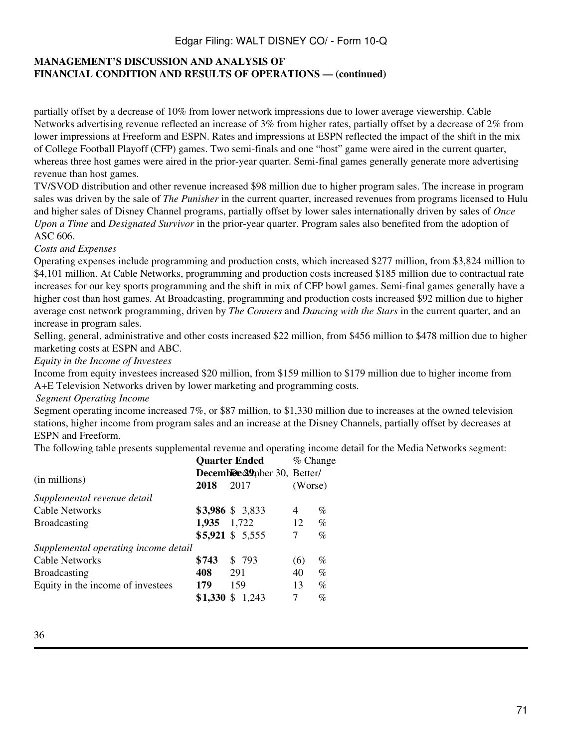**MANAGEMENT'S DISCUSSION AND ANALYSIS OF FINANCIAL CONDITION AND RESULTS OF OPERATIONS — (continued)**

partially offset by a decrease of 10% from lower network impressions due to lower average viewership. Cable Networks advertising revenue reflected an increase of 3% from higher rates, partially offset by a decrease of 2% from lower impressions at Freeform and ESPN. Rates and impressions at ESPN reflected the impact of the shift in the mix of College Football Playoff (CFP) games. Two semi-finals and one "host" game were aired in the current quarter, whereas three host games were aired in the prior-year quarter. Semi-final games generally generate more advertising revenue than host games.

TV/SVOD distribution and other revenue increased $98 million due to higher program sales. The increase in program sales was driven by the sale of *The Punisher* in the current quarter, increased revenues from programs licensed to Hulu and higher sales of Disney Channel programs, partially offset by lower sales internationally driven by sales of *Once Upon a Time* and *Designated Survivor* in the prior-year quarter. Program sales also benefited from the adoption of ASC 606.

*Costs and Expenses*

Operating expenses include programming and production costs, which increased $277 million, from $3,824 million to $4,101 million. At Cable Networks, programming and production costs increased $185 million due to contractual rate increases for our key sports programming and the shift in mix of CFP bowl games. Semi-final games generally have a higher cost than host games. At Broadcasting, programming and production costs increased $92 million due to higher average cost network programming, driven by *The Conners* and *Dancing with the Stars* in the current quarter, and an increase in program sales.

Selling, general, administrative and other costs increased $22 million, from $456 million to $478 million due to higher marketing costs at ESPN and ABC.

*Equity in the Income of Investees*

Income from equity investees increased $20 million, from $159 million to $179 million due to higher income from A+E Television Networks driven by lower marketing and programming costs.

*Segment Operating Income*

Segment operating income increased 7%, or $87 million, to $1,330 million due to increases at the owned television stations, higher income from program sales and an increase at the Disney Channels, partially offset by decreases at ESPN and Freeform.

The following table presents supplemental revenue and operating income detail for the Media Networks segment:

| (in millions) | Quarter Ended December 29, 2018 | Quarter Ended December 30, 2017 | % Change Better/ (Worse) |
|---|---|---|---|
| *Supplemental revenue detail* | | | |
| Cable Networks | **$3,986** | $ 3,833 | 4 % |
| Broadcasting | **1,935** | 1,722 | 12 % |
| | **$5,921** | $ 5,555 | 7 % |
| *Supplemental operating income detail* | | | |
| Cable Networks | **$743** | $ 793 | (6) % |
| Broadcasting | **408** | 291 | 40 % |
| Equity in the income of investees | **179** | 159 | 13 % |
| | **$1,330** | $ 1,243 | 7 % |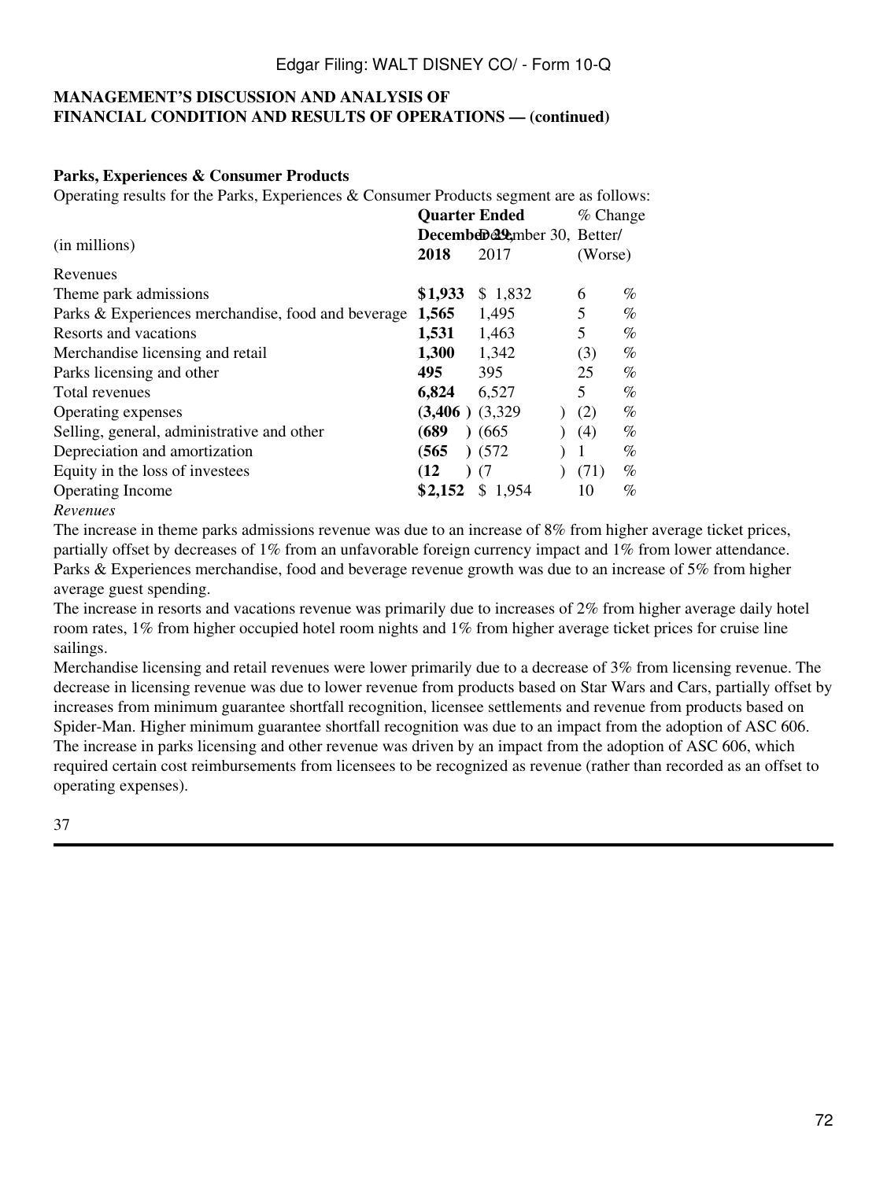**MANAGEMENT'S DISCUSSION AND ANALYSIS OF FINANCIAL CONDITION AND RESULTS OF OPERATIONS — (continued)**

**Parks, Experiences & Consumer Products**

Operating results for the Parks, Experiences & Consumer Products segment are as follows:

| (in millions) | Quarter Ended December 29, 2018 | December 30, 2017 | % Change Better/ (Worse) |
|---|---|---|---|
| Revenues | | | |
| Theme park admissions | **$1,933** | $ 1,832 | 6 % |
| Parks & Experiences merchandise, food and beverage | **1,565** | 1,495 | 5 % |
| Resorts and vacations | **1,531** | 1,463 | 5 % |
| Merchandise licensing and retail | **1,300** | 1,342 | (3) % |
| Parks licensing and other | **495** | 395 | 25 % |
| Total revenues | **6,824** | 6,527 | 5 % |
| Operating expenses | **(3,406 )** | (3,329 ) | (2) % |
| Selling, general, administrative and other | **(689 )** | (665 ) | (4) % |
| Depreciation and amortization | **(565 )** | (572 ) | 1 % |
| Equity in the loss of investees | **(12 )** | (7 ) | (71) % |
| Operating Income | **$2,152** | $ 1,954 | 10 % |

*Revenues*

The increase in theme parks admissions revenue was due to an increase of 8% from higher average ticket prices, partially offset by decreases of 1% from an unfavorable foreign currency impact and 1% from lower attendance. Parks & Experiences merchandise, food and beverage revenue growth was due to an increase of 5% from higher average guest spending.

The increase in resorts and vacations revenue was primarily due to increases of 2% from higher average daily hotel room rates, 1% from higher occupied hotel room nights and 1% from higher average ticket prices for cruise line sailings.

Merchandise licensing and retail revenues were lower primarily due to a decrease of 3% from licensing revenue. The decrease in licensing revenue was due to lower revenue from products based on Star Wars and Cars, partially offset by increases from minimum guarantee shortfall recognition, licensee settlements and revenue from products based on Spider-Man. Higher minimum guarantee shortfall recognition was due to an impact from the adoption of ASC 606.

The increase in parks licensing and other revenue was driven by an impact from the adoption of ASC 606, which required certain cost reimbursements from licensees to be recognized as revenue (rather than recorded as an offset to operating expenses).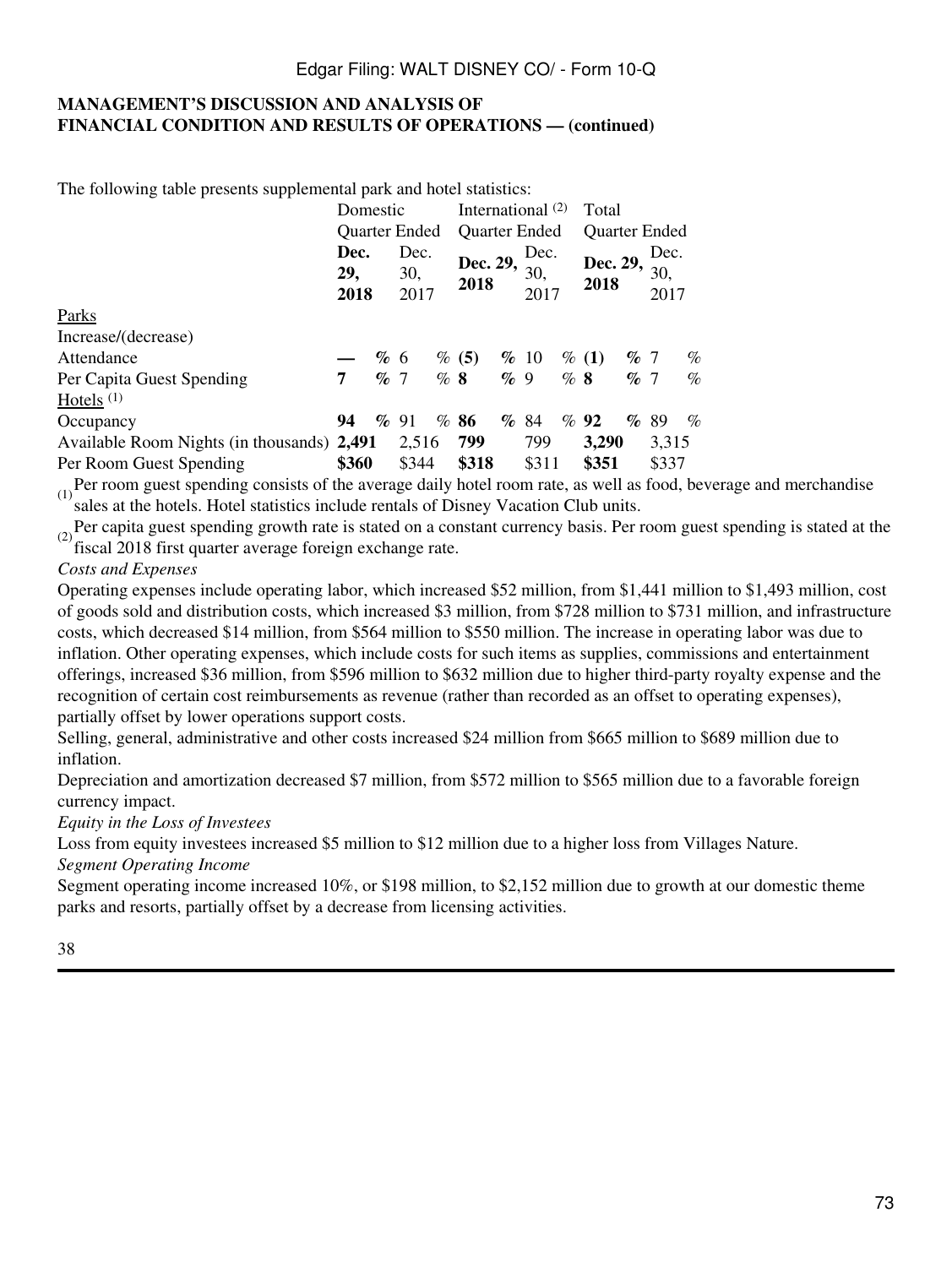**MANAGEMENT'S DISCUSSION AND ANALYSIS OF FINANCIAL CONDITION AND RESULTS OF OPERATIONS — (continued)**

The following table presents supplemental park and hotel statistics:

| | Domestic | | International [(2)] | | Total | |
|---|---|---|---|---|---|---|
| | Quarter Ended | | Quarter Ended | | Quarter Ended | |
| | **Dec. 29, 2018** | Dec. 30, 2017 | **Dec. 29, 2018** | Dec. 30, 2017 | **Dec. 29, 2018** | Dec. 30, 2017 |
| Parks | | | | | | |
| Increase/(decrease) | | | | | | |
| Attendance | **— %** | 6 % | **(5) %** | 10 % | **(1) %** | 7 % |
| Per Capita Guest Spending | **7 %** | 7 % | **8 %** | 9 % | **8 %** | 7 % |
| Hotels [(1)] | | | | | | |
| Occupancy | **94 %** | 91 % | **86 %** | 84 % | **92 %** | 89 % |
| Available Room Nights (in thousands) | **2,491** | 2,516 | **799** | 799 | **3,290** | 3,315 |
| Per Room Guest Spending | **$360** | $344 | **$318** | $311 | **$351** | $337 |

(1) Per room guest spending consists of the average daily hotel room rate, as well as food, beverage and merchandise sales at the hotels. Hotel statistics include rentals of Disney Vacation Club units.

(2) Per capita guest spending growth rate is stated on a constant currency basis. Per room guest spending is stated at the fiscal 2018 first quarter average foreign exchange rate.

*Costs and Expenses*

Operating expenses include operating labor, which increased $52 million, from $1,441 million to $1,493 million, cost of goods sold and distribution costs, which increased $3 million, from $728 million to $731 million, and infrastructure costs, which decreased $14 million, from $564 million to $550 million. The increase in operating labor was due to inflation. Other operating expenses, which include costs for such items as supplies, commissions and entertainment offerings, increased $36 million, from $596 million to $632 million due to higher third-party royalty expense and the recognition of certain cost reimbursements as revenue (rather than recorded as an offset to operating expenses), partially offset by lower operations support costs.

Selling, general, administrative and other costs increased $24 million from $665 million to $689 million due to inflation.

Depreciation and amortization decreased $7 million, from $572 million to $565 million due to a favorable foreign currency impact.

*Equity in the Loss of Investees*

Loss from equity investees increased $5 million to $12 million due to a higher loss from Villages Nature.

*Segment Operating Income*

Segment operating income increased 10%, or $198 million, to $2,152 million due to growth at our domestic theme parks and resorts, partially offset by a decrease from licensing activities.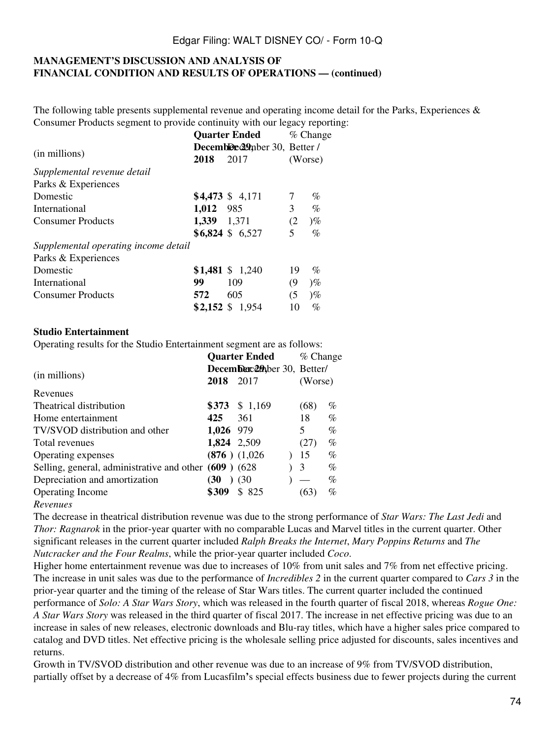**MANAGEMENT'S DISCUSSION AND ANALYSIS OF FINANCIAL CONDITION AND RESULTS OF OPERATIONS — (continued)**

The following table presents supplemental revenue and operating income detail for the Parks, Experiences & Consumer Products segment to provide continuity with our legacy reporting:

| (in millions) | Quarter Ended December 29, 2018 | Quarter Ended December 30, 2017 | % Change Better / (Worse) |
|---|---|---|---|
| *Supplemental revenue detail* | | | |
| Parks & Experiences | | | |
| Domestic | **$4,473** | $ 4,171 | 7 % |
| International | **1,012** | 985 | 3 % |
| Consumer Products | **1,339** | 1,371 | (2 )% |
| | **$6,824** | $ 6,527 | 5 % |
| *Supplemental operating income detail* | | | |
| Parks & Experiences | | | |
| Domestic | **$1,481** | $ 1,240 | 19 % |
| International | **99** | 109 | (9 )% |
| Consumer Products | **572** | 605 | (5 )% |
| | **$2,152** | $ 1,954 | 10 % |

**Studio Entertainment**

Operating results for the Studio Entertainment segment are as follows:

| (in millions) | Quarter Ended December 29, 2018 | Quarter Ended December 30, 2017 | % Change Better/ (Worse) |
|---|---|---|---|
| Revenues | | | |
| Theatrical distribution | **$373** | $ 1,169 | (68) % |
| Home entertainment | **425** | 361 | 18 % |
| TV/SVOD distribution and other | **1,026** | 979 | 5 % |
| Total revenues | **1,824** | 2,509 | (27) % |
| Operating expenses | **(876 )** | (1,026 ) | 15 % |
| Selling, general, administrative and other | **(609 )** | (628 ) | 3 % |
| Depreciation and amortization | **(30 )** | (30 ) | — % |
| Operating Income | **$309** | $ 825 | (63) % |

*Revenues*

The decrease in theatrical distribution revenue was due to the strong performance of *Star Wars: The Last Jedi* and *Thor: Ragnarok* in the prior-year quarter with no comparable Lucas and Marvel titles in the current quarter. Other significant releases in the current quarter included *Ralph Breaks the Internet*, *Mary Poppins Returns* and *The Nutcracker and the Four Realms*, while the prior-year quarter included *Coco*.

Higher home entertainment revenue was due to increases of 10% from unit sales and 7% from net effective pricing. The increase in unit sales was due to the performance of *Incredibles 2* in the current quarter compared to *Cars 3* in the prior-year quarter and the timing of the release of Star Wars titles. The current quarter included the continued performance of *Solo: A Star Wars Story*, which was released in the fourth quarter of fiscal 2018, whereas *Rogue One: A Star Wars Story* was released in the third quarter of fiscal 2017. The increase in net effective pricing was due to an increase in sales of new releases, electronic downloads and Blu-ray titles, which have a higher sales price compared to catalog and DVD titles. Net effective pricing is the wholesale selling price adjusted for discounts, sales incentives and returns.

Growth in TV/SVOD distribution and other revenue was due to an increase of 9% from TV/SVOD distribution, partially offset by a decrease of 4% from Lucasfilm's special effects business due to fewer projects during the current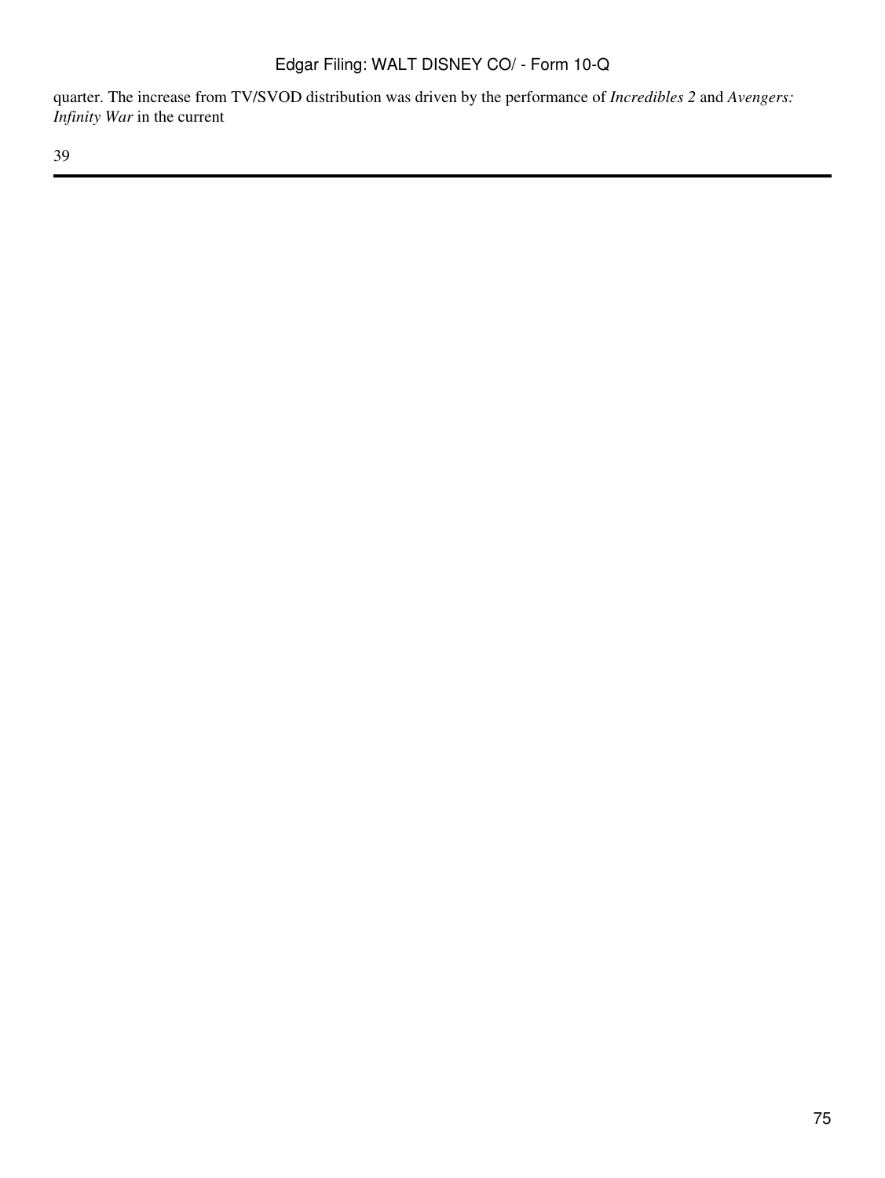quarter. The increase from TV/SVOD distribution was driven by the performance of *Incredibles 2* and *Avengers: Infinity War* in the current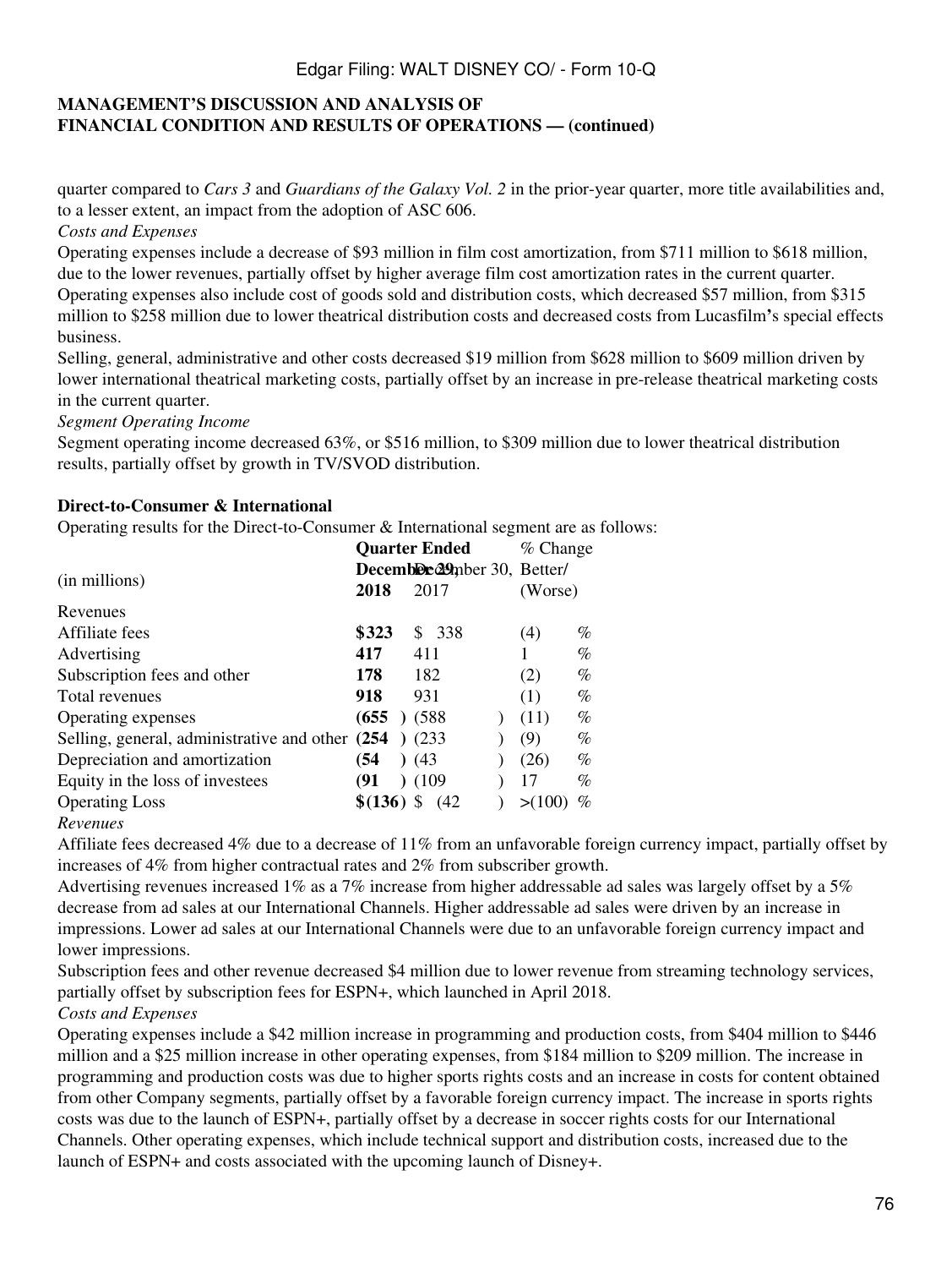## MANAGEMENT'S DISCUSSION AND ANALYSIS OF FINANCIAL CONDITION AND RESULTS OF OPERATIONS — (continued)

quarter compared to *Cars 3* and *Guardians of the Galaxy Vol. 2* in the prior-year quarter, more title availabilities and, to a lesser extent, an impact from the adoption of ASC 606.

*Costs and Expenses*

Operating expenses include a decrease of $93 million in film cost amortization, from $711 million to $618 million, due to the lower revenues, partially offset by higher average film cost amortization rates in the current quarter. Operating expenses also include cost of goods sold and distribution costs, which decreased $57 million, from $315 million to $258 million due to lower theatrical distribution costs and decreased costs from Lucasfilm's special effects business.

Selling, general, administrative and other costs decreased $19 million from $628 million to $609 million driven by lower international theatrical marketing costs, partially offset by an increase in pre-release theatrical marketing costs in the current quarter.

*Segment Operating Income*

Segment operating income decreased 63%, or $516 million, to $309 million due to lower theatrical distribution results, partially offset by growth in TV/SVOD distribution.

**Direct-to-Consumer & International**

Operating results for the Direct-to-Consumer & International segment are as follows:

| (in millions) | Quarter Ended December 29, 2018 | December 30, 2017 | % Change Better/ (Worse) |
|---|---|---|---|
| Revenues | | | |
| Affiliate fees | **$323** | $ 338 | (4) % |
| Advertising | **417** | 411 | 1 % |
| Subscription fees and other | **178** | 182 | (2) % |
| Total revenues | **918** | 931 | (1) % |
| Operating expenses | **(655)** | (588) | (11) % |
| Selling, general, administrative and other | **(254)** | (233) | (9) % |
| Depreciation and amortization | **(54)** | (43) | (26) % |
| Equity in the loss of investees | **(91)** | (109) | 17 % |
| Operating Loss | **$(136)** | $ (42) | >(100) % |

*Revenues*

Affiliate fees decreased 4% due to a decrease of 11% from an unfavorable foreign currency impact, partially offset by increases of 4% from higher contractual rates and 2% from subscriber growth.

Advertising revenues increased 1% as a 7% increase from higher addressable ad sales was largely offset by a 5% decrease from ad sales at our International Channels. Higher addressable ad sales were driven by an increase in impressions. Lower ad sales at our International Channels were due to an unfavorable foreign currency impact and lower impressions.

Subscription fees and other revenue decreased $4 million due to lower revenue from streaming technology services, partially offset by subscription fees for ESPN+, which launched in April 2018.

*Costs and Expenses*

Operating expenses include a $42 million increase in programming and production costs, from $404 million to $446 million and a $25 million increase in other operating expenses, from $184 million to $209 million. The increase in programming and production costs was due to higher sports rights costs and an increase in costs for content obtained from other Company segments, partially offset by a favorable foreign currency impact. The increase in sports rights costs was due to the launch of ESPN+, partially offset by a decrease in soccer rights costs for our International Channels. Other operating expenses, which include technical support and distribution costs, increased due to the launch of ESPN+ and costs associated with the upcoming launch of Disney+.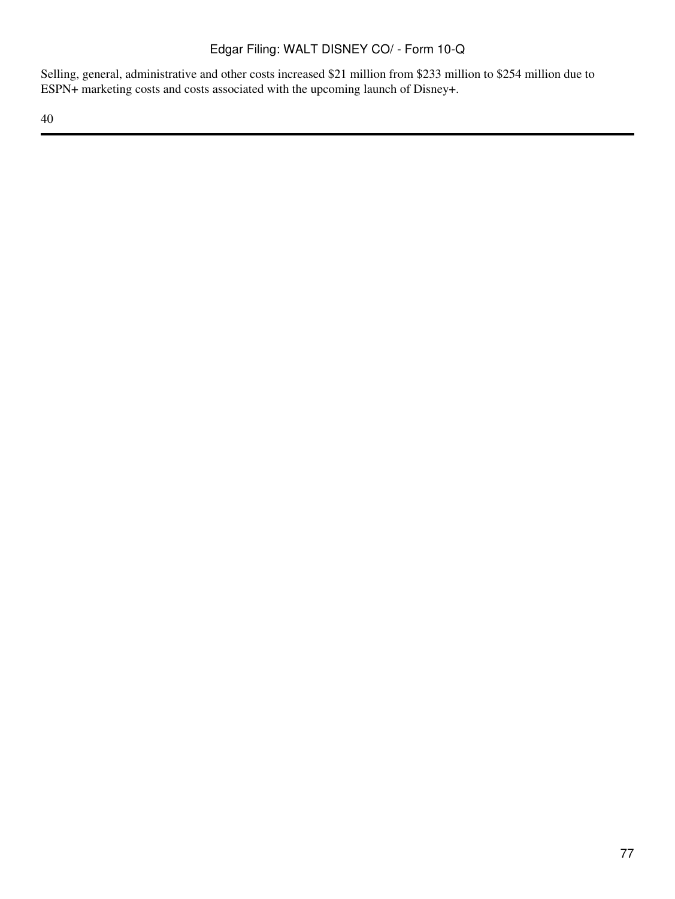Selling, general, administrative and other costs increased $21 million from $233 million to $254 million due to ESPN+ marketing costs and costs associated with the upcoming launch of Disney+.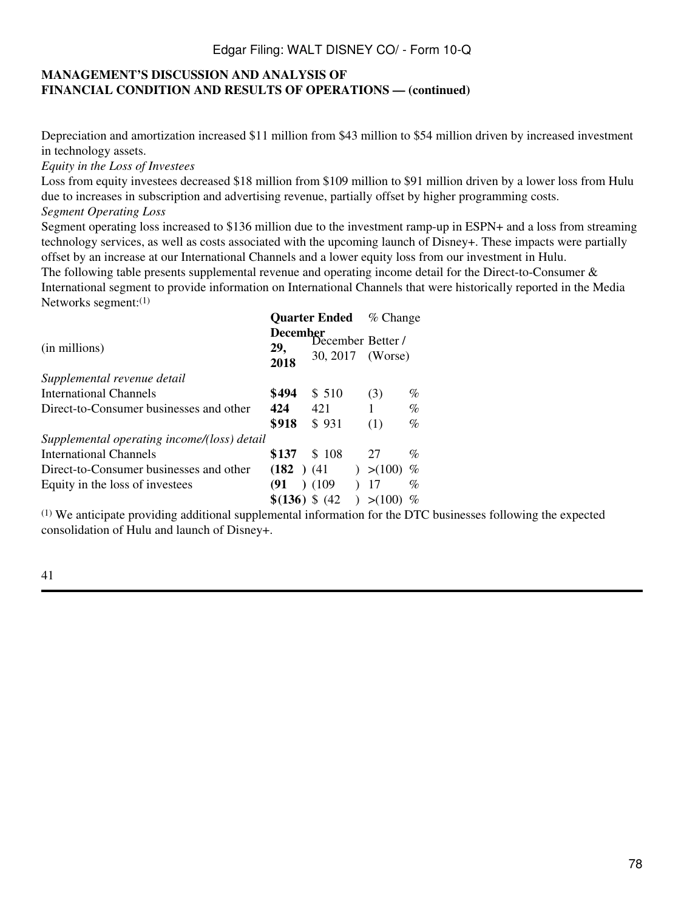**MANAGEMENT'S DISCUSSION AND ANALYSIS OF**
**FINANCIAL CONDITION AND RESULTS OF OPERATIONS — (continued)**

Depreciation and amortization increased $11 million from $43 million to $54 million driven by increased investment in technology assets.

*Equity in the Loss of Investees*

Loss from equity investees decreased $18 million from $109 million to $91 million driven by a lower loss from Hulu due to increases in subscription and advertising revenue, partially offset by higher programming costs.

*Segment Operating Loss*

Segment operating loss increased to $136 million due to the investment ramp-up in ESPN+ and a loss from streaming technology services, as well as costs associated with the upcoming launch of Disney+. These impacts were partially offset by an increase at our International Channels and a lower equity loss from our investment in Hulu.

The following table presents supplemental revenue and operating income detail for the Direct-to-Consumer & International segment to provide information on International Channels that were historically reported in the Media Networks segment:[1]

| (in millions) | Quarter Ended December 29, 2018 | December 30, 2017 | % Change Better / (Worse) |
|---|---|---|---|
| *Supplemental revenue detail* | | | |
| International Channels | **$494** | $ 510 | (3) % |
| Direct-to-Consumer businesses and other | **424** | 421 | 1 % |
| | **$918** | $ 931 | (1) % |
| *Supplemental operating income/(loss) detail* | | | |
| International Channels | **$137** | $ 108 | 27 % |
| Direct-to-Consumer businesses and other | **(182)** | (41) | >(100) % |
| Equity in the loss of investees | **(91)** | (109) | 17 % |
| | **$(136)** | $ (42) | >(100) % |

[1] We anticipate providing additional supplemental information for the DTC businesses following the expected consolidation of Hulu and launch of Disney+.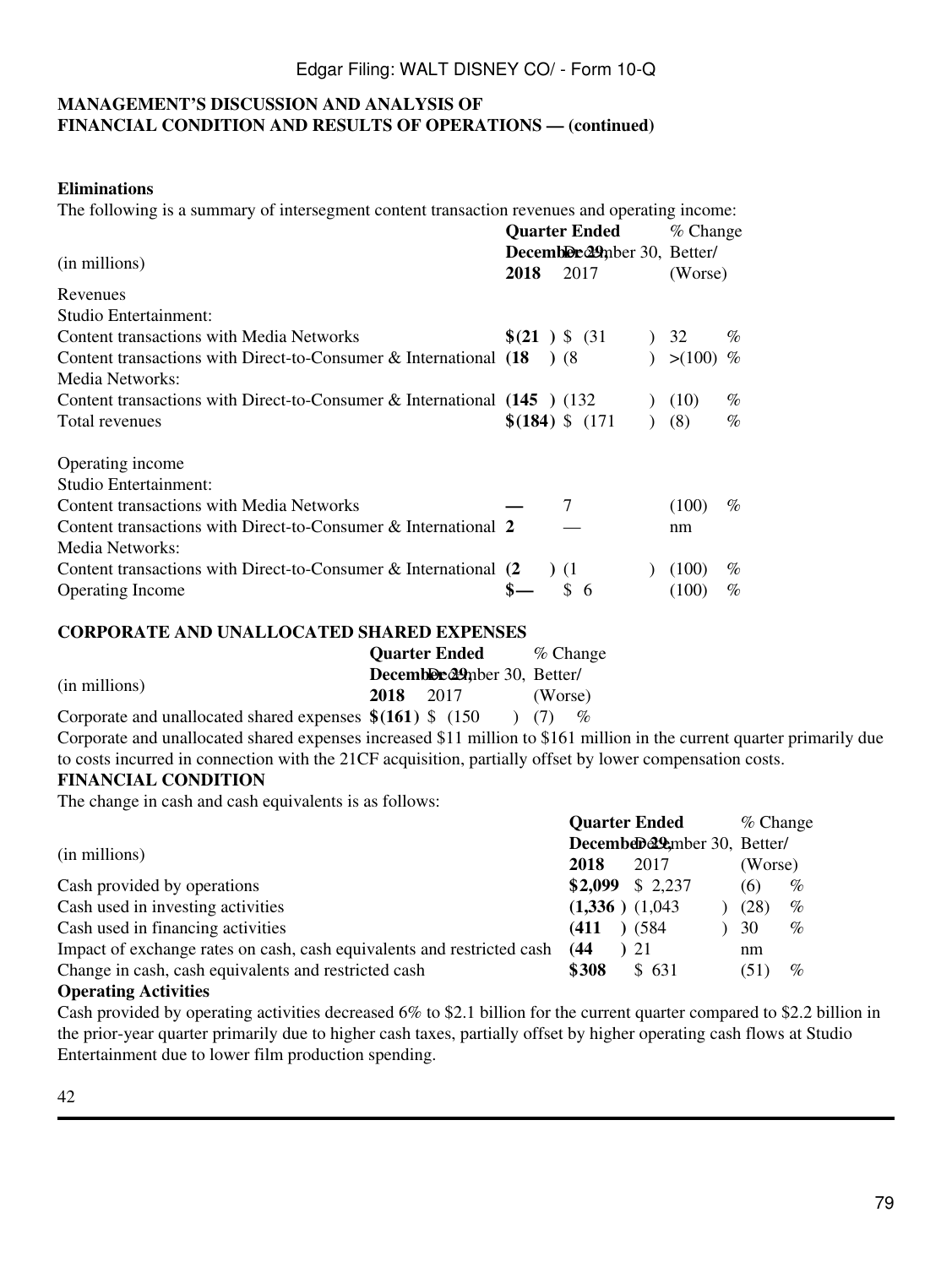**MANAGEMENT'S DISCUSSION AND ANALYSIS OF FINANCIAL CONDITION AND RESULTS OF OPERATIONS — (continued)**

**Eliminations**

The following is a summary of intersegment content transaction revenues and operating income:

| (in millions) | Quarter Ended December 29, 2018 | Quarter Ended December 30, 2017 | % Change Better/ (Worse) |
|---|---|---|---|
| Revenues | | | |
| Studio Entertainment: | | | |
| Content transactions with Media Networks | **$(21)** | $ (31) | 32 % |
| Content transactions with Direct-to-Consumer & International | **(18)** | (8) | >(100) % |
| Media Networks: | | | |
| Content transactions with Direct-to-Consumer & International | **(145)** | (132) | (10) % |
| Total revenues | **$(184)** | $ (171) | (8) % |
| | | | |
| Operating income | | | |
| Studio Entertainment: | | | |
| Content transactions with Media Networks | **—** | 7 | (100) % |
| Content transactions with Direct-to-Consumer & International | **2** | — | nm |
| Media Networks: | | | |
| Content transactions with Direct-to-Consumer & International | **(2)** | (1) | (100) % |
| Operating Income | **$—** | $ 6 | (100) % |

**CORPORATE AND UNALLOCATED SHARED EXPENSES**

| (in millions) | Quarter Ended December 29, 2018 | Quarter Ended December 30, 2017 | % Change Better/ (Worse) |
|---|---|---|---|
| Corporate and unallocated shared expenses | **$(161)** | $ (150) | (7) % |

Corporate and unallocated shared expenses increased $11 million to $161 million in the current quarter primarily due to costs incurred in connection with the 21CF acquisition, partially offset by lower compensation costs.

**FINANCIAL CONDITION**

The change in cash and cash equivalents is as follows:

| (in millions) | Quarter Ended December 29, 2018 | Quarter Ended December 30, 2017 | % Change Better/ (Worse) |
|---|---|---|---|
| Cash provided by operations | **$2,099** | $ 2,237 | (6) % |
| Cash used in investing activities | **(1,336)** | (1,043) | (28) % |
| Cash used in financing activities | **(411)** | (584) | 30 % |
| Impact of exchange rates on cash, cash equivalents and restricted cash | **(44)** | 21 | nm |
| Change in cash, cash equivalents and restricted cash | **$308** | $ 631 | (51) % |

**Operating Activities**

Cash provided by operating activities decreased 6% to $2.1 billion for the current quarter compared to $2.2 billion in the prior-year quarter primarily due to higher cash taxes, partially offset by higher operating cash flows at Studio Entertainment due to lower film production spending.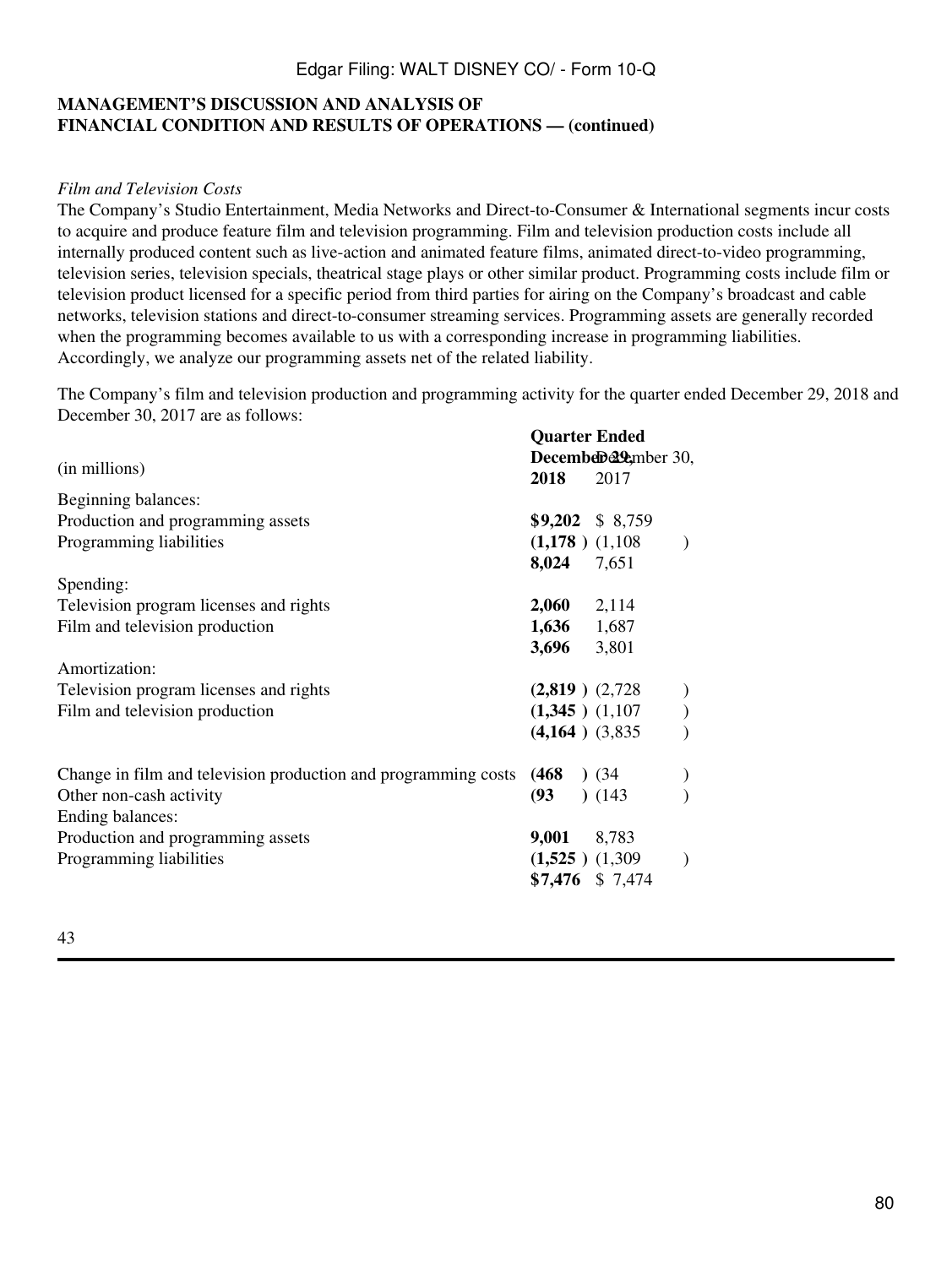**MANAGEMENT'S DISCUSSION AND ANALYSIS OF FINANCIAL CONDITION AND RESULTS OF OPERATIONS — (continued)**

*Film and Television Costs*

The Company's Studio Entertainment, Media Networks and Direct-to-Consumer & International segments incur costs to acquire and produce feature film and television programming. Film and television production costs include all internally produced content such as live-action and animated feature films, animated direct-to-video programming, television series, television specials, theatrical stage plays or other similar product. Programming costs include film or television product licensed for a specific period from third parties for airing on the Company's broadcast and cable networks, television stations and direct-to-consumer streaming services. Programming assets are generally recorded when the programming becomes available to us with a corresponding increase in programming liabilities. Accordingly, we analyze our programming assets net of the related liability.

The Company's film and television production and programming activity for the quarter ended December 29, 2018 and December 30, 2017 are as follows:

| (in millions) | Quarter Ended December 29, 2018 | December 30, 2017 |
|---|---|---|
| Beginning balances: | | |
| Production and programming assets | **$9,202** | $ 8,759 |
| Programming liabilities | **(1,178)** | (1,108) |
| | **8,024** | 7,651 |
| Spending: | | |
| Television program licenses and rights | **2,060** | 2,114 |
| Film and television production | **1,636** | 1,687 |
| | **3,696** | 3,801 |
| Amortization: | | |
| Television program licenses and rights | **(2,819)** | (2,728) |
| Film and television production | **(1,345)** | (1,107) |
| | **(4,164)** | (3,835) |
| Change in film and television production and programming costs | **(468)** | (34) |
| Other non-cash activity | **(93)** | (143) |
| Ending balances: | | |
| Production and programming assets | **9,001** | 8,783 |
| Programming liabilities | **(1,525)** | (1,309) |
| | **$7,476** | $ 7,474 |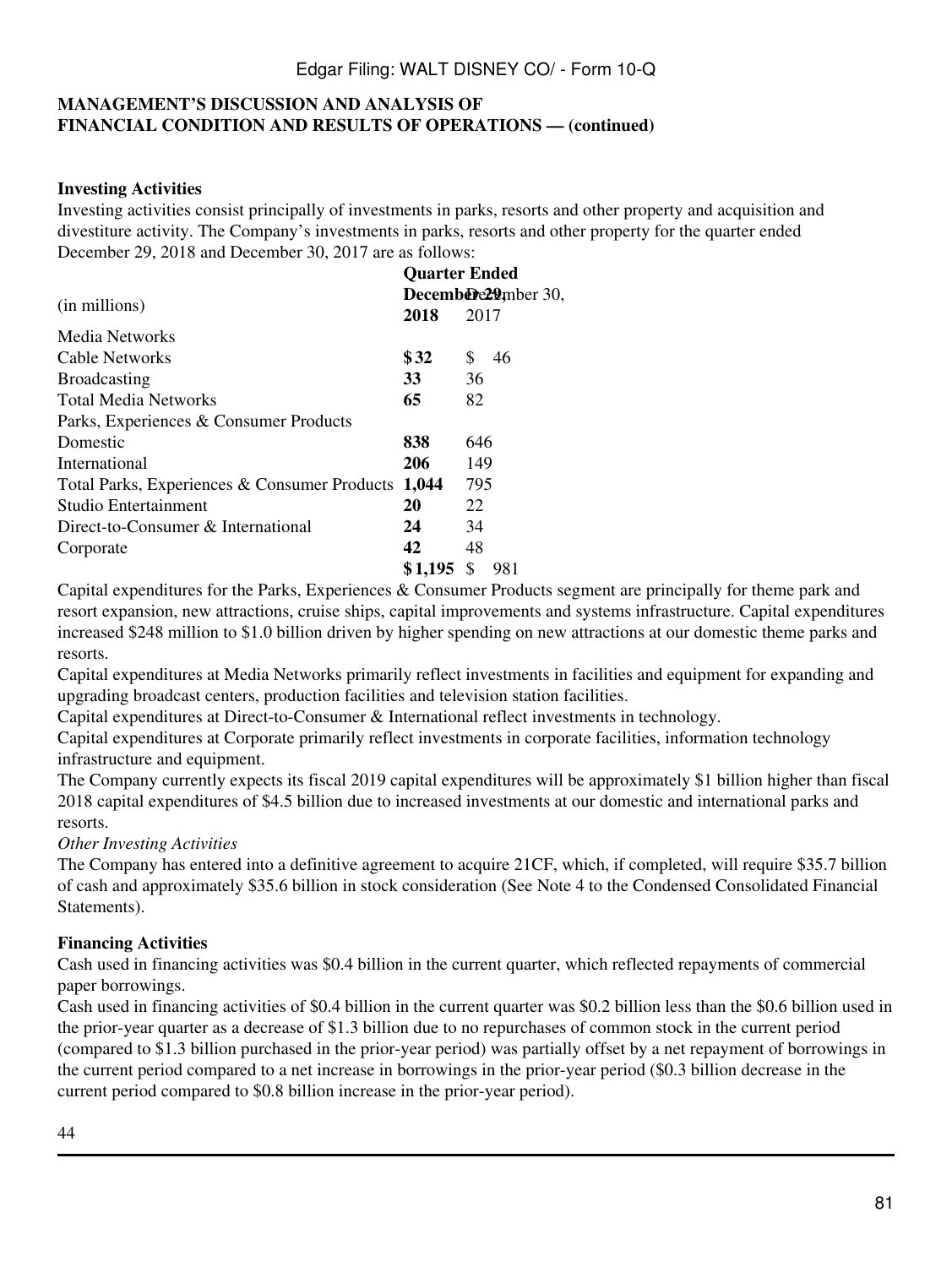**MANAGEMENT'S DISCUSSION AND ANALYSIS OF FINANCIAL CONDITION AND RESULTS OF OPERATIONS — (continued)**

**Investing Activities**

Investing activities consist principally of investments in parks, resorts and other property and acquisition and divestiture activity. The Company's investments in parks, resorts and other property for the quarter ended December 29, 2018 and December 30, 2017 are as follows:

| (in millions) | Quarter Ended December 29, 2018 | December 30, 2017 |
|---|---|---|
| Media Networks | | |
| Cable Networks | **$ 32** | $ 46 |
| Broadcasting | **33** | 36 |
| Total Media Networks | **65** | 82 |
| Parks, Experiences & Consumer Products | | |
| Domestic | **838** | 646 |
| International | **206** | 149 |
| Total Parks, Experiences & Consumer Products | **1,044** | 795 |
| Studio Entertainment | **20** | 22 |
| Direct-to-Consumer & International | **24** | 34 |
| Corporate | **42** | 48 |
| | **$ 1,195** | $ 981 |

Capital expenditures for the Parks, Experiences & Consumer Products segment are principally for theme park and resort expansion, new attractions, cruise ships, capital improvements and systems infrastructure. Capital expenditures increased $248 million to $1.0 billion driven by higher spending on new attractions at our domestic theme parks and resorts.

Capital expenditures at Media Networks primarily reflect investments in facilities and equipment for expanding and upgrading broadcast centers, production facilities and television station facilities.

Capital expenditures at Direct-to-Consumer & International reflect investments in technology.

Capital expenditures at Corporate primarily reflect investments in corporate facilities, information technology infrastructure and equipment.

The Company currently expects its fiscal 2019 capital expenditures will be approximately $1 billion higher than fiscal 2018 capital expenditures of $4.5 billion due to increased investments at our domestic and international parks and resorts.

*Other Investing Activities*

The Company has entered into a definitive agreement to acquire 21CF, which, if completed, will require $35.7 billion of cash and approximately $35.6 billion in stock consideration (See Note 4 to the Condensed Consolidated Financial Statements).

**Financing Activities**

Cash used in financing activities was $0.4 billion in the current quarter, which reflected repayments of commercial paper borrowings.

Cash used in financing activities of $0.4 billion in the current quarter was $0.2 billion less than the $0.6 billion used in the prior-year quarter as a decrease of $1.3 billion due to no repurchases of common stock in the current period (compared to $1.3 billion purchased in the prior-year period) was partially offset by a net repayment of borrowings in the current period compared to a net increase in borrowings in the prior-year period ($0.3 billion decrease in the current period compared to $0.8 billion increase in the prior-year period).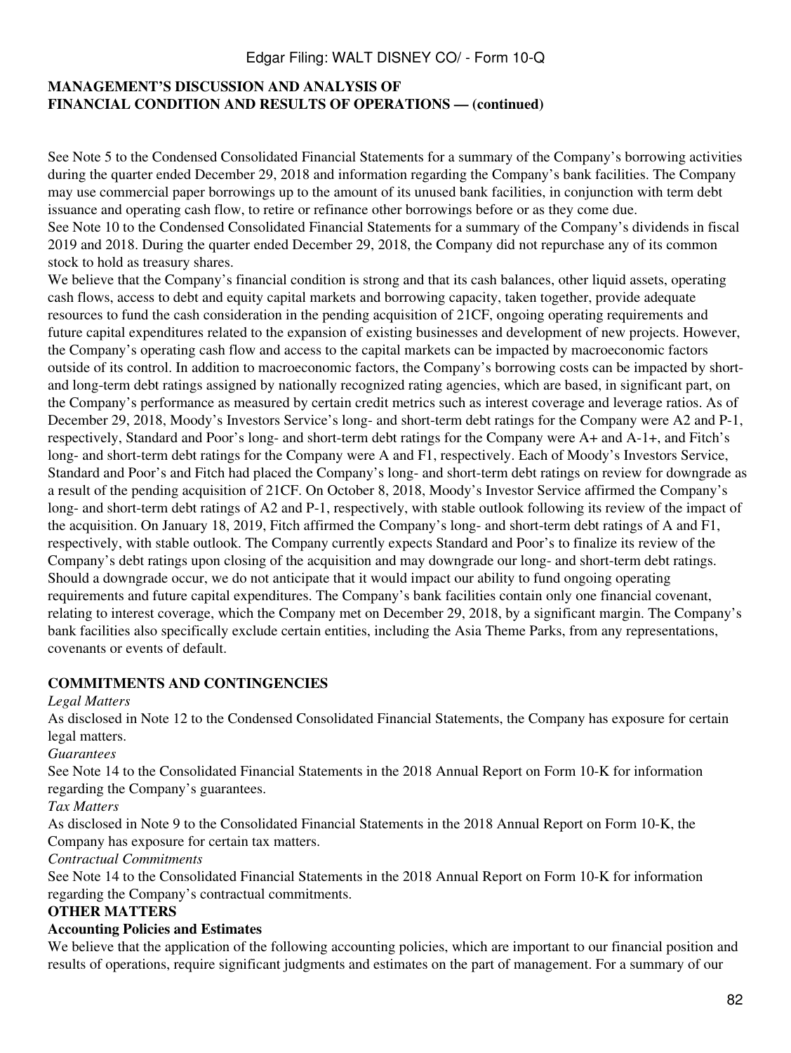## MANAGEMENT'S DISCUSSION AND ANALYSIS OF FINANCIAL CONDITION AND RESULTS OF OPERATIONS — (continued)

See Note 5 to the Condensed Consolidated Financial Statements for a summary of the Company's borrowing activities during the quarter ended December 29, 2018 and information regarding the Company's bank facilities. The Company may use commercial paper borrowings up to the amount of its unused bank facilities, in conjunction with term debt issuance and operating cash flow, to retire or refinance other borrowings before or as they come due.

See Note 10 to the Condensed Consolidated Financial Statements for a summary of the Company's dividends in fiscal 2019 and 2018. During the quarter ended December 29, 2018, the Company did not repurchase any of its common stock to hold as treasury shares.

We believe that the Company's financial condition is strong and that its cash balances, other liquid assets, operating cash flows, access to debt and equity capital markets and borrowing capacity, taken together, provide adequate resources to fund the cash consideration in the pending acquisition of 21CF, ongoing operating requirements and future capital expenditures related to the expansion of existing businesses and development of new projects. However, the Company's operating cash flow and access to the capital markets can be impacted by macroeconomic factors outside of its control. In addition to macroeconomic factors, the Company's borrowing costs can be impacted by short- and long-term debt ratings assigned by nationally recognized rating agencies, which are based, in significant part, on the Company's performance as measured by certain credit metrics such as interest coverage and leverage ratios. As of December 29, 2018, Moody's Investors Service's long- and short-term debt ratings for the Company were A2 and P-1, respectively, Standard and Poor's long- and short-term debt ratings for the Company were A+ and A-1+, and Fitch's long- and short-term debt ratings for the Company were A and F1, respectively. Each of Moody's Investors Service, Standard and Poor's and Fitch had placed the Company's long- and short-term debt ratings on review for downgrade as a result of the pending acquisition of 21CF. On October 8, 2018, Moody's Investor Service affirmed the Company's long- and short-term debt ratings of A2 and P-1, respectively, with stable outlook following its review of the impact of the acquisition. On January 18, 2019, Fitch affirmed the Company's long- and short-term debt ratings of A and F1, respectively, with stable outlook. The Company currently expects Standard and Poor's to finalize its review of the Company's debt ratings upon closing of the acquisition and may downgrade our long- and short-term debt ratings. Should a downgrade occur, we do not anticipate that it would impact our ability to fund ongoing operating requirements and future capital expenditures. The Company's bank facilities contain only one financial covenant, relating to interest coverage, which the Company met on December 29, 2018, by a significant margin. The Company's bank facilities also specifically exclude certain entities, including the Asia Theme Parks, from any representations, covenants or events of default.

## COMMITMENTS AND CONTINGENCIES

*Legal Matters*

As disclosed in Note 12 to the Condensed Consolidated Financial Statements, the Company has exposure for certain legal matters.

*Guarantees*

See Note 14 to the Consolidated Financial Statements in the 2018 Annual Report on Form 10-K for information regarding the Company's guarantees.

*Tax Matters*

As disclosed in Note 9 to the Consolidated Financial Statements in the 2018 Annual Report on Form 10-K, the Company has exposure for certain tax matters.

*Contractual Commitments*

See Note 14 to the Consolidated Financial Statements in the 2018 Annual Report on Form 10-K for information regarding the Company's contractual commitments.

## OTHER MATTERS

### Accounting Policies and Estimates

We believe that the application of the following accounting policies, which are important to our financial position and results of operations, require significant judgments and estimates on the part of management. For a summary of our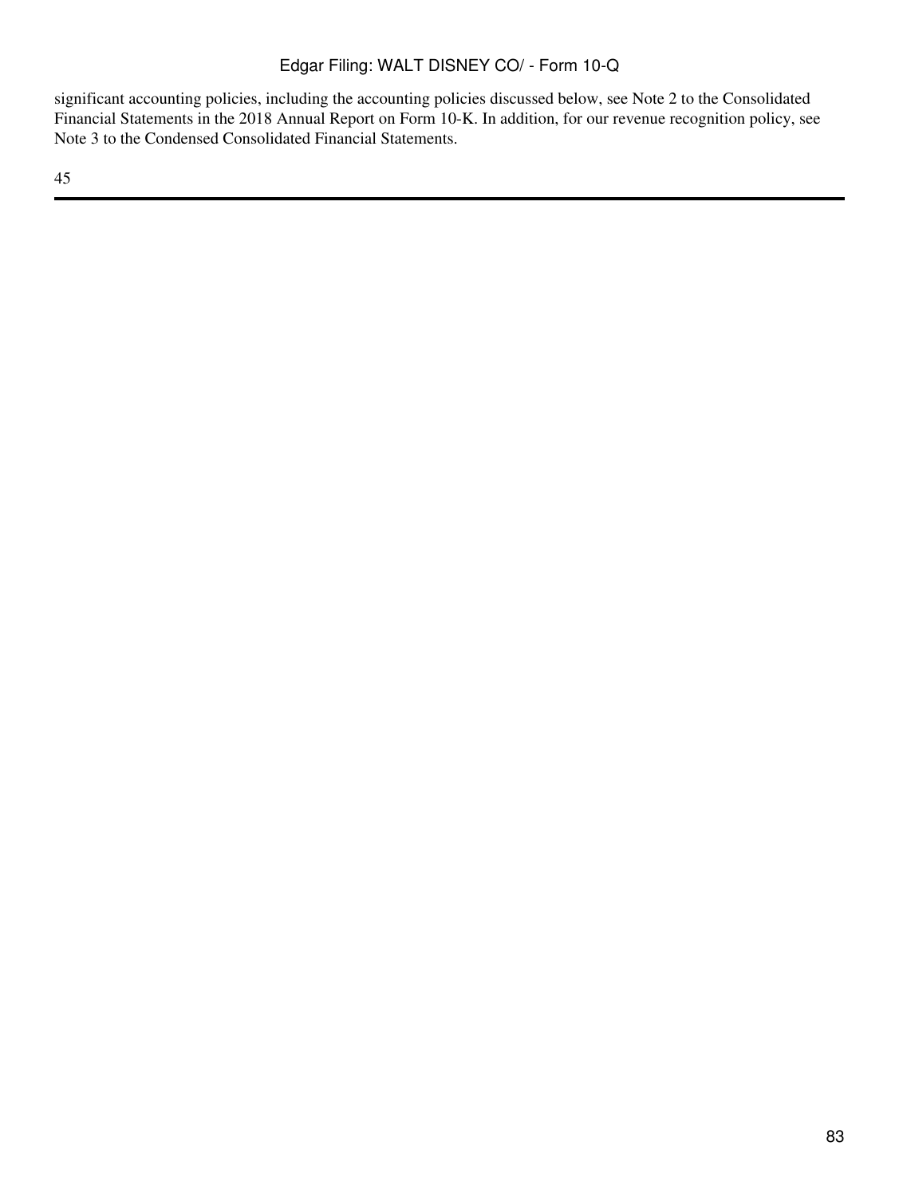significant accounting policies, including the accounting policies discussed below, see Note 2 to the Consolidated Financial Statements in the 2018 Annual Report on Form 10-K. In addition, for our revenue recognition policy, see Note 3 to the Condensed Consolidated Financial Statements.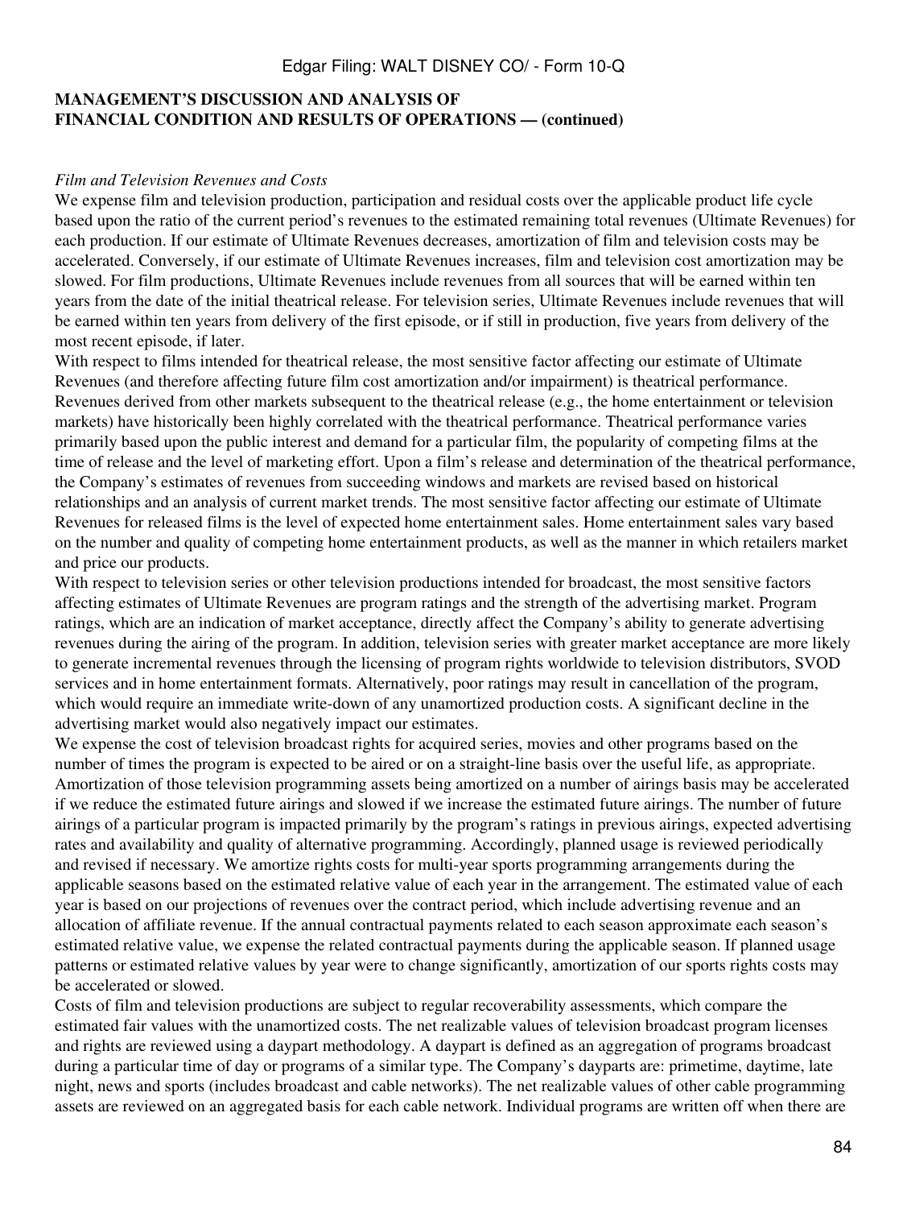**MANAGEMENT'S DISCUSSION AND ANALYSIS OF FINANCIAL CONDITION AND RESULTS OF OPERATIONS — (continued)**

*Film and Television Revenues and Costs*

We expense film and television production, participation and residual costs over the applicable product life cycle based upon the ratio of the current period's revenues to the estimated remaining total revenues (Ultimate Revenues) for each production. If our estimate of Ultimate Revenues decreases, amortization of film and television costs may be accelerated. Conversely, if our estimate of Ultimate Revenues increases, film and television cost amortization may be slowed. For film productions, Ultimate Revenues include revenues from all sources that will be earned within ten years from the date of the initial theatrical release. For television series, Ultimate Revenues include revenues that will be earned within ten years from delivery of the first episode, or if still in production, five years from delivery of the most recent episode, if later.

With respect to films intended for theatrical release, the most sensitive factor affecting our estimate of Ultimate Revenues (and therefore affecting future film cost amortization and/or impairment) is theatrical performance. Revenues derived from other markets subsequent to the theatrical release (e.g., the home entertainment or television markets) have historically been highly correlated with the theatrical performance. Theatrical performance varies primarily based upon the public interest and demand for a particular film, the popularity of competing films at the time of release and the level of marketing effort. Upon a film's release and determination of the theatrical performance, the Company's estimates of revenues from succeeding windows and markets are revised based on historical relationships and an analysis of current market trends. The most sensitive factor affecting our estimate of Ultimate Revenues for released films is the level of expected home entertainment sales. Home entertainment sales vary based on the number and quality of competing home entertainment products, as well as the manner in which retailers market and price our products.

With respect to television series or other television productions intended for broadcast, the most sensitive factors affecting estimates of Ultimate Revenues are program ratings and the strength of the advertising market. Program ratings, which are an indication of market acceptance, directly affect the Company's ability to generate advertising revenues during the airing of the program. In addition, television series with greater market acceptance are more likely to generate incremental revenues through the licensing of program rights worldwide to television distributors, SVOD services and in home entertainment formats. Alternatively, poor ratings may result in cancellation of the program, which would require an immediate write-down of any unamortized production costs. A significant decline in the advertising market would also negatively impact our estimates.

We expense the cost of television broadcast rights for acquired series, movies and other programs based on the number of times the program is expected to be aired or on a straight-line basis over the useful life, as appropriate. Amortization of those television programming assets being amortized on a number of airings basis may be accelerated if we reduce the estimated future airings and slowed if we increase the estimated future airings. The number of future airings of a particular program is impacted primarily by the program's ratings in previous airings, expected advertising rates and availability and quality of alternative programming. Accordingly, planned usage is reviewed periodically and revised if necessary. We amortize rights costs for multi-year sports programming arrangements during the applicable seasons based on the estimated relative value of each year in the arrangement. The estimated value of each year is based on our projections of revenues over the contract period, which include advertising revenue and an allocation of affiliate revenue. If the annual contractual payments related to each season approximate each season's estimated relative value, we expense the related contractual payments during the applicable season. If planned usage patterns or estimated relative values by year were to change significantly, amortization of our sports rights costs may be accelerated or slowed.

Costs of film and television productions are subject to regular recoverability assessments, which compare the estimated fair values with the unamortized costs. The net realizable values of television broadcast program licenses and rights are reviewed using a daypart methodology. A daypart is defined as an aggregation of programs broadcast during a particular time of day or programs of a similar type. The Company's dayparts are: primetime, daytime, late night, news and sports (includes broadcast and cable networks). The net realizable values of other cable programming assets are reviewed on an aggregated basis for each cable network. Individual programs are written off when there are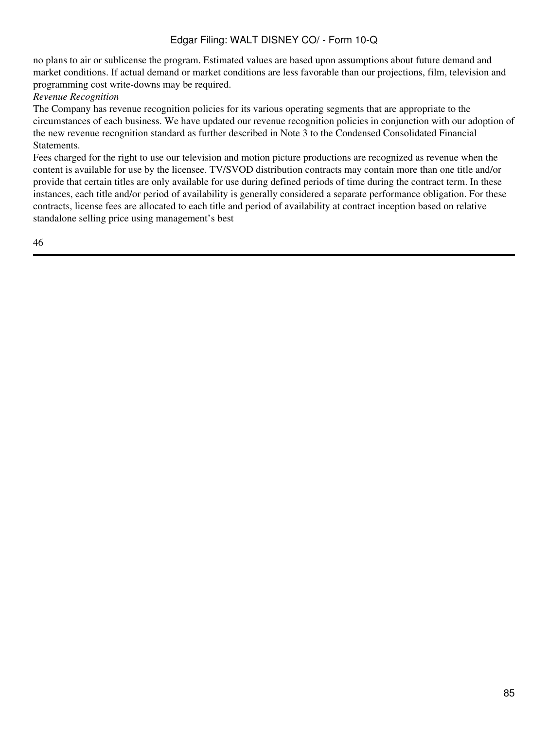no plans to air or sublicense the program. Estimated values are based upon assumptions about future demand and market conditions. If actual demand or market conditions are less favorable than our projections, film, television and programming cost write-downs may be required.

*Revenue Recognition*

The Company has revenue recognition policies for its various operating segments that are appropriate to the circumstances of each business. We have updated our revenue recognition policies in conjunction with our adoption of the new revenue recognition standard as further described in Note 3 to the Condensed Consolidated Financial Statements.

Fees charged for the right to use our television and motion picture productions are recognized as revenue when the content is available for use by the licensee. TV/SVOD distribution contracts may contain more than one title and/or provide that certain titles are only available for use during defined periods of time during the contract term. In these instances, each title and/or period of availability is generally considered a separate performance obligation. For these contracts, license fees are allocated to each title and period of availability at contract inception based on relative standalone selling price using management's best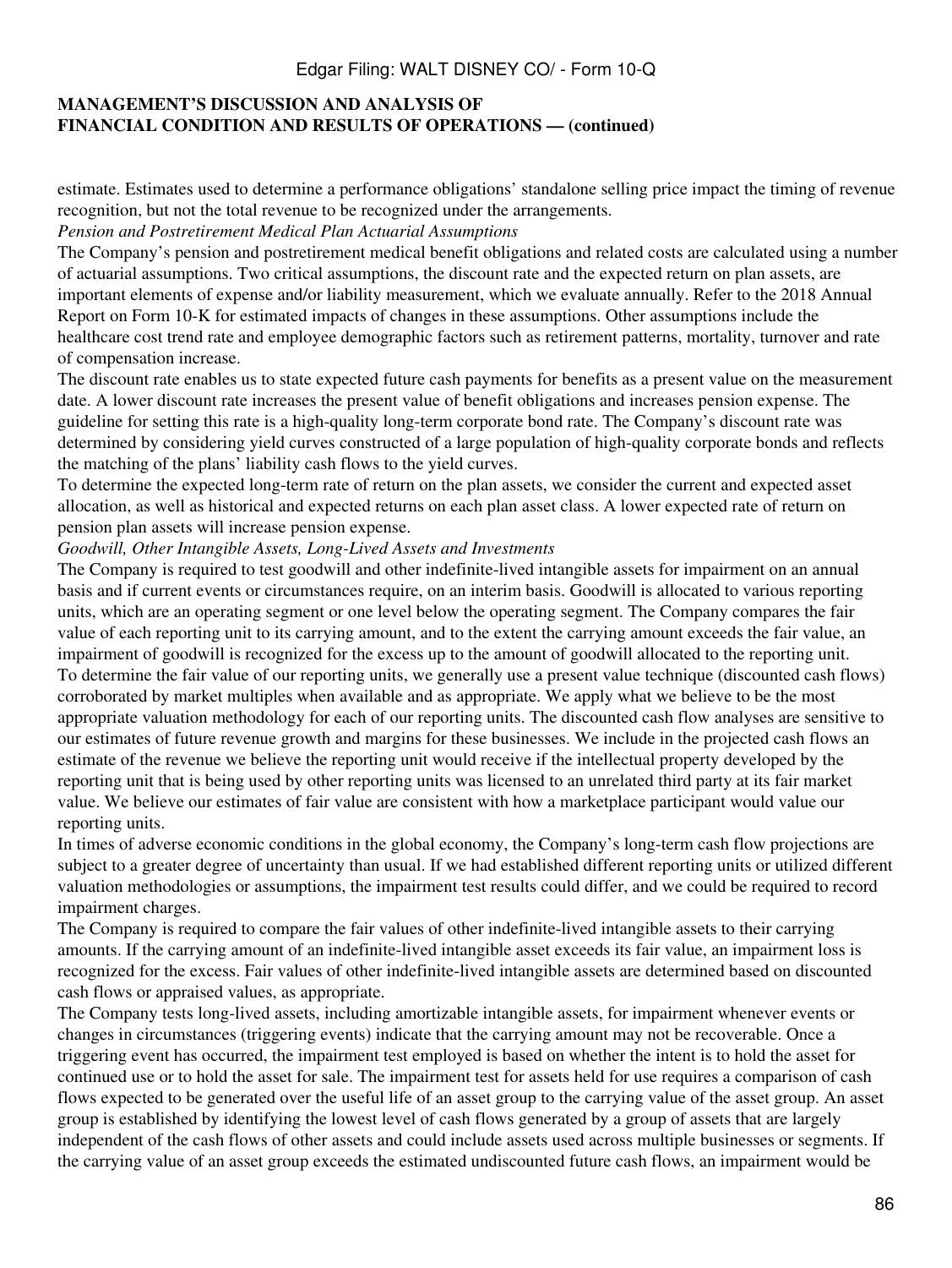estimate. Estimates used to determine a performance obligations' standalone selling price impact the timing of revenue recognition, but not the total revenue to be recognized under the arrangements.

*Pension and Postretirement Medical Plan Actuarial Assumptions*

The Company's pension and postretirement medical benefit obligations and related costs are calculated using a number of actuarial assumptions. Two critical assumptions, the discount rate and the expected return on plan assets, are important elements of expense and/or liability measurement, which we evaluate annually. Refer to the 2018 Annual Report on Form 10-K for estimated impacts of changes in these assumptions. Other assumptions include the healthcare cost trend rate and employee demographic factors such as retirement patterns, mortality, turnover and rate of compensation increase.

The discount rate enables us to state expected future cash payments for benefits as a present value on the measurement date. A lower discount rate increases the present value of benefit obligations and increases pension expense. The guideline for setting this rate is a high-quality long-term corporate bond rate. The Company's discount rate was determined by considering yield curves constructed of a large population of high-quality corporate bonds and reflects the matching of the plans' liability cash flows to the yield curves.

To determine the expected long-term rate of return on the plan assets, we consider the current and expected asset allocation, as well as historical and expected returns on each plan asset class. A lower expected rate of return on pension plan assets will increase pension expense.

*Goodwill, Other Intangible Assets, Long-Lived Assets and Investments*

The Company is required to test goodwill and other indefinite-lived intangible assets for impairment on an annual basis and if current events or circumstances require, on an interim basis. Goodwill is allocated to various reporting units, which are an operating segment or one level below the operating segment. The Company compares the fair value of each reporting unit to its carrying amount, and to the extent the carrying amount exceeds the fair value, an impairment of goodwill is recognized for the excess up to the amount of goodwill allocated to the reporting unit.

To determine the fair value of our reporting units, we generally use a present value technique (discounted cash flows) corroborated by market multiples when available and as appropriate. We apply what we believe to be the most appropriate valuation methodology for each of our reporting units. The discounted cash flow analyses are sensitive to our estimates of future revenue growth and margins for these businesses. We include in the projected cash flows an estimate of the revenue we believe the reporting unit would receive if the intellectual property developed by the reporting unit that is being used by other reporting units was licensed to an unrelated third party at its fair market value. We believe our estimates of fair value are consistent with how a marketplace participant would value our reporting units.

In times of adverse economic conditions in the global economy, the Company's long-term cash flow projections are subject to a greater degree of uncertainty than usual. If we had established different reporting units or utilized different valuation methodologies or assumptions, the impairment test results could differ, and we could be required to record impairment charges.

The Company is required to compare the fair values of other indefinite-lived intangible assets to their carrying amounts. If the carrying amount of an indefinite-lived intangible asset exceeds its fair value, an impairment loss is recognized for the excess. Fair values of other indefinite-lived intangible assets are determined based on discounted cash flows or appraised values, as appropriate.

The Company tests long-lived assets, including amortizable intangible assets, for impairment whenever events or changes in circumstances (triggering events) indicate that the carrying amount may not be recoverable. Once a triggering event has occurred, the impairment test employed is based on whether the intent is to hold the asset for continued use or to hold the asset for sale. The impairment test for assets held for use requires a comparison of cash flows expected to be generated over the useful life of an asset group to the carrying value of the asset group. An asset group is established by identifying the lowest level of cash flows generated by a group of assets that are largely independent of the cash flows of other assets and could include assets used across multiple businesses or segments. If the carrying value of an asset group exceeds the estimated undiscounted future cash flows, an impairment would be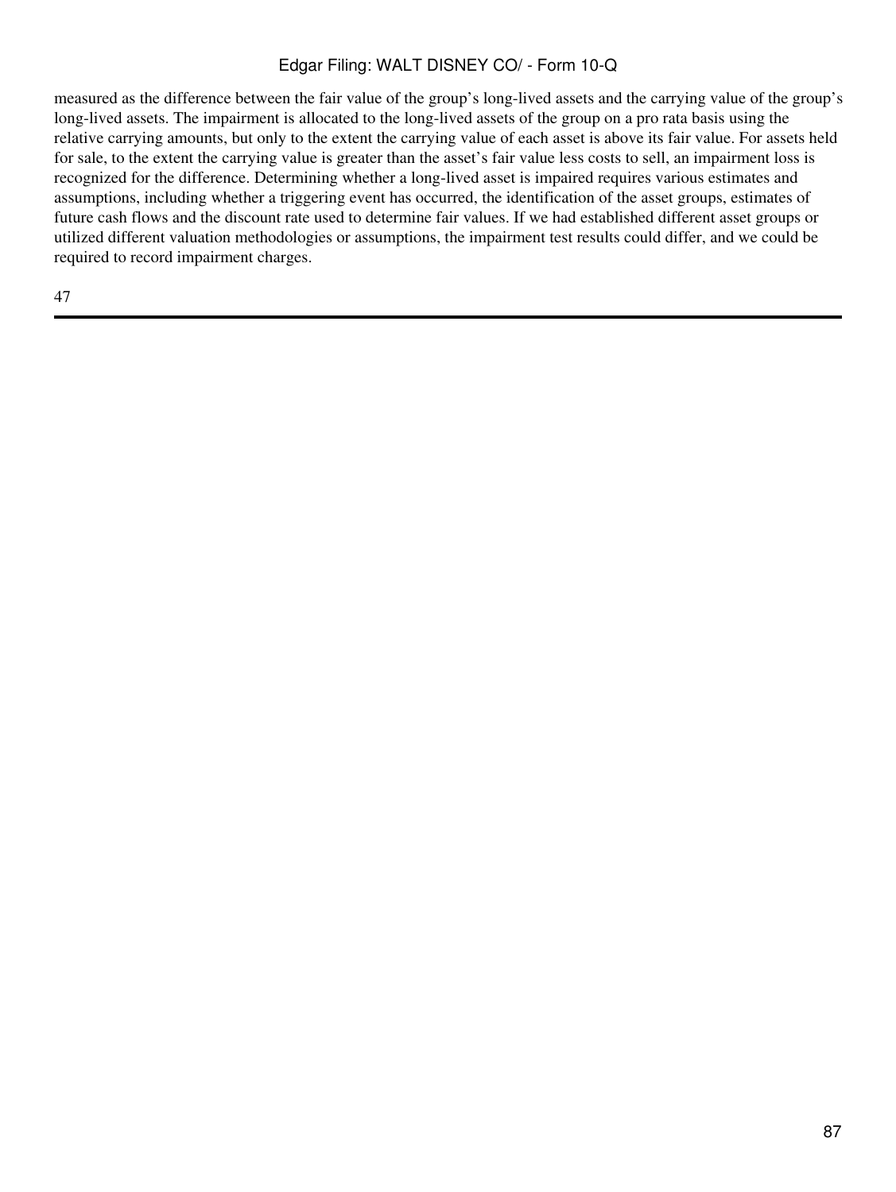measured as the difference between the fair value of the group's long-lived assets and the carrying value of the group's long-lived assets. The impairment is allocated to the long-lived assets of the group on a pro rata basis using the relative carrying amounts, but only to the extent the carrying value of each asset is above its fair value. For assets held for sale, to the extent the carrying value is greater than the asset's fair value less costs to sell, an impairment loss is recognized for the difference. Determining whether a long-lived asset is impaired requires various estimates and assumptions, including whether a triggering event has occurred, the identification of the asset groups, estimates of future cash flows and the discount rate used to determine fair values. If we had established different asset groups or utilized different valuation methodologies or assumptions, the impairment test results could differ, and we could be required to record impairment charges.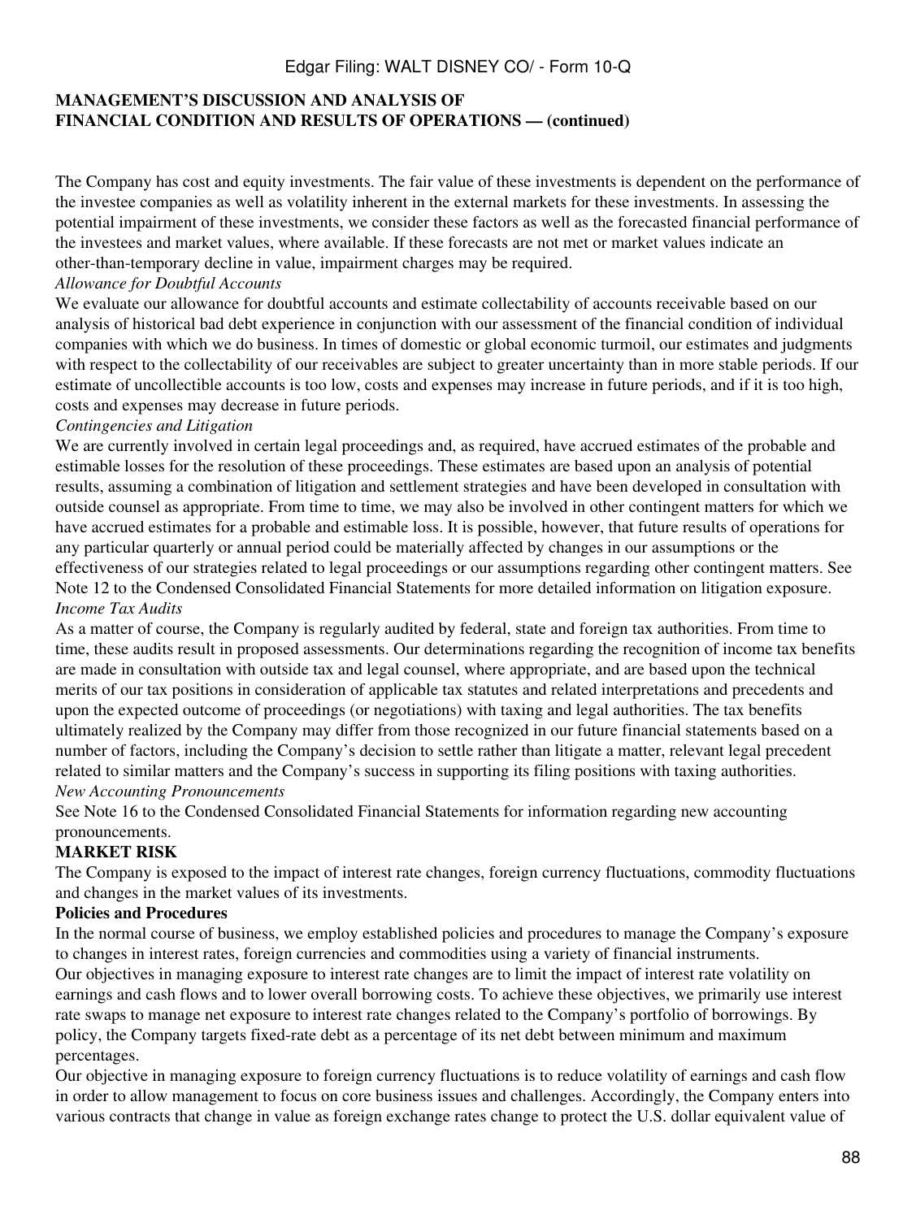The Company has cost and equity investments. The fair value of these investments is dependent on the performance of the investee companies as well as volatility inherent in the external markets for these investments. In assessing the potential impairment of these investments, we consider these factors as well as the forecasted financial performance of the investees and market values, where available. If these forecasts are not met or market values indicate an other-than-temporary decline in value, impairment charges may be required.

*Allowance for Doubtful Accounts*

We evaluate our allowance for doubtful accounts and estimate collectability of accounts receivable based on our analysis of historical bad debt experience in conjunction with our assessment of the financial condition of individual companies with which we do business. In times of domestic or global economic turmoil, our estimates and judgments with respect to the collectability of our receivables are subject to greater uncertainty than in more stable periods. If our estimate of uncollectible accounts is too low, costs and expenses may increase in future periods, and if it is too high, costs and expenses may decrease in future periods.

*Contingencies and Litigation*

We are currently involved in certain legal proceedings and, as required, have accrued estimates of the probable and estimable losses for the resolution of these proceedings. These estimates are based upon an analysis of potential results, assuming a combination of litigation and settlement strategies and have been developed in consultation with outside counsel as appropriate. From time to time, we may also be involved in other contingent matters for which we have accrued estimates for a probable and estimable loss. It is possible, however, that future results of operations for any particular quarterly or annual period could be materially affected by changes in our assumptions or the effectiveness of our strategies related to legal proceedings or our assumptions regarding other contingent matters. See Note 12 to the Condensed Consolidated Financial Statements for more detailed information on litigation exposure.

*Income Tax Audits*

As a matter of course, the Company is regularly audited by federal, state and foreign tax authorities. From time to time, these audits result in proposed assessments. Our determinations regarding the recognition of income tax benefits are made in consultation with outside tax and legal counsel, where appropriate, and are based upon the technical merits of our tax positions in consideration of applicable tax statutes and related interpretations and precedents and upon the expected outcome of proceedings (or negotiations) with taxing and legal authorities. The tax benefits ultimately realized by the Company may differ from those recognized in our future financial statements based on a number of factors, including the Company's decision to settle rather than litigate a matter, relevant legal precedent related to similar matters and the Company's success in supporting its filing positions with taxing authorities.

*New Accounting Pronouncements*

See Note 16 to the Condensed Consolidated Financial Statements for information regarding new accounting pronouncements.

## MARKET RISK

The Company is exposed to the impact of interest rate changes, foreign currency fluctuations, commodity fluctuations and changes in the market values of its investments.

### Policies and Procedures

In the normal course of business, we employ established policies and procedures to manage the Company's exposure to changes in interest rates, foreign currencies and commodities using a variety of financial instruments.

Our objectives in managing exposure to interest rate changes are to limit the impact of interest rate volatility on earnings and cash flows and to lower overall borrowing costs. To achieve these objectives, we primarily use interest rate swaps to manage net exposure to interest rate changes related to the Company's portfolio of borrowings. By policy, the Company targets fixed-rate debt as a percentage of its net debt between minimum and maximum percentages.

Our objective in managing exposure to foreign currency fluctuations is to reduce volatility of earnings and cash flow in order to allow management to focus on core business issues and challenges. Accordingly, the Company enters into various contracts that change in value as foreign exchange rates change to protect the U.S. dollar equivalent value of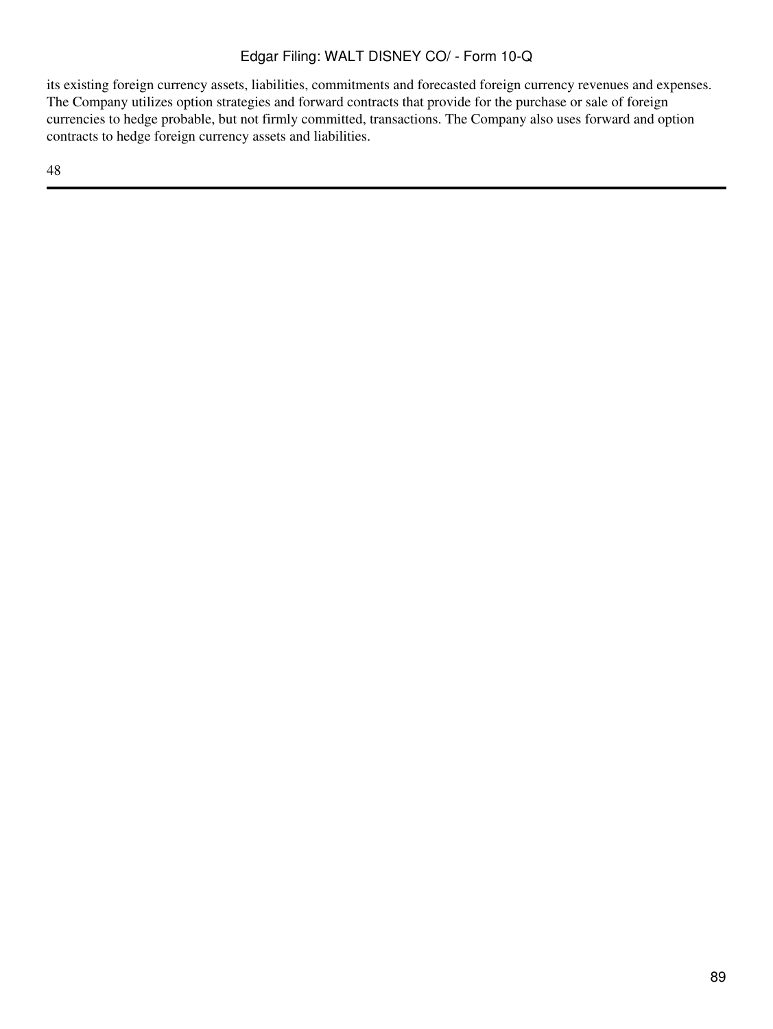its existing foreign currency assets, liabilities, commitments and forecasted foreign currency revenues and expenses. The Company utilizes option strategies and forward contracts that provide for the purchase or sale of foreign currencies to hedge probable, but not firmly committed, transactions. The Company also uses forward and option contracts to hedge foreign currency assets and liabilities.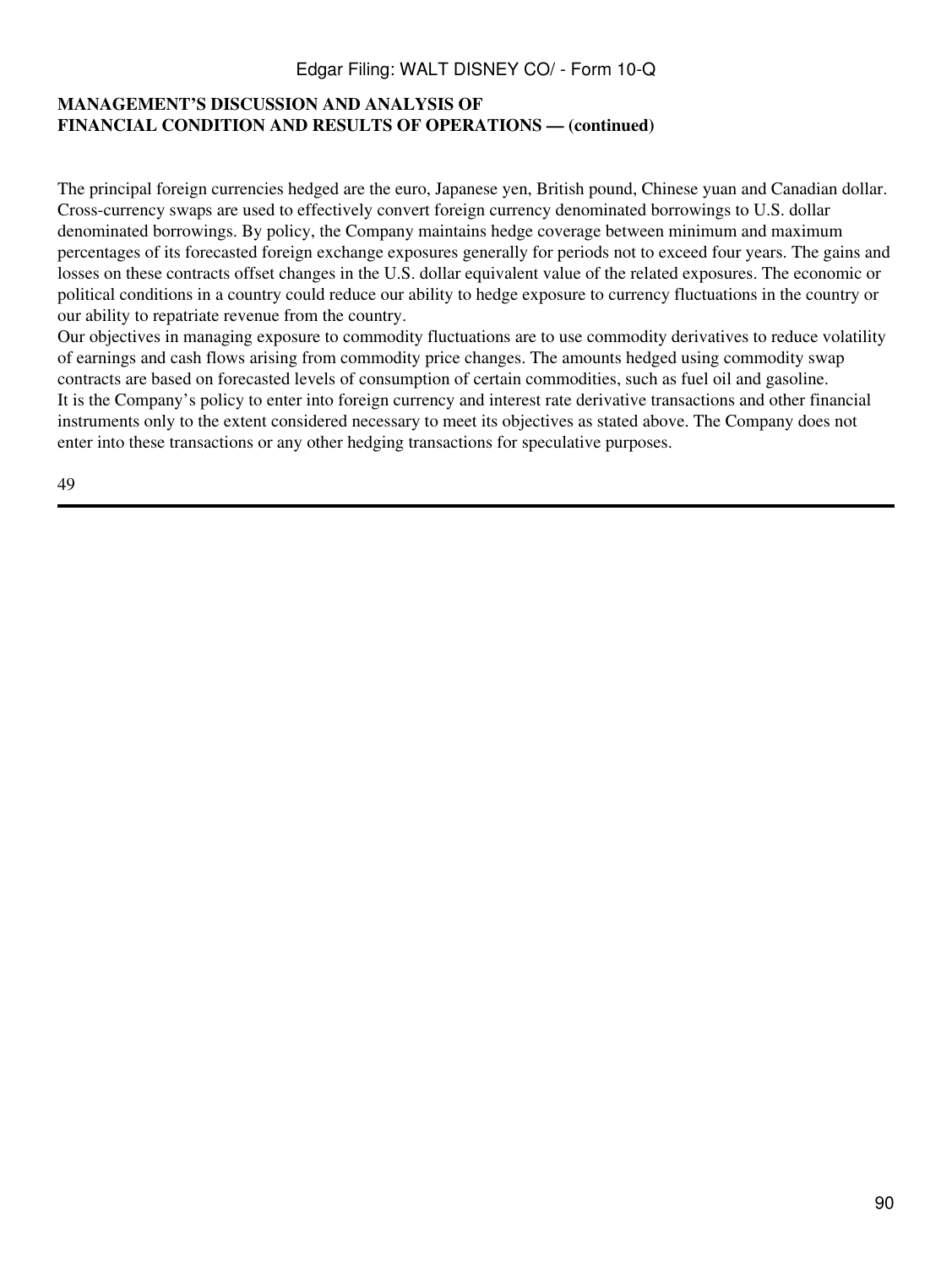**MANAGEMENT'S DISCUSSION AND ANALYSIS OF FINANCIAL CONDITION AND RESULTS OF OPERATIONS — (continued)**

The principal foreign currencies hedged are the euro, Japanese yen, British pound, Chinese yuan and Canadian dollar. Cross-currency swaps are used to effectively convert foreign currency denominated borrowings to U.S. dollar denominated borrowings. By policy, the Company maintains hedge coverage between minimum and maximum percentages of its forecasted foreign exchange exposures generally for periods not to exceed four years. The gains and losses on these contracts offset changes in the U.S. dollar equivalent value of the related exposures. The economic or political conditions in a country could reduce our ability to hedge exposure to currency fluctuations in the country or our ability to repatriate revenue from the country.

Our objectives in managing exposure to commodity fluctuations are to use commodity derivatives to reduce volatility of earnings and cash flows arising from commodity price changes. The amounts hedged using commodity swap contracts are based on forecasted levels of consumption of certain commodities, such as fuel oil and gasoline.

It is the Company's policy to enter into foreign currency and interest rate derivative transactions and other financial instruments only to the extent considered necessary to meet its objectives as stated above. The Company does not enter into these transactions or any other hedging transactions for speculative purposes.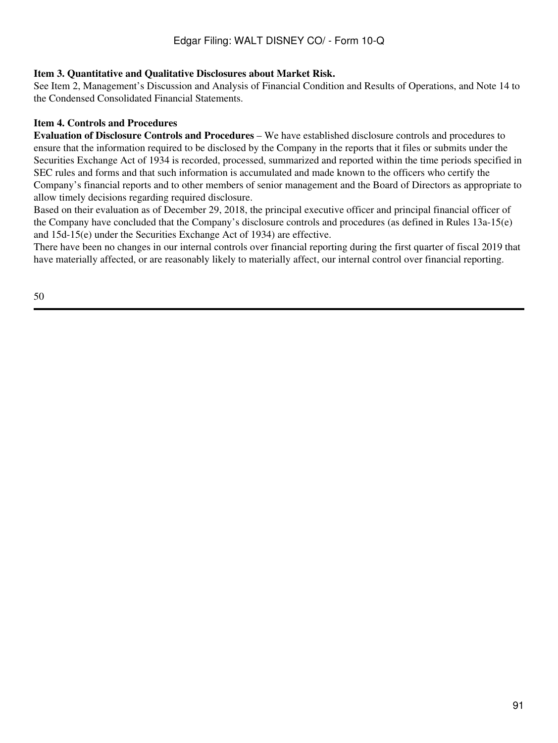**Item 3. Quantitative and Qualitative Disclosures about Market Risk.**

See Item 2, Management's Discussion and Analysis of Financial Condition and Results of Operations, and Note 14 to the Condensed Consolidated Financial Statements.

**Item 4. Controls and Procedures**

**Evaluation of Disclosure Controls and Procedures** – We have established disclosure controls and procedures to ensure that the information required to be disclosed by the Company in the reports that it files or submits under the Securities Exchange Act of 1934 is recorded, processed, summarized and reported within the time periods specified in SEC rules and forms and that such information is accumulated and made known to the officers who certify the Company's financial reports and to other members of senior management and the Board of Directors as appropriate to allow timely decisions regarding required disclosure.

Based on their evaluation as of December 29, 2018, the principal executive officer and principal financial officer of the Company have concluded that the Company's disclosure controls and procedures (as defined in Rules 13a-15(e) and 15d-15(e) under the Securities Exchange Act of 1934) are effective.

There have been no changes in our internal controls over financial reporting during the first quarter of fiscal 2019 that have materially affected, or are reasonably likely to materially affect, our internal control over financial reporting.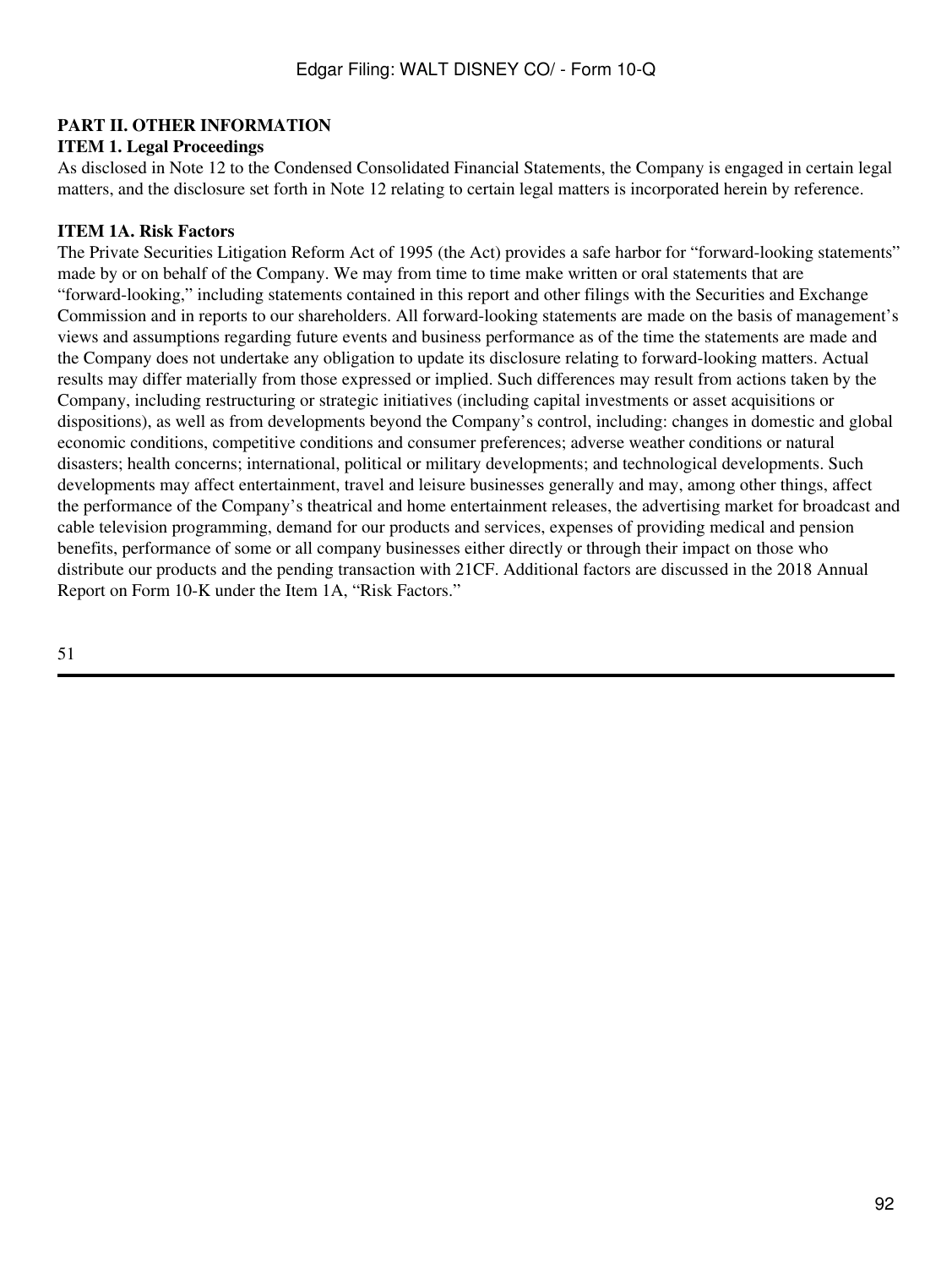## PART II. OTHER INFORMATION

### ITEM 1. Legal Proceedings

As disclosed in Note 12 to the Condensed Consolidated Financial Statements, the Company is engaged in certain legal matters, and the disclosure set forth in Note 12 relating to certain legal matters is incorporated herein by reference.

### ITEM 1A. Risk Factors

The Private Securities Litigation Reform Act of 1995 (the Act) provides a safe harbor for "forward-looking statements" made by or on behalf of the Company. We may from time to time make written or oral statements that are "forward-looking," including statements contained in this report and other filings with the Securities and Exchange Commission and in reports to our shareholders. All forward-looking statements are made on the basis of management's views and assumptions regarding future events and business performance as of the time the statements are made and the Company does not undertake any obligation to update its disclosure relating to forward-looking matters. Actual results may differ materially from those expressed or implied. Such differences may result from actions taken by the Company, including restructuring or strategic initiatives (including capital investments or asset acquisitions or dispositions), as well as from developments beyond the Company's control, including: changes in domestic and global economic conditions, competitive conditions and consumer preferences; adverse weather conditions or natural disasters; health concerns; international, political or military developments; and technological developments. Such developments may affect entertainment, travel and leisure businesses generally and may, among other things, affect the performance of the Company's theatrical and home entertainment releases, the advertising market for broadcast and cable television programming, demand for our products and services, expenses of providing medical and pension benefits, performance of some or all company businesses either directly or through their impact on those who distribute our products and the pending transaction with 21CF. Additional factors are discussed in the 2018 Annual Report on Form 10-K under the Item 1A, "Risk Factors."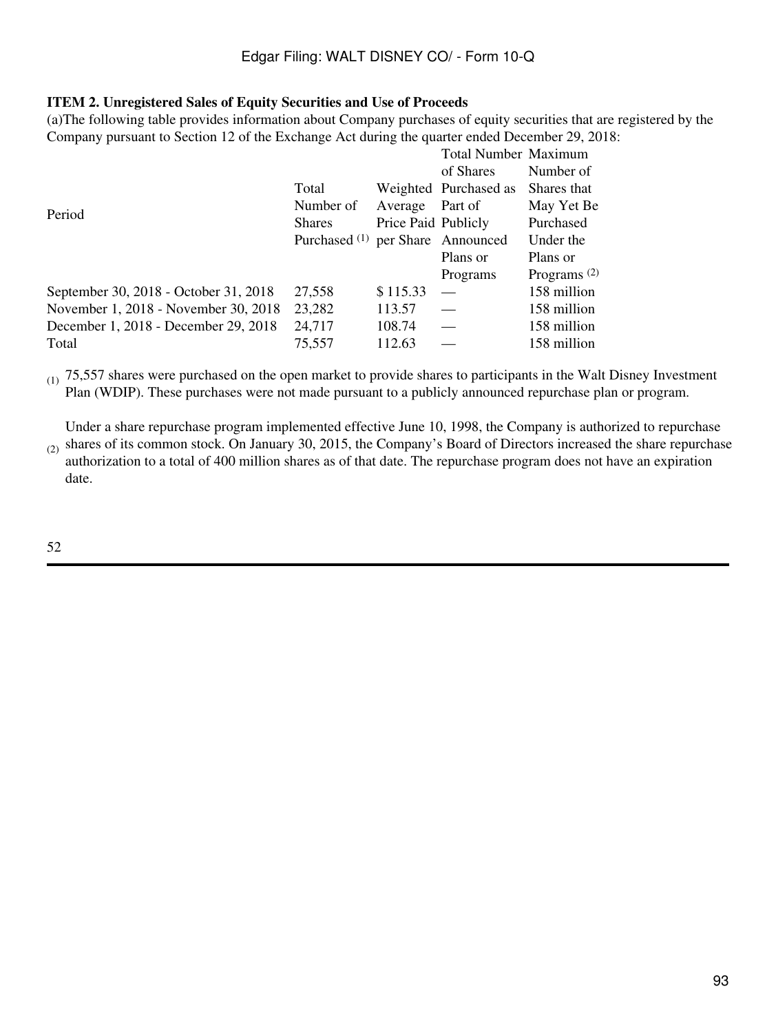**ITEM 2. Unregistered Sales of Equity Securities and Use of Proceeds**

(a)The following table provides information about Company purchases of equity securities that are registered by the Company pursuant to Section 12 of the Exchange Act during the quarter ended December 29, 2018:

| Period | Total Number of Shares Purchased [(1)] | Weighted Average Price Paid per Share | Total Number of Shares Purchased as Part of Publicly Announced Plans or Programs | Maximum Number of Shares that May Yet Be Purchased Under the Plans or Programs [(2)] |
|---|---|---|---|---|
| September 30, 2018 - October 31, 2018 | 27,558 | $ 115.33 | — | 158 million |
| November 1, 2018 - November 30, 2018 | 23,282 | 113.57 | — | 158 million |
| December 1, 2018 - December 29, 2018 | 24,717 | 108.74 | — | 158 million |
| Total | 75,557 | 112.63 | — | 158 million |

(1) 75,557 shares were purchased on the open market to provide shares to participants in the Walt Disney Investment Plan (WDIP). These purchases were not made pursuant to a publicly announced repurchase plan or program.

(2) Under a share repurchase program implemented effective June 10, 1998, the Company is authorized to repurchase shares of its common stock. On January 30, 2015, the Company's Board of Directors increased the share repurchase authorization to a total of 400 million shares as of that date. The repurchase program does not have an expiration date.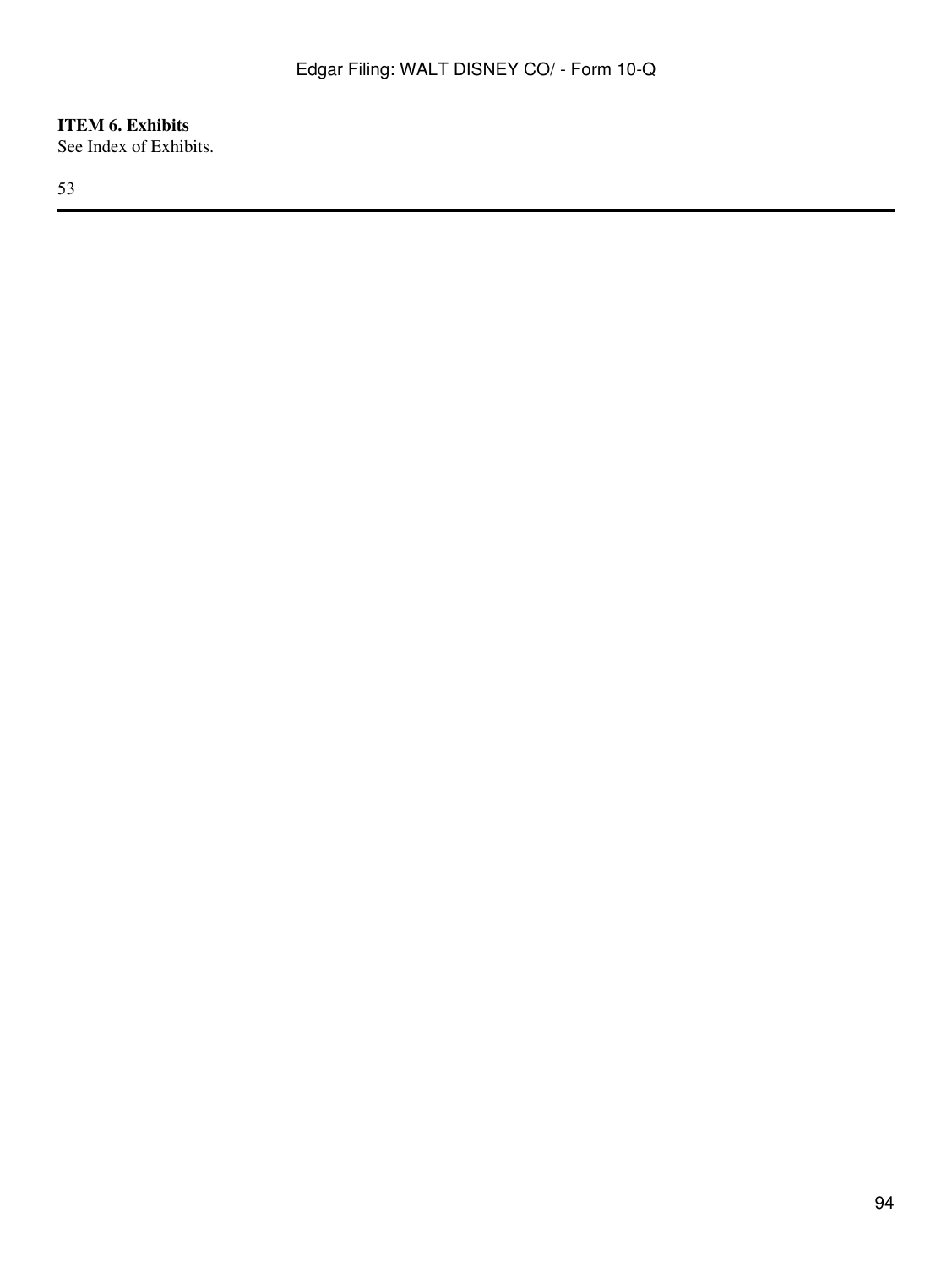**ITEM 6. Exhibits**

See Index of Exhibits.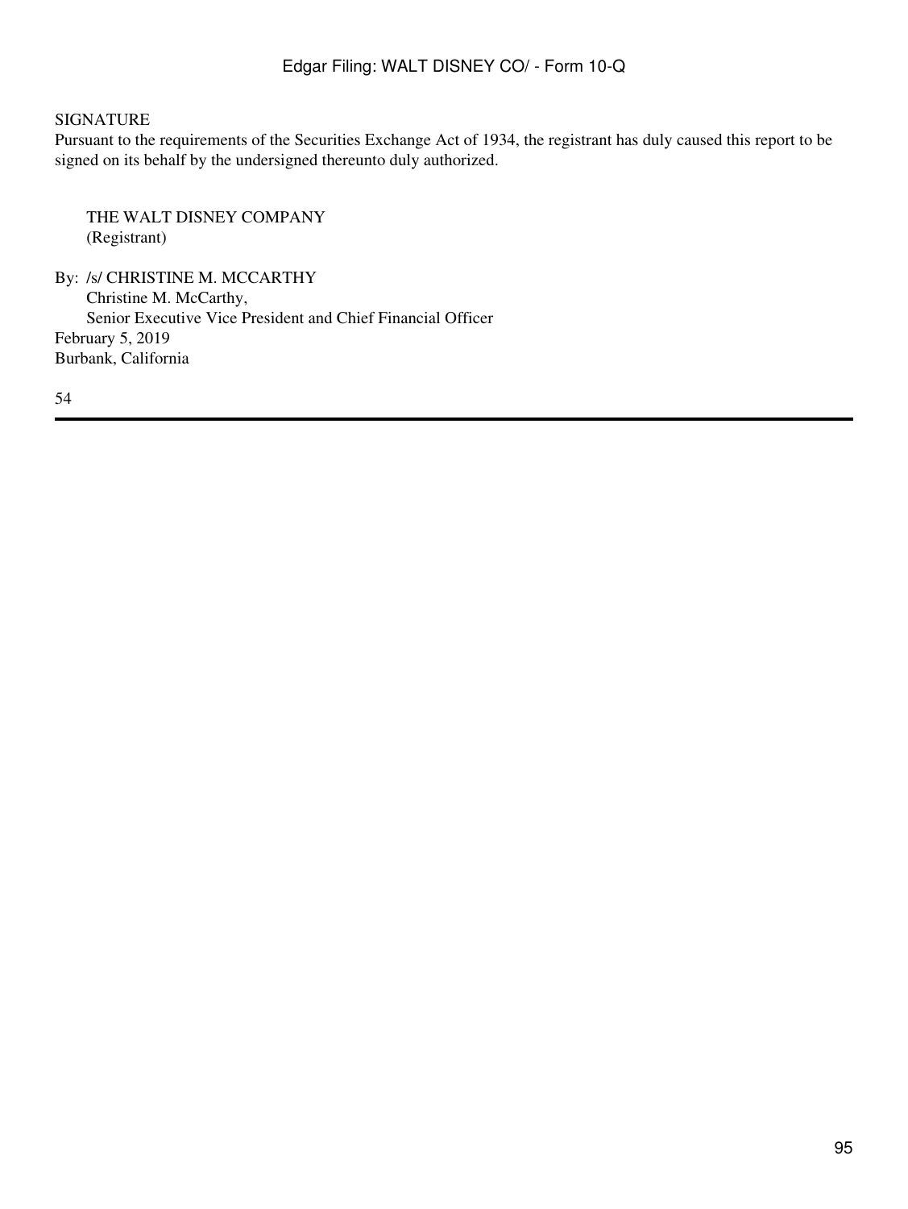SIGNATURE

Pursuant to the requirements of the Securities Exchange Act of 1934, the registrant has duly caused this report to be signed on its behalf by the undersigned thereunto duly authorized.

THE WALT DISNEY COMPANY
(Registrant)

By: /s/ CHRISTINE M. MCCARTHY
Christine M. McCarthy,
Senior Executive Vice President and Chief Financial Officer

February 5, 2019
Burbank, California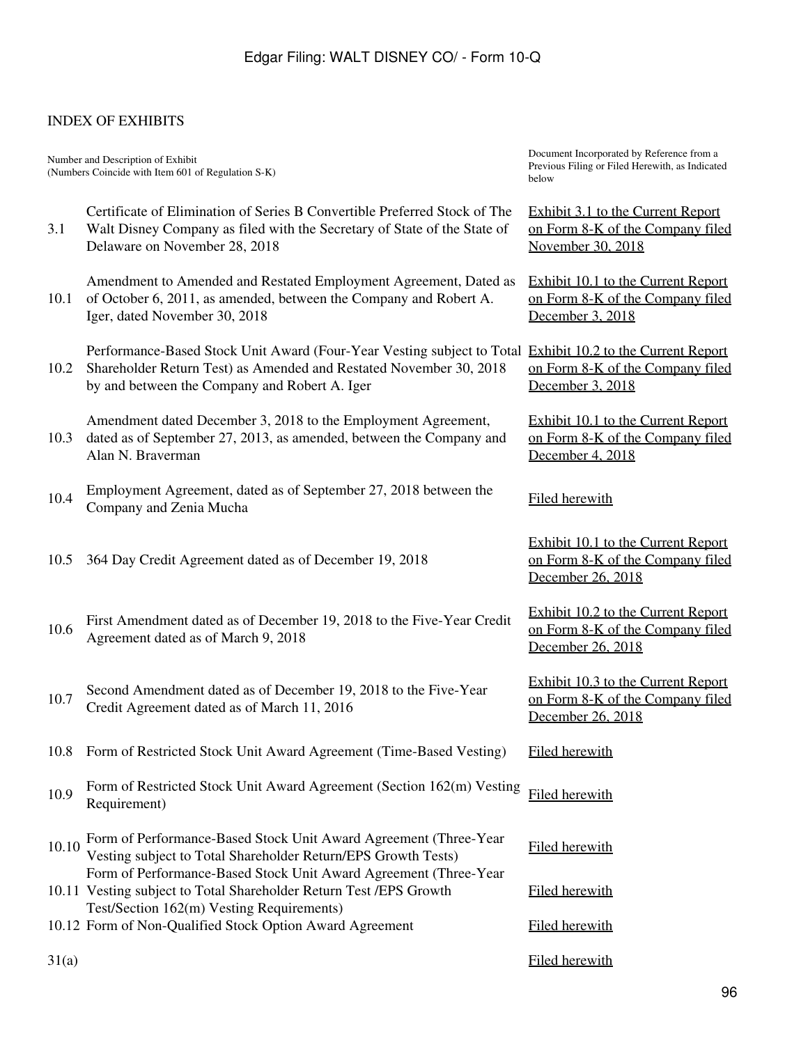INDEX OF EXHIBITS

| Number and Description of Exhibit (Numbers Coincide with Item 601 of Regulation S-K) | | Document Incorporated by Reference from a Previous Filing or Filed Herewith, as Indicated below |
|---|---|---|
| 3.1 | Certificate of Elimination of Series B Convertible Preferred Stock of The Walt Disney Company as filed with the Secretary of State of the State of Delaware on November 28, 2018 | Exhibit 3.1 to the Current Report on Form 8-K of the Company filed November 30, 2018 |
| 10.1 | Amendment to Amended and Restated Employment Agreement, Dated as of October 6, 2011, as amended, between the Company and Robert A. Iger, dated November 30, 2018 | Exhibit 10.1 to the Current Report on Form 8-K of the Company filed December 3, 2018 |
| 10.2 | Performance-Based Stock Unit Award (Four-Year Vesting subject to Total Shareholder Return Test) as Amended and Restated November 30, 2018 by and between the Company and Robert A. Iger | Exhibit 10.2 to the Current Report on Form 8-K of the Company filed December 3, 2018 |
| 10.3 | Amendment dated December 3, 2018 to the Employment Agreement, dated as of September 27, 2013, as amended, between the Company and Alan N. Braverman | Exhibit 10.1 to the Current Report on Form 8-K of the Company filed December 4, 2018 |
| 10.4 | Employment Agreement, dated as of September 27, 2018 between the Company and Zenia Mucha | Filed herewith |
| 10.5 | 364 Day Credit Agreement dated as of December 19, 2018 | Exhibit 10.1 to the Current Report on Form 8-K of the Company filed December 26, 2018 |
| 10.6 | First Amendment dated as of December 19, 2018 to the Five-Year Credit Agreement dated as of March 9, 2018 | Exhibit 10.2 to the Current Report on Form 8-K of the Company filed December 26, 2018 |
| 10.7 | Second Amendment dated as of December 19, 2018 to the Five-Year Credit Agreement dated as of March 11, 2016 | Exhibit 10.3 to the Current Report on Form 8-K of the Company filed December 26, 2018 |
| 10.8 | Form of Restricted Stock Unit Award Agreement (Time-Based Vesting) | Filed herewith |
| 10.9 | Form of Restricted Stock Unit Award Agreement (Section 162(m) Vesting Requirement) | Filed herewith |
| 10.10 | Form of Performance-Based Stock Unit Award Agreement (Three-Year Vesting subject to Total Shareholder Return/EPS Growth Tests) | Filed herewith |
| 10.11 | Form of Performance-Based Stock Unit Award Agreement (Three-Year Vesting subject to Total Shareholder Return Test /EPS Growth Test/Section 162(m) Vesting Requirements) | Filed herewith |
| 10.12 | Form of Non-Qualified Stock Option Award Agreement | Filed herewith |
| 31(a) | | Filed herewith |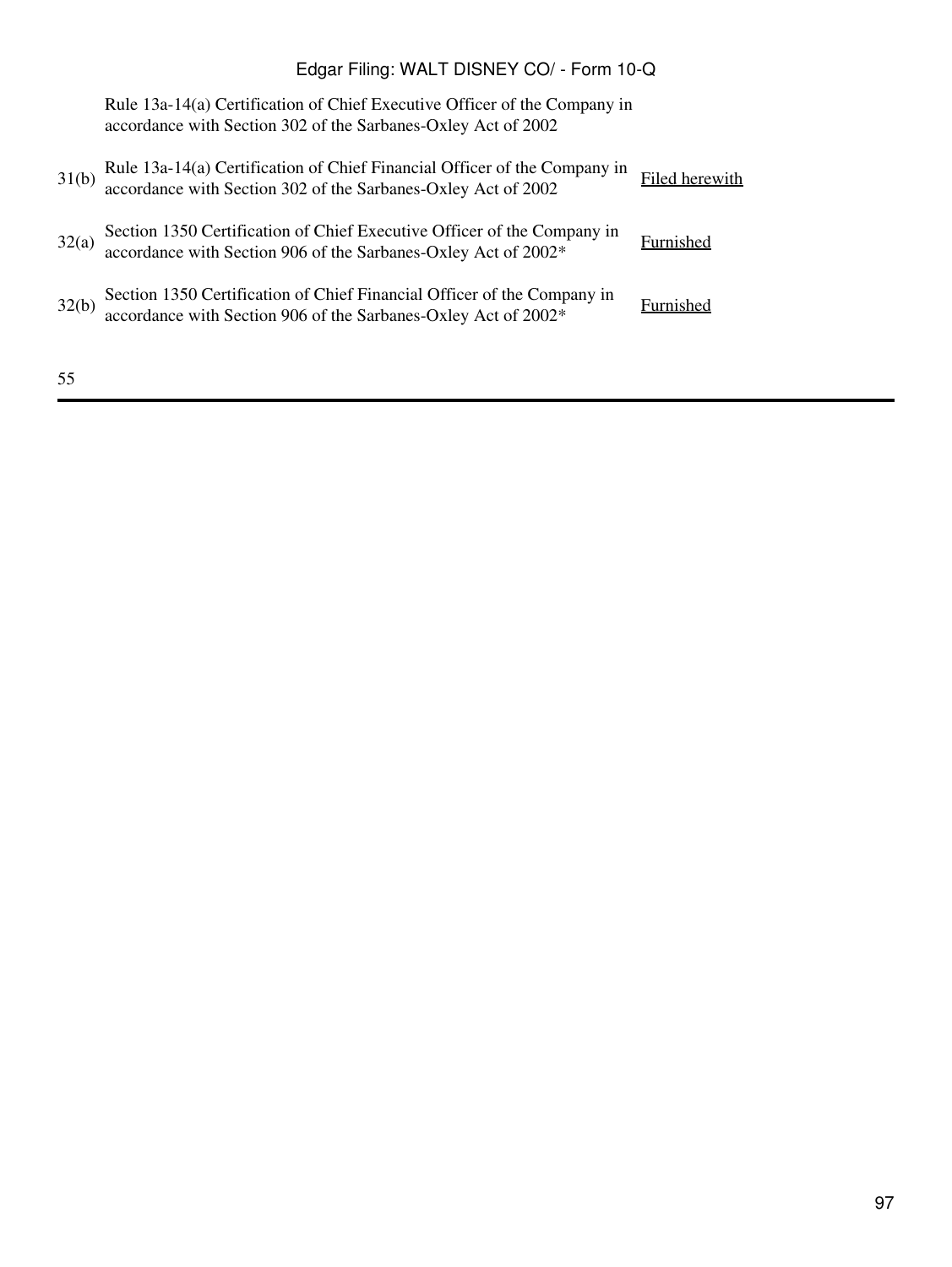| | | |
|---|---|---|
| | Rule 13a-14(a) Certification of Chief Executive Officer of the Company in accordance with Section 302 of the Sarbanes-Oxley Act of 2002 | |
| 31(b) | Rule 13a-14(a) Certification of Chief Financial Officer of the Company in accordance with Section 302 of the Sarbanes-Oxley Act of 2002 | Filed herewith |
| 32(a) | Section 1350 Certification of Chief Executive Officer of the Company in accordance with Section 906 of the Sarbanes-Oxley Act of 2002* | Furnished |
| 32(b) | Section 1350 Certification of Chief Financial Officer of the Company in accordance with Section 906 of the Sarbanes-Oxley Act of 2002* | Furnished |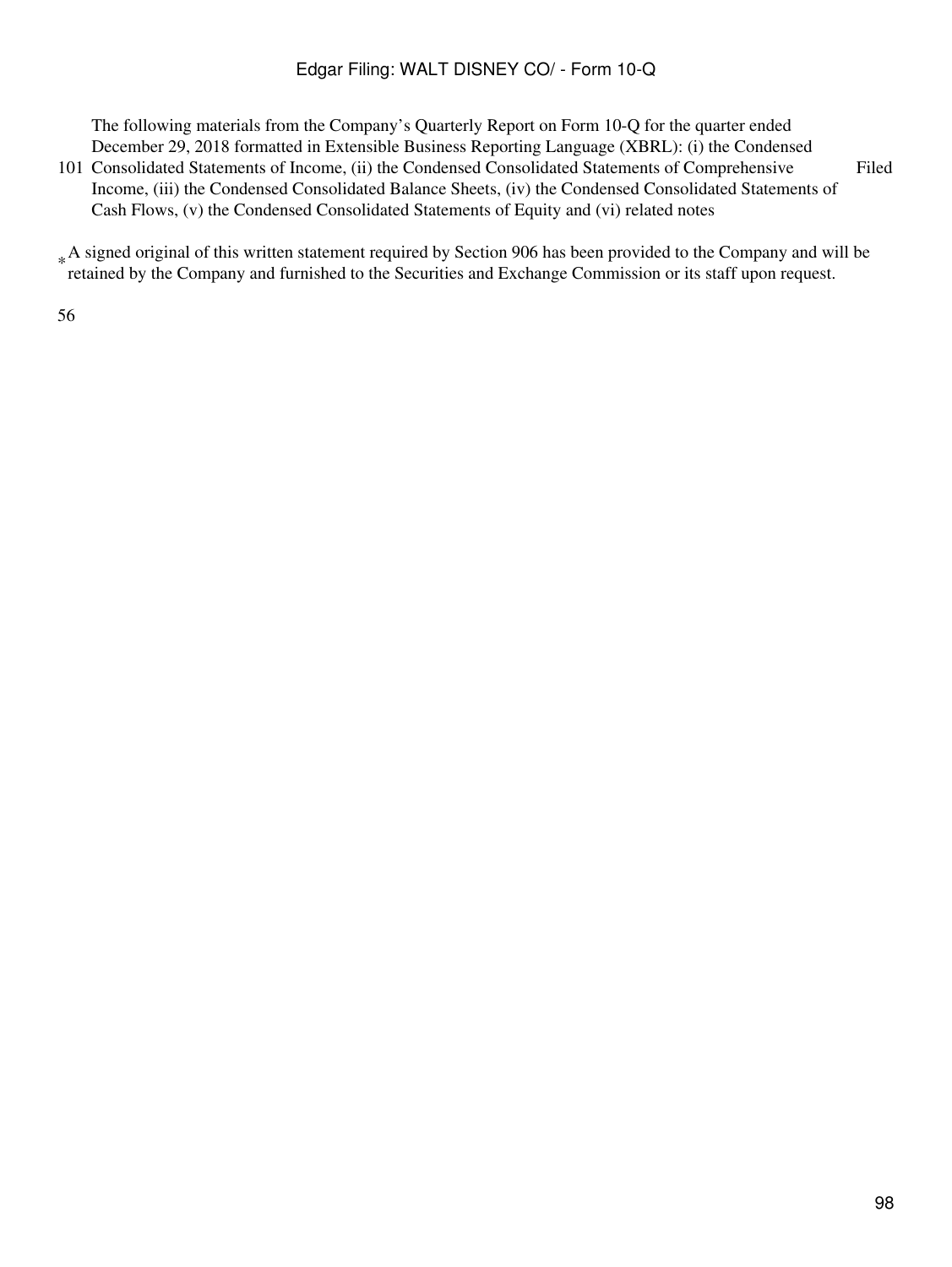| | | |
|---|---|---|
| 101 | The following materials from the Company's Quarterly Report on Form 10-Q for the quarter ended December 29, 2018 formatted in Extensible Business Reporting Language (XBRL): (i) the Condensed Consolidated Statements of Income, (ii) the Condensed Consolidated Statements of Comprehensive Income, (iii) the Condensed Consolidated Balance Sheets, (iv) the Condensed Consolidated Statements of Cash Flows, (v) the Condensed Consolidated Statements of Equity and (vi) related notes | Filed |

* A signed original of this written statement required by Section 906 has been provided to the Company and will be retained by the Company and furnished to the Securities and Exchange Commission or its staff upon request.